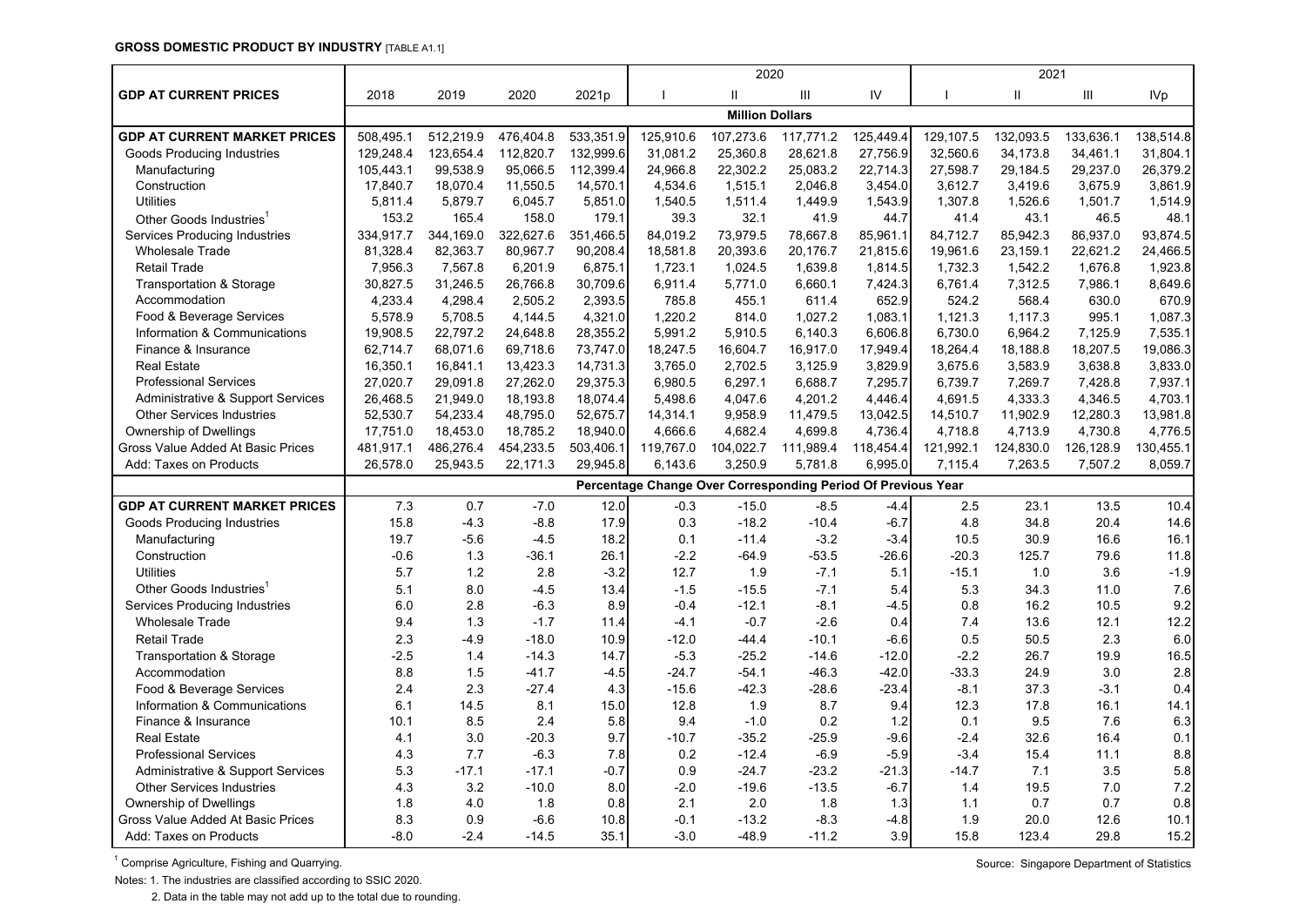**GROSS DOMESTIC PRODUCT BY INDUSTRY** [TABLE A1.1]

| GDP AT CURRENT PRICES | 2018 | 2019 | 2020 | 2021p | 2020 I | 2020 II | 2020 III | 2020 IV | 2021 I | 2021 II | 2021 III | 2021 IVp |
|---|---|---|---|---|---|---|---|---|---|---|---|---|
| | **Million Dollars** | | | | | | | | | | | |
| **GDP AT CURRENT MARKET PRICES** | 508,495.1 | 512,219.9 | 476,404.8 | 533,351.9 | 125,910.6 | 107,273.6 | 117,771.2 | 125,449.4 | 129,107.5 | 132,093.5 | 133,636.1 | 138,514.8 |
| Goods Producing Industries | 129,248.4 | 123,654.4 | 112,820.7 | 132,999.6 | 31,081.2 | 25,360.8 | 28,621.8 | 27,756.9 | 32,560.6 | 34,173.8 | 34,461.1 | 31,804.1 |
| Manufacturing | 105,443.1 | 99,538.9 | 95,066.5 | 112,399.4 | 24,966.8 | 22,302.2 | 25,083.2 | 22,714.3 | 27,598.7 | 29,184.5 | 29,237.0 | 26,379.2 |
| Construction | 17,840.7 | 18,070.4 | 11,550.5 | 14,570.1 | 4,534.6 | 1,515.1 | 2,046.8 | 3,454.0 | 3,612.7 | 3,419.6 | 3,675.9 | 3,861.9 |
| Utilities | 5,811.4 | 5,879.7 | 6,045.7 | 5,851.0 | 1,540.5 | 1,511.4 | 1,449.9 | 1,543.9 | 1,307.8 | 1,526.6 | 1,501.7 | 1,514.9 |
| Other Goods Industries[1] | 153.2 | 165.4 | 158.0 | 179.1 | 39.3 | 32.1 | 41.9 | 44.7 | 41.4 | 43.1 | 46.5 | 48.1 |
| Services Producing Industries | 334,917.7 | 344,169.0 | 322,627.6 | 351,466.5 | 84,019.2 | 73,979.5 | 78,667.8 | 85,961.1 | 84,712.7 | 85,942.3 | 86,937.0 | 93,874.5 |
| Wholesale Trade | 81,328.4 | 82,363.7 | 80,967.7 | 90,208.4 | 18,581.8 | 20,393.6 | 20,176.7 | 21,815.6 | 19,961.6 | 23,159.1 | 22,621.2 | 24,466.5 |
| Retail Trade | 7,956.3 | 7,567.8 | 6,201.9 | 6,875.1 | 1,723.1 | 1,024.5 | 1,639.8 | 1,814.5 | 1,732.3 | 1,542.2 | 1,676.8 | 1,923.8 |
| Transportation & Storage | 30,827.5 | 31,246.5 | 26,766.8 | 30,709.6 | 6,911.4 | 5,771.0 | 6,660.1 | 7,424.3 | 6,761.4 | 7,312.5 | 7,986.1 | 8,649.6 |
| Accommodation | 4,233.4 | 4,298.4 | 2,505.2 | 2,393.5 | 785.8 | 455.1 | 611.4 | 652.9 | 524.2 | 568.4 | 630.0 | 670.9 |
| Food & Beverage Services | 5,578.9 | 5,708.5 | 4,144.5 | 4,321.0 | 1,220.2 | 814.0 | 1,027.2 | 1,083.1 | 1,121.3 | 1,117.3 | 995.1 | 1,087.3 |
| Information & Communications | 19,908.5 | 22,797.2 | 24,648.8 | 28,355.2 | 5,991.2 | 5,910.5 | 6,140.3 | 6,606.8 | 6,730.0 | 6,964.2 | 7,125.9 | 7,535.1 |
| Finance & Insurance | 62,714.7 | 68,071.6 | 69,718.6 | 73,747.0 | 18,247.5 | 16,604.7 | 16,917.0 | 17,949.4 | 18,264.4 | 18,188.8 | 18,207.5 | 19,086.3 |
| Real Estate | 16,350.1 | 16,841.1 | 13,423.3 | 14,731.3 | 3,765.0 | 2,702.5 | 3,125.9 | 3,829.9 | 3,675.6 | 3,583.9 | 3,638.8 | 3,833.0 |
| Professional Services | 27,020.7 | 29,091.8 | 27,262.0 | 29,375.3 | 6,980.5 | 6,297.1 | 6,688.7 | 7,295.7 | 6,739.7 | 7,269.7 | 7,428.8 | 7,937.1 |
| Administrative & Support Services | 26,468.5 | 21,949.0 | 18,193.8 | 18,074.4 | 5,498.6 | 4,047.6 | 4,201.2 | 4,446.4 | 4,691.5 | 4,333.3 | 4,346.5 | 4,703.1 |
| Other Services Industries | 52,530.7 | 54,233.4 | 48,795.0 | 52,675.7 | 14,314.1 | 9,958.9 | 11,479.5 | 13,042.5 | 14,510.7 | 11,902.9 | 12,280.3 | 13,981.8 |
| Ownership of Dwellings | 17,751.0 | 18,453.0 | 18,785.2 | 18,940.0 | 4,666.6 | 4,682.4 | 4,699.8 | 4,736.4 | 4,718.8 | 4,713.9 | 4,730.8 | 4,776.5 |
| Gross Value Added At Basic Prices | 481,917.1 | 486,276.4 | 454,233.5 | 503,406.1 | 119,767.0 | 104,022.7 | 111,989.4 | 118,454.4 | 121,992.1 | 124,830.0 | 126,128.9 | 130,455.1 |
| Add: Taxes on Products | 26,578.0 | 25,943.5 | 22,171.3 | 29,945.8 | 6,143.6 | 3,250.9 | 5,781.8 | 6,995.0 | 7,115.4 | 7,263.5 | 7,507.2 | 8,059.7 |
| | **Percentage Change Over Corresponding Period Of Previous Year** | | | | | | | | | | | |
| **GDP AT CURRENT MARKET PRICES** | 7.3 | 0.7 | -7.0 | 12.0 | -0.3 | -15.0 | -8.5 | -4.4 | 2.5 | 23.1 | 13.5 | 10.4 |
| Goods Producing Industries | 15.8 | -4.3 | -8.8 | 17.9 | 0.3 | -18.2 | -10.4 | -6.7 | 4.8 | 34.8 | 20.4 | 14.6 |
| Manufacturing | 19.7 | -5.6 | -4.5 | 18.2 | 0.1 | -11.4 | -3.2 | -3.4 | 10.5 | 30.9 | 16.6 | 16.1 |
| Construction | -0.6 | 1.3 | -36.1 | 26.1 | -2.2 | -64.9 | -53.5 | -26.6 | -20.3 | 125.7 | 79.6 | 11.8 |
| Utilities | 5.7 | 1.2 | 2.8 | -3.2 | 12.7 | 1.9 | -7.1 | 5.1 | -15.1 | 1.0 | 3.6 | -1.9 |
| Other Goods Industries[1] | 5.1 | 8.0 | -4.5 | 13.4 | -1.5 | -15.5 | -7.1 | 5.4 | 5.3 | 34.3 | 11.0 | 7.6 |
| Services Producing Industries | 6.0 | 2.8 | -6.3 | 8.9 | -0.4 | -12.1 | -8.1 | -4.5 | 0.8 | 16.2 | 10.5 | 9.2 |
| Wholesale Trade | 9.4 | 1.3 | -1.7 | 11.4 | -4.1 | -0.7 | -2.6 | 0.4 | 7.4 | 13.6 | 12.1 | 12.2 |
| Retail Trade | 2.3 | -4.9 | -18.0 | 10.9 | -12.0 | -44.4 | -10.1 | -6.6 | 0.5 | 50.5 | 2.3 | 6.0 |
| Transportation & Storage | -2.5 | 1.4 | -14.3 | 14.7 | -5.3 | -25.2 | -14.6 | -12.0 | -2.2 | 26.7 | 19.9 | 16.5 |
| Accommodation | 8.8 | 1.5 | -41.7 | -4.5 | -24.7 | -54.1 | -46.3 | -42.0 | -33.3 | 24.9 | 3.0 | 2.8 |
| Food & Beverage Services | 2.4 | 2.3 | -27.4 | 4.3 | -15.6 | -42.3 | -28.6 | -23.4 | -8.1 | 37.3 | -3.1 | 0.4 |
| Information & Communications | 6.1 | 14.5 | 8.1 | 15.0 | 12.8 | 1.9 | 8.7 | 9.4 | 12.3 | 17.8 | 16.1 | 14.1 |
| Finance & Insurance | 10.1 | 8.5 | 2.4 | 5.8 | 9.4 | -1.0 | 0.2 | 1.2 | 0.1 | 9.5 | 7.6 | 6.3 |
| Real Estate | 4.1 | 3.0 | -20.3 | 9.7 | -10.7 | -35.2 | -25.9 | -9.6 | -2.4 | 32.6 | 16.4 | 0.1 |
| Professional Services | 4.3 | 7.7 | -6.3 | 7.8 | 0.2 | -12.4 | -6.9 | -5.9 | -3.4 | 15.4 | 11.1 | 8.8 |
| Administrative & Support Services | 5.3 | -17.1 | -17.1 | -0.7 | 0.9 | -24.7 | -23.2 | -21.3 | -14.7 | 7.1 | 3.5 | 5.8 |
| Other Services Industries | 4.3 | 3.2 | -10.0 | 8.0 | -2.0 | -19.6 | -13.5 | -6.7 | 1.4 | 19.5 | 7.0 | 7.2 |
| Ownership of Dwellings | 1.8 | 4.0 | 1.8 | 0.8 | 2.1 | 2.0 | 1.8 | 1.3 | 1.1 | 0.7 | 0.7 | 0.8 |
| Gross Value Added At Basic Prices | 8.3 | 0.9 | -6.6 | 10.8 | -0.1 | -13.2 | -8.3 | -4.8 | 1.9 | 20.0 | 12.6 | 10.1 |
| Add: Taxes on Products | -8.0 | -2.4 | -14.5 | 35.1 | -3.0 | -48.9 | -11.2 | 3.9 | 15.8 | 123.4 | 29.8 | 15.2 |

[1] Comprise Agriculture, Fishing and Quarrying.

Source: Singapore Department of Statistics

Notes: 1. The industries are classified according to SSIC 2020.

2. Data in the table may not add up to the total due to rounding.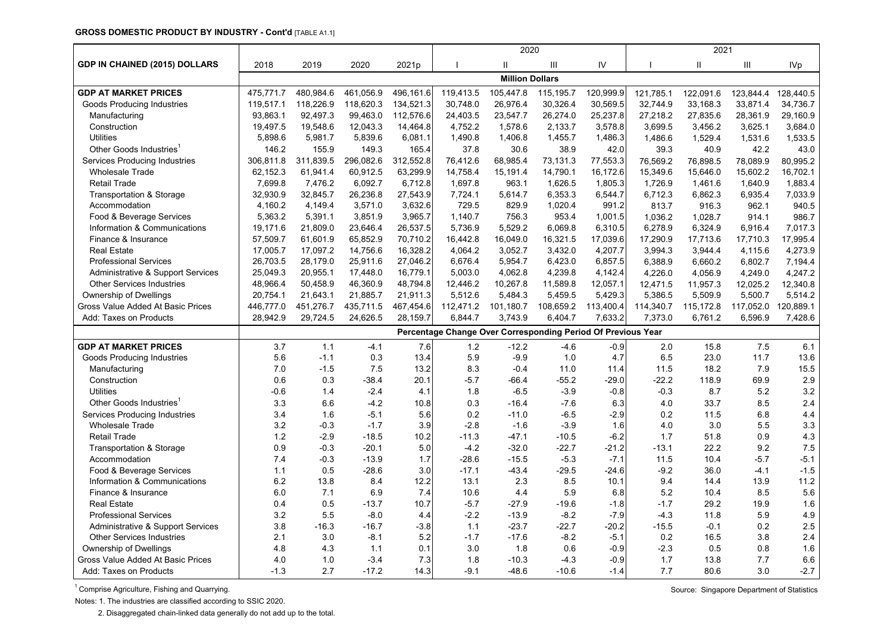**GROSS DOMESTIC PRODUCT BY INDUSTRY - Cont'd** [TABLE A1.1]

| GDP IN CHAINED (2015) DOLLARS | 2018 | 2019 | 2020 | 2021p | 2020 I | 2020 II | 2020 III | 2020 IV | 2021 I | 2021 II | 2021 III | 2021 IVp |
|---|---|---|---|---|---|---|---|---|---|---|---|---|
| | **Million Dollars** | | | | | | | | | | | |
| **GDP AT MARKET PRICES** | 475,771.7 | 480,984.6 | 461,056.9 | 496,161.6 | 119,413.5 | 105,447.8 | 115,195.7 | 120,999.9 | 121,785.1 | 122,091.6 | 123,844.4 | 128,440.5 |
| Goods Producing Industries | 119,517.1 | 118,226.9 | 118,620.3 | 134,521.3 | 30,748.0 | 26,976.4 | 30,326.4 | 30,569.5 | 32,744.9 | 33,168.3 | 33,871.4 | 34,736.7 |
| Manufacturing | 93,863.1 | 92,497.3 | 99,463.0 | 112,576.6 | 24,403.5 | 23,547.7 | 26,274.0 | 25,237.8 | 27,218.2 | 27,835.6 | 28,361.9 | 29,160.9 |
| Construction | 19,497.5 | 19,548.6 | 12,043.3 | 14,464.8 | 4,752.2 | 1,578.6 | 2,133.7 | 3,578.8 | 3,699.5 | 3,456.2 | 3,625.1 | 3,684.0 |
| Utilities | 5,898.6 | 5,981.7 | 5,839.6 | 6,081.1 | 1,490.8 | 1,406.8 | 1,455.7 | 1,486.3 | 1,486.6 | 1,529.4 | 1,531.6 | 1,533.5 |
| Other Goods Industries[1] | 146.2 | 155.9 | 149.3 | 165.4 | 37.8 | 30.6 | 38.9 | 42.0 | 39.3 | 40.9 | 42.2 | 43.0 |
| Services Producing Industries | 306,811.8 | 311,839.5 | 296,082.6 | 312,552.8 | 76,412.6 | 68,985.4 | 73,131.3 | 77,553.3 | 76,569.2 | 76,898.5 | 78,089.9 | 80,995.2 |
| Wholesale Trade | 62,152.3 | 61,941.4 | 60,912.5 | 63,299.9 | 14,758.4 | 15,191.4 | 14,790.1 | 16,172.6 | 15,349.6 | 15,646.0 | 15,602.2 | 16,702.1 |
| Retail Trade | 7,699.8 | 7,476.2 | 6,092.7 | 6,712.8 | 1,697.8 | 963.1 | 1,626.5 | 1,805.3 | 1,726.9 | 1,461.6 | 1,640.9 | 1,883.4 |
| Transportation & Storage | 32,930.9 | 32,845.7 | 26,236.8 | 27,543.9 | 7,724.1 | 5,614.7 | 6,353.3 | 6,544.7 | 6,712.3 | 6,862.3 | 6,935.4 | 7,033.9 |
| Accommodation | 4,160.2 | 4,149.4 | 3,571.0 | 3,632.6 | 729.5 | 829.9 | 1,020.4 | 991.2 | 813.7 | 916.3 | 962.1 | 940.5 |
| Food & Beverage Services | 5,363.2 | 5,391.1 | 3,851.9 | 3,965.7 | 1,140.7 | 756.3 | 953.4 | 1,001.5 | 1,036.2 | 1,028.7 | 914.1 | 986.7 |
| Information & Communications | 19,171.6 | 21,809.0 | 23,646.4 | 26,537.5 | 5,736.9 | 5,529.2 | 6,069.8 | 6,310.5 | 6,278.9 | 6,324.9 | 6,916.4 | 7,017.3 |
| Finance & Insurance | 57,509.7 | 61,601.9 | 65,852.9 | 70,710.2 | 16,442.8 | 16,049.0 | 16,321.5 | 17,039.6 | 17,290.9 | 17,713.6 | 17,710.3 | 17,995.4 |
| Real Estate | 17,005.7 | 17,097.2 | 14,756.6 | 16,328.2 | 4,064.2 | 3,052.7 | 3,432.0 | 4,207.7 | 3,994.3 | 3,944.4 | 4,115.6 | 4,273.9 |
| Professional Services | 26,703.5 | 28,179.0 | 25,911.6 | 27,046.2 | 6,676.4 | 5,954.7 | 6,423.0 | 6,857.5 | 6,388.9 | 6,660.2 | 6,802.7 | 7,194.4 |
| Administrative & Support Services | 25,049.3 | 20,955.1 | 17,448.0 | 16,779.1 | 5,003.0 | 4,062.8 | 4,239.8 | 4,142.4 | 4,226.0 | 4,056.9 | 4,249.0 | 4,247.2 |
| Other Services Industries | 48,966.4 | 50,458.9 | 46,360.9 | 48,794.8 | 12,446.2 | 10,267.8 | 11,589.8 | 12,057.1 | 12,471.5 | 11,957.3 | 12,025.2 | 12,340.8 |
| Ownership of Dwellings | 20,754.1 | 21,643.1 | 21,885.7 | 21,911.3 | 5,512.6 | 5,484.3 | 5,459.5 | 5,429.3 | 5,386.5 | 5,509.9 | 5,500.7 | 5,514.2 |
| Gross Value Added At Basic Prices | 446,777.0 | 451,276.7 | 435,711.5 | 467,454.6 | 112,471.2 | 101,180.7 | 108,659.2 | 113,400.4 | 114,340.7 | 115,172.8 | 117,052.0 | 120,889.1 |
| Add: Taxes on Products | 28,942.9 | 29,724.5 | 24,626.5 | 28,159.7 | 6,844.7 | 3,743.9 | 6,404.7 | 7,633.2 | 7,373.0 | 6,761.2 | 6,596.9 | 7,428.6 |
| | **Percentage Change Over Corresponding Period Of Previous Year** | | | | | | | | | | | |
| **GDP AT MARKET PRICES** | 3.7 | 1.1 | -4.1 | 7.6 | 1.2 | -12.2 | -4.6 | -0.9 | 2.0 | 15.8 | 7.5 | 6.1 |
| Goods Producing Industries | 5.6 | -1.1 | 0.3 | 13.4 | 5.9 | -9.9 | 1.0 | 4.7 | 6.5 | 23.0 | 11.7 | 13.6 |
| Manufacturing | 7.0 | -1.5 | 7.5 | 13.2 | 8.3 | -0.4 | 11.0 | 11.4 | 11.5 | 18.2 | 7.9 | 15.5 |
| Construction | 0.6 | 0.3 | -38.4 | 20.1 | -5.7 | -66.4 | -55.2 | -29.0 | -22.2 | 118.9 | 69.9 | 2.9 |
| Utilities | -0.6 | 1.4 | -2.4 | 4.1 | 1.8 | -6.5 | -3.9 | -0.8 | -0.3 | 8.7 | 5.2 | 3.2 |
| Other Goods Industries[1] | 3.3 | 6.6 | -4.2 | 10.8 | 0.3 | -16.4 | -7.6 | 6.3 | 4.0 | 33.7 | 8.5 | 2.4 |
| Services Producing Industries | 3.4 | 1.6 | -5.1 | 5.6 | 0.2 | -11.0 | -6.5 | -2.9 | 0.2 | 11.5 | 6.8 | 4.4 |
| Wholesale Trade | 3.2 | -0.3 | -1.7 | 3.9 | -2.8 | -1.6 | -3.9 | 1.6 | 4.0 | 3.0 | 5.5 | 3.3 |
| Retail Trade | 1.2 | -2.9 | -18.5 | 10.2 | -11.3 | -47.1 | -10.5 | -6.2 | 1.7 | 51.8 | 0.9 | 4.3 |
| Transportation & Storage | 0.9 | -0.3 | -20.1 | 5.0 | -4.2 | -32.0 | -22.7 | -21.2 | -13.1 | 22.2 | 9.2 | 7.5 |
| Accommodation | 7.4 | -0.3 | -13.9 | 1.7 | -28.6 | -15.5 | -5.3 | -7.1 | 11.5 | 10.4 | -5.7 | -5.1 |
| Food & Beverage Services | 1.1 | 0.5 | -28.6 | 3.0 | -17.1 | -43.4 | -29.5 | -24.6 | -9.2 | 36.0 | -4.1 | -1.5 |
| Information & Communications | 6.2 | 13.8 | 8.4 | 12.2 | 13.1 | 2.3 | 8.5 | 10.1 | 9.4 | 14.4 | 13.9 | 11.2 |
| Finance & Insurance | 6.0 | 7.1 | 6.9 | 7.4 | 10.6 | 4.4 | 5.9 | 6.8 | 5.2 | 10.4 | 8.5 | 5.6 |
| Real Estate | 0.4 | 0.5 | -13.7 | 10.7 | -5.7 | -27.9 | -19.6 | -1.8 | -1.7 | 29.2 | 19.9 | 1.6 |
| Professional Services | 3.2 | 5.5 | -8.0 | 4.4 | -2.2 | -13.9 | -8.2 | -7.9 | -4.3 | 11.8 | 5.9 | 4.9 |
| Administrative & Support Services | 3.8 | -16.3 | -16.7 | -3.8 | 1.1 | -23.7 | -22.7 | -20.2 | -15.5 | -0.1 | 0.2 | 2.5 |
| Other Services Industries | 2.1 | 3.0 | -8.1 | 5.2 | -1.7 | -17.6 | -8.2 | -5.1 | 0.2 | 16.5 | 3.8 | 2.4 |
| Ownership of Dwellings | 4.8 | 4.3 | 1.1 | 0.1 | 3.0 | 1.8 | 0.6 | -0.9 | -2.3 | 0.5 | 0.8 | 1.6 |
| Gross Value Added At Basic Prices | 4.0 | 1.0 | -3.4 | 7.3 | 1.8 | -10.3 | -4.3 | -0.9 | 1.7 | 13.8 | 7.7 | 6.6 |
| Add: Taxes on Products | -1.3 | 2.7 | -17.2 | 14.3 | -9.1 | -48.6 | -10.6 | -1.4 | 7.7 | 80.6 | 3.0 | -2.7 |

[1] Comprise Agriculture, Fishing and Quarrying.

Source: Singapore Department of Statistics

Notes: 1. The industries are classified according to SSIC 2020.

2. Disaggregated chain-linked data generally do not add up to the total.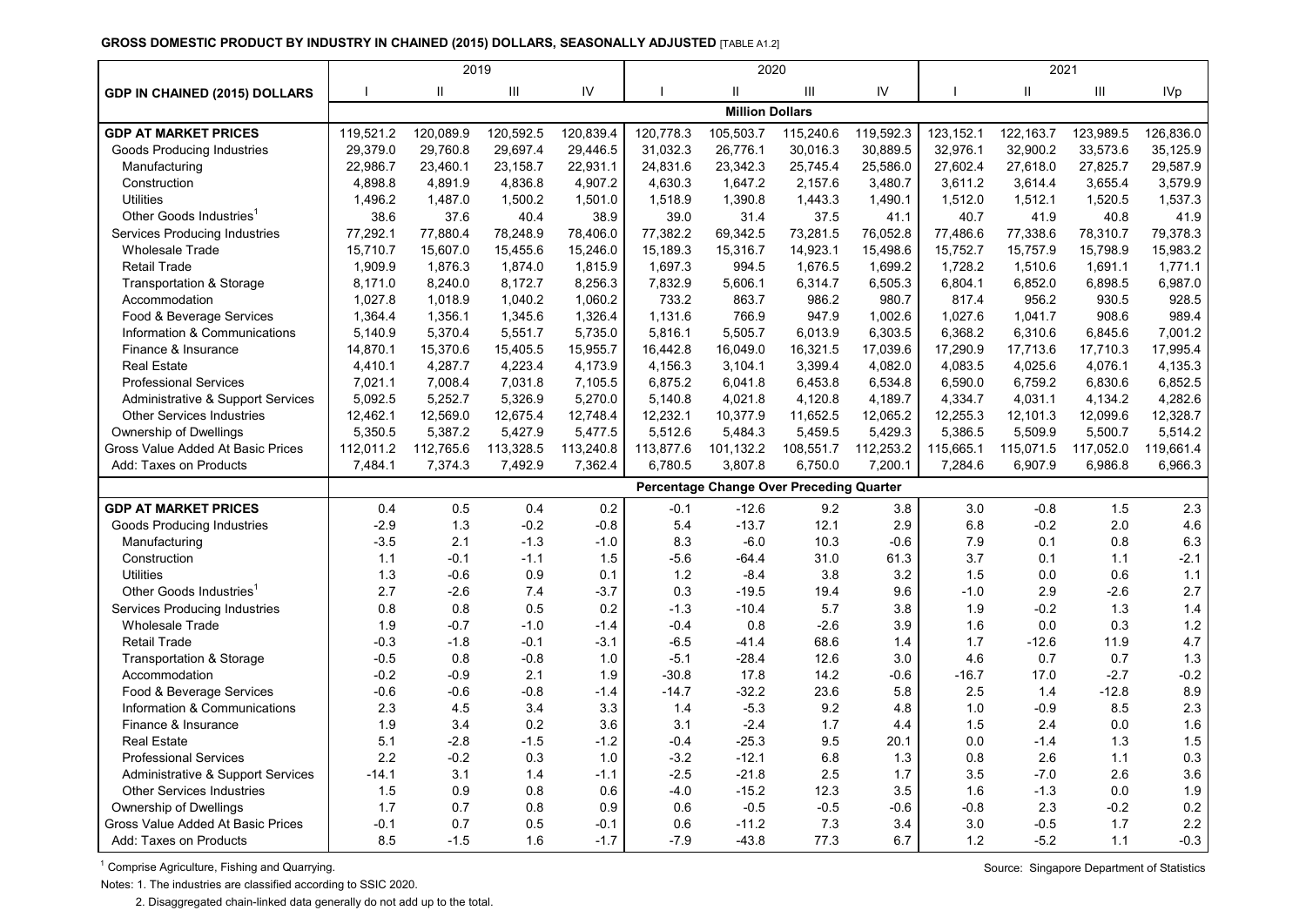**GROSS DOMESTIC PRODUCT BY INDUSTRY IN CHAINED (2015) DOLLARS, SEASONALLY ADJUSTED** [TABLE A1.2]

| GDP IN CHAINED (2015) DOLLARS | 2019 | | | | 2020 | | | | 2021 | | | |
|---|---|---|---|---|---|---|---|---|---|---|---|---|
| | I | II | III | IV | I | II | III | IV | I | II | III | IVp |
| | **Million Dollars** | | | | | | | | | | | |
| **GDP AT MARKET PRICES** | 119,521.2 | 120,089.9 | 120,592.5 | 120,839.4 | 120,778.3 | 105,503.7 | 115,240.6 | 119,592.3 | 123,152.1 | 122,163.7 | 123,989.5 | 126,836.0 |
| Goods Producing Industries | 29,379.0 | 29,760.8 | 29,697.4 | 29,446.5 | 31,032.3 | 26,776.1 | 30,016.3 | 30,889.5 | 32,976.1 | 32,900.2 | 33,573.6 | 35,125.9 |
| Manufacturing | 22,986.7 | 23,460.1 | 23,158.7 | 22,931.1 | 24,831.6 | 23,342.3 | 25,745.4 | 25,586.0 | 27,602.4 | 27,618.0 | 27,825.7 | 29,587.9 |
| Construction | 4,898.8 | 4,891.9 | 4,836.8 | 4,907.2 | 4,630.3 | 1,647.2 | 2,157.6 | 3,480.7 | 3,611.2 | 3,614.4 | 3,655.4 | 3,579.9 |
| Utilities | 1,496.2 | 1,487.0 | 1,500.2 | 1,501.0 | 1,518.9 | 1,390.8 | 1,443.3 | 1,490.1 | 1,512.0 | 1,512.1 | 1,520.5 | 1,537.3 |
| Other Goods Industries[1] | 38.6 | 37.6 | 40.4 | 38.9 | 39.0 | 31.4 | 37.5 | 41.1 | 40.7 | 41.9 | 40.8 | 41.9 |
| Services Producing Industries | 77,292.1 | 77,880.4 | 78,248.9 | 78,406.0 | 77,382.2 | 69,342.5 | 73,281.5 | 76,052.8 | 77,486.6 | 77,338.6 | 78,310.7 | 79,378.3 |
| Wholesale Trade | 15,710.7 | 15,607.0 | 15,455.6 | 15,246.0 | 15,189.3 | 15,316.7 | 14,923.1 | 15,498.6 | 15,752.7 | 15,757.9 | 15,798.9 | 15,983.2 |
| Retail Trade | 1,909.9 | 1,876.3 | 1,874.0 | 1,815.9 | 1,697.3 | 994.5 | 1,676.5 | 1,699.2 | 1,728.2 | 1,510.6 | 1,691.1 | 1,771.1 |
| Transportation & Storage | 8,171.0 | 8,240.0 | 8,172.7 | 8,256.3 | 7,832.9 | 5,606.1 | 6,314.7 | 6,505.3 | 6,804.1 | 6,852.0 | 6,898.5 | 6,987.0 |
| Accommodation | 1,027.8 | 1,018.9 | 1,040.2 | 1,060.2 | 733.2 | 863.7 | 986.2 | 980.7 | 817.4 | 956.2 | 930.5 | 928.5 |
| Food & Beverage Services | 1,364.4 | 1,356.1 | 1,345.6 | 1,326.4 | 1,131.6 | 766.9 | 947.9 | 1,002.6 | 1,027.6 | 1,041.7 | 908.6 | 989.4 |
| Information & Communications | 5,140.9 | 5,370.4 | 5,551.7 | 5,735.0 | 5,816.1 | 5,505.7 | 6,013.9 | 6,303.5 | 6,368.2 | 6,310.6 | 6,845.6 | 7,001.2 |
| Finance & Insurance | 14,870.1 | 15,370.6 | 15,405.5 | 15,955.7 | 16,442.8 | 16,049.0 | 16,321.5 | 17,039.6 | 17,290.9 | 17,713.6 | 17,710.3 | 17,995.4 |
| Real Estate | 4,410.1 | 4,287.7 | 4,223.4 | 4,173.9 | 4,156.3 | 3,104.1 | 3,399.4 | 4,082.0 | 4,083.5 | 4,025.6 | 4,076.1 | 4,135.3 |
| Professional Services | 7,021.1 | 7,008.4 | 7,031.8 | 7,105.5 | 6,875.2 | 6,041.8 | 6,453.8 | 6,534.8 | 6,590.0 | 6,759.2 | 6,830.6 | 6,852.5 |
| Administrative & Support Services | 5,092.5 | 5,252.7 | 5,326.9 | 5,270.0 | 5,140.8 | 4,021.8 | 4,120.8 | 4,189.7 | 4,334.7 | 4,031.1 | 4,134.2 | 4,282.6 |
| Other Services Industries | 12,462.1 | 12,569.0 | 12,675.4 | 12,748.4 | 12,232.1 | 10,377.9 | 11,652.5 | 12,065.2 | 12,255.3 | 12,101.3 | 12,099.6 | 12,328.7 |
| Ownership of Dwellings | 5,350.5 | 5,387.2 | 5,427.9 | 5,477.5 | 5,512.6 | 5,484.3 | 5,459.5 | 5,429.3 | 5,386.5 | 5,509.9 | 5,500.7 | 5,514.2 |
| Gross Value Added At Basic Prices | 112,011.2 | 112,765.6 | 113,328.5 | 113,240.8 | 113,877.6 | 101,132.2 | 108,551.7 | 112,253.2 | 115,665.1 | 115,071.5 | 117,052.0 | 119,661.4 |
| Add: Taxes on Products | 7,484.1 | 7,374.3 | 7,492.9 | 7,362.4 | 6,780.5 | 3,807.8 | 6,750.0 | 7,200.1 | 7,284.6 | 6,907.9 | 6,986.8 | 6,966.3 |
| | **Percentage Change Over Preceding Quarter** | | | | | | | | | | | |
| **GDP AT MARKET PRICES** | 0.4 | 0.5 | 0.4 | 0.2 | -0.1 | -12.6 | 9.2 | 3.8 | 3.0 | -0.8 | 1.5 | 2.3 |
| Goods Producing Industries | -2.9 | 1.3 | -0.2 | -0.8 | 5.4 | -13.7 | 12.1 | 2.9 | 6.8 | -0.2 | 2.0 | 4.6 |
| Manufacturing | -3.5 | 2.1 | -1.3 | -1.0 | 8.3 | -6.0 | 10.3 | -0.6 | 7.9 | 0.1 | 0.8 | 6.3 |
| Construction | 1.1 | -0.1 | -1.1 | 1.5 | -5.6 | -64.4 | 31.0 | 61.3 | 3.7 | 0.1 | 1.1 | -2.1 |
| Utilities | 1.3 | -0.6 | 0.9 | 0.1 | 1.2 | -8.4 | 3.8 | 3.2 | 1.5 | 0.0 | 0.6 | 1.1 |
| Other Goods Industries[1] | 2.7 | -2.6 | 7.4 | -3.7 | 0.3 | -19.5 | 19.4 | 9.6 | -1.0 | 2.9 | -2.6 | 2.7 |
| Services Producing Industries | 0.8 | 0.8 | 0.5 | 0.2 | -1.3 | -10.4 | 5.7 | 3.8 | 1.9 | -0.2 | 1.3 | 1.4 |
| Wholesale Trade | 1.9 | -0.7 | -1.0 | -1.4 | -0.4 | 0.8 | -2.6 | 3.9 | 1.6 | 0.0 | 0.3 | 1.2 |
| Retail Trade | -0.3 | -1.8 | -0.1 | -3.1 | -6.5 | -41.4 | 68.6 | 1.4 | 1.7 | -12.6 | 11.9 | 4.7 |
| Transportation & Storage | -0.5 | 0.8 | -0.8 | 1.0 | -5.1 | -28.4 | 12.6 | 3.0 | 4.6 | 0.7 | 0.7 | 1.3 |
| Accommodation | -0.2 | -0.9 | 2.1 | 1.9 | -30.8 | 17.8 | 14.2 | -0.6 | -16.7 | 17.0 | -2.7 | -0.2 |
| Food & Beverage Services | -0.6 | -0.6 | -0.8 | -1.4 | -14.7 | -32.2 | 23.6 | 5.8 | 2.5 | 1.4 | -12.8 | 8.9 |
| Information & Communications | 2.3 | 4.5 | 3.4 | 3.3 | 1.4 | -5.3 | 9.2 | 4.8 | 1.0 | -0.9 | 8.5 | 2.3 |
| Finance & Insurance | 1.9 | 3.4 | 0.2 | 3.6 | 3.1 | -2.4 | 1.7 | 4.4 | 1.5 | 2.4 | 0.0 | 1.6 |
| Real Estate | 5.1 | -2.8 | -1.5 | -1.2 | -0.4 | -25.3 | 9.5 | 20.1 | 0.0 | -1.4 | 1.3 | 1.5 |
| Professional Services | 2.2 | -0.2 | 0.3 | 1.0 | -3.2 | -12.1 | 6.8 | 1.3 | 0.8 | 2.6 | 1.1 | 0.3 |
| Administrative & Support Services | -14.1 | 3.1 | 1.4 | -1.1 | -2.5 | -21.8 | 2.5 | 1.7 | 3.5 | -7.0 | 2.6 | 3.6 |
| Other Services Industries | 1.5 | 0.9 | 0.8 | 0.6 | -4.0 | -15.2 | 12.3 | 3.5 | 1.6 | -1.3 | 0.0 | 1.9 |
| Ownership of Dwellings | 1.7 | 0.7 | 0.8 | 0.9 | 0.6 | -0.5 | -0.5 | -0.6 | -0.8 | 2.3 | -0.2 | 0.2 |
| Gross Value Added At Basic Prices | -0.1 | 0.7 | 0.5 | -0.1 | 0.6 | -11.2 | 7.3 | 3.4 | 3.0 | -0.5 | 1.7 | 2.2 |
| Add: Taxes on Products | 8.5 | -1.5 | 1.6 | -1.7 | -7.9 | -43.8 | 77.3 | 6.7 | 1.2 | -5.2 | 1.1 | -0.3 |

[1] Comprise Agriculture, Fishing and Quarrying.

Notes: 1. The industries are classified according to SSIC 2020.

2. Disaggregated chain-linked data generally do not add up to the total.

Source: Singapore Department of Statistics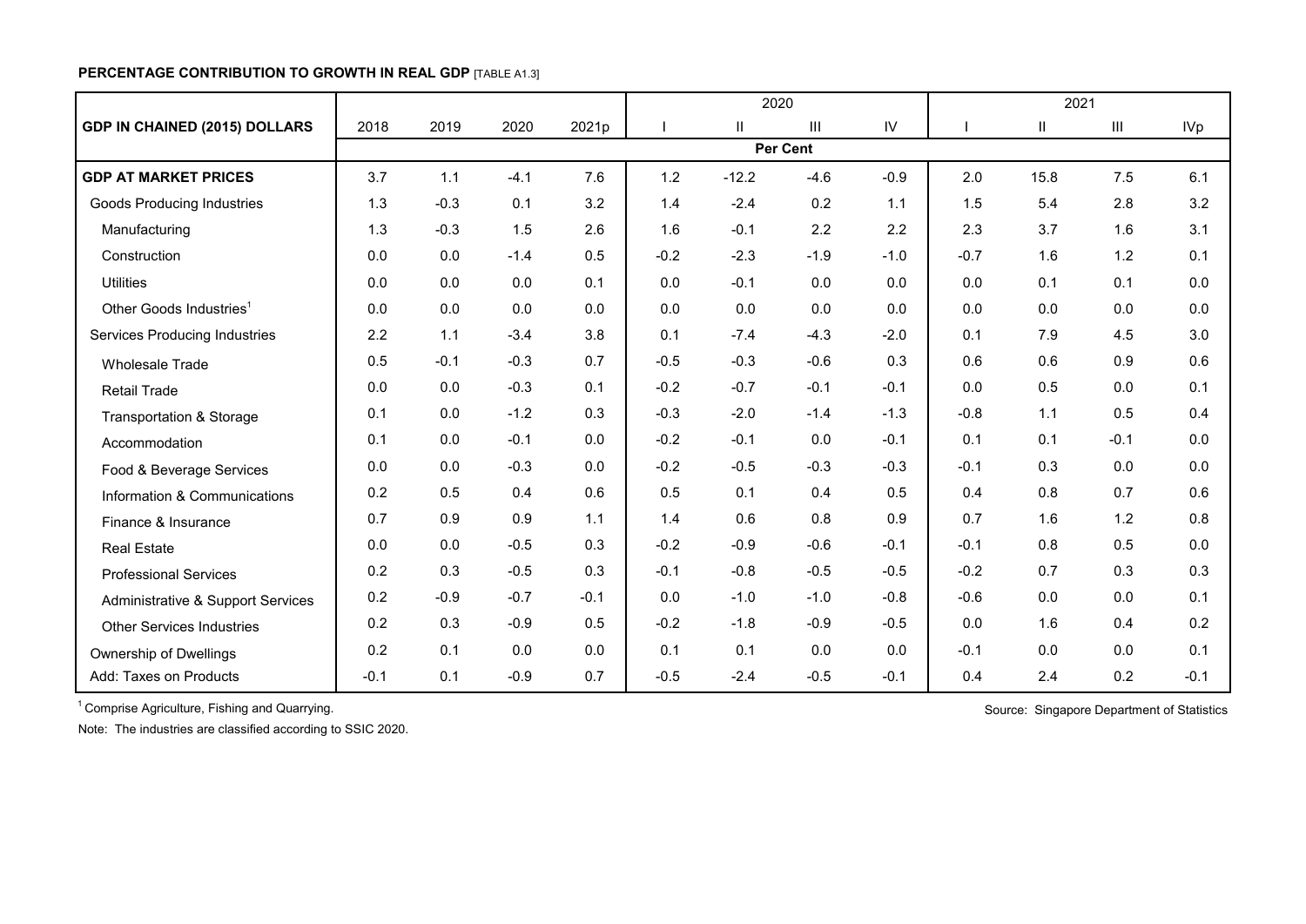**PERCENTAGE CONTRIBUTION TO GROWTH IN REAL GDP** [TABLE A1.3]

| GDP IN CHAINED (2015) DOLLARS | 2018 | 2019 | 2020 | 2021p | 2020 | | | | 2021 | | | |
|---|---|---|---|---|---|---|---|---|---|---|---|---|
| | | | | | I | II | III | IV | I | II | III | IVp |
| | Per Cent | | | | | | | | | | | |
| **GDP AT MARKET PRICES** | 3.7 | 1.1 | -4.1 | 7.6 | 1.2 | -12.2 | -4.6 | -0.9 | 2.0 | 15.8 | 7.5 | 6.1 |
| Goods Producing Industries | 1.3 | -0.3 | 0.1 | 3.2 | 1.4 | -2.4 | 0.2 | 1.1 | 1.5 | 5.4 | 2.8 | 3.2 |
| Manufacturing | 1.3 | -0.3 | 1.5 | 2.6 | 1.6 | -0.1 | 2.2 | 2.2 | 2.3 | 3.7 | 1.6 | 3.1 |
| Construction | 0.0 | 0.0 | -1.4 | 0.5 | -0.2 | -2.3 | -1.9 | -1.0 | -0.7 | 1.6 | 1.2 | 0.1 |
| Utilities | 0.0 | 0.0 | 0.0 | 0.1 | 0.0 | -0.1 | 0.0 | 0.0 | 0.0 | 0.1 | 0.1 | 0.0 |
| Other Goods Industries[1] | 0.0 | 0.0 | 0.0 | 0.0 | 0.0 | 0.0 | 0.0 | 0.0 | 0.0 | 0.0 | 0.0 | 0.0 |
| Services Producing Industries | 2.2 | 1.1 | -3.4 | 3.8 | 0.1 | -7.4 | -4.3 | -2.0 | 0.1 | 7.9 | 4.5 | 3.0 |
| Wholesale Trade | 0.5 | -0.1 | -0.3 | 0.7 | -0.5 | -0.3 | -0.6 | 0.3 | 0.6 | 0.6 | 0.9 | 0.6 |
| Retail Trade | 0.0 | 0.0 | -0.3 | 0.1 | -0.2 | -0.7 | -0.1 | -0.1 | 0.0 | 0.5 | 0.0 | 0.1 |
| Transportation & Storage | 0.1 | 0.0 | -1.2 | 0.3 | -0.3 | -2.0 | -1.4 | -1.3 | -0.8 | 1.1 | 0.5 | 0.4 |
| Accommodation | 0.1 | 0.0 | -0.1 | 0.0 | -0.2 | -0.1 | 0.0 | -0.1 | 0.1 | 0.1 | -0.1 | 0.0 |
| Food & Beverage Services | 0.0 | 0.0 | -0.3 | 0.0 | -0.2 | -0.5 | -0.3 | -0.3 | -0.1 | 0.3 | 0.0 | 0.0 |
| Information & Communications | 0.2 | 0.5 | 0.4 | 0.6 | 0.5 | 0.1 | 0.4 | 0.5 | 0.4 | 0.8 | 0.7 | 0.6 |
| Finance & Insurance | 0.7 | 0.9 | 0.9 | 1.1 | 1.4 | 0.6 | 0.8 | 0.9 | 0.7 | 1.6 | 1.2 | 0.8 |
| Real Estate | 0.0 | 0.0 | -0.5 | 0.3 | -0.2 | -0.9 | -0.6 | -0.1 | -0.1 | 0.8 | 0.5 | 0.0 |
| Professional Services | 0.2 | 0.3 | -0.5 | 0.3 | -0.1 | -0.8 | -0.5 | -0.5 | -0.2 | 0.7 | 0.3 | 0.3 |
| Administrative & Support Services | 0.2 | -0.9 | -0.7 | -0.1 | 0.0 | -1.0 | -1.0 | -0.8 | -0.6 | 0.0 | 0.0 | 0.1 |
| Other Services Industries | 0.2 | 0.3 | -0.9 | 0.5 | -0.2 | -1.8 | -0.9 | -0.5 | 0.0 | 1.6 | 0.4 | 0.2 |
| Ownership of Dwellings | 0.2 | 0.1 | 0.0 | 0.0 | 0.1 | 0.1 | 0.0 | 0.0 | -0.1 | 0.0 | 0.0 | 0.1 |
| Add: Taxes on Products | -0.1 | 0.1 | -0.9 | 0.7 | -0.5 | -2.4 | -0.5 | -0.1 | 0.4 | 2.4 | 0.2 | -0.1 |

[1] Comprise Agriculture, Fishing and Quarrying.

Note: The industries are classified according to SSIC 2020.

Source: Singapore Department of Statistics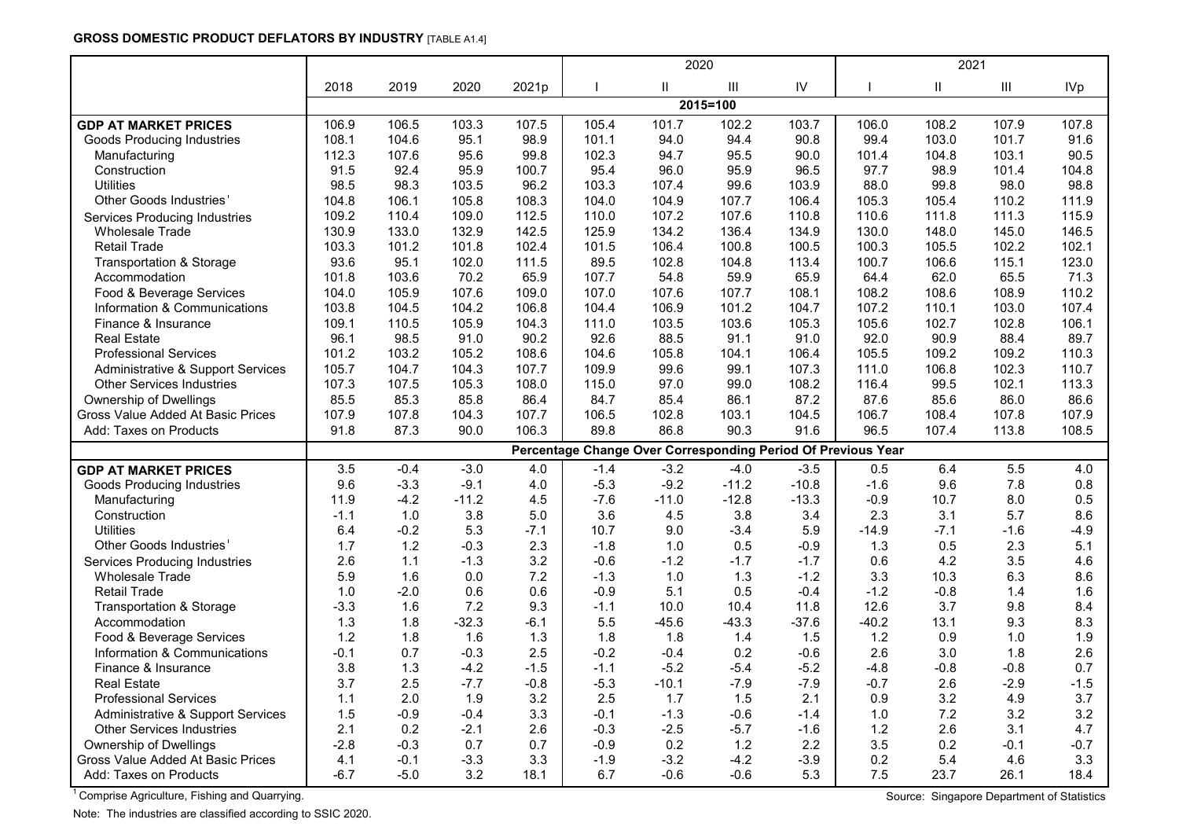**GROSS DOMESTIC PRODUCT DEFLATORS BY INDUSTRY** [TABLE A1.4]

| | 2018 | 2019 | 2020 | 2021p | 2020 I | 2020 II | 2020 III | 2020 IV | 2021 I | 2021 II | 2021 III | 2021 IVp |
|---|---|---|---|---|---|---|---|---|---|---|---|---|
| | **2015=100** | | | | | | | | | | | |
| **GDP AT MARKET PRICES** | 106.9 | 106.5 | 103.3 | 107.5 | 105.4 | 101.7 | 102.2 | 103.7 | 106.0 | 108.2 | 107.9 | 107.8 |
| Goods Producing Industries | 108.1 | 104.6 | 95.1 | 98.9 | 101.1 | 94.0 | 94.4 | 90.8 | 99.4 | 103.0 | 101.7 | 91.6 |
| Manufacturing | 112.3 | 107.6 | 95.6 | 99.8 | 102.3 | 94.7 | 95.5 | 90.0 | 101.4 | 104.8 | 103.1 | 90.5 |
| Construction | 91.5 | 92.4 | 95.9 | 100.7 | 95.4 | 96.0 | 95.9 | 96.5 | 97.7 | 98.9 | 101.4 | 104.8 |
| Utilities | 98.5 | 98.3 | 103.5 | 96.2 | 103.3 | 107.4 | 99.6 | 103.9 | 88.0 | 99.8 | 98.0 | 98.8 |
| Other Goods Industries[1] | 104.8 | 106.1 | 105.8 | 108.3 | 104.0 | 104.9 | 107.7 | 106.4 | 105.3 | 105.4 | 110.2 | 111.9 |
| Services Producing Industries | 109.2 | 110.4 | 109.0 | 112.5 | 110.0 | 107.2 | 107.6 | 110.8 | 110.6 | 111.8 | 111.3 | 115.9 |
| Wholesale Trade | 130.9 | 133.0 | 132.9 | 142.5 | 125.9 | 134.2 | 136.4 | 134.9 | 130.0 | 148.0 | 145.0 | 146.5 |
| Retail Trade | 103.3 | 101.2 | 101.8 | 102.4 | 101.5 | 106.4 | 100.8 | 100.5 | 100.3 | 105.5 | 102.2 | 102.1 |
| Transportation & Storage | 93.6 | 95.1 | 102.0 | 111.5 | 89.5 | 102.8 | 104.8 | 113.4 | 100.7 | 106.6 | 115.1 | 123.0 |
| Accommodation | 101.8 | 103.6 | 70.2 | 65.9 | 107.7 | 54.8 | 59.9 | 65.9 | 64.4 | 62.0 | 65.5 | 71.3 |
| Food & Beverage Services | 104.0 | 105.9 | 107.6 | 109.0 | 107.0 | 107.6 | 107.7 | 108.1 | 108.2 | 108.6 | 108.9 | 110.2 |
| Information & Communications | 103.8 | 104.5 | 104.2 | 106.8 | 104.4 | 106.9 | 101.2 | 104.7 | 107.2 | 110.1 | 103.0 | 107.4 |
| Finance & Insurance | 109.1 | 110.5 | 105.9 | 104.3 | 111.0 | 103.5 | 103.6 | 105.3 | 105.6 | 102.7 | 102.8 | 106.1 |
| Real Estate | 96.1 | 98.5 | 91.0 | 90.2 | 92.6 | 88.5 | 91.1 | 91.0 | 92.0 | 90.9 | 88.4 | 89.7 |
| Professional Services | 101.2 | 103.2 | 105.2 | 108.6 | 104.6 | 105.8 | 104.1 | 106.4 | 105.5 | 109.2 | 109.2 | 110.3 |
| Administrative & Support Services | 105.7 | 104.7 | 104.3 | 107.7 | 109.9 | 99.6 | 99.1 | 107.3 | 111.0 | 106.8 | 102.3 | 110.7 |
| Other Services Industries | 107.3 | 107.5 | 105.3 | 108.0 | 115.0 | 97.0 | 99.0 | 108.2 | 116.4 | 99.5 | 102.1 | 113.3 |
| Ownership of Dwellings | 85.5 | 85.3 | 85.8 | 86.4 | 84.7 | 85.4 | 86.1 | 87.2 | 87.6 | 85.6 | 86.0 | 86.6 |
| Gross Value Added At Basic Prices | 107.9 | 107.8 | 104.3 | 107.7 | 106.5 | 102.8 | 103.1 | 104.5 | 106.7 | 108.4 | 107.8 | 107.9 |
| Add: Taxes on Products | 91.8 | 87.3 | 90.0 | 106.3 | 89.8 | 86.8 | 90.3 | 91.6 | 96.5 | 107.4 | 113.8 | 108.5 |
| | **Percentage Change Over Corresponding Period Of Previous Year** | | | | | | | | | | | |
| **GDP AT MARKET PRICES** | 3.5 | -0.4 | -3.0 | 4.0 | -1.4 | -3.2 | -4.0 | -3.5 | 0.5 | 6.4 | 5.5 | 4.0 |
| Goods Producing Industries | 9.6 | -3.3 | -9.1 | 4.0 | -5.3 | -9.2 | -11.2 | -10.8 | -1.6 | 9.6 | 7.8 | 0.8 |
| Manufacturing | 11.9 | -4.2 | -11.2 | 4.5 | -7.6 | -11.0 | -12.8 | -13.3 | -0.9 | 10.7 | 8.0 | 0.5 |
| Construction | -1.1 | 1.0 | 3.8 | 5.0 | 3.6 | 4.5 | 3.8 | 3.4 | 2.3 | 3.1 | 5.7 | 8.6 |
| Utilities | 6.4 | -0.2 | 5.3 | -7.1 | 10.7 | 9.0 | -3.4 | 5.9 | -14.9 | -7.1 | -1.6 | -4.9 |
| Other Goods Industries[1] | 1.7 | 1.2 | -0.3 | 2.3 | -1.8 | 1.0 | 0.5 | -0.9 | 1.3 | 0.5 | 2.3 | 5.1 |
| Services Producing Industries | 2.6 | 1.1 | -1.3 | 3.2 | -0.6 | -1.2 | -1.7 | -1.7 | 0.6 | 4.2 | 3.5 | 4.6 |
| Wholesale Trade | 5.9 | 1.6 | 0.0 | 7.2 | -1.3 | 1.0 | 1.3 | -1.2 | 3.3 | 10.3 | 6.3 | 8.6 |
| Retail Trade | 1.0 | -2.0 | 0.6 | 0.6 | -0.9 | 5.1 | 0.5 | -0.4 | -1.2 | -0.8 | 1.4 | 1.6 |
| Transportation & Storage | -3.3 | 1.6 | 7.2 | 9.3 | -1.1 | 10.0 | 10.4 | 11.8 | 12.6 | 3.7 | 9.8 | 8.4 |
| Accommodation | 1.3 | 1.8 | -32.3 | -6.1 | 5.5 | -45.6 | -43.3 | -37.6 | -40.2 | 13.1 | 9.3 | 8.3 |
| Food & Beverage Services | 1.2 | 1.8 | 1.6 | 1.3 | 1.8 | 1.8 | 1.4 | 1.5 | 1.2 | 0.9 | 1.0 | 1.9 |
| Information & Communications | -0.1 | 0.7 | -0.3 | 2.5 | -0.2 | -0.4 | 0.2 | -0.6 | 2.6 | 3.0 | 1.8 | 2.6 |
| Finance & Insurance | 3.8 | 1.3 | -4.2 | -1.5 | -1.1 | -5.2 | -5.4 | -5.2 | -4.8 | -0.8 | -0.8 | 0.7 |
| Real Estate | 3.7 | 2.5 | -7.7 | -0.8 | -5.3 | -10.1 | -7.9 | -7.9 | -0.7 | 2.6 | -2.9 | -1.5 |
| Professional Services | 1.1 | 2.0 | 1.9 | 3.2 | 2.5 | 1.7 | 1.5 | 2.1 | 0.9 | 3.2 | 4.9 | 3.7 |
| Administrative & Support Services | 1.5 | -0.9 | -0.4 | 3.3 | -0.1 | -1.3 | -0.6 | -1.4 | 1.0 | 7.2 | 3.2 | 3.2 |
| Other Services Industries | 2.1 | 0.2 | -2.1 | 2.6 | -0.3 | -2.5 | -5.7 | -1.6 | 1.2 | 2.6 | 3.1 | 4.7 |
| Ownership of Dwellings | -2.8 | -0.3 | 0.7 | 0.7 | -0.9 | 0.2 | 1.2 | 2.2 | 3.5 | 0.2 | -0.1 | -0.7 |
| Gross Value Added At Basic Prices | 4.1 | -0.1 | -3.3 | 3.3 | -1.9 | -3.2 | -4.2 | -3.9 | 0.2 | 5.4 | 4.6 | 3.3 |
| Add: Taxes on Products | -6.7 | -5.0 | 3.2 | 18.1 | 6.7 | -0.6 | -0.6 | 5.3 | 7.5 | 23.7 | 26.1 | 18.4 |

[1] Comprise Agriculture, Fishing and Quarrying.

Source: Singapore Department of Statistics

Note: The industries are classified according to SSIC 2020.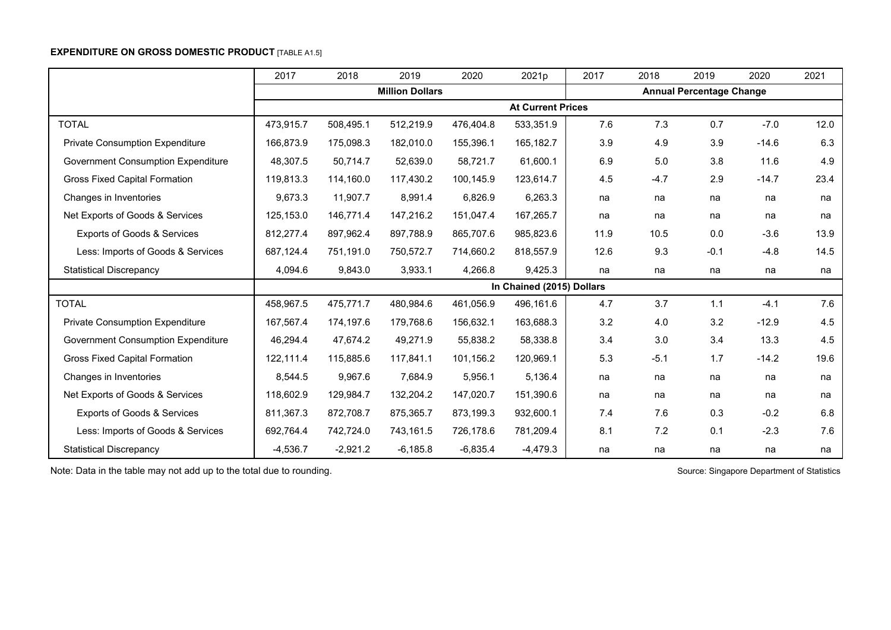**EXPENDITURE ON GROSS DOMESTIC PRODUCT** [TABLE A1.5]

| | 2017 | 2018 | 2019 | 2020 | 2021p | 2017 | 2018 | 2019 | 2020 | 2021 |
|---|---|---|---|---|---|---|---|---|---|---|
| | Million Dollars | | | | | Annual Percentage Change | | | | |
| | At Current Prices | | | | | | | | | |
| TOTAL | 473,915.7 | 508,495.1 | 512,219.9 | 476,404.8 | 533,351.9 | 7.6 | 7.3 | 0.7 | -7.0 | 12.0 |
| Private Consumption Expenditure | 166,873.9 | 175,098.3 | 182,010.0 | 155,396.1 | 165,182.7 | 3.9 | 4.9 | 3.9 | -14.6 | 6.3 |
| Government Consumption Expenditure | 48,307.5 | 50,714.7 | 52,639.0 | 58,721.7 | 61,600.1 | 6.9 | 5.0 | 3.8 | 11.6 | 4.9 |
| Gross Fixed Capital Formation | 119,813.3 | 114,160.0 | 117,430.2 | 100,145.9 | 123,614.7 | 4.5 | -4.7 | 2.9 | -14.7 | 23.4 |
| Changes in Inventories | 9,673.3 | 11,907.7 | 8,991.4 | 6,826.9 | 6,263.3 | na | na | na | na | na |
| Net Exports of Goods & Services | 125,153.0 | 146,771.4 | 147,216.2 | 151,047.4 | 167,265.7 | na | na | na | na | na |
| Exports of Goods & Services | 812,277.4 | 897,962.4 | 897,788.9 | 865,707.6 | 985,823.6 | 11.9 | 10.5 | 0.0 | -3.6 | 13.9 |
| Less: Imports of Goods & Services | 687,124.4 | 751,191.0 | 750,572.7 | 714,660.2 | 818,557.9 | 12.6 | 9.3 | -0.1 | -4.8 | 14.5 |
| Statistical Discrepancy | 4,094.6 | 9,843.0 | 3,933.1 | 4,266.8 | 9,425.3 | na | na | na | na | na |
| | In Chained (2015) Dollars | | | | | | | | | |
| TOTAL | 458,967.5 | 475,771.7 | 480,984.6 | 461,056.9 | 496,161.6 | 4.7 | 3.7 | 1.1 | -4.1 | 7.6 |
| Private Consumption Expenditure | 167,567.4 | 174,197.6 | 179,768.6 | 156,632.1 | 163,688.3 | 3.2 | 4.0 | 3.2 | -12.9 | 4.5 |
| Government Consumption Expenditure | 46,294.4 | 47,674.2 | 49,271.9 | 55,838.2 | 58,338.8 | 3.4 | 3.0 | 3.4 | 13.3 | 4.5 |
| Gross Fixed Capital Formation | 122,111.4 | 115,885.6 | 117,841.1 | 101,156.2 | 120,969.1 | 5.3 | -5.1 | 1.7 | -14.2 | 19.6 |
| Changes in Inventories | 8,544.5 | 9,967.6 | 7,684.9 | 5,956.1 | 5,136.4 | na | na | na | na | na |
| Net Exports of Goods & Services | 118,602.9 | 129,984.7 | 132,204.2 | 147,020.7 | 151,390.6 | na | na | na | na | na |
| Exports of Goods & Services | 811,367.3 | 872,708.7 | 875,365.7 | 873,199.3 | 932,600.1 | 7.4 | 7.6 | 0.3 | -0.2 | 6.8 |
| Less: Imports of Goods & Services | 692,764.4 | 742,724.0 | 743,161.5 | 726,178.6 | 781,209.4 | 8.1 | 7.2 | 0.1 | -2.3 | 7.6 |
| Statistical Discrepancy | -4,536.7 | -2,921.2 | -6,185.8 | -6,835.4 | -4,479.3 | na | na | na | na | na |

Note: Data in the table may not add up to the total due to rounding.

Source: Singapore Department of Statistics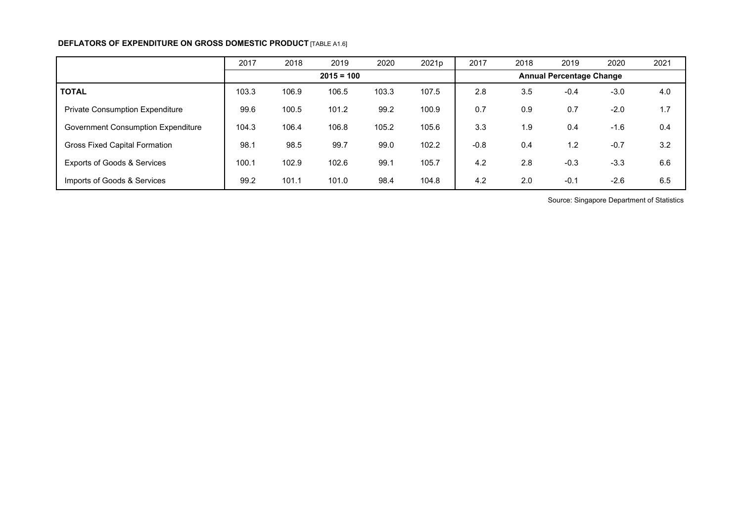**DEFLATORS OF EXPENDITURE ON GROSS DOMESTIC PRODUCT** [TABLE A1.6]

| | 2017 | 2018 | 2019 | 2020 | 2021p | 2017 | 2018 | 2019 | 2020 | 2021 |
|---|---|---|---|---|---|---|---|---|---|---|
| | 2015 = 100 | | | | | Annual Percentage Change | | | | |
| **TOTAL** | 103.3 | 106.9 | 106.5 | 103.3 | 107.5 | 2.8 | 3.5 | -0.4 | -3.0 | 4.0 |
| Private Consumption Expenditure | 99.6 | 100.5 | 101.2 | 99.2 | 100.9 | 0.7 | 0.9 | 0.7 | -2.0 | 1.7 |
| Government Consumption Expenditure | 104.3 | 106.4 | 106.8 | 105.2 | 105.6 | 3.3 | 1.9 | 0.4 | -1.6 | 0.4 |
| Gross Fixed Capital Formation | 98.1 | 98.5 | 99.7 | 99.0 | 102.2 | -0.8 | 0.4 | 1.2 | -0.7 | 3.2 |
| Exports of Goods & Services | 100.1 | 102.9 | 102.6 | 99.1 | 105.7 | 4.2 | 2.8 | -0.3 | -3.3 | 6.6 |
| Imports of Goods & Services | 99.2 | 101.1 | 101.0 | 98.4 | 104.8 | 4.2 | 2.0 | -0.1 | -2.6 | 6.5 |

Source: Singapore Department of Statistics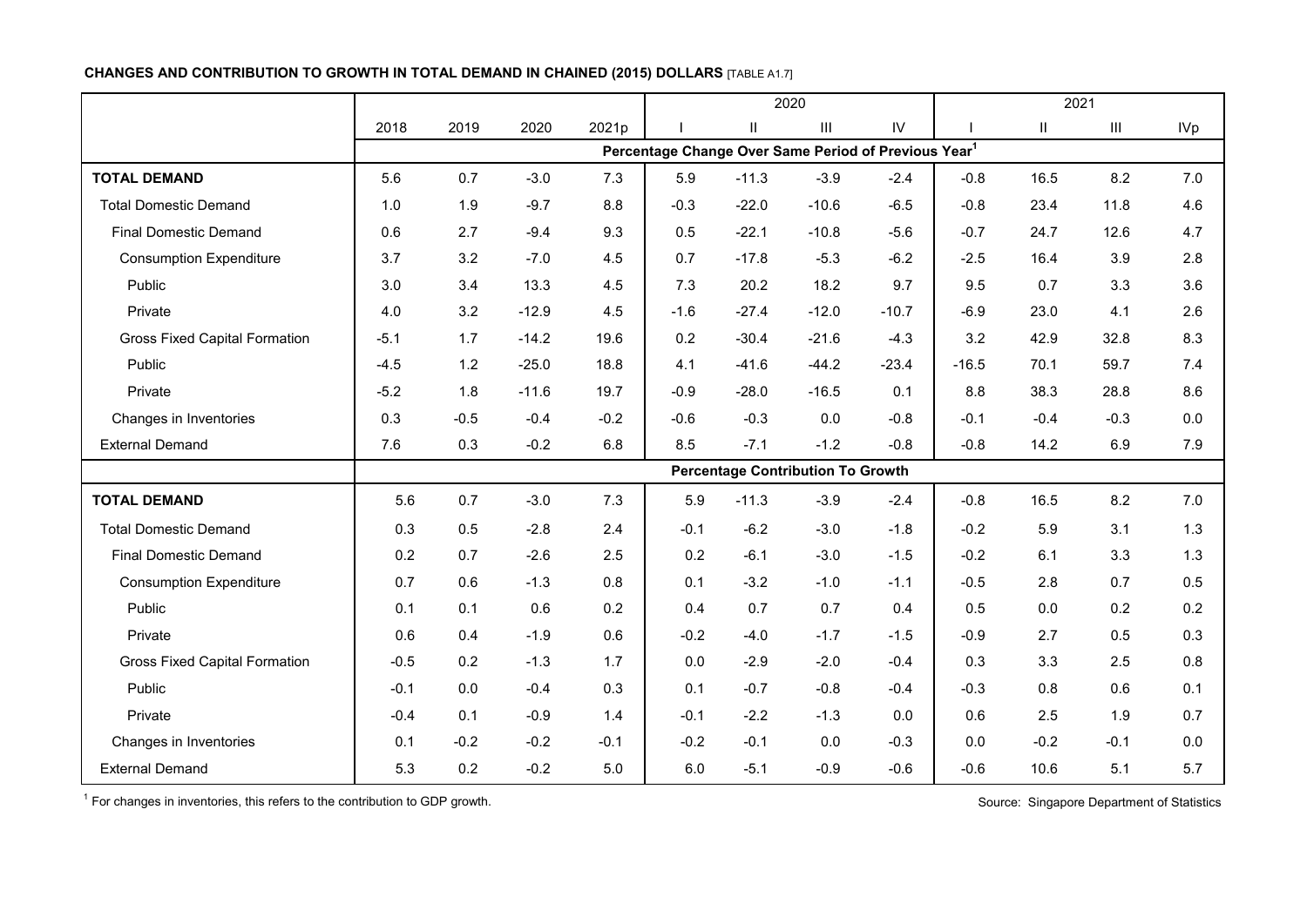**CHANGES AND CONTRIBUTION TO GROWTH IN TOTAL DEMAND IN CHAINED (2015) DOLLARS** [TABLE A1.7]

| | 2018 | 2019 | 2020 | 2021p | 2020 | | | | 2021 | | | |
|---|---|---|---|---|---|---|---|---|---|---|---|---|
| | | | | | I | II | III | IV | I | II | III | IVp |
| | **Percentage Change Over Same Period of Previous Year[1]** | | | | | | | | | | | |
| **TOTAL DEMAND** | 5.6 | 0.7 | -3.0 | 7.3 | 5.9 | -11.3 | -3.9 | -2.4 | -0.8 | 16.5 | 8.2 | 7.0 |
| Total Domestic Demand | 1.0 | 1.9 | -9.7 | 8.8 | -0.3 | -22.0 | -10.6 | -6.5 | -0.8 | 23.4 | 11.8 | 4.6 |
| Final Domestic Demand | 0.6 | 2.7 | -9.4 | 9.3 | 0.5 | -22.1 | -10.8 | -5.6 | -0.7 | 24.7 | 12.6 | 4.7 |
| Consumption Expenditure | 3.7 | 3.2 | -7.0 | 4.5 | 0.7 | -17.8 | -5.3 | -6.2 | -2.5 | 16.4 | 3.9 | 2.8 |
| Public | 3.0 | 3.4 | 13.3 | 4.5 | 7.3 | 20.2 | 18.2 | 9.7 | 9.5 | 0.7 | 3.3 | 3.6 |
| Private | 4.0 | 3.2 | -12.9 | 4.5 | -1.6 | -27.4 | -12.0 | -10.7 | -6.9 | 23.0 | 4.1 | 2.6 |
| Gross Fixed Capital Formation | -5.1 | 1.7 | -14.2 | 19.6 | 0.2 | -30.4 | -21.6 | -4.3 | 3.2 | 42.9 | 32.8 | 8.3 |
| Public | -4.5 | 1.2 | -25.0 | 18.8 | 4.1 | -41.6 | -44.2 | -23.4 | -16.5 | 70.1 | 59.7 | 7.4 |
| Private | -5.2 | 1.8 | -11.6 | 19.7 | -0.9 | -28.0 | -16.5 | 0.1 | 8.8 | 38.3 | 28.8 | 8.6 |
| Changes in Inventories | 0.3 | -0.5 | -0.4 | -0.2 | -0.6 | -0.3 | 0.0 | -0.8 | -0.1 | -0.4 | -0.3 | 0.0 |
| External Demand | 7.6 | 0.3 | -0.2 | 6.8 | 8.5 | -7.1 | -1.2 | -0.8 | -0.8 | 14.2 | 6.9 | 7.9 |
| | **Percentage Contribution To Growth** | | | | | | | | | | | |
| **TOTAL DEMAND** | 5.6 | 0.7 | -3.0 | 7.3 | 5.9 | -11.3 | -3.9 | -2.4 | -0.8 | 16.5 | 8.2 | 7.0 |
| Total Domestic Demand | 0.3 | 0.5 | -2.8 | 2.4 | -0.1 | -6.2 | -3.0 | -1.8 | -0.2 | 5.9 | 3.1 | 1.3 |
| Final Domestic Demand | 0.2 | 0.7 | -2.6 | 2.5 | 0.2 | -6.1 | -3.0 | -1.5 | -0.2 | 6.1 | 3.3 | 1.3 |
| Consumption Expenditure | 0.7 | 0.6 | -1.3 | 0.8 | 0.1 | -3.2 | -1.0 | -1.1 | -0.5 | 2.8 | 0.7 | 0.5 |
| Public | 0.1 | 0.1 | 0.6 | 0.2 | 0.4 | 0.7 | 0.7 | 0.4 | 0.5 | 0.0 | 0.2 | 0.2 |
| Private | 0.6 | 0.4 | -1.9 | 0.6 | -0.2 | -4.0 | -1.7 | -1.5 | -0.9 | 2.7 | 0.5 | 0.3 |
| Gross Fixed Capital Formation | -0.5 | 0.2 | -1.3 | 1.7 | 0.0 | -2.9 | -2.0 | -0.4 | 0.3 | 3.3 | 2.5 | 0.8 |
| Public | -0.1 | 0.0 | -0.4 | 0.3 | 0.1 | -0.7 | -0.8 | -0.4 | -0.3 | 0.8 | 0.6 | 0.1 |
| Private | -0.4 | 0.1 | -0.9 | 1.4 | -0.1 | -2.2 | -1.3 | 0.0 | 0.6 | 2.5 | 1.9 | 0.7 |
| Changes in Inventories | 0.1 | -0.2 | -0.2 | -0.1 | -0.2 | -0.1 | 0.0 | -0.3 | 0.0 | -0.2 | -0.1 | 0.0 |
| External Demand | 5.3 | 0.2 | -0.2 | 5.0 | 6.0 | -5.1 | -0.9 | -0.6 | -0.6 | 10.6 | 5.1 | 5.7 |

[1] For changes in inventories, this refers to the contribution to GDP growth.

Source: Singapore Department of Statistics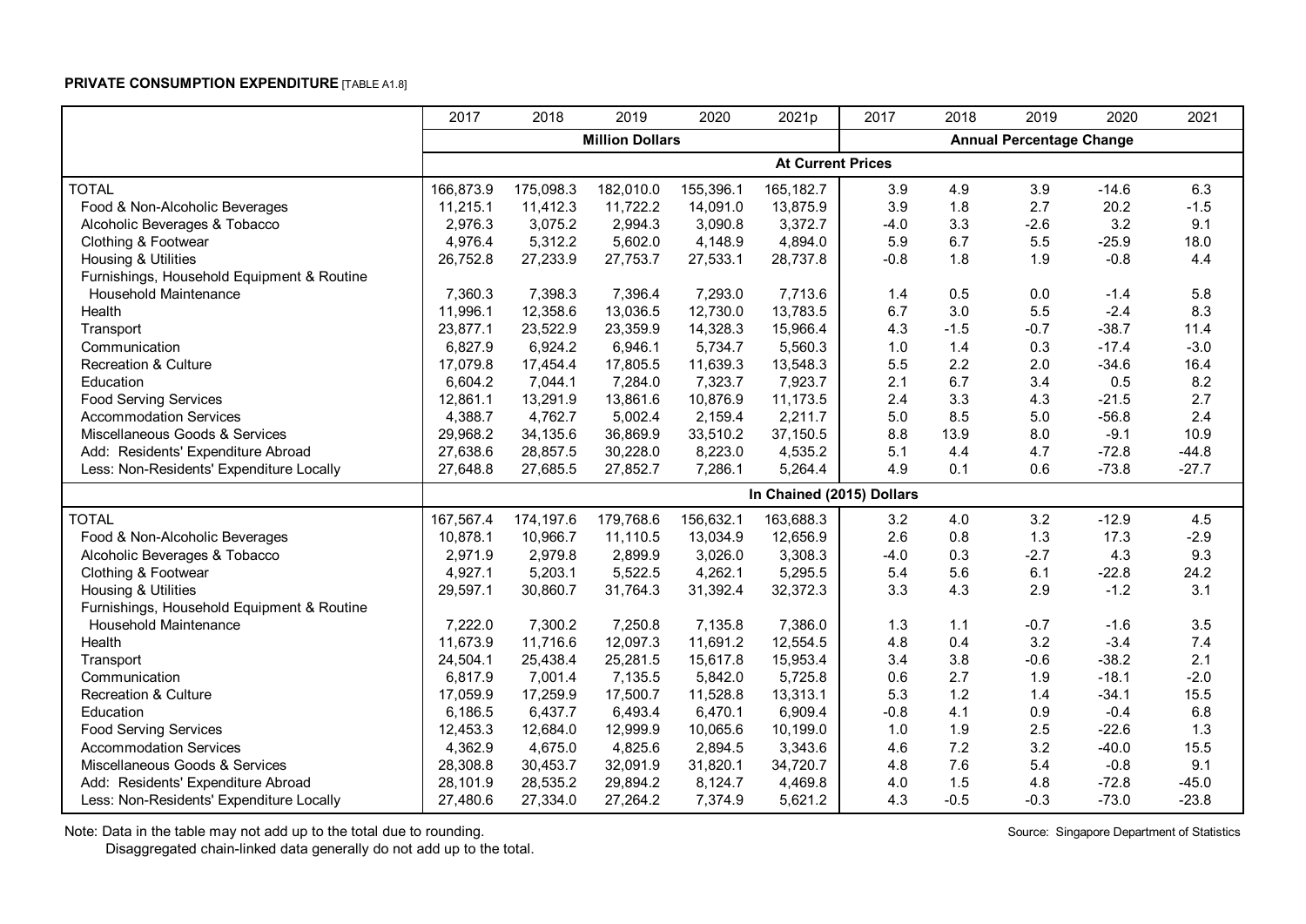**PRIVATE CONSUMPTION EXPENDITURE** [TABLE A1.8]

| | 2017 | 2018 | 2019 | 2020 | 2021p | 2017 | 2018 | 2019 | 2020 | 2021 |
|---|---|---|---|---|---|---|---|---|---|---|
| | Million Dollars | | | | | Annual Percentage Change | | | | |
| | At Current Prices | | | | | | | | | |
| TOTAL | 166,873.9 | 175,098.3 | 182,010.0 | 155,396.1 | 165,182.7 | 3.9 | 4.9 | 3.9 | -14.6 | 6.3 |
| Food & Non-Alcoholic Beverages | 11,215.1 | 11,412.3 | 11,722.2 | 14,091.0 | 13,875.9 | 3.9 | 1.8 | 2.7 | 20.2 | -1.5 |
| Alcoholic Beverages & Tobacco | 2,976.3 | 3,075.2 | 2,994.3 | 3,090.8 | 3,372.7 | -4.0 | 3.3 | -2.6 | 3.2 | 9.1 |
| Clothing & Footwear | 4,976.4 | 5,312.2 | 5,602.0 | 4,148.9 | 4,894.0 | 5.9 | 6.7 | 5.5 | -25.9 | 18.0 |
| Housing & Utilities | 26,752.8 | 27,233.9 | 27,753.7 | 27,533.1 | 28,737.8 | -0.8 | 1.8 | 1.9 | -0.8 | 4.4 |
| Furnishings, Household Equipment & Routine Household Maintenance | 7,360.3 | 7,398.3 | 7,396.4 | 7,293.0 | 7,713.6 | 1.4 | 0.5 | 0.0 | -1.4 | 5.8 |
| Health | 11,996.1 | 12,358.6 | 13,036.5 | 12,730.0 | 13,783.5 | 6.7 | 3.0 | 5.5 | -2.4 | 8.3 |
| Transport | 23,877.1 | 23,522.9 | 23,359.9 | 14,328.3 | 15,966.4 | 4.3 | -1.5 | -0.7 | -38.7 | 11.4 |
| Communication | 6,827.9 | 6,924.2 | 6,946.1 | 5,734.7 | 5,560.3 | 1.0 | 1.4 | 0.3 | -17.4 | -3.0 |
| Recreation & Culture | 17,079.8 | 17,454.4 | 17,805.5 | 11,639.3 | 13,548.3 | 5.5 | 2.2 | 2.0 | -34.6 | 16.4 |
| Education | 6,604.2 | 7,044.1 | 7,284.0 | 7,323.7 | 7,923.7 | 2.1 | 6.7 | 3.4 | 0.5 | 8.2 |
| Food Serving Services | 12,861.1 | 13,291.9 | 13,861.6 | 10,876.9 | 11,173.5 | 2.4 | 3.3 | 4.3 | -21.5 | 2.7 |
| Accommodation Services | 4,388.7 | 4,762.7 | 5,002.4 | 2,159.4 | 2,211.7 | 5.0 | 8.5 | 5.0 | -56.8 | 2.4 |
| Miscellaneous Goods & Services | 29,968.2 | 34,135.6 | 36,869.9 | 33,510.2 | 37,150.5 | 8.8 | 13.9 | 8.0 | -9.1 | 10.9 |
| Add: Residents' Expenditure Abroad | 27,638.6 | 28,857.5 | 30,228.0 | 8,223.0 | 4,535.2 | 5.1 | 4.4 | 4.7 | -72.8 | -44.8 |
| Less: Non-Residents' Expenditure Locally | 27,648.8 | 27,685.5 | 27,852.7 | 7,286.1 | 5,264.4 | 4.9 | 0.1 | 0.6 | -73.8 | -27.7 |
| | In Chained (2015) Dollars | | | | | | | | | |
| TOTAL | 167,567.4 | 174,197.6 | 179,768.6 | 156,632.1 | 163,688.3 | 3.2 | 4.0 | 3.2 | -12.9 | 4.5 |
| Food & Non-Alcoholic Beverages | 10,878.1 | 10,966.7 | 11,110.5 | 13,034.9 | 12,656.9 | 2.6 | 0.8 | 1.3 | 17.3 | -2.9 |
| Alcoholic Beverages & Tobacco | 2,971.9 | 2,979.8 | 2,899.9 | 3,026.0 | 3,308.3 | -4.0 | 0.3 | -2.7 | 4.3 | 9.3 |
| Clothing & Footwear | 4,927.1 | 5,203.1 | 5,522.5 | 4,262.1 | 5,295.5 | 5.4 | 5.6 | 6.1 | -22.8 | 24.2 |
| Housing & Utilities | 29,597.1 | 30,860.7 | 31,764.3 | 31,392.4 | 32,372.3 | 3.3 | 4.3 | 2.9 | -1.2 | 3.1 |
| Furnishings, Household Equipment & Routine Household Maintenance | 7,222.0 | 7,300.2 | 7,250.8 | 7,135.8 | 7,386.0 | 1.3 | 1.1 | -0.7 | -1.6 | 3.5 |
| Health | 11,673.9 | 11,716.6 | 12,097.3 | 11,691.2 | 12,554.5 | 4.8 | 0.4 | 3.2 | -3.4 | 7.4 |
| Transport | 24,504.1 | 25,438.4 | 25,281.5 | 15,617.8 | 15,953.4 | 3.4 | 3.8 | -0.6 | -38.2 | 2.1 |
| Communication | 6,817.9 | 7,001.4 | 7,135.5 | 5,842.0 | 5,725.8 | 0.6 | 2.7 | 1.9 | -18.1 | -2.0 |
| Recreation & Culture | 17,059.9 | 17,259.9 | 17,500.7 | 11,528.8 | 13,313.1 | 5.3 | 1.2 | 1.4 | -34.1 | 15.5 |
| Education | 6,186.5 | 6,437.7 | 6,493.4 | 6,470.1 | 6,909.4 | -0.8 | 4.1 | 0.9 | -0.4 | 6.8 |
| Food Serving Services | 12,453.3 | 12,684.0 | 12,999.9 | 10,065.6 | 10,199.0 | 1.0 | 1.9 | 2.5 | -22.6 | 1.3 |
| Accommodation Services | 4,362.9 | 4,675.0 | 4,825.6 | 2,894.5 | 3,343.6 | 4.6 | 7.2 | 3.2 | -40.0 | 15.5 |
| Miscellaneous Goods & Services | 28,308.8 | 30,453.7 | 32,091.9 | 31,820.1 | 34,720.7 | 4.8 | 7.6 | 5.4 | -0.8 | 9.1 |
| Add: Residents' Expenditure Abroad | 28,101.9 | 28,535.2 | 29,894.2 | 8,124.7 | 4,469.8 | 4.0 | 1.5 | 4.8 | -72.8 | -45.0 |
| Less: Non-Residents' Expenditure Locally | 27,480.6 | 27,334.0 | 27,264.2 | 7,374.9 | 5,621.2 | 4.3 | -0.5 | -0.3 | -73.0 | -23.8 |

Note: Data in the table may not add up to the total due to rounding.
Disaggregated chain-linked data generally do not add up to the total.

Source: Singapore Department of Statistics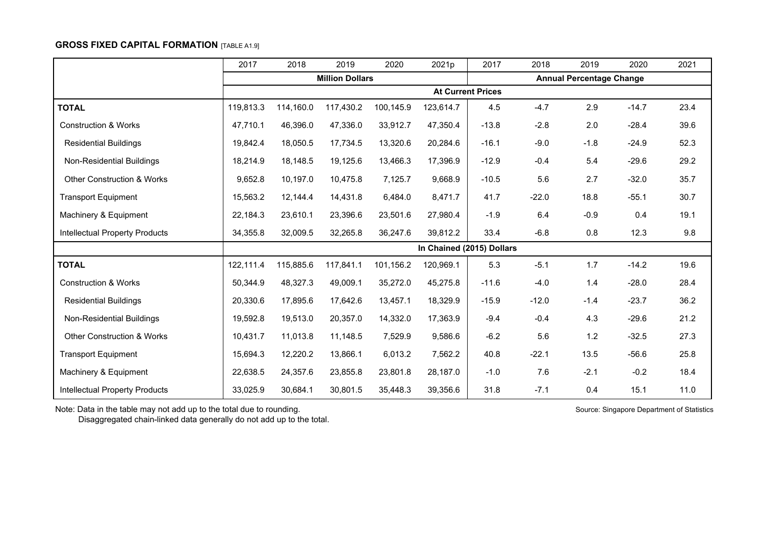## GROSS FIXED CAPITAL FORMATION [TABLE A1.9]

| | 2017 | 2018 | 2019 | 2020 | 2021p | 2017 | 2018 | 2019 | 2020 | 2021 |
|---|---|---|---|---|---|---|---|---|---|---|
| | Million Dollars | | | | | Annual Percentage Change | | | | |
| | At Current Prices | | | | | | | | | |
| **TOTAL** | 119,813.3 | 114,160.0 | 117,430.2 | 100,145.9 | 123,614.7 | 4.5 | -4.7 | 2.9 | -14.7 | 23.4 |
| Construction & Works | 47,710.1 | 46,396.0 | 47,336.0 | 33,912.7 | 47,350.4 | -13.8 | -2.8 | 2.0 | -28.4 | 39.6 |
| Residential Buildings | 19,842.4 | 18,050.5 | 17,734.5 | 13,320.6 | 20,284.6 | -16.1 | -9.0 | -1.8 | -24.9 | 52.3 |
| Non-Residential Buildings | 18,214.9 | 18,148.5 | 19,125.6 | 13,466.3 | 17,396.9 | -12.9 | -0.4 | 5.4 | -29.6 | 29.2 |
| Other Construction & Works | 9,652.8 | 10,197.0 | 10,475.8 | 7,125.7 | 9,668.9 | -10.5 | 5.6 | 2.7 | -32.0 | 35.7 |
| Transport Equipment | 15,563.2 | 12,144.4 | 14,431.8 | 6,484.0 | 8,471.7 | 41.7 | -22.0 | 18.8 | -55.1 | 30.7 |
| Machinery & Equipment | 22,184.3 | 23,610.1 | 23,396.6 | 23,501.6 | 27,980.4 | -1.9 | 6.4 | -0.9 | 0.4 | 19.1 |
| Intellectual Property Products | 34,355.8 | 32,009.5 | 32,265.8 | 36,247.6 | 39,812.2 | 33.4 | -6.8 | 0.8 | 12.3 | 9.8 |
| | In Chained (2015) Dollars | | | | | | | | | |
| **TOTAL** | 122,111.4 | 115,885.6 | 117,841.1 | 101,156.2 | 120,969.1 | 5.3 | -5.1 | 1.7 | -14.2 | 19.6 |
| Construction & Works | 50,344.9 | 48,327.3 | 49,009.1 | 35,272.0 | 45,275.8 | -11.6 | -4.0 | 1.4 | -28.0 | 28.4 |
| Residential Buildings | 20,330.6 | 17,895.6 | 17,642.6 | 13,457.1 | 18,329.9 | -15.9 | -12.0 | -1.4 | -23.7 | 36.2 |
| Non-Residential Buildings | 19,592.8 | 19,513.0 | 20,357.0 | 14,332.0 | 17,363.9 | -9.4 | -0.4 | 4.3 | -29.6 | 21.2 |
| Other Construction & Works | 10,431.7 | 11,013.8 | 11,148.5 | 7,529.9 | 9,586.6 | -6.2 | 5.6 | 1.2 | -32.5 | 27.3 |
| Transport Equipment | 15,694.3 | 12,220.2 | 13,866.1 | 6,013.2 | 7,562.2 | 40.8 | -22.1 | 13.5 | -56.6 | 25.8 |
| Machinery & Equipment | 22,638.5 | 24,357.6 | 23,855.8 | 23,801.8 | 28,187.0 | -1.0 | 7.6 | -2.1 | -0.2 | 18.4 |
| Intellectual Property Products | 33,025.9 | 30,684.1 | 30,801.5 | 35,448.3 | 39,356.6 | 31.8 | -7.1 | 0.4 | 15.1 | 11.0 |

Note: Data in the table may not add up to the total due to rounding.
Disaggregated chain-linked data generally do not add up to the total.

Source: Singapore Department of Statistics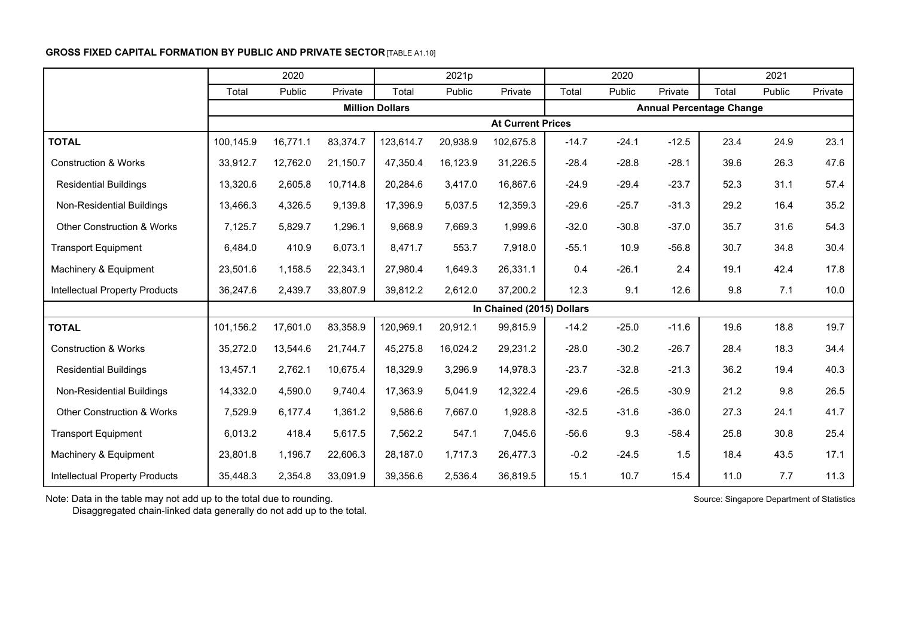**GROSS FIXED CAPITAL FORMATION BY PUBLIC AND PRIVATE SECTOR** [TABLE A1.10]

| | 2020 | | | 2021p | | | 2020 | | | 2021 | | |
|---|---|---|---|---|---|---|---|---|---|---|---|---|
| | Total | Public | Private | Total | Public | Private | Total | Public | Private | Total | Public | Private |
| | Million Dollars | | | | | | Annual Percentage Change | | | | | |
| | At Current Prices | | | | | | | | | | | |
| **TOTAL** | 100,145.9 | 16,771.1 | 83,374.7 | 123,614.7 | 20,938.9 | 102,675.8 | -14.7 | -24.1 | -12.5 | 23.4 | 24.9 | 23.1 |
| Construction & Works | 33,912.7 | 12,762.0 | 21,150.7 | 47,350.4 | 16,123.9 | 31,226.5 | -28.4 | -28.8 | -28.1 | 39.6 | 26.3 | 47.6 |
| Residential Buildings | 13,320.6 | 2,605.8 | 10,714.8 | 20,284.6 | 3,417.0 | 16,867.6 | -24.9 | -29.4 | -23.7 | 52.3 | 31.1 | 57.4 |
| Non-Residential Buildings | 13,466.3 | 4,326.5 | 9,139.8 | 17,396.9 | 5,037.5 | 12,359.3 | -29.6 | -25.7 | -31.3 | 29.2 | 16.4 | 35.2 |
| Other Construction & Works | 7,125.7 | 5,829.7 | 1,296.1 | 9,668.9 | 7,669.3 | 1,999.6 | -32.0 | -30.8 | -37.0 | 35.7 | 31.6 | 54.3 |
| Transport Equipment | 6,484.0 | 410.9 | 6,073.1 | 8,471.7 | 553.7 | 7,918.0 | -55.1 | 10.9 | -56.8 | 30.7 | 34.8 | 30.4 |
| Machinery & Equipment | 23,501.6 | 1,158.5 | 22,343.1 | 27,980.4 | 1,649.3 | 26,331.1 | 0.4 | -26.1 | 2.4 | 19.1 | 42.4 | 17.8 |
| Intellectual Property Products | 36,247.6 | 2,439.7 | 33,807.9 | 39,812.2 | 2,612.0 | 37,200.2 | 12.3 | 9.1 | 12.6 | 9.8 | 7.1 | 10.0 |
| | In Chained (2015) Dollars | | | | | | | | | | | |
| **TOTAL** | 101,156.2 | 17,601.0 | 83,358.9 | 120,969.1 | 20,912.1 | 99,815.9 | -14.2 | -25.0 | -11.6 | 19.6 | 18.8 | 19.7 |
| Construction & Works | 35,272.0 | 13,544.6 | 21,744.7 | 45,275.8 | 16,024.2 | 29,231.2 | -28.0 | -30.2 | -26.7 | 28.4 | 18.3 | 34.4 |
| Residential Buildings | 13,457.1 | 2,762.1 | 10,675.4 | 18,329.9 | 3,296.9 | 14,978.3 | -23.7 | -32.8 | -21.3 | 36.2 | 19.4 | 40.3 |
| Non-Residential Buildings | 14,332.0 | 4,590.0 | 9,740.4 | 17,363.9 | 5,041.9 | 12,322.4 | -29.6 | -26.5 | -30.9 | 21.2 | 9.8 | 26.5 |
| Other Construction & Works | 7,529.9 | 6,177.4 | 1,361.2 | 9,586.6 | 7,667.0 | 1,928.8 | -32.5 | -31.6 | -36.0 | 27.3 | 24.1 | 41.7 |
| Transport Equipment | 6,013.2 | 418.4 | 5,617.5 | 7,562.2 | 547.1 | 7,045.6 | -56.6 | 9.3 | -58.4 | 25.8 | 30.8 | 25.4 |
| Machinery & Equipment | 23,801.8 | 1,196.7 | 22,606.3 | 28,187.0 | 1,717.3 | 26,477.3 | -0.2 | -24.5 | 1.5 | 18.4 | 43.5 | 17.1 |
| Intellectual Property Products | 35,448.3 | 2,354.8 | 33,091.9 | 39,356.6 | 2,536.4 | 36,819.5 | 15.1 | 10.7 | 15.4 | 11.0 | 7.7 | 11.3 |

Note: Data in the table may not add up to the total due to rounding.
Disaggregated chain-linked data generally do not add up to the total.

Source: Singapore Department of Statistics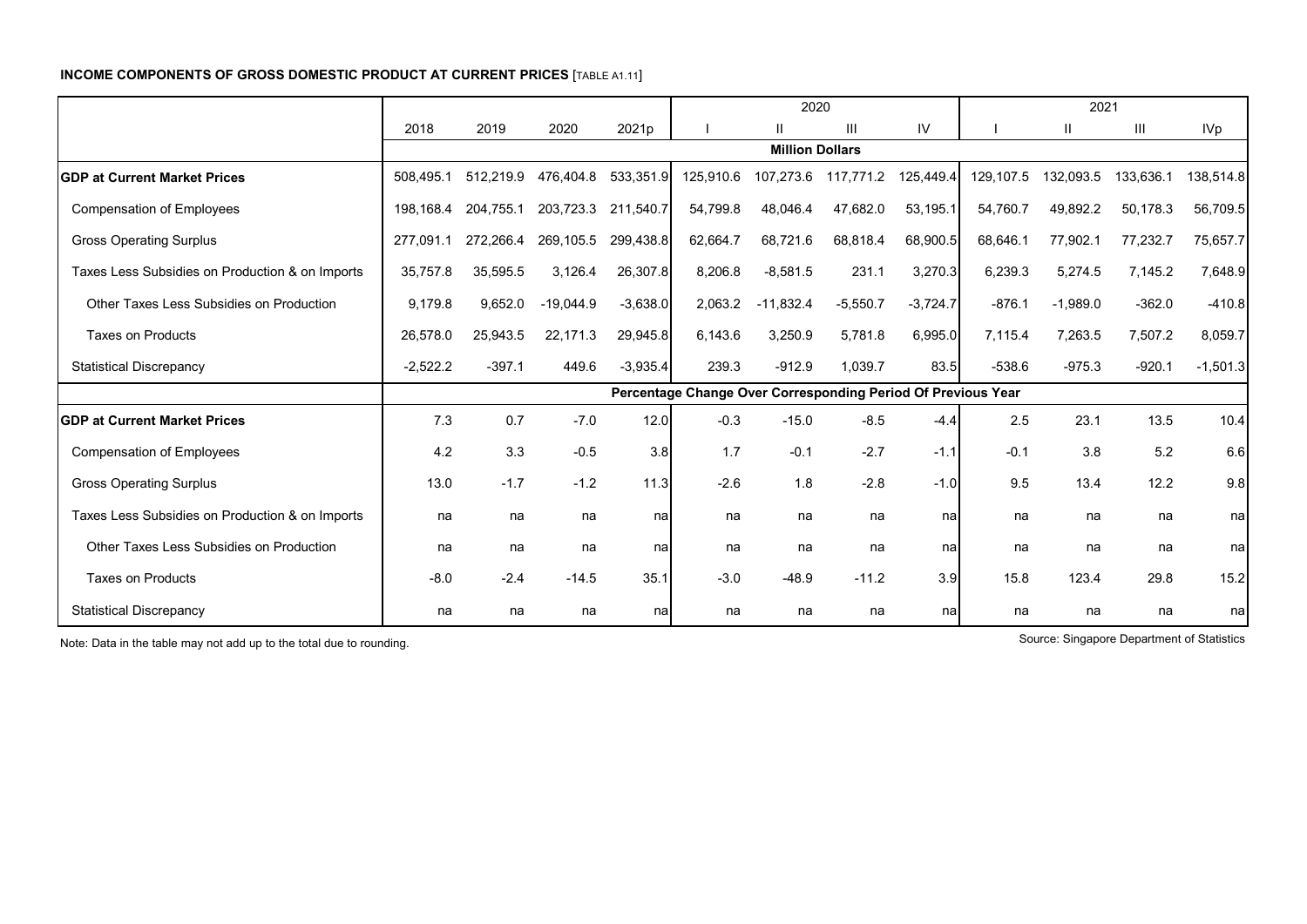**INCOME COMPONENTS OF GROSS DOMESTIC PRODUCT AT CURRENT PRICES** [TABLE A1.11]

| | | | | | 2020 | | | | 2021 | | | |
|---|---|---|---|---|---|---|---|---|---|---|---|---|
| | 2018 | 2019 | 2020 | 2021p | I | II | III | IV | I | II | III | IVp |
| | **Million Dollars** | | | | | | | | | | | |
| **GDP at Current Market Prices** | 508,495.1 | 512,219.9 | 476,404.8 | 533,351.9 | 125,910.6 | 107,273.6 | 117,771.2 | 125,449.4 | 129,107.5 | 132,093.5 | 133,636.1 | 138,514.8 |
| Compensation of Employees | 198,168.4 | 204,755.1 | 203,723.3 | 211,540.7 | 54,799.8 | 48,046.4 | 47,682.0 | 53,195.1 | 54,760.7 | 49,892.2 | 50,178.3 | 56,709.5 |
| Gross Operating Surplus | 277,091.1 | 272,266.4 | 269,105.5 | 299,438.8 | 62,664.7 | 68,721.6 | 68,818.4 | 68,900.5 | 68,646.1 | 77,902.1 | 77,232.7 | 75,657.7 |
| Taxes Less Subsidies on Production & on Imports | 35,757.8 | 35,595.5 | 3,126.4 | 26,307.8 | 8,206.8 | -8,581.5 | 231.1 | 3,270.3 | 6,239.3 | 5,274.5 | 7,145.2 | 7,648.9 |
| Other Taxes Less Subsidies on Production | 9,179.8 | 9,652.0 | -19,044.9 | -3,638.0 | 2,063.2 | -11,832.4 | -5,550.7 | -3,724.7 | -876.1 | -1,989.0 | -362.0 | -410.8 |
| Taxes on Products | 26,578.0 | 25,943.5 | 22,171.3 | 29,945.8 | 6,143.6 | 3,250.9 | 5,781.8 | 6,995.0 | 7,115.4 | 7,263.5 | 7,507.2 | 8,059.7 |
| Statistical Discrepancy | -2,522.2 | -397.1 | 449.6 | -3,935.4 | 239.3 | -912.9 | 1,039.7 | 83.5 | -538.6 | -975.3 | -920.1 | -1,501.3 |
| | **Percentage Change Over Corresponding Period Of Previous Year** | | | | | | | | | | | |
| **GDP at Current Market Prices** | 7.3 | 0.7 | -7.0 | 12.0 | -0.3 | -15.0 | -8.5 | -4.4 | 2.5 | 23.1 | 13.5 | 10.4 |
| Compensation of Employees | 4.2 | 3.3 | -0.5 | 3.8 | 1.7 | -0.1 | -2.7 | -1.1 | -0.1 | 3.8 | 5.2 | 6.6 |
| Gross Operating Surplus | 13.0 | -1.7 | -1.2 | 11.3 | -2.6 | 1.8 | -2.8 | -1.0 | 9.5 | 13.4 | 12.2 | 9.8 |
| Taxes Less Subsidies on Production & on Imports | na | na | na | na | na | na | na | na | na | na | na | na |
| Other Taxes Less Subsidies on Production | na | na | na | na | na | na | na | na | na | na | na | na |
| Taxes on Products | -8.0 | -2.4 | -14.5 | 35.1 | -3.0 | -48.9 | -11.2 | 3.9 | 15.8 | 123.4 | 29.8 | 15.2 |
| Statistical Discrepancy | na | na | na | na | na | na | na | na | na | na | na | na |

Note: Data in the table may not add up to the total due to rounding.

Source: Singapore Department of Statistics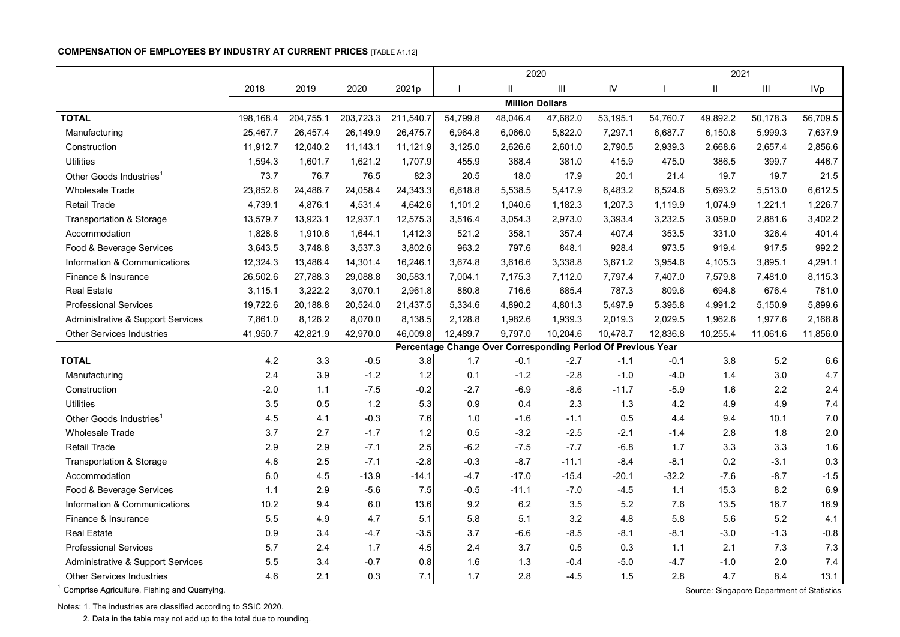**COMPENSATION OF EMPLOYEES BY INDUSTRY AT CURRENT PRICES** [TABLE A1.12]

| | 2018 | 2019 | 2020 | 2021p | 2020 | | | | 2021 | | | |
|---|---|---|---|---|---|---|---|---|---|---|---|---|
| | | | | | I | II | III | IV | I | II | III | IVp |
| | **Million Dollars** | | | | | | | | | | | |
| **TOTAL** | 198,168.4 | 204,755.1 | 203,723.3 | 211,540.7 | 54,799.8 | 48,046.4 | 47,682.0 | 53,195.1 | 54,760.7 | 49,892.2 | 50,178.3 | 56,709.5 |
| Manufacturing | 25,467.7 | 26,457.4 | 26,149.9 | 26,475.7 | 6,964.8 | 6,066.0 | 5,822.0 | 7,297.1 | 6,687.7 | 6,150.8 | 5,999.3 | 7,637.9 |
| Construction | 11,912.7 | 12,040.2 | 11,143.1 | 11,121.9 | 3,125.0 | 2,626.6 | 2,601.0 | 2,790.5 | 2,939.3 | 2,668.6 | 2,657.4 | 2,856.6 |
| Utilities | 1,594.3 | 1,601.7 | 1,621.2 | 1,707.9 | 455.9 | 368.4 | 381.0 | 415.9 | 475.0 | 386.5 | 399.7 | 446.7 |
| Other Goods Industries[1] | 73.7 | 76.7 | 76.5 | 82.3 | 20.5 | 18.0 | 17.9 | 20.1 | 21.4 | 19.7 | 19.7 | 21.5 |
| Wholesale Trade | 23,852.6 | 24,486.7 | 24,058.4 | 24,343.3 | 6,618.8 | 5,538.5 | 5,417.9 | 6,483.2 | 6,524.6 | 5,693.2 | 5,513.0 | 6,612.5 |
| Retail Trade | 4,739.1 | 4,876.1 | 4,531.4 | 4,642.6 | 1,101.2 | 1,040.6 | 1,182.3 | 1,207.3 | 1,119.9 | 1,074.9 | 1,221.1 | 1,226.7 |
| Transportation & Storage | 13,579.7 | 13,923.1 | 12,937.1 | 12,575.3 | 3,516.4 | 3,054.3 | 2,973.0 | 3,393.4 | 3,232.5 | 3,059.0 | 2,881.6 | 3,402.2 |
| Accommodation | 1,828.8 | 1,910.6 | 1,644.1 | 1,412.3 | 521.2 | 358.1 | 357.4 | 407.4 | 353.5 | 331.0 | 326.4 | 401.4 |
| Food & Beverage Services | 3,643.5 | 3,748.8 | 3,537.3 | 3,802.6 | 963.2 | 797.6 | 848.1 | 928.4 | 973.5 | 919.4 | 917.5 | 992.2 |
| Information & Communications | 12,324.3 | 13,486.4 | 14,301.4 | 16,246.1 | 3,674.8 | 3,616.6 | 3,338.8 | 3,671.2 | 3,954.6 | 4,105.3 | 3,895.1 | 4,291.1 |
| Finance & Insurance | 26,502.6 | 27,788.3 | 29,088.8 | 30,583.1 | 7,004.1 | 7,175.3 | 7,112.0 | 7,797.4 | 7,407.0 | 7,579.8 | 7,481.0 | 8,115.3 |
| Real Estate | 3,115.1 | 3,222.2 | 3,070.1 | 2,961.8 | 880.8 | 716.6 | 685.4 | 787.3 | 809.6 | 694.8 | 676.4 | 781.0 |
| Professional Services | 19,722.6 | 20,188.8 | 20,524.0 | 21,437.5 | 5,334.6 | 4,890.2 | 4,801.3 | 5,497.9 | 5,395.8 | 4,991.2 | 5,150.9 | 5,899.6 |
| Administrative & Support Services | 7,861.0 | 8,126.2 | 8,070.0 | 8,138.5 | 2,128.8 | 1,982.6 | 1,939.3 | 2,019.3 | 2,029.5 | 1,962.6 | 1,977.6 | 2,168.8 |
| Other Services Industries | 41,950.7 | 42,821.9 | 42,970.0 | 46,009.8 | 12,489.7 | 9,797.0 | 10,204.6 | 10,478.7 | 12,836.8 | 10,255.4 | 11,061.6 | 11,856.0 |
| | **Percentage Change Over Corresponding Period Of Previous Year** | | | | | | | | | | | |
| **TOTAL** | 4.2 | 3.3 | -0.5 | 3.8 | 1.7 | -0.1 | -2.7 | -1.1 | -0.1 | 3.8 | 5.2 | 6.6 |
| Manufacturing | 2.4 | 3.9 | -1.2 | 1.2 | 0.1 | -1.2 | -2.8 | -1.0 | -4.0 | 1.4 | 3.0 | 4.7 |
| Construction | -2.0 | 1.1 | -7.5 | -0.2 | -2.7 | -6.9 | -8.6 | -11.7 | -5.9 | 1.6 | 2.2 | 2.4 |
| Utilities | 3.5 | 0.5 | 1.2 | 5.3 | 0.9 | 0.4 | 2.3 | 1.3 | 4.2 | 4.9 | 4.9 | 7.4 |
| Other Goods Industries[1] | 4.5 | 4.1 | -0.3 | 7.6 | 1.0 | -1.6 | -1.1 | 0.5 | 4.4 | 9.4 | 10.1 | 7.0 |
| Wholesale Trade | 3.7 | 2.7 | -1.7 | 1.2 | 0.5 | -3.2 | -2.5 | -2.1 | -1.4 | 2.8 | 1.8 | 2.0 |
| Retail Trade | 2.9 | 2.9 | -7.1 | 2.5 | -6.2 | -7.5 | -7.7 | -6.8 | 1.7 | 3.3 | 3.3 | 1.6 |
| Transportation & Storage | 4.8 | 2.5 | -7.1 | -2.8 | -0.3 | -8.7 | -11.1 | -8.4 | -8.1 | 0.2 | -3.1 | 0.3 |
| Accommodation | 6.0 | 4.5 | -13.9 | -14.1 | -4.7 | -17.0 | -15.4 | -20.1 | -32.2 | -7.6 | -8.7 | -1.5 |
| Food & Beverage Services | 1.1 | 2.9 | -5.6 | 7.5 | -0.5 | -11.1 | -7.0 | -4.5 | 1.1 | 15.3 | 8.2 | 6.9 |
| Information & Communications | 10.2 | 9.4 | 6.0 | 13.6 | 9.2 | 6.2 | 3.5 | 5.2 | 7.6 | 13.5 | 16.7 | 16.9 |
| Finance & Insurance | 5.5 | 4.9 | 4.7 | 5.1 | 5.8 | 5.1 | 3.2 | 4.8 | 5.8 | 5.6 | 5.2 | 4.1 |
| Real Estate | 0.9 | 3.4 | -4.7 | -3.5 | 3.7 | -6.6 | -8.5 | -8.1 | -8.1 | -3.0 | -1.3 | -0.8 |
| Professional Services | 5.7 | 2.4 | 1.7 | 4.5 | 2.4 | 3.7 | 0.5 | 0.3 | 1.1 | 2.1 | 7.3 | 7.3 |
| Administrative & Support Services | 5.5 | 3.4 | -0.7 | 0.8 | 1.6 | 1.3 | -0.4 | -5.0 | -4.7 | -1.0 | 2.0 | 7.4 |
| Other Services Industries | 4.6 | 2.1 | 0.3 | 7.1 | 1.7 | 2.8 | -4.5 | 1.5 | 2.8 | 4.7 | 8.4 | 13.1 |

[1] Comprise Agriculture, Fishing and Quarrying.

Source: Singapore Department of Statistics

Notes: 1. The industries are classified according to SSIC 2020.

2. Data in the table may not add up to the total due to rounding.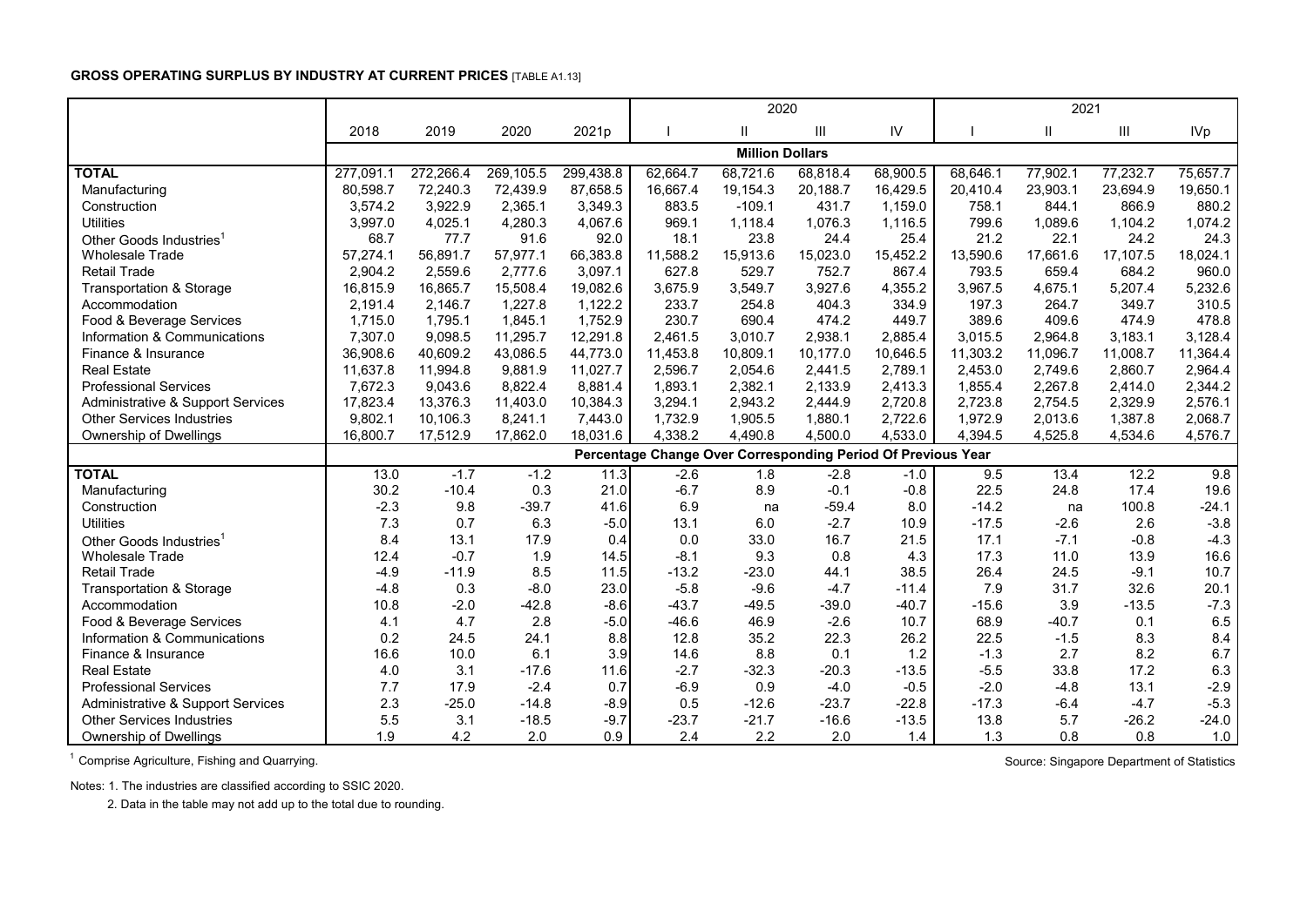**GROSS OPERATING SURPLUS BY INDUSTRY AT CURRENT PRICES** [TABLE A1.13]

| | | | | | 2020 | | | | 2021 | | | |
|---|---|---|---|---|---|---|---|---|---|---|---|---|
| | 2018 | 2019 | 2020 | 2021p | I | II | III | IV | I | II | III | IVp |
| | **Million Dollars** | | | | | | | | | | | |
| **TOTAL** | 277,091.1 | 272,266.4 | 269,105.5 | 299,438.8 | 62,664.7 | 68,721.6 | 68,818.4 | 68,900.5 | 68,646.1 | 77,902.1 | 77,232.7 | 75,657.7 |
| Manufacturing | 80,598.7 | 72,240.3 | 72,439.9 | 87,658.5 | 16,667.4 | 19,154.3 | 20,188.7 | 16,429.5 | 20,410.4 | 23,903.1 | 23,694.9 | 19,650.1 |
| Construction | 3,574.2 | 3,922.9 | 2,365.1 | 3,349.3 | 883.5 | -109.1 | 431.7 | 1,159.0 | 758.1 | 844.1 | 866.9 | 880.2 |
| Utilities | 3,997.0 | 4,025.1 | 4,280.3 | 4,067.6 | 969.1 | 1,118.4 | 1,076.3 | 1,116.5 | 799.6 | 1,089.6 | 1,104.2 | 1,074.2 |
| Other Goods Industries[1] | 68.7 | 77.7 | 91.6 | 92.0 | 18.1 | 23.8 | 24.4 | 25.4 | 21.2 | 22.1 | 24.2 | 24.3 |
| Wholesale Trade | 57,274.1 | 56,891.7 | 57,977.1 | 66,383.8 | 11,588.2 | 15,913.6 | 15,023.0 | 15,452.2 | 13,590.6 | 17,661.6 | 17,107.5 | 18,024.1 |
| Retail Trade | 2,904.2 | 2,559.6 | 2,777.6 | 3,097.1 | 627.8 | 529.7 | 752.7 | 867.4 | 793.5 | 659.4 | 684.2 | 960.0 |
| Transportation & Storage | 16,815.9 | 16,865.7 | 15,508.4 | 19,082.6 | 3,675.9 | 3,549.7 | 3,927.6 | 4,355.2 | 3,967.5 | 4,675.1 | 5,207.4 | 5,232.6 |
| Accommodation | 2,191.4 | 2,146.7 | 1,227.8 | 1,122.2 | 233.7 | 254.8 | 404.3 | 334.9 | 197.3 | 264.7 | 349.7 | 310.5 |
| Food & Beverage Services | 1,715.0 | 1,795.1 | 1,845.1 | 1,752.9 | 230.7 | 690.4 | 474.2 | 449.7 | 389.6 | 409.6 | 474.9 | 478.8 |
| Information & Communications | 7,307.0 | 9,098.5 | 11,295.7 | 12,291.8 | 2,461.5 | 3,010.7 | 2,938.1 | 2,885.4 | 3,015.5 | 2,964.8 | 3,183.1 | 3,128.4 |
| Finance & Insurance | 36,908.6 | 40,609.2 | 43,086.5 | 44,773.0 | 11,453.8 | 10,809.1 | 10,177.0 | 10,646.5 | 11,303.2 | 11,096.7 | 11,008.7 | 11,364.4 |
| Real Estate | 11,637.8 | 11,994.8 | 9,881.9 | 11,027.7 | 2,596.7 | 2,054.6 | 2,441.5 | 2,789.1 | 2,453.0 | 2,749.6 | 2,860.7 | 2,964.4 |
| Professional Services | 7,672.3 | 9,043.6 | 8,822.4 | 8,881.4 | 1,893.1 | 2,382.1 | 2,133.9 | 2,413.3 | 1,855.4 | 2,267.8 | 2,414.0 | 2,344.2 |
| Administrative & Support Services | 17,823.4 | 13,376.3 | 11,403.0 | 10,384.3 | 3,294.1 | 2,943.2 | 2,444.9 | 2,720.8 | 2,723.8 | 2,754.5 | 2,329.9 | 2,576.1 |
| Other Services Industries | 9,802.1 | 10,106.3 | 8,241.1 | 7,443.0 | 1,732.9 | 1,905.5 | 1,880.1 | 2,722.6 | 1,972.9 | 2,013.6 | 1,387.8 | 2,068.7 |
| Ownership of Dwellings | 16,800.7 | 17,512.9 | 17,862.0 | 18,031.6 | 4,338.2 | 4,490.8 | 4,500.0 | 4,533.0 | 4,394.5 | 4,525.8 | 4,534.6 | 4,576.7 |
| | **Percentage Change Over Corresponding Period Of Previous Year** | | | | | | | | | | | |
| **TOTAL** | 13.0 | -1.7 | -1.2 | 11.3 | -2.6 | 1.8 | -2.8 | -1.0 | 9.5 | 13.4 | 12.2 | 9.8 |
| Manufacturing | 30.2 | -10.4 | 0.3 | 21.0 | -6.7 | 8.9 | -0.1 | -0.8 | 22.5 | 24.8 | 17.4 | 19.6 |
| Construction | -2.3 | 9.8 | -39.7 | 41.6 | 6.9 | na | -59.4 | 8.0 | -14.2 | na | 100.8 | -24.1 |
| Utilities | 7.3 | 0.7 | 6.3 | -5.0 | 13.1 | 6.0 | -2.7 | 10.9 | -17.5 | -2.6 | 2.6 | -3.8 |
| Other Goods Industries[1] | 8.4 | 13.1 | 17.9 | 0.4 | 0.0 | 33.0 | 16.7 | 21.5 | 17.1 | -7.1 | -0.8 | -4.3 |
| Wholesale Trade | 12.4 | -0.7 | 1.9 | 14.5 | -8.1 | 9.3 | 0.8 | 4.3 | 17.3 | 11.0 | 13.9 | 16.6 |
| Retail Trade | -4.9 | -11.9 | 8.5 | 11.5 | -13.2 | -23.0 | 44.1 | 38.5 | 26.4 | 24.5 | -9.1 | 10.7 |
| Transportation & Storage | -4.8 | 0.3 | -8.0 | 23.0 | -5.8 | -9.6 | -4.7 | -11.4 | 7.9 | 31.7 | 32.6 | 20.1 |
| Accommodation | 10.8 | -2.0 | -42.8 | -8.6 | -43.7 | -49.5 | -39.0 | -40.7 | -15.6 | 3.9 | -13.5 | -7.3 |
| Food & Beverage Services | 4.1 | 4.7 | 2.8 | -5.0 | -46.6 | 46.9 | -2.6 | 10.7 | 68.9 | -40.7 | 0.1 | 6.5 |
| Information & Communications | 0.2 | 24.5 | 24.1 | 8.8 | 12.8 | 35.2 | 22.3 | 26.2 | 22.5 | -1.5 | 8.3 | 8.4 |
| Finance & Insurance | 16.6 | 10.0 | 6.1 | 3.9 | 14.6 | 8.8 | 0.1 | 1.2 | -1.3 | 2.7 | 8.2 | 6.7 |
| Real Estate | 4.0 | 3.1 | -17.6 | 11.6 | -2.7 | -32.3 | -20.3 | -13.5 | -5.5 | 33.8 | 17.2 | 6.3 |
| Professional Services | 7.7 | 17.9 | -2.4 | 0.7 | -6.9 | 0.9 | -4.0 | -0.5 | -2.0 | -4.8 | 13.1 | -2.9 |
| Administrative & Support Services | 2.3 | -25.0 | -14.8 | -8.9 | 0.5 | -12.6 | -23.7 | -22.8 | -17.3 | -6.4 | -4.7 | -5.3 |
| Other Services Industries | 5.5 | 3.1 | -18.5 | -9.7 | -23.7 | -21.7 | -16.6 | -13.5 | 13.8 | 5.7 | -26.2 | -24.0 |
| Ownership of Dwellings | 1.9 | 4.2 | 2.0 | 0.9 | 2.4 | 2.2 | 2.0 | 1.4 | 1.3 | 0.8 | 0.8 | 1.0 |

[1] Comprise Agriculture, Fishing and Quarrying.

Source: Singapore Department of Statistics

Notes: 1. The industries are classified according to SSIC 2020.

2. Data in the table may not add up to the total due to rounding.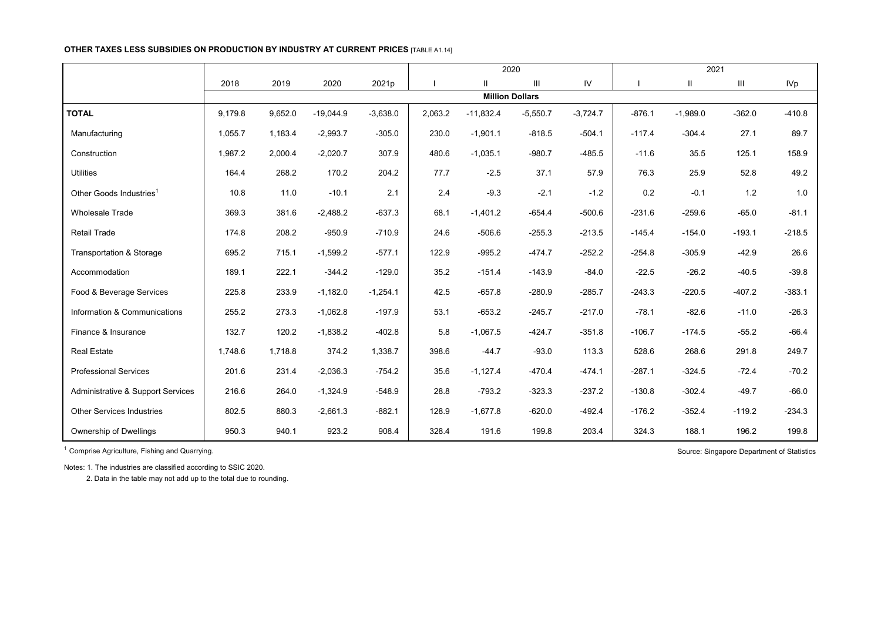**OTHER TAXES LESS SUBSIDIES ON PRODUCTION BY INDUSTRY AT CURRENT PRICES** [TABLE A1.14]

| | 2018 | 2019 | 2020 | 2021p | 2020 | | | | 2021 | | | |
|---|---|---|---|---|---|---|---|---|---|---|---|---|
| | | | | | I | II | III | IV | I | II | III | IVp |
| | Million Dollars | | | | | | | | | | | |
| **TOTAL** | 9,179.8 | 9,652.0 | -19,044.9 | -3,638.0 | 2,063.2 | -11,832.4 | -5,550.7 | -3,724.7 | -876.1 | -1,989.0 | -362.0 | -410.8 |
| Manufacturing | 1,055.7 | 1,183.4 | -2,993.7 | -305.0 | 230.0 | -1,901.1 | -818.5 | -504.1 | -117.4 | -304.4 | 27.1 | 89.7 |
| Construction | 1,987.2 | 2,000.4 | -2,020.7 | 307.9 | 480.6 | -1,035.1 | -980.7 | -485.5 | -11.6 | 35.5 | 125.1 | 158.9 |
| Utilities | 164.4 | 268.2 | 170.2 | 204.2 | 77.7 | -2.5 | 37.1 | 57.9 | 76.3 | 25.9 | 52.8 | 49.2 |
| Other Goods Industries[1] | 10.8 | 11.0 | -10.1 | 2.1 | 2.4 | -9.3 | -2.1 | -1.2 | 0.2 | -0.1 | 1.2 | 1.0 |
| Wholesale Trade | 369.3 | 381.6 | -2,488.2 | -637.3 | 68.1 | -1,401.2 | -654.4 | -500.6 | -231.6 | -259.6 | -65.0 | -81.1 |
| Retail Trade | 174.8 | 208.2 | -950.9 | -710.9 | 24.6 | -506.6 | -255.3 | -213.5 | -145.4 | -154.0 | -193.1 | -218.5 |
| Transportation & Storage | 695.2 | 715.1 | -1,599.2 | -577.1 | 122.9 | -995.2 | -474.7 | -252.2 | -254.8 | -305.9 | -42.9 | 26.6 |
| Accommodation | 189.1 | 222.1 | -344.2 | -129.0 | 35.2 | -151.4 | -143.9 | -84.0 | -22.5 | -26.2 | -40.5 | -39.8 |
| Food & Beverage Services | 225.8 | 233.9 | -1,182.0 | -1,254.1 | 42.5 | -657.8 | -280.9 | -285.7 | -243.3 | -220.5 | -407.2 | -383.1 |
| Information & Communications | 255.2 | 273.3 | -1,062.8 | -197.9 | 53.1 | -653.2 | -245.7 | -217.0 | -78.1 | -82.6 | -11.0 | -26.3 |
| Finance & Insurance | 132.7 | 120.2 | -1,838.2 | -402.8 | 5.8 | -1,067.5 | -424.7 | -351.8 | -106.7 | -174.5 | -55.2 | -66.4 |
| Real Estate | 1,748.6 | 1,718.8 | 374.2 | 1,338.7 | 398.6 | -44.7 | -93.0 | 113.3 | 528.6 | 268.6 | 291.8 | 249.7 |
| Professional Services | 201.6 | 231.4 | -2,036.3 | -754.2 | 35.6 | -1,127.4 | -470.4 | -474.1 | -287.1 | -324.5 | -72.4 | -70.2 |
| Administrative & Support Services | 216.6 | 264.0 | -1,324.9 | -548.9 | 28.8 | -793.2 | -323.3 | -237.2 | -130.8 | -302.4 | -49.7 | -66.0 |
| Other Services Industries | 802.5 | 880.3 | -2,661.3 | -882.1 | 128.9 | -1,677.8 | -620.0 | -492.4 | -176.2 | -352.4 | -119.2 | -234.3 |
| Ownership of Dwellings | 950.3 | 940.1 | 923.2 | 908.4 | 328.4 | 191.6 | 199.8 | 203.4 | 324.3 | 188.1 | 196.2 | 199.8 |

[1] Comprise Agriculture, Fishing and Quarrying.

Source: Singapore Department of Statistics

Notes: 1. The industries are classified according to SSIC 2020.

2. Data in the table may not add up to the total due to rounding.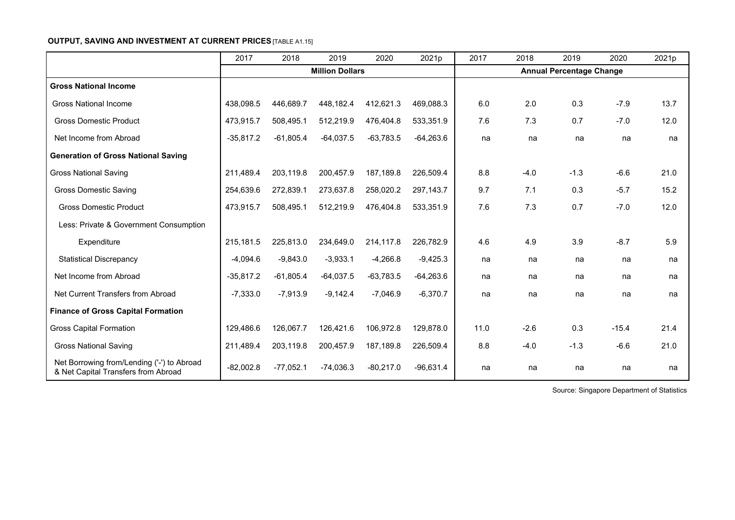**OUTPUT, SAVING AND INVESTMENT AT CURRENT PRICES** [TABLE A1.15]

| | 2017 | 2018 | 2019 | 2020 | 2021p | 2017 | 2018 | 2019 | 2020 | 2021p |
|---|---|---|---|---|---|---|---|---|---|---|
| | **Million Dollars** | | | | | **Annual Percentage Change** | | | | |
| **Gross National Income** | | | | | | | | | | |
| Gross National Income | 438,098.5 | 446,689.7 | 448,182.4 | 412,621.3 | 469,088.3 | 6.0 | 2.0 | 0.3 | -7.9 | 13.7 |
| Gross Domestic Product | 473,915.7 | 508,495.1 | 512,219.9 | 476,404.8 | 533,351.9 | 7.6 | 7.3 | 0.7 | -7.0 | 12.0 |
| Net Income from Abroad | -35,817.2 | -61,805.4 | -64,037.5 | -63,783.5 | -64,263.6 | na | na | na | na | na |
| **Generation of Gross National Saving** | | | | | | | | | | |
| Gross National Saving | 211,489.4 | 203,119.8 | 200,457.9 | 187,189.8 | 226,509.4 | 8.8 | -4.0 | -1.3 | -6.6 | 21.0 |
| Gross Domestic Saving | 254,639.6 | 272,839.1 | 273,637.8 | 258,020.2 | 297,143.7 | 9.7 | 7.1 | 0.3 | -5.7 | 15.2 |
| Gross Domestic Product | 473,915.7 | 508,495.1 | 512,219.9 | 476,404.8 | 533,351.9 | 7.6 | 7.3 | 0.7 | -7.0 | 12.0 |
| Less: Private & Government Consumption Expenditure | 215,181.5 | 225,813.0 | 234,649.0 | 214,117.8 | 226,782.9 | 4.6 | 4.9 | 3.9 | -8.7 | 5.9 |
| Statistical Discrepancy | -4,094.6 | -9,843.0 | -3,933.1 | -4,266.8 | -9,425.3 | na | na | na | na | na |
| Net Income from Abroad | -35,817.2 | -61,805.4 | -64,037.5 | -63,783.5 | -64,263.6 | na | na | na | na | na |
| Net Current Transfers from Abroad | -7,333.0 | -7,913.9 | -9,142.4 | -7,046.9 | -6,370.7 | na | na | na | na | na |
| **Finance of Gross Capital Formation** | | | | | | | | | | |
| Gross Capital Formation | 129,486.6 | 126,067.7 | 126,421.6 | 106,972.8 | 129,878.0 | 11.0 | -2.6 | 0.3 | -15.4 | 21.4 |
| Gross National Saving | 211,489.4 | 203,119.8 | 200,457.9 | 187,189.8 | 226,509.4 | 8.8 | -4.0 | -1.3 | -6.6 | 21.0 |
| Net Borrowing from/Lending ('-') to Abroad & Net Capital Transfers from Abroad | -82,002.8 | -77,052.1 | -74,036.3 | -80,217.0 | -96,631.4 | na | na | na | na | na |

Source: Singapore Department of Statistics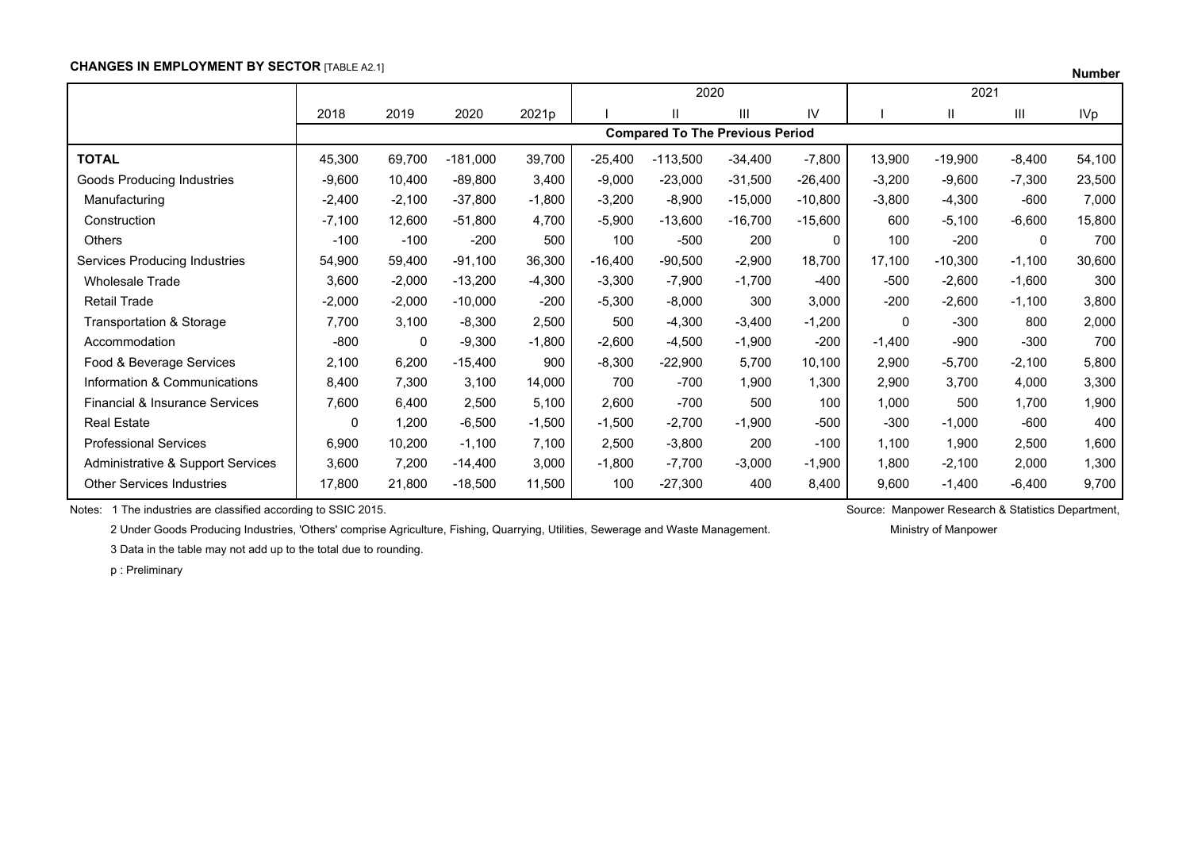**CHANGES IN EMPLOYMENT BY SECTOR** [TABLE A2.1]

**Number**

| | 2018 | 2019 | 2020 | 2021p | 2020 | | | | 2021 | | | |
|---|---|---|---|---|---|---|---|---|---|---|---|---|
| | | | | | I | II | III | IV | I | II | III | IVp |
| | **Compared To The Previous Period** | | | | | | | | | | | |
| **TOTAL** | 45,300 | 69,700 | -181,000 | 39,700 | -25,400 | -113,500 | -34,400 | -7,800 | 13,900 | -19,900 | -8,400 | 54,100 |
| Goods Producing Industries | -9,600 | 10,400 | -89,800 | 3,400 | -9,000 | -23,000 | -31,500 | -26,400 | -3,200 | -9,600 | -7,300 | 23,500 |
| Manufacturing | -2,400 | -2,100 | -37,800 | -1,800 | -3,200 | -8,900 | -15,000 | -10,800 | -3,800 | -4,300 | -600 | 7,000 |
| Construction | -7,100 | 12,600 | -51,800 | 4,700 | -5,900 | -13,600 | -16,700 | -15,600 | 600 | -5,100 | -6,600 | 15,800 |
| Others | -100 | -100 | -200 | 500 | 100 | -500 | 200 | 0 | 100 | -200 | 0 | 700 |
| Services Producing Industries | 54,900 | 59,400 | -91,100 | 36,300 | -16,400 | -90,500 | -2,900 | 18,700 | 17,100 | -10,300 | -1,100 | 30,600 |
| Wholesale Trade | 3,600 | -2,000 | -13,200 | -4,300 | -3,300 | -7,900 | -1,700 | -400 | -500 | -2,600 | -1,600 | 300 |
| Retail Trade | -2,000 | -2,000 | -10,000 | -200 | -5,300 | -8,000 | 300 | 3,000 | -200 | -2,600 | -1,100 | 3,800 |
| Transportation & Storage | 7,700 | 3,100 | -8,300 | 2,500 | 500 | -4,300 | -3,400 | -1,200 | 0 | -300 | 800 | 2,000 |
| Accommodation | -800 | 0 | -9,300 | -1,800 | -2,600 | -4,500 | -1,900 | -200 | -1,400 | -900 | -300 | 700 |
| Food & Beverage Services | 2,100 | 6,200 | -15,400 | 900 | -8,300 | -22,900 | 5,700 | 10,100 | 2,900 | -5,700 | -2,100 | 5,800 |
| Information & Communications | 8,400 | 7,300 | 3,100 | 14,000 | 700 | -700 | 1,900 | 1,300 | 2,900 | 3,700 | 4,000 | 3,300 |
| Financial & Insurance Services | 7,600 | 6,400 | 2,500 | 5,100 | 2,600 | -700 | 500 | 100 | 1,000 | 500 | 1,700 | 1,900 |
| Real Estate | 0 | 1,200 | -6,500 | -1,500 | -1,500 | -2,700 | -1,900 | -500 | -300 | -1,000 | -600 | 400 |
| Professional Services | 6,900 | 10,200 | -1,100 | 7,100 | 2,500 | -3,800 | 200 | -100 | 1,100 | 1,900 | 2,500 | 1,600 |
| Administrative & Support Services | 3,600 | 7,200 | -14,400 | 3,000 | -1,800 | -7,700 | -3,000 | -1,900 | 1,800 | -2,100 | 2,000 | 1,300 |
| Other Services Industries | 17,800 | 21,800 | -18,500 | 11,500 | 100 | -27,300 | 400 | 8,400 | 9,600 | -1,400 | -6,400 | 9,700 |

Notes: 1 The industries are classified according to SSIC 2015.

2 Under Goods Producing Industries, 'Others' comprise Agriculture, Fishing, Quarrying, Utilities, Sewerage and Waste Management.

3 Data in the table may not add up to the total due to rounding.

p : Preliminary

Source: Manpower Research & Statistics Department, Ministry of Manpower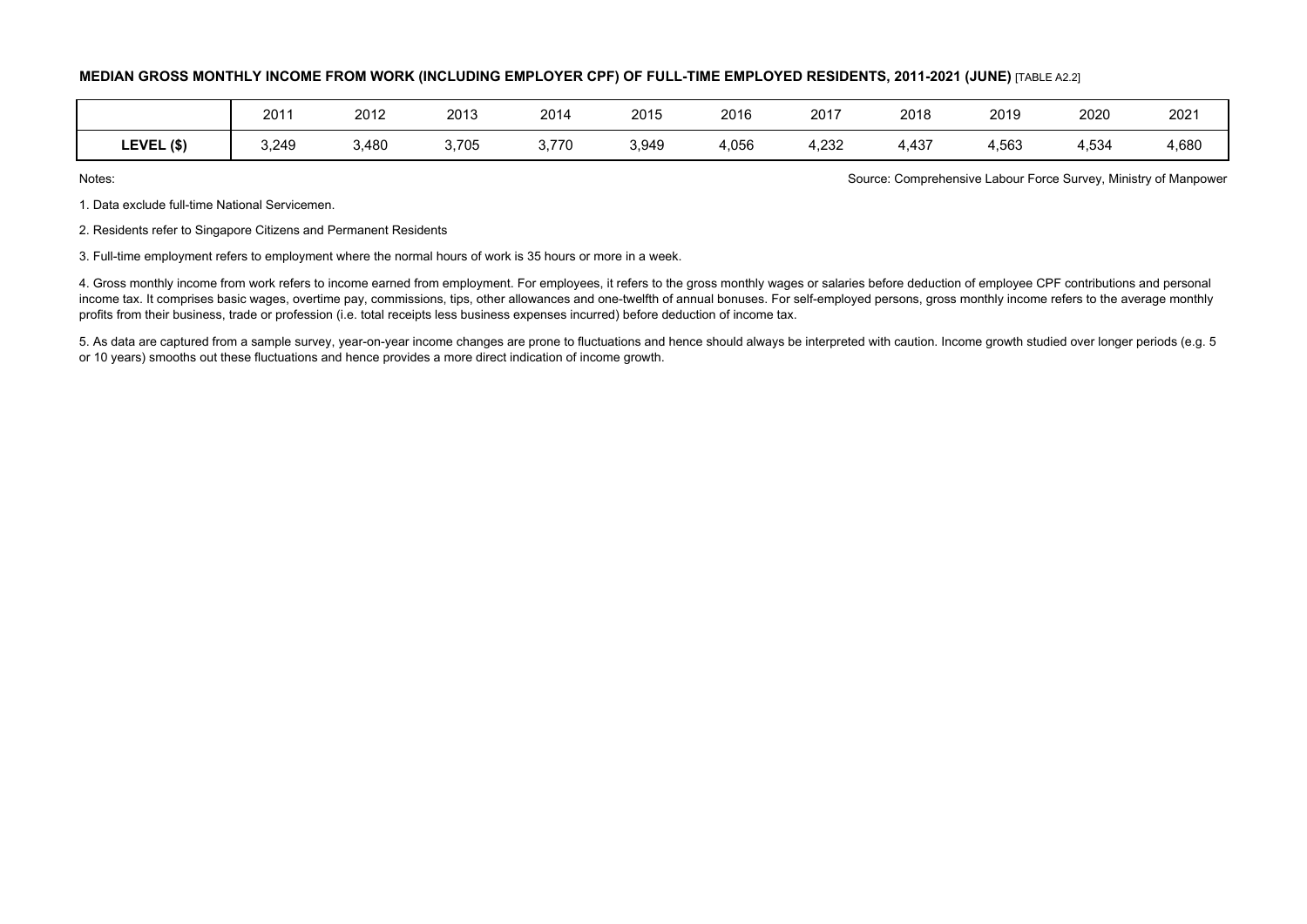**MEDIAN GROSS MONTHLY INCOME FROM WORK (INCLUDING EMPLOYER CPF) OF FULL-TIME EMPLOYED RESIDENTS, 2011-2021 (JUNE)** [TABLE A2.2]

| | 2011 | 2012 | 2013 | 2014 | 2015 | 2016 | 2017 | 2018 | 2019 | 2020 | 2021 |
|---|---|---|---|---|---|---|---|---|---|---|---|
| **LEVEL ($)** | 3,249 | 3,480 | 3,705 | 3,770 | 3,949 | 4,056 | 4,232 | 4,437 | 4,563 | 4,534 | 4,680 |

Notes:

Source: Comprehensive Labour Force Survey, Ministry of Manpower

1. Data exclude full-time National Servicemen.

2. Residents refer to Singapore Citizens and Permanent Residents

3. Full-time employment refers to employment where the normal hours of work is 35 hours or more in a week.

4. Gross monthly income from work refers to income earned from employment. For employees, it refers to the gross monthly wages or salaries before deduction of employee CPF contributions and personal income tax. It comprises basic wages, overtime pay, commissions, tips, other allowances and one-twelfth of annual bonuses. For self-employed persons, gross monthly income refers to the average monthly profits from their business, trade or profession (i.e. total receipts less business expenses incurred) before deduction of income tax.

5. As data are captured from a sample survey, year-on-year income changes are prone to fluctuations and hence should always be interpreted with caution. Income growth studied over longer periods (e.g. 5 or 10 years) smooths out these fluctuations and hence provides a more direct indication of income growth.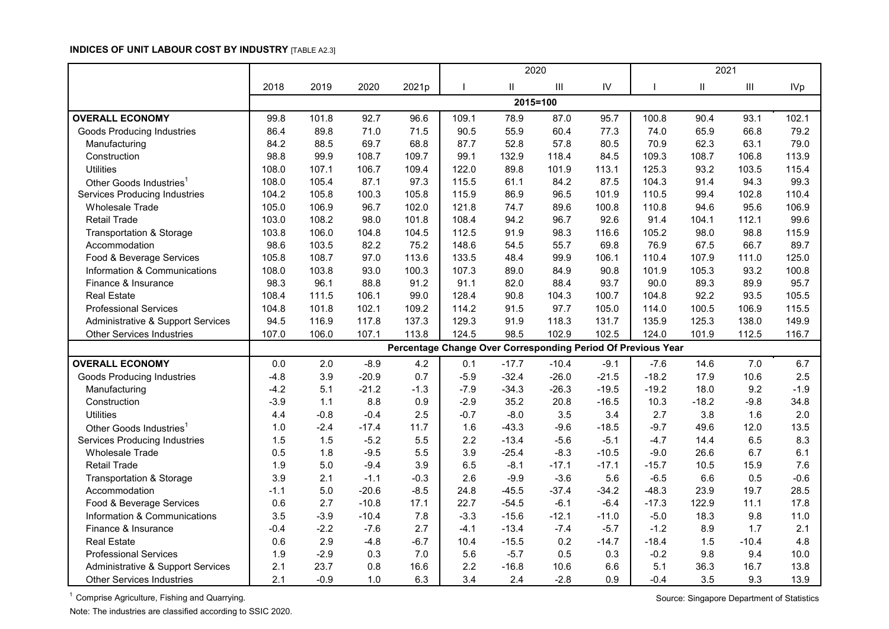**INDICES OF UNIT LABOUR COST BY INDUSTRY** [TABLE A2.3]

| | 2018 | 2019 | 2020 | 2021p | 2020 | | | | 2021 | | | |
|---|---|---|---|---|---|---|---|---|---|---|---|---|
| | | | | | I | II | III | IV | I | II | III | IVp |
| | 2015=100 | | | | | | | | | | | |
| **OVERALL ECONOMY** | 99.8 | 101.8 | 92.7 | 96.6 | 109.1 | 78.9 | 87.0 | 95.7 | 100.8 | 90.4 | 93.1 | 102.1 |
| Goods Producing Industries | 86.4 | 89.8 | 71.0 | 71.5 | 90.5 | 55.9 | 60.4 | 77.3 | 74.0 | 65.9 | 66.8 | 79.2 |
| Manufacturing | 84.2 | 88.5 | 69.7 | 68.8 | 87.7 | 52.8 | 57.8 | 80.5 | 70.9 | 62.3 | 63.1 | 79.0 |
| Construction | 98.8 | 99.9 | 108.7 | 109.7 | 99.1 | 132.9 | 118.4 | 84.5 | 109.3 | 108.7 | 106.8 | 113.9 |
| Utilities | 108.0 | 107.1 | 106.7 | 109.4 | 122.0 | 89.8 | 101.9 | 113.1 | 125.3 | 93.2 | 103.5 | 115.4 |
| Other Goods Industries[1] | 108.0 | 105.4 | 87.1 | 97.3 | 115.5 | 61.1 | 84.2 | 87.5 | 104.3 | 91.4 | 94.3 | 99.3 |
| Services Producing Industries | 104.2 | 105.8 | 100.3 | 105.8 | 115.9 | 86.9 | 96.5 | 101.9 | 110.5 | 99.4 | 102.8 | 110.4 |
| Wholesale Trade | 105.0 | 106.9 | 96.7 | 102.0 | 121.8 | 74.7 | 89.6 | 100.8 | 110.8 | 94.6 | 95.6 | 106.9 |
| Retail Trade | 103.0 | 108.2 | 98.0 | 101.8 | 108.4 | 94.2 | 96.7 | 92.6 | 91.4 | 104.1 | 112.1 | 99.6 |
| Transportation & Storage | 103.8 | 106.0 | 104.8 | 104.5 | 112.5 | 91.9 | 98.3 | 116.6 | 105.2 | 98.0 | 98.8 | 115.9 |
| Accommodation | 98.6 | 103.5 | 82.2 | 75.2 | 148.6 | 54.5 | 55.7 | 69.8 | 76.9 | 67.5 | 66.7 | 89.7 |
| Food & Beverage Services | 105.8 | 108.7 | 97.0 | 113.6 | 133.5 | 48.4 | 99.9 | 106.1 | 110.4 | 107.9 | 111.0 | 125.0 |
| Information & Communications | 108.0 | 103.8 | 93.0 | 100.3 | 107.3 | 89.0 | 84.9 | 90.8 | 101.9 | 105.3 | 93.2 | 100.8 |
| Finance & Insurance | 98.3 | 96.1 | 88.8 | 91.2 | 91.1 | 82.0 | 88.4 | 93.7 | 90.0 | 89.3 | 89.9 | 95.7 |
| Real Estate | 108.4 | 111.5 | 106.1 | 99.0 | 128.4 | 90.8 | 104.3 | 100.7 | 104.8 | 92.2 | 93.5 | 105.5 |
| Professional Services | 104.8 | 101.8 | 102.1 | 109.2 | 114.2 | 91.5 | 97.7 | 105.0 | 114.0 | 100.5 | 106.9 | 115.5 |
| Administrative & Support Services | 94.5 | 116.9 | 117.8 | 137.3 | 129.3 | 91.9 | 118.3 | 131.7 | 135.9 | 125.3 | 138.0 | 149.9 |
| Other Services Industries | 107.0 | 106.0 | 107.1 | 113.8 | 124.5 | 98.5 | 102.9 | 102.5 | 124.0 | 101.9 | 112.5 | 116.7 |
| | **Percentage Change Over Corresponding Period Of Previous Year** | | | | | | | | | | | |
| **OVERALL ECONOMY** | 0.0 | 2.0 | -8.9 | 4.2 | 0.1 | -17.7 | -10.4 | -9.1 | -7.6 | 14.6 | 7.0 | 6.7 |
| Goods Producing Industries | -4.8 | 3.9 | -20.9 | 0.7 | -5.9 | -32.4 | -26.0 | -21.5 | -18.2 | 17.9 | 10.6 | 2.5 |
| Manufacturing | -4.2 | 5.1 | -21.2 | -1.3 | -7.9 | -34.3 | -26.3 | -19.5 | -19.2 | 18.0 | 9.2 | -1.9 |
| Construction | -3.9 | 1.1 | 8.8 | 0.9 | -2.9 | 35.2 | 20.8 | -16.5 | 10.3 | -18.2 | -9.8 | 34.8 |
| Utilities | 4.4 | -0.8 | -0.4 | 2.5 | -0.7 | -8.0 | 3.5 | 3.4 | 2.7 | 3.8 | 1.6 | 2.0 |
| Other Goods Industries[1] | 1.0 | -2.4 | -17.4 | 11.7 | 1.6 | -43.3 | -9.6 | -18.5 | -9.7 | 49.6 | 12.0 | 13.5 |
| Services Producing Industries | 1.5 | 1.5 | -5.2 | 5.5 | 2.2 | -13.4 | -5.6 | -5.1 | -4.7 | 14.4 | 6.5 | 8.3 |
| Wholesale Trade | 0.5 | 1.8 | -9.5 | 5.5 | 3.9 | -25.4 | -8.3 | -10.5 | -9.0 | 26.6 | 6.7 | 6.1 |
| Retail Trade | 1.9 | 5.0 | -9.4 | 3.9 | 6.5 | -8.1 | -17.1 | -17.1 | -15.7 | 10.5 | 15.9 | 7.6 |
| Transportation & Storage | 3.9 | 2.1 | -1.1 | -0.3 | 2.6 | -9.9 | -3.6 | 5.6 | -6.5 | 6.6 | 0.5 | -0.6 |
| Accommodation | -1.1 | 5.0 | -20.6 | -8.5 | 24.8 | -45.5 | -37.4 | -34.2 | -48.3 | 23.9 | 19.7 | 28.5 |
| Food & Beverage Services | 0.6 | 2.7 | -10.8 | 17.1 | 22.7 | -54.5 | -6.1 | -6.4 | -17.3 | 122.9 | 11.1 | 17.8 |
| Information & Communications | 3.5 | -3.9 | -10.4 | 7.8 | -3.3 | -15.6 | -12.1 | -11.0 | -5.0 | 18.3 | 9.8 | 11.0 |
| Finance & Insurance | -0.4 | -2.2 | -7.6 | 2.7 | -4.1 | -13.4 | -7.4 | -5.7 | -1.2 | 8.9 | 1.7 | 2.1 |
| Real Estate | 0.6 | 2.9 | -4.8 | -6.7 | 10.4 | -15.5 | 0.2 | -14.7 | -18.4 | 1.5 | -10.4 | 4.8 |
| Professional Services | 1.9 | -2.9 | 0.3 | 7.0 | 5.6 | -5.7 | 0.5 | 0.3 | -0.2 | 9.8 | 9.4 | 10.0 |
| Administrative & Support Services | 2.1 | 23.7 | 0.8 | 16.6 | 2.2 | -16.8 | 10.6 | 6.6 | 5.1 | 36.3 | 16.7 | 13.8 |
| Other Services Industries | 2.1 | -0.9 | 1.0 | 6.3 | 3.4 | 2.4 | -2.8 | 0.9 | -0.4 | 3.5 | 9.3 | 13.9 |

[1] Comprise Agriculture, Fishing and Quarrying.

Note: The industries are classified according to SSIC 2020.

Source: Singapore Department of Statistics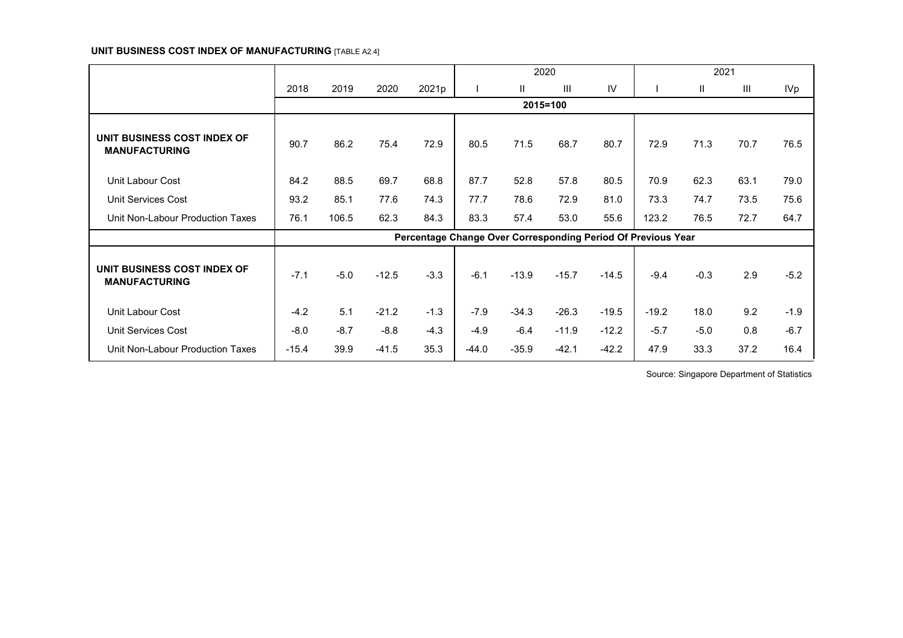**UNIT BUSINESS COST INDEX OF MANUFACTURING** [TABLE A2.4]

| | 2018 | 2019 | 2020 | 2021p | 2020 | | | | 2021 | | | |
|---|---|---|---|---|---|---|---|---|---|---|---|---|
| | | | | | I | II | III | IV | I | II | III | IVp |
| | 2015=100 | | | | | | | | | | | |
| **UNIT BUSINESS COST INDEX OF MANUFACTURING** | 90.7 | 86.2 | 75.4 | 72.9 | 80.5 | 71.5 | 68.7 | 80.7 | 72.9 | 71.3 | 70.7 | 76.5 |
| Unit Labour Cost | 84.2 | 88.5 | 69.7 | 68.8 | 87.7 | 52.8 | 57.8 | 80.5 | 70.9 | 62.3 | 63.1 | 79.0 |
| Unit Services Cost | 93.2 | 85.1 | 77.6 | 74.3 | 77.7 | 78.6 | 72.9 | 81.0 | 73.3 | 74.7 | 73.5 | 75.6 |
| Unit Non-Labour Production Taxes | 76.1 | 106.5 | 62.3 | 84.3 | 83.3 | 57.4 | 53.0 | 55.6 | 123.2 | 76.5 | 72.7 | 64.7 |
| | **Percentage Change Over Corresponding Period Of Previous Year** | | | | | | | | | | | |
| **UNIT BUSINESS COST INDEX OF MANUFACTURING** | -7.1 | -5.0 | -12.5 | -3.3 | -6.1 | -13.9 | -15.7 | -14.5 | -9.4 | -0.3 | 2.9 | -5.2 |
| Unit Labour Cost | -4.2 | 5.1 | -21.2 | -1.3 | -7.9 | -34.3 | -26.3 | -19.5 | -19.2 | 18.0 | 9.2 | -1.9 |
| Unit Services Cost | -8.0 | -8.7 | -8.8 | -4.3 | -4.9 | -6.4 | -11.9 | -12.2 | -5.7 | -5.0 | 0.8 | -6.7 |
| Unit Non-Labour Production Taxes | -15.4 | 39.9 | -41.5 | 35.3 | -44.0 | -35.9 | -42.1 | -42.2 | 47.9 | 33.3 | 37.2 | 16.4 |

Source: Singapore Department of Statistics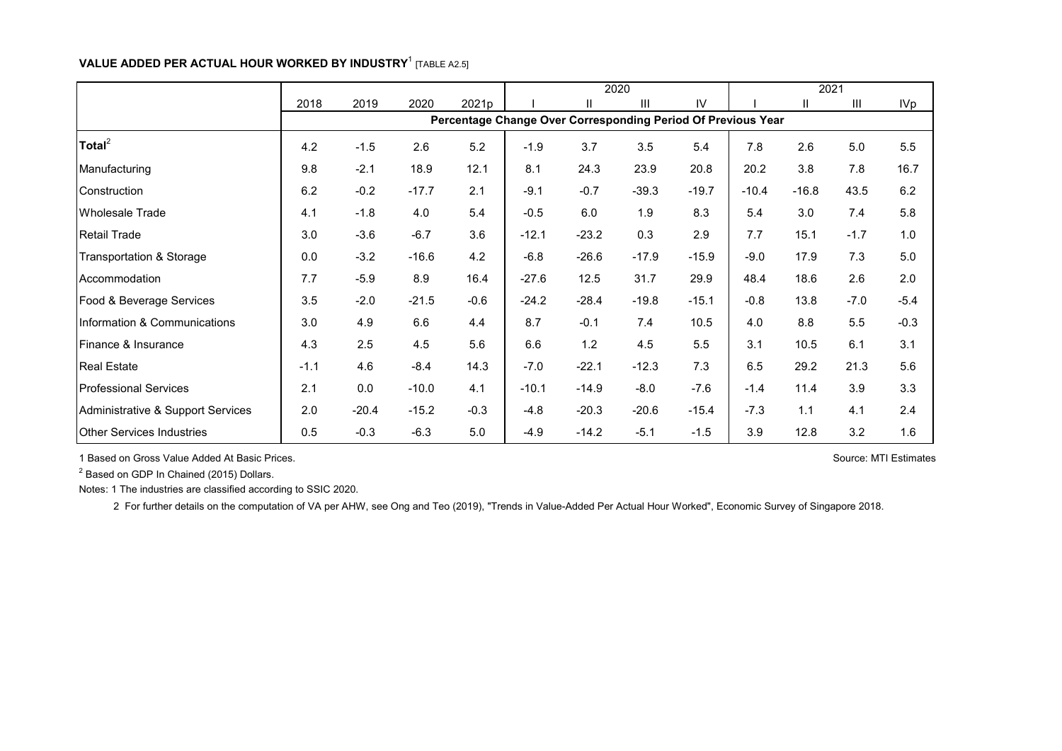**VALUE ADDED PER ACTUAL HOUR WORKED BY INDUSTRY[1]** [TABLE A2.5]

| | 2018 | 2019 | 2020 | 2021p | 2020 | | | | 2021 | | | |
|---|---|---|---|---|---|---|---|---|---|---|---|---|
| | | | | | I | II | III | IV | I | II | III | IVp |
| | Percentage Change Over Corresponding Period Of Previous Year | | | | | | | | | | | |
| **Total[2]** | 4.2 | -1.5 | 2.6 | 5.2 | -1.9 | 3.7 | 3.5 | 5.4 | 7.8 | 2.6 | 5.0 | 5.5 |
| Manufacturing | 9.8 | -2.1 | 18.9 | 12.1 | 8.1 | 24.3 | 23.9 | 20.8 | 20.2 | 3.8 | 7.8 | 16.7 |
| Construction | 6.2 | -0.2 | -17.7 | 2.1 | -9.1 | -0.7 | -39.3 | -19.7 | -10.4 | -16.8 | 43.5 | 6.2 |
| Wholesale Trade | 4.1 | -1.8 | 4.0 | 5.4 | -0.5 | 6.0 | 1.9 | 8.3 | 5.4 | 3.0 | 7.4 | 5.8 |
| Retail Trade | 3.0 | -3.6 | -6.7 | 3.6 | -12.1 | -23.2 | 0.3 | 2.9 | 7.7 | 15.1 | -1.7 | 1.0 |
| Transportation & Storage | 0.0 | -3.2 | -16.6 | 4.2 | -6.8 | -26.6 | -17.9 | -15.9 | -9.0 | 17.9 | 7.3 | 5.0 |
| Accommodation | 7.7 | -5.9 | 8.9 | 16.4 | -27.6 | 12.5 | 31.7 | 29.9 | 48.4 | 18.6 | 2.6 | 2.0 |
| Food & Beverage Services | 3.5 | -2.0 | -21.5 | -0.6 | -24.2 | -28.4 | -19.8 | -15.1 | -0.8 | 13.8 | -7.0 | -5.4 |
| Information & Communications | 3.0 | 4.9 | 6.6 | 4.4 | 8.7 | -0.1 | 7.4 | 10.5 | 4.0 | 8.8 | 5.5 | -0.3 |
| Finance & Insurance | 4.3 | 2.5 | 4.5 | 5.6 | 6.6 | 1.2 | 4.5 | 5.5 | 3.1 | 10.5 | 6.1 | 3.1 |
| Real Estate | -1.1 | 4.6 | -8.4 | 14.3 | -7.0 | -22.1 | -12.3 | 7.3 | 6.5 | 29.2 | 21.3 | 5.6 |
| Professional Services | 2.1 | 0.0 | -10.0 | 4.1 | -10.1 | -14.9 | -8.0 | -7.6 | -1.4 | 11.4 | 3.9 | 3.3 |
| Administrative & Support Services | 2.0 | -20.4 | -15.2 | -0.3 | -4.8 | -20.3 | -20.6 | -15.4 | -7.3 | 1.1 | 4.1 | 2.4 |
| Other Services Industries | 0.5 | -0.3 | -6.3 | 5.0 | -4.9 | -14.2 | -5.1 | -1.5 | 3.9 | 12.8 | 3.2 | 1.6 |

1 Based on Gross Value Added At Basic Prices.

2 Based on GDP In Chained (2015) Dollars.

Source: MTI Estimates

Notes: 1 The industries are classified according to SSIC 2020.

2 For further details on the computation of VA per AHW, see Ong and Teo (2019), "Trends in Value-Added Per Actual Hour Worked", Economic Survey of Singapore 2018.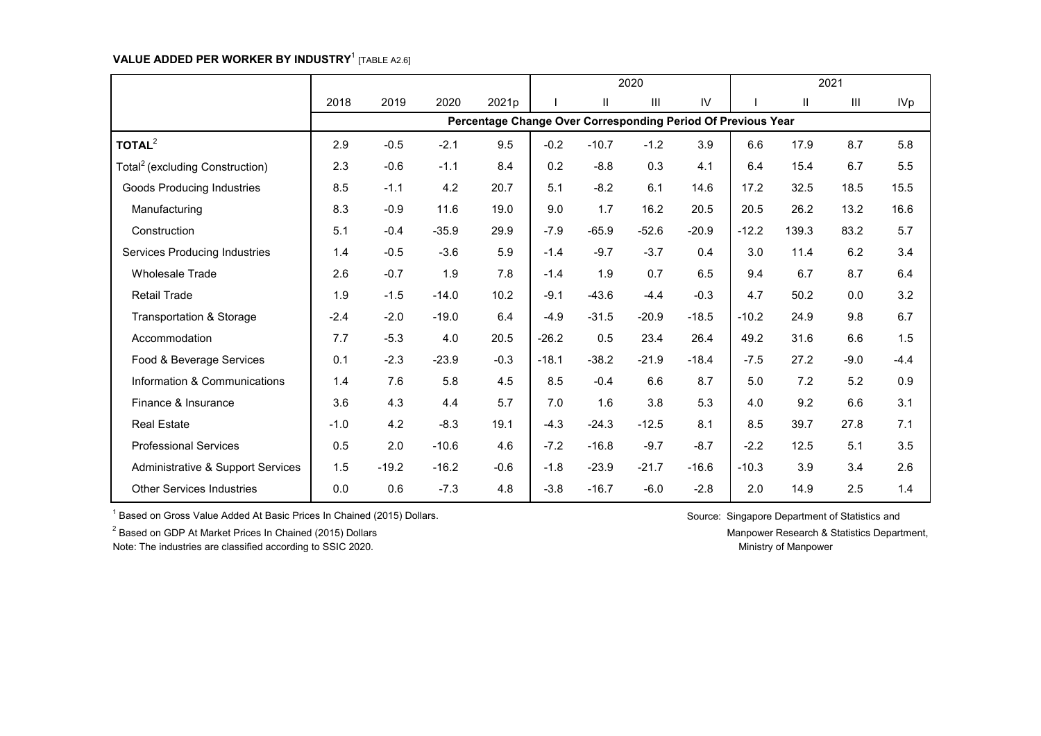**VALUE ADDED PER WORKER BY INDUSTRY**[1] [TABLE A2.6]

| | 2018 | 2019 | 2020 | 2021p | 2020 | | | | 2021 | | | |
|---|---|---|---|---|---|---|---|---|---|---|---|---|
| | | | | | I | II | III | IV | I | II | III | IVp |
| | Percentage Change Over Corresponding Period Of Previous Year | | | | | | | | | | | |
| **TOTAL**[2] | 2.9 | -0.5 | -2.1 | 9.5 | -0.2 | -10.7 | -1.2 | 3.9 | 6.6 | 17.9 | 8.7 | 5.8 |
| Total[2] (excluding Construction) | 2.3 | -0.6 | -1.1 | 8.4 | 0.2 | -8.8 | 0.3 | 4.1 | 6.4 | 15.4 | 6.7 | 5.5 |
| Goods Producing Industries | 8.5 | -1.1 | 4.2 | 20.7 | 5.1 | -8.2 | 6.1 | 14.6 | 17.2 | 32.5 | 18.5 | 15.5 |
| Manufacturing | 8.3 | -0.9 | 11.6 | 19.0 | 9.0 | 1.7 | 16.2 | 20.5 | 20.5 | 26.2 | 13.2 | 16.6 |
| Construction | 5.1 | -0.4 | -35.9 | 29.9 | -7.9 | -65.9 | -52.6 | -20.9 | -12.2 | 139.3 | 83.2 | 5.7 |
| Services Producing Industries | 1.4 | -0.5 | -3.6 | 5.9 | -1.4 | -9.7 | -3.7 | 0.4 | 3.0 | 11.4 | 6.2 | 3.4 |
| Wholesale Trade | 2.6 | -0.7 | 1.9 | 7.8 | -1.4 | 1.9 | 0.7 | 6.5 | 9.4 | 6.7 | 8.7 | 6.4 |
| Retail Trade | 1.9 | -1.5 | -14.0 | 10.2 | -9.1 | -43.6 | -4.4 | -0.3 | 4.7 | 50.2 | 0.0 | 3.2 |
| Transportation & Storage | -2.4 | -2.0 | -19.0 | 6.4 | -4.9 | -31.5 | -20.9 | -18.5 | -10.2 | 24.9 | 9.8 | 6.7 |
| Accommodation | 7.7 | -5.3 | 4.0 | 20.5 | -26.2 | 0.5 | 23.4 | 26.4 | 49.2 | 31.6 | 6.6 | 1.5 |
| Food & Beverage Services | 0.1 | -2.3 | -23.9 | -0.3 | -18.1 | -38.2 | -21.9 | -18.4 | -7.5 | 27.2 | -9.0 | -4.4 |
| Information & Communications | 1.4 | 7.6 | 5.8 | 4.5 | 8.5 | -0.4 | 6.6 | 8.7 | 5.0 | 7.2 | 5.2 | 0.9 |
| Finance & Insurance | 3.6 | 4.3 | 4.4 | 5.7 | 7.0 | 1.6 | 3.8 | 5.3 | 4.0 | 9.2 | 6.6 | 3.1 |
| Real Estate | -1.0 | 4.2 | -8.3 | 19.1 | -4.3 | -24.3 | -12.5 | 8.1 | 8.5 | 39.7 | 27.8 | 7.1 |
| Professional Services | 0.5 | 2.0 | -10.6 | 4.6 | -7.2 | -16.8 | -9.7 | -8.7 | -2.2 | 12.5 | 5.1 | 3.5 |
| Administrative & Support Services | 1.5 | -19.2 | -16.2 | -0.6 | -1.8 | -23.9 | -21.7 | -16.6 | -10.3 | 3.9 | 3.4 | 2.6 |
| Other Services Industries | 0.0 | 0.6 | -7.3 | 4.8 | -3.8 | -16.7 | -6.0 | -2.8 | 2.0 | 14.9 | 2.5 | 1.4 |

[1] Based on Gross Value Added At Basic Prices In Chained (2015) Dollars.

[2] Based on GDP At Market Prices In Chained (2015) Dollars

Note: The industries are classified according to SSIC 2020.

Source: Singapore Department of Statistics and Manpower Research & Statistics Department, Ministry of Manpower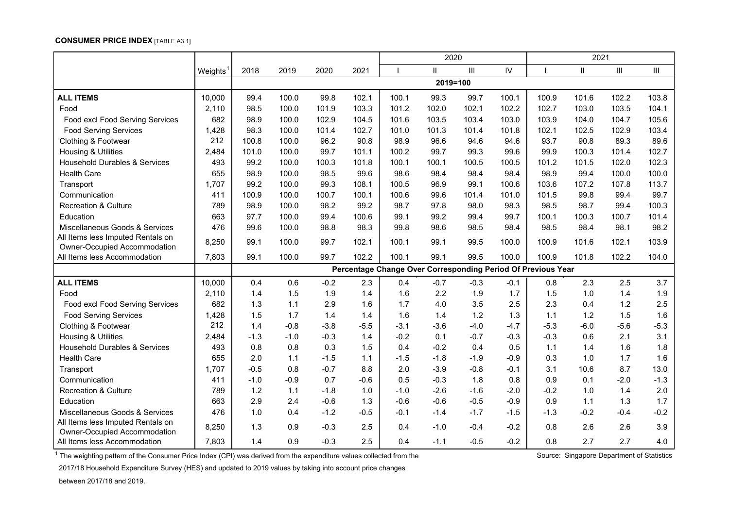**CONSUMER PRICE INDEX** [TABLE A3.1]

| | Weights[1] | 2018 | 2019 | 2020 | 2021 | 2020 | | | | 2021 | | | |
|---|---|---|---|---|---|---|---|---|---|---|---|---|---|
| | | | | | | I | II | III | IV | I | II | III | III |
| | | 2019=100 | | | | | | | | | | | |
| **ALL ITEMS** | 10,000 | 99.4 | 100.0 | 99.8 | 102.1 | 100.1 | 99.3 | 99.7 | 100.1 | 100.9 | 101.6 | 102.2 | 103.8 |
| Food | 2,110 | 98.5 | 100.0 | 101.9 | 103.3 | 101.2 | 102.0 | 102.1 | 102.2 | 102.7 | 103.0 | 103.5 | 104.1 |
| Food excl Food Serving Services | 682 | 98.9 | 100.0 | 102.9 | 104.5 | 101.6 | 103.5 | 103.4 | 103.0 | 103.9 | 104.0 | 104.7 | 105.6 |
| Food Serving Services | 1,428 | 98.3 | 100.0 | 101.4 | 102.7 | 101.0 | 101.3 | 101.4 | 101.8 | 102.1 | 102.5 | 102.9 | 103.4 |
| Clothing & Footwear | 212 | 100.8 | 100.0 | 96.2 | 90.8 | 98.9 | 96.6 | 94.6 | 94.6 | 93.7 | 90.8 | 89.3 | 89.6 |
| Housing & Utilities | 2,484 | 101.0 | 100.0 | 99.7 | 101.1 | 100.2 | 99.7 | 99.3 | 99.6 | 99.9 | 100.3 | 101.4 | 102.7 |
| Household Durables & Services | 493 | 99.2 | 100.0 | 100.3 | 101.8 | 100.1 | 100.1 | 100.5 | 100.5 | 101.2 | 101.5 | 102.0 | 102.3 |
| Health Care | 655 | 98.9 | 100.0 | 98.5 | 99.6 | 98.6 | 98.4 | 98.4 | 98.4 | 98.9 | 99.4 | 100.0 | 100.0 |
| Transport | 1,707 | 99.2 | 100.0 | 99.3 | 108.1 | 100.5 | 96.9 | 99.1 | 100.6 | 103.6 | 107.2 | 107.8 | 113.7 |
| Communication | 411 | 100.9 | 100.0 | 100.7 | 100.1 | 100.6 | 99.6 | 101.4 | 101.0 | 101.5 | 99.8 | 99.4 | 99.7 |
| Recreation & Culture | 789 | 98.9 | 100.0 | 98.2 | 99.2 | 98.7 | 97.8 | 98.0 | 98.3 | 98.5 | 98.7 | 99.4 | 100.3 |
| Education | 663 | 97.7 | 100.0 | 99.4 | 100.6 | 99.1 | 99.2 | 99.4 | 99.7 | 100.1 | 100.3 | 100.7 | 101.4 |
| Miscellaneous Goods & Services | 476 | 99.6 | 100.0 | 98.8 | 98.3 | 99.8 | 98.6 | 98.5 | 98.4 | 98.5 | 98.4 | 98.1 | 98.2 |
| All Items less Imputed Rentals on Owner-Occupied Accommodation | 8,250 | 99.1 | 100.0 | 99.7 | 102.1 | 100.1 | 99.1 | 99.5 | 100.0 | 100.9 | 101.6 | 102.1 | 103.9 |
| All Items less Accommodation | 7,803 | 99.1 | 100.0 | 99.7 | 102.2 | 100.1 | 99.1 | 99.5 | 100.0 | 100.9 | 101.8 | 102.2 | 104.0 |
| | | Percentage Change Over Corresponding Period Of Previous Year | | | | | | | | | | | |
| **ALL ITEMS** | 10,000 | 0.4 | 0.6 | -0.2 | 2.3 | 0.4 | -0.7 | -0.3 | -0.1 | 0.8 | 2.3 | 2.5 | 3.7 |
| Food | 2,110 | 1.4 | 1.5 | 1.9 | 1.4 | 1.6 | 2.2 | 1.9 | 1.7 | 1.5 | 1.0 | 1.4 | 1.9 |
| Food excl Food Serving Services | 682 | 1.3 | 1.1 | 2.9 | 1.6 | 1.7 | 4.0 | 3.5 | 2.5 | 2.3 | 0.4 | 1.2 | 2.5 |
| Food Serving Services | 1,428 | 1.5 | 1.7 | 1.4 | 1.4 | 1.6 | 1.4 | 1.2 | 1.3 | 1.1 | 1.2 | 1.5 | 1.6 |
| Clothing & Footwear | 212 | 1.4 | -0.8 | -3.8 | -5.5 | -3.1 | -3.6 | -4.0 | -4.7 | -5.3 | -6.0 | -5.6 | -5.3 |
| Housing & Utilities | 2,484 | -1.3 | -1.0 | -0.3 | 1.4 | -0.2 | 0.1 | -0.7 | -0.3 | -0.3 | 0.6 | 2.1 | 3.1 |
| Household Durables & Services | 493 | 0.8 | 0.8 | 0.3 | 1.5 | 0.4 | -0.2 | 0.4 | 0.5 | 1.1 | 1.4 | 1.6 | 1.8 |
| Health Care | 655 | 2.0 | 1.1 | -1.5 | 1.1 | -1.5 | -1.8 | -1.9 | -0.9 | 0.3 | 1.0 | 1.7 | 1.6 |
| Transport | 1,707 | -0.5 | 0.8 | -0.7 | 8.8 | 2.0 | -3.9 | -0.8 | -0.1 | 3.1 | 10.6 | 8.7 | 13.0 |
| Communication | 411 | -1.0 | -0.9 | 0.7 | -0.6 | 0.5 | -0.3 | 1.8 | 0.8 | 0.9 | 0.1 | -2.0 | -1.3 |
| Recreation & Culture | 789 | 1.2 | 1.1 | -1.8 | 1.0 | -1.0 | -2.6 | -1.6 | -2.0 | -0.2 | 1.0 | 1.4 | 2.0 |
| Education | 663 | 2.9 | 2.4 | -0.6 | 1.3 | -0.6 | -0.6 | -0.5 | -0.9 | 0.9 | 1.1 | 1.3 | 1.7 |
| Miscellaneous Goods & Services | 476 | 1.0 | 0.4 | -1.2 | -0.5 | -0.1 | -1.4 | -1.7 | -1.5 | -1.3 | -0.2 | -0.4 | -0.2 |
| All Items less Imputed Rentals on Owner-Occupied Accommodation | 8,250 | 1.3 | 0.9 | -0.3 | 2.5 | 0.4 | -1.0 | -0.4 | -0.2 | 0.8 | 2.6 | 2.6 | 3.9 |
| All Items less Accommodation | 7,803 | 1.4 | 0.9 | -0.3 | 2.5 | 0.4 | -1.1 | -0.5 | -0.2 | 0.8 | 2.7 | 2.7 | 4.0 |

[1] The weighting pattern of the Consumer Price Index (CPI) was derived from the expenditure values collected from the 2017/18 Household Expenditure Survey (HES) and updated to 2019 values by taking into account price changes between 2017/18 and 2019.

Source: Singapore Department of Statistics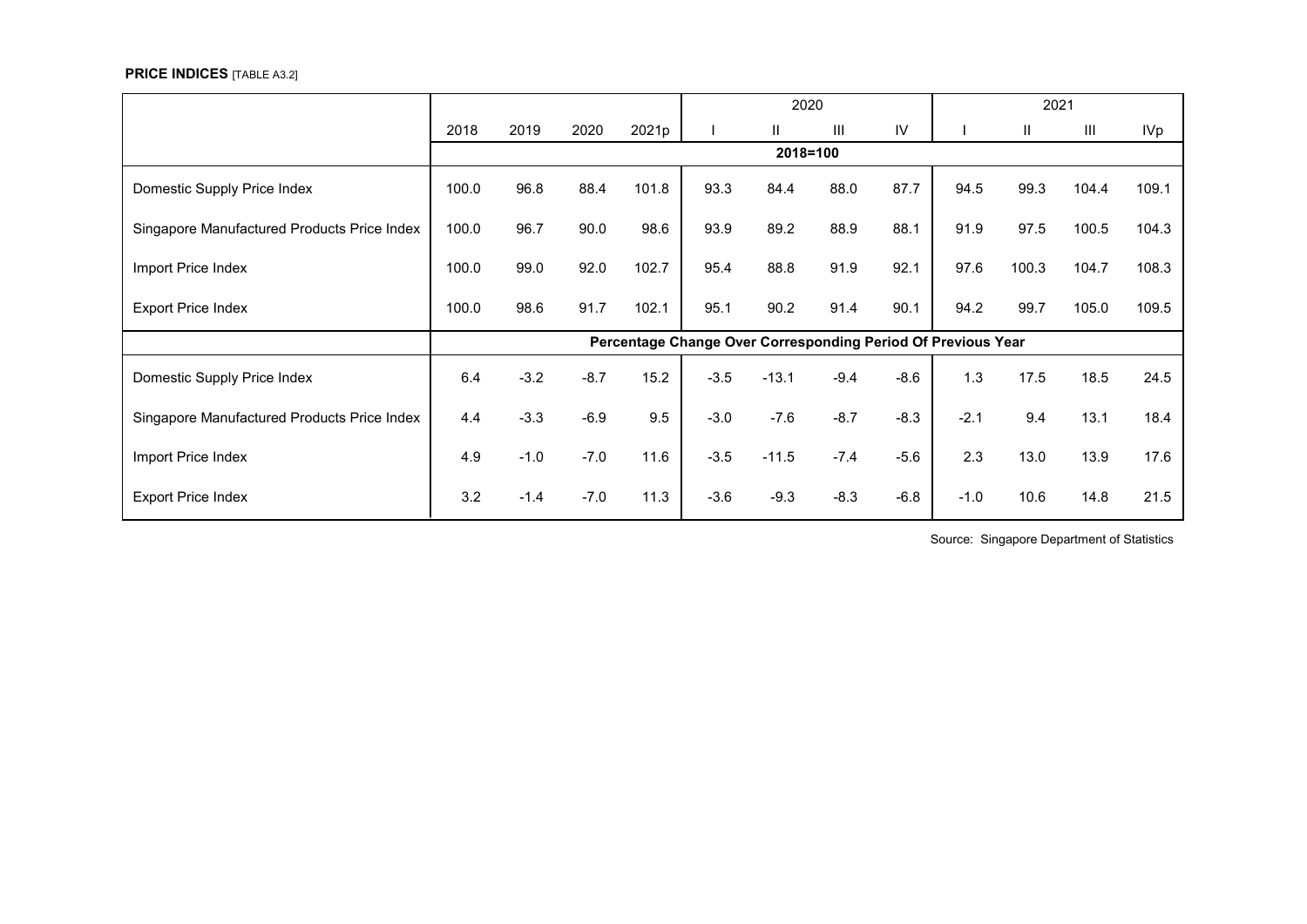**PRICE INDICES** [TABLE A3.2]

| | 2018 | 2019 | 2020 | 2021p | 2020 I | 2020 II | 2020 III | 2020 IV | 2021 I | 2021 II | 2021 III | 2021 IVp |
|---|---|---|---|---|---|---|---|---|---|---|---|---|
| | **2018=100** | | | | | | | | | | | |
| Domestic Supply Price Index | 100.0 | 96.8 | 88.4 | 101.8 | 93.3 | 84.4 | 88.0 | 87.7 | 94.5 | 99.3 | 104.4 | 109.1 |
| Singapore Manufactured Products Price Index | 100.0 | 96.7 | 90.0 | 98.6 | 93.9 | 89.2 | 88.9 | 88.1 | 91.9 | 97.5 | 100.5 | 104.3 |
| Import Price Index | 100.0 | 99.0 | 92.0 | 102.7 | 95.4 | 88.8 | 91.9 | 92.1 | 97.6 | 100.3 | 104.7 | 108.3 |
| Export Price Index | 100.0 | 98.6 | 91.7 | 102.1 | 95.1 | 90.2 | 91.4 | 90.1 | 94.2 | 99.7 | 105.0 | 109.5 |
| | **Percentage Change Over Corresponding Period Of Previous Year** | | | | | | | | | | | |
| Domestic Supply Price Index | 6.4 | -3.2 | -8.7 | 15.2 | -3.5 | -13.1 | -9.4 | -8.6 | 1.3 | 17.5 | 18.5 | 24.5 |
| Singapore Manufactured Products Price Index | 4.4 | -3.3 | -6.9 | 9.5 | -3.0 | -7.6 | -8.7 | -8.3 | -2.1 | 9.4 | 13.1 | 18.4 |
| Import Price Index | 4.9 | -1.0 | -7.0 | 11.6 | -3.5 | -11.5 | -7.4 | -5.6 | 2.3 | 13.0 | 13.9 | 17.6 |
| Export Price Index | 3.2 | -1.4 | -7.0 | 11.3 | -3.6 | -9.3 | -8.3 | -6.8 | -1.0 | 10.6 | 14.8 | 21.5 |

Source: Singapore Department of Statistics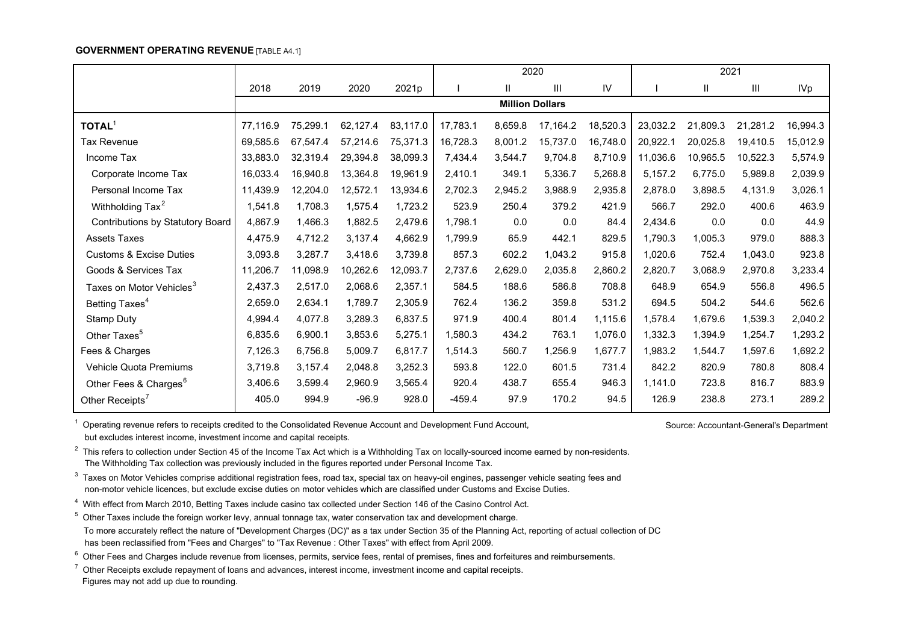**GOVERNMENT OPERATING REVENUE** [TABLE A4.1]

| | 2018 | 2019 | 2020 | 2021p | 2020 I | 2020 II | 2020 III | 2020 IV | 2021 I | 2021 II | 2021 III | 2021 IVp |
|---|---|---|---|---|---|---|---|---|---|---|---|---|
| | Million Dollars | | | | | | | | | | | |
| **TOTAL**[1] | 77,116.9 | 75,299.1 | 62,127.4 | 83,117.0 | 17,783.1 | 8,659.8 | 17,164.2 | 18,520.3 | 23,032.2 | 21,809.3 | 21,281.2 | 16,994.3 |
| Tax Revenue | 69,585.6 | 67,547.4 | 57,214.6 | 75,371.3 | 16,728.3 | 8,001.2 | 15,737.0 | 16,748.0 | 20,922.1 | 20,025.8 | 19,410.5 | 15,012.9 |
| Income Tax | 33,883.0 | 32,319.4 | 29,394.8 | 38,099.3 | 7,434.4 | 3,544.7 | 9,704.8 | 8,710.9 | 11,036.6 | 10,965.5 | 10,522.3 | 5,574.9 |
| Corporate Income Tax | 16,033.4 | 16,940.8 | 13,364.8 | 19,961.9 | 2,410.1 | 349.1 | 5,336.7 | 5,268.8 | 5,157.2 | 6,775.0 | 5,989.8 | 2,039.9 |
| Personal Income Tax | 11,439.9 | 12,204.0 | 12,572.1 | 13,934.6 | 2,702.3 | 2,945.2 | 3,988.9 | 2,935.8 | 2,878.0 | 3,898.5 | 4,131.9 | 3,026.1 |
| Withholding Tax[2] | 1,541.8 | 1,708.3 | 1,575.4 | 1,723.2 | 523.9 | 250.4 | 379.2 | 421.9 | 566.7 | 292.0 | 400.6 | 463.9 |
| Contributions by Statutory Board | 4,867.9 | 1,466.3 | 1,882.5 | 2,479.6 | 1,798.1 | 0.0 | 0.0 | 84.4 | 2,434.6 | 0.0 | 0.0 | 44.9 |
| Assets Taxes | 4,475.9 | 4,712.2 | 3,137.4 | 4,662.9 | 1,799.9 | 65.9 | 442.1 | 829.5 | 1,790.3 | 1,005.3 | 979.0 | 888.3 |
| Customs & Excise Duties | 3,093.8 | 3,287.7 | 3,418.6 | 3,739.8 | 857.3 | 602.2 | 1,043.2 | 915.8 | 1,020.6 | 752.4 | 1,043.0 | 923.8 |
| Goods & Services Tax | 11,206.7 | 11,098.9 | 10,262.6 | 12,093.7 | 2,737.6 | 2,629.0 | 2,035.8 | 2,860.2 | 2,820.7 | 3,068.9 | 2,970.8 | 3,233.4 |
| Taxes on Motor Vehicles[3] | 2,437.3 | 2,517.0 | 2,068.6 | 2,357.1 | 584.5 | 188.6 | 586.8 | 708.8 | 648.9 | 654.9 | 556.8 | 496.5 |
| Betting Taxes[4] | 2,659.0 | 2,634.1 | 1,789.7 | 2,305.9 | 762.4 | 136.2 | 359.8 | 531.2 | 694.5 | 504.2 | 544.6 | 562.6 |
| Stamp Duty | 4,994.4 | 4,077.8 | 3,289.3 | 6,837.5 | 971.9 | 400.4 | 801.4 | 1,115.6 | 1,578.4 | 1,679.6 | 1,539.3 | 2,040.2 |
| Other Taxes[5] | 6,835.6 | 6,900.1 | 3,853.6 | 5,275.1 | 1,580.3 | 434.2 | 763.1 | 1,076.0 | 1,332.3 | 1,394.9 | 1,254.7 | 1,293.2 |
| Fees & Charges | 7,126.3 | 6,756.8 | 5,009.7 | 6,817.7 | 1,514.3 | 560.7 | 1,256.9 | 1,677.7 | 1,983.2 | 1,544.7 | 1,597.6 | 1,692.2 |
| Vehicle Quota Premiums | 3,719.8 | 3,157.4 | 2,048.8 | 3,252.3 | 593.8 | 122.0 | 601.5 | 731.4 | 842.2 | 820.9 | 780.8 | 808.4 |
| Other Fees & Charges[6] | 3,406.6 | 3,599.4 | 2,960.9 | 3,565.4 | 920.4 | 438.7 | 655.4 | 946.3 | 1,141.0 | 723.8 | 816.7 | 883.9 |
| Other Receipts[7] | 405.0 | 994.9 | -96.9 | 928.0 | -459.4 | 97.9 | 170.2 | 94.5 | 126.9 | 238.8 | 273.1 | 289.2 |

[1] Operating revenue refers to receipts credited to the Consolidated Revenue Account and Development Fund Account, but excludes interest income, investment income and capital receipts.

Source: Accountant-General's Department

[2] This refers to collection under Section 45 of the Income Tax Act which is a Withholding Tax on locally-sourced income earned by non-residents. The Withholding Tax collection was previously included in the figures reported under Personal Income Tax.

[3] Taxes on Motor Vehicles comprise additional registration fees, road tax, special tax on heavy-oil engines, passenger vehicle seating fees and non-motor vehicle licences, but exclude excise duties on motor vehicles which are classified under Customs and Excise Duties.

[4] With effect from March 2010, Betting Taxes include casino tax collected under Section 146 of the Casino Control Act.

[5] Other Taxes include the foreign worker levy, annual tonnage tax, water conservation tax and development charge. To more accurately reflect the nature of "Development Charges (DC)" as a tax under Section 35 of the Planning Act, reporting of actual collection of DC has been reclassified from "Fees and Charges" to "Tax Revenue : Other Taxes" with effect from April 2009.

[6] Other Fees and Charges include revenue from licenses, permits, service fees, rental of premises, fines and forfeitures and reimbursements.

[7] Other Receipts exclude repayment of loans and advances, interest income, investment income and capital receipts. Figures may not add up due to rounding.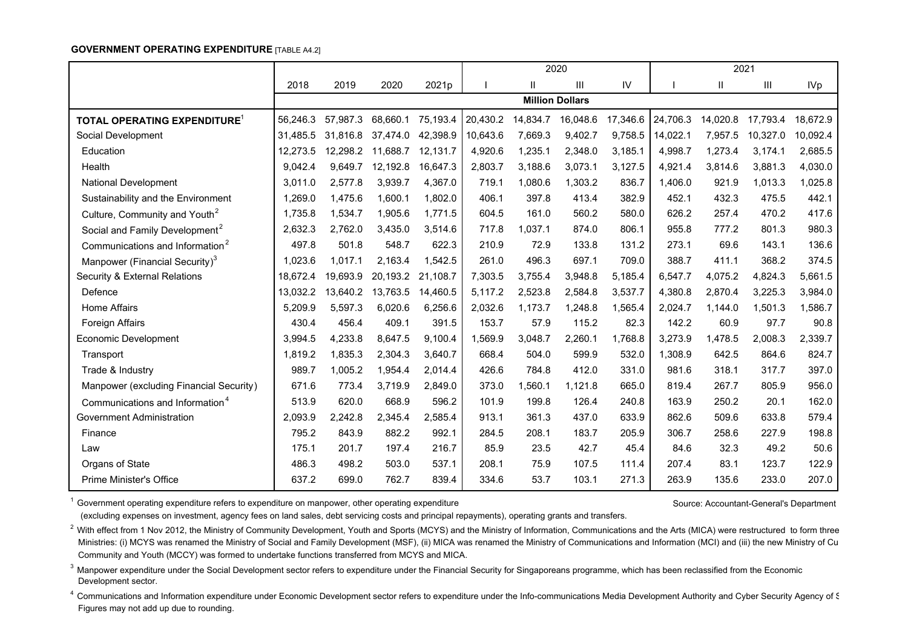**GOVERNMENT OPERATING EXPENDITURE** [TABLE A4.2]

| | 2018 | 2019 | 2020 | 2021p | 2020 | | | | 2021 | | | |
|---|---|---|---|---|---|---|---|---|---|---|---|---|
| | | | | | I | II | III | IV | I | II | III | IVp |
| | Million Dollars | | | | | | | | | | | |
| **TOTAL OPERATING EXPENDITURE**[1] | 56,246.3 | 57,987.3 | 68,660.1 | 75,193.4 | 20,430.2 | 14,834.7 | 16,048.6 | 17,346.6 | 24,706.3 | 14,020.8 | 17,793.4 | 18,672.9 |
| Social Development | 31,485.5 | 31,816.8 | 37,474.0 | 42,398.9 | 10,643.6 | 7,669.3 | 9,402.7 | 9,758.5 | 14,022.1 | 7,957.5 | 10,327.0 | 10,092.4 |
| Education | 12,273.5 | 12,298.2 | 11,688.7 | 12,131.7 | 4,920.6 | 1,235.1 | 2,348.0 | 3,185.1 | 4,998.7 | 1,273.4 | 3,174.1 | 2,685.5 |
| Health | 9,042.4 | 9,649.7 | 12,192.8 | 16,647.3 | 2,803.7 | 3,188.6 | 3,073.1 | 3,127.5 | 4,921.4 | 3,814.6 | 3,881.3 | 4,030.0 |
| National Development | 3,011.0 | 2,577.8 | 3,939.7 | 4,367.0 | 719.1 | 1,080.6 | 1,303.2 | 836.7 | 1,406.0 | 921.9 | 1,013.3 | 1,025.8 |
| Sustainability and the Environment | 1,269.0 | 1,475.6 | 1,600.1 | 1,802.0 | 406.1 | 397.8 | 413.4 | 382.9 | 452.1 | 432.3 | 475.5 | 442.1 |
| Culture, Community and Youth[2] | 1,735.8 | 1,534.7 | 1,905.6 | 1,771.5 | 604.5 | 161.0 | 560.2 | 580.0 | 626.2 | 257.4 | 470.2 | 417.6 |
| Social and Family Development[2] | 2,632.3 | 2,762.0 | 3,435.0 | 3,514.6 | 717.8 | 1,037.1 | 874.0 | 806.1 | 955.8 | 777.2 | 801.3 | 980.3 |
| Communications and Information[2] | 497.8 | 501.8 | 548.7 | 622.3 | 210.9 | 72.9 | 133.8 | 131.2 | 273.1 | 69.6 | 143.1 | 136.6 |
| Manpower (Financial Security)[3] | 1,023.6 | 1,017.1 | 2,163.4 | 1,542.5 | 261.0 | 496.3 | 697.1 | 709.0 | 388.7 | 411.1 | 368.2 | 374.5 |
| Security & External Relations | 18,672.4 | 19,693.9 | 20,193.2 | 21,108.7 | 7,303.5 | 3,755.4 | 3,948.8 | 5,185.4 | 6,547.7 | 4,075.2 | 4,824.3 | 5,661.5 |
| Defence | 13,032.2 | 13,640.2 | 13,763.5 | 14,460.5 | 5,117.2 | 2,523.8 | 2,584.8 | 3,537.7 | 4,380.8 | 2,870.4 | 3,225.3 | 3,984.0 |
| Home Affairs | 5,209.9 | 5,597.3 | 6,020.6 | 6,256.6 | 2,032.6 | 1,173.7 | 1,248.8 | 1,565.4 | 2,024.7 | 1,144.0 | 1,501.3 | 1,586.7 |
| Foreign Affairs | 430.4 | 456.4 | 409.1 | 391.5 | 153.7 | 57.9 | 115.2 | 82.3 | 142.2 | 60.9 | 97.7 | 90.8 |
| Economic Development | 3,994.5 | 4,233.8 | 8,647.5 | 9,100.4 | 1,569.9 | 3,048.7 | 2,260.1 | 1,768.8 | 3,273.9 | 1,478.5 | 2,008.3 | 2,339.7 |
| Transport | 1,819.2 | 1,835.3 | 2,304.3 | 3,640.7 | 668.4 | 504.0 | 599.9 | 532.0 | 1,308.9 | 642.5 | 864.6 | 824.7 |
| Trade & Industry | 989.7 | 1,005.2 | 1,954.4 | 2,014.4 | 426.6 | 784.8 | 412.0 | 331.0 | 981.6 | 318.1 | 317.7 | 397.0 |
| Manpower (excluding Financial Security) | 671.6 | 773.4 | 3,719.9 | 2,849.0 | 373.0 | 1,560.1 | 1,121.8 | 665.0 | 819.4 | 267.7 | 805.9 | 956.0 |
| Communications and Information[4] | 513.9 | 620.0 | 668.9 | 596.2 | 101.9 | 199.8 | 126.4 | 240.8 | 163.9 | 250.2 | 20.1 | 162.0 |
| Government Administration | 2,093.9 | 2,242.8 | 2,345.4 | 2,585.4 | 913.1 | 361.3 | 437.0 | 633.9 | 862.6 | 509.6 | 633.8 | 579.4 |
| Finance | 795.2 | 843.9 | 882.2 | 992.1 | 284.5 | 208.1 | 183.7 | 205.9 | 306.7 | 258.6 | 227.9 | 198.8 |
| Law | 175.1 | 201.7 | 197.4 | 216.7 | 85.9 | 23.5 | 42.7 | 45.4 | 84.6 | 32.3 | 49.2 | 50.6 |
| Organs of State | 486.3 | 498.2 | 503.0 | 537.1 | 208.1 | 75.9 | 107.5 | 111.4 | 207.4 | 83.1 | 123.7 | 122.9 |
| Prime Minister's Office | 637.2 | 699.0 | 762.7 | 839.4 | 334.6 | 53.7 | 103.1 | 271.3 | 263.9 | 135.6 | 233.0 | 207.0 |

[1] Government operating expenditure refers to expenditure on manpower, other operating expenditure (excluding expenses on investment, agency fees on land sales, debt servicing costs and principal repayments), operating grants and transfers.

Source: Accountant-General's Department

[2] With effect from 1 Nov 2012, the Ministry of Community Development, Youth and Sports (MCYS) and the Ministry of Information, Communications and the Arts (MICA) were restructured to form three Ministries: (i) MCYS was renamed the Ministry of Social and Family Development (MSF), (ii) MICA was renamed the Ministry of Communications and Information (MCI) and (iii) the new Ministry of Cu Community and Youth (MCCY) was formed to undertake functions transferred from MCYS and MICA.

[3] Manpower expenditure under the Social Development sector refers to expenditure under the Financial Security for Singaporeans programme, which has been reclassified from the Economic Development sector.

[4] Communications and Information expenditure under Economic Development sector refers to expenditure under the Info-communications Media Development Authority and Cyber Security Agency of S

Figures may not add up due to rounding.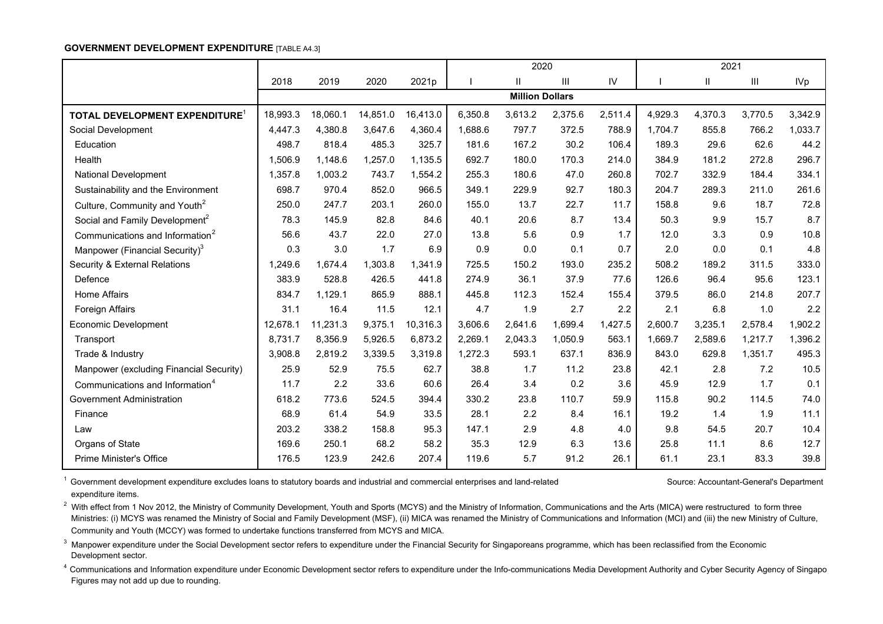**GOVERNMENT DEVELOPMENT EXPENDITURE** [TABLE A4.3]

| | 2018 | 2019 | 2020 | 2021p | 2020 | | | | 2021 | | | |
|---|---|---|---|---|---|---|---|---|---|---|---|---|
| | | | | | I | II | III | IV | I | II | III | IVp |
| | Million Dollars | | | | | | | | | | | |
| **TOTAL DEVELOPMENT EXPENDITURE**[1] | 18,993.3 | 18,060.1 | 14,851.0 | 16,413.0 | 6,350.8 | 3,613.2 | 2,375.6 | 2,511.4 | 4,929.3 | 4,370.3 | 3,770.5 | 3,342.9 |
| Social Development | 4,447.3 | 4,380.8 | 3,647.6 | 4,360.4 | 1,688.6 | 797.7 | 372.5 | 788.9 | 1,704.7 | 855.8 | 766.2 | 1,033.7 |
| Education | 498.7 | 818.4 | 485.3 | 325.7 | 181.6 | 167.2 | 30.2 | 106.4 | 189.3 | 29.6 | 62.6 | 44.2 |
| Health | 1,506.9 | 1,148.6 | 1,257.0 | 1,135.5 | 692.7 | 180.0 | 170.3 | 214.0 | 384.9 | 181.2 | 272.8 | 296.7 |
| National Development | 1,357.8 | 1,003.2 | 743.7 | 1,554.2 | 255.3 | 180.6 | 47.0 | 260.8 | 702.7 | 332.9 | 184.4 | 334.1 |
| Sustainability and the Environment | 698.7 | 970.4 | 852.0 | 966.5 | 349.1 | 229.9 | 92.7 | 180.3 | 204.7 | 289.3 | 211.0 | 261.6 |
| Culture, Community and Youth[2] | 250.0 | 247.7 | 203.1 | 260.0 | 155.0 | 13.7 | 22.7 | 11.7 | 158.8 | 9.6 | 18.7 | 72.8 |
| Social and Family Development[2] | 78.3 | 145.9 | 82.8 | 84.6 | 40.1 | 20.6 | 8.7 | 13.4 | 50.3 | 9.9 | 15.7 | 8.7 |
| Communications and Information[2] | 56.6 | 43.7 | 22.0 | 27.0 | 13.8 | 5.6 | 0.9 | 1.7 | 12.0 | 3.3 | 0.9 | 10.8 |
| Manpower (Financial Security)[3] | 0.3 | 3.0 | 1.7 | 6.9 | 0.9 | 0.0 | 0.1 | 0.7 | 2.0 | 0.0 | 0.1 | 4.8 |
| Security & External Relations | 1,249.6 | 1,674.4 | 1,303.8 | 1,341.9 | 725.5 | 150.2 | 193.0 | 235.2 | 508.2 | 189.2 | 311.5 | 333.0 |
| Defence | 383.9 | 528.8 | 426.5 | 441.8 | 274.9 | 36.1 | 37.9 | 77.6 | 126.6 | 96.4 | 95.6 | 123.1 |
| Home Affairs | 834.7 | 1,129.1 | 865.9 | 888.1 | 445.8 | 112.3 | 152.4 | 155.4 | 379.5 | 86.0 | 214.8 | 207.7 |
| Foreign Affairs | 31.1 | 16.4 | 11.5 | 12.1 | 4.7 | 1.9 | 2.7 | 2.2 | 2.1 | 6.8 | 1.0 | 2.2 |
| Economic Development | 12,678.1 | 11,231.3 | 9,375.1 | 10,316.3 | 3,606.6 | 2,641.6 | 1,699.4 | 1,427.5 | 2,600.7 | 3,235.1 | 2,578.4 | 1,902.2 |
| Transport | 8,731.7 | 8,356.9 | 5,926.5 | 6,873.2 | 2,269.1 | 2,043.3 | 1,050.9 | 563.1 | 1,669.7 | 2,589.6 | 1,217.7 | 1,396.2 |
| Trade & Industry | 3,908.8 | 2,819.2 | 3,339.5 | 3,319.8 | 1,272.3 | 593.1 | 637.1 | 836.9 | 843.0 | 629.8 | 1,351.7 | 495.3 |
| Manpower (excluding Financial Security) | 25.9 | 52.9 | 75.5 | 62.7 | 38.8 | 1.7 | 11.2 | 23.8 | 42.1 | 2.8 | 7.2 | 10.5 |
| Communications and Information[4] | 11.7 | 2.2 | 33.6 | 60.6 | 26.4 | 3.4 | 0.2 | 3.6 | 45.9 | 12.9 | 1.7 | 0.1 |
| Government Administration | 618.2 | 773.6 | 524.5 | 394.4 | 330.2 | 23.8 | 110.7 | 59.9 | 115.8 | 90.2 | 114.5 | 74.0 |
| Finance | 68.9 | 61.4 | 54.9 | 33.5 | 28.1 | 2.2 | 8.4 | 16.1 | 19.2 | 1.4 | 1.9 | 11.1 |
| Law | 203.2 | 338.2 | 158.8 | 95.3 | 147.1 | 2.9 | 4.8 | 4.0 | 9.8 | 54.5 | 20.7 | 10.4 |
| Organs of State | 169.6 | 250.1 | 68.2 | 58.2 | 35.3 | 12.9 | 6.3 | 13.6 | 25.8 | 11.1 | 8.6 | 12.7 |
| Prime Minister's Office | 176.5 | 123.9 | 242.6 | 207.4 | 119.6 | 5.7 | 91.2 | 26.1 | 61.1 | 23.1 | 83.3 | 39.8 |

[1] Government development expenditure excludes loans to statutory boards and industrial and commercial enterprises and land-related expenditure items.

Source: Accountant-General's Department

[2] With effect from 1 Nov 2012, the Ministry of Community Development, Youth and Sports (MCYS) and the Ministry of Information, Communications and the Arts (MICA) were restructured to form three Ministries: (i) MCYS was renamed the Ministry of Social and Family Development (MSF), (ii) MICA was renamed the Ministry of Communications and Information (MCI) and (iii) the new Ministry of Culture, Community and Youth (MCCY) was formed to undertake functions transferred from MCYS and MICA.

[3] Manpower expenditure under the Social Development sector refers to expenditure under the Financial Security for Singaporeans programme, which has been reclassified from the Economic Development sector.

[4] Communications and Information expenditure under Economic Development sector refers to expenditure under the Info-communications Media Development Authority and Cyber Security Agency of Singapo

Figures may not add up due to rounding.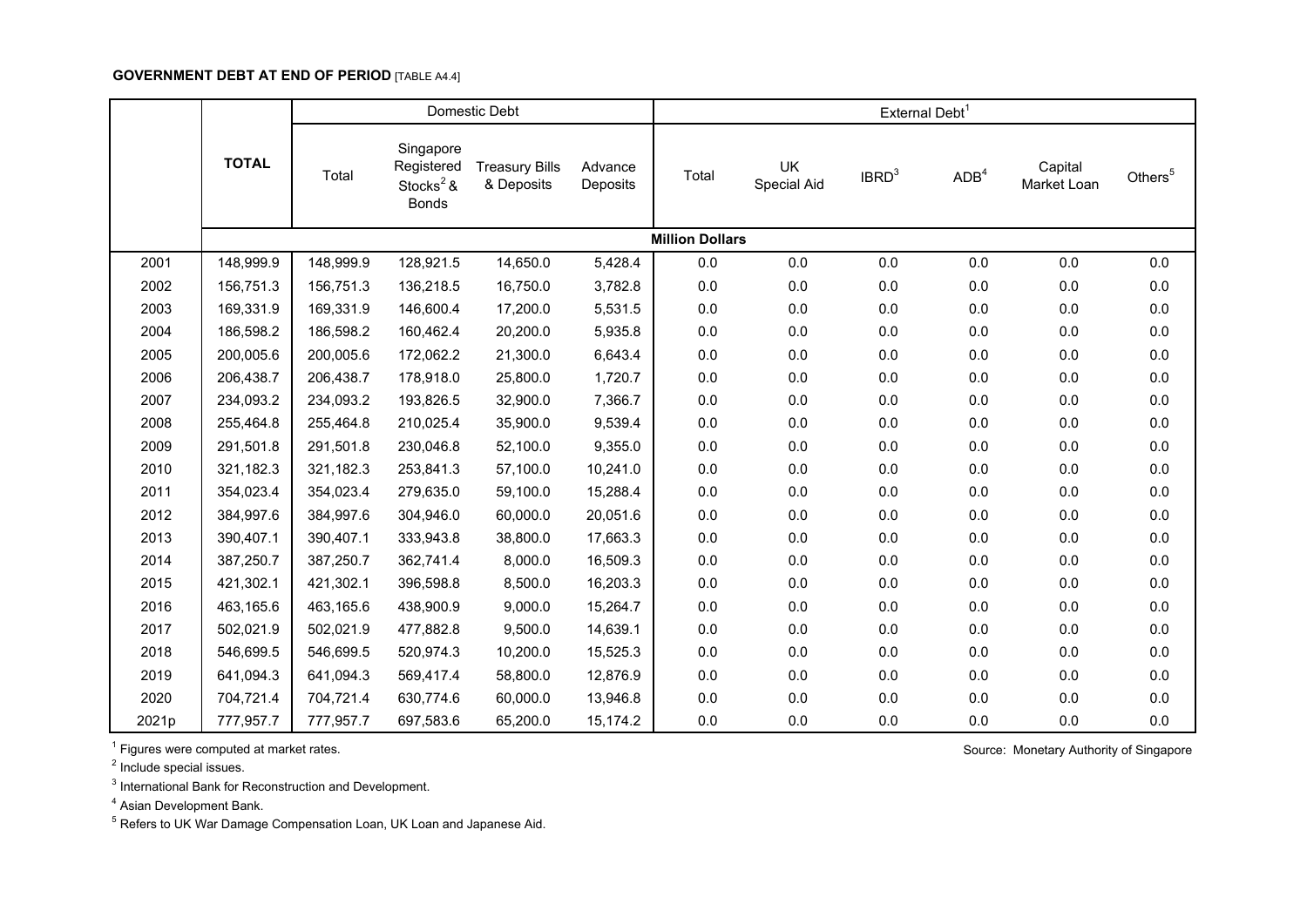**GOVERNMENT DEBT AT END OF PERIOD** [TABLE A4.4]

| | TOTAL | Domestic Debt | | | | External Debt[1] | | | | | |
|---|---|---|---|---|---|---|---|---|---|---|---|
| | | Total | Singapore Registered Stocks[2] & Bonds | Treasury Bills & Deposits | Advance Deposits | Total | UK Special Aid | IBRD[3] | ADB[4] | Capital Market Loan | Others[5] |
| | Million Dollars | | | | | | | | | | |
| 2001 | 148,999.9 | 148,999.9 | 128,921.5 | 14,650.0 | 5,428.4 | 0.0 | 0.0 | 0.0 | 0.0 | 0.0 | 0.0 |
| 2002 | 156,751.3 | 156,751.3 | 136,218.5 | 16,750.0 | 3,782.8 | 0.0 | 0.0 | 0.0 | 0.0 | 0.0 | 0.0 |
| 2003 | 169,331.9 | 169,331.9 | 146,600.4 | 17,200.0 | 5,531.5 | 0.0 | 0.0 | 0.0 | 0.0 | 0.0 | 0.0 |
| 2004 | 186,598.2 | 186,598.2 | 160,462.4 | 20,200.0 | 5,935.8 | 0.0 | 0.0 | 0.0 | 0.0 | 0.0 | 0.0 |
| 2005 | 200,005.6 | 200,005.6 | 172,062.2 | 21,300.0 | 6,643.4 | 0.0 | 0.0 | 0.0 | 0.0 | 0.0 | 0.0 |
| 2006 | 206,438.7 | 206,438.7 | 178,918.0 | 25,800.0 | 1,720.7 | 0.0 | 0.0 | 0.0 | 0.0 | 0.0 | 0.0 |
| 2007 | 234,093.2 | 234,093.2 | 193,826.5 | 32,900.0 | 7,366.7 | 0.0 | 0.0 | 0.0 | 0.0 | 0.0 | 0.0 |
| 2008 | 255,464.8 | 255,464.8 | 210,025.4 | 35,900.0 | 9,539.4 | 0.0 | 0.0 | 0.0 | 0.0 | 0.0 | 0.0 |
| 2009 | 291,501.8 | 291,501.8 | 230,046.8 | 52,100.0 | 9,355.0 | 0.0 | 0.0 | 0.0 | 0.0 | 0.0 | 0.0 |
| 2010 | 321,182.3 | 321,182.3 | 253,841.3 | 57,100.0 | 10,241.0 | 0.0 | 0.0 | 0.0 | 0.0 | 0.0 | 0.0 |
| 2011 | 354,023.4 | 354,023.4 | 279,635.0 | 59,100.0 | 15,288.4 | 0.0 | 0.0 | 0.0 | 0.0 | 0.0 | 0.0 |
| 2012 | 384,997.6 | 384,997.6 | 304,946.0 | 60,000.0 | 20,051.6 | 0.0 | 0.0 | 0.0 | 0.0 | 0.0 | 0.0 |
| 2013 | 390,407.1 | 390,407.1 | 333,943.8 | 38,800.0 | 17,663.3 | 0.0 | 0.0 | 0.0 | 0.0 | 0.0 | 0.0 |
| 2014 | 387,250.7 | 387,250.7 | 362,741.4 | 8,000.0 | 16,509.3 | 0.0 | 0.0 | 0.0 | 0.0 | 0.0 | 0.0 |
| 2015 | 421,302.1 | 421,302.1 | 396,598.8 | 8,500.0 | 16,203.3 | 0.0 | 0.0 | 0.0 | 0.0 | 0.0 | 0.0 |
| 2016 | 463,165.6 | 463,165.6 | 438,900.9 | 9,000.0 | 15,264.7 | 0.0 | 0.0 | 0.0 | 0.0 | 0.0 | 0.0 |
| 2017 | 502,021.9 | 502,021.9 | 477,882.8 | 9,500.0 | 14,639.1 | 0.0 | 0.0 | 0.0 | 0.0 | 0.0 | 0.0 |
| 2018 | 546,699.5 | 546,699.5 | 520,974.3 | 10,200.0 | 15,525.3 | 0.0 | 0.0 | 0.0 | 0.0 | 0.0 | 0.0 |
| 2019 | 641,094.3 | 641,094.3 | 569,417.4 | 58,800.0 | 12,876.9 | 0.0 | 0.0 | 0.0 | 0.0 | 0.0 | 0.0 |
| 2020 | 704,721.4 | 704,721.4 | 630,774.6 | 60,000.0 | 13,946.8 | 0.0 | 0.0 | 0.0 | 0.0 | 0.0 | 0.0 |
| 2021p | 777,957.7 | 777,957.7 | 697,583.6 | 65,200.0 | 15,174.2 | 0.0 | 0.0 | 0.0 | 0.0 | 0.0 | 0.0 |

[1] Figures were computed at market rates.

[2] Include special issues.

[3] International Bank for Reconstruction and Development.

[4] Asian Development Bank.

[5] Refers to UK War Damage Compensation Loan, UK Loan and Japanese Aid.

Source: Monetary Authority of Singapore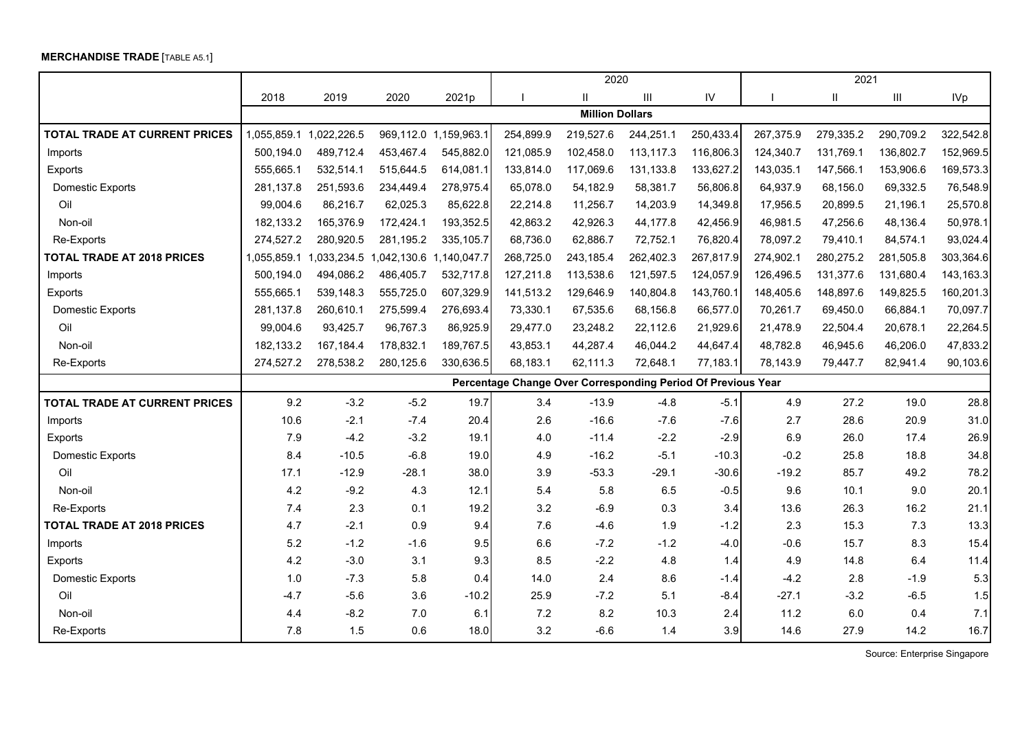**MERCHANDISE TRADE** [TABLE A5.1]

| | 2018 | 2019 | 2020 | 2021p | 2020 I | 2020 II | 2020 III | 2020 IV | 2021 I | 2021 II | 2021 III | 2021 IVp |
|---|---|---|---|---|---|---|---|---|---|---|---|---|
| | **Million Dollars** | | | | | | | | | | | |
| **TOTAL TRADE AT CURRENT PRICES** | 1,055,859.1 | 1,022,226.5 | 969,112.0 | 1,159,963.1 | 254,899.9 | 219,527.6 | 244,251.1 | 250,433.4 | 267,375.9 | 279,335.2 | 290,709.2 | 322,542.8 |
| Imports | 500,194.0 | 489,712.4 | 453,467.4 | 545,882.0 | 121,085.9 | 102,458.0 | 113,117.3 | 116,806.3 | 124,340.7 | 131,769.1 | 136,802.7 | 152,969.5 |
| Exports | 555,665.1 | 532,514.1 | 515,644.5 | 614,081.1 | 133,814.0 | 117,069.6 | 131,133.8 | 133,627.2 | 143,035.1 | 147,566.1 | 153,906.6 | 169,573.3 |
| Domestic Exports | 281,137.8 | 251,593.6 | 234,449.4 | 278,975.4 | 65,078.0 | 54,182.9 | 58,381.7 | 56,806.8 | 64,937.9 | 68,156.0 | 69,332.5 | 76,548.9 |
| Oil | 99,004.6 | 86,216.7 | 62,025.3 | 85,622.8 | 22,214.8 | 11,256.7 | 14,203.9 | 14,349.8 | 17,956.5 | 20,899.5 | 21,196.1 | 25,570.8 |
| Non-oil | 182,133.2 | 165,376.9 | 172,424.1 | 193,352.5 | 42,863.2 | 42,926.3 | 44,177.8 | 42,456.9 | 46,981.5 | 47,256.6 | 48,136.4 | 50,978.1 |
| Re-Exports | 274,527.2 | 280,920.5 | 281,195.2 | 335,105.7 | 68,736.0 | 62,886.7 | 72,752.1 | 76,820.4 | 78,097.2 | 79,410.1 | 84,574.1 | 93,024.4 |
| **TOTAL TRADE AT 2018 PRICES** | 1,055,859.1 | 1,033,234.5 | 1,042,130.6 | 1,140,047.7 | 268,725.0 | 243,185.4 | 262,402.3 | 267,817.9 | 274,902.1 | 280,275.2 | 281,505.8 | 303,364.6 |
| Imports | 500,194.0 | 494,086.2 | 486,405.7 | 532,717.8 | 127,211.8 | 113,538.6 | 121,597.5 | 124,057.9 | 126,496.5 | 131,377.6 | 131,680.4 | 143,163.3 |
| Exports | 555,665.1 | 539,148.3 | 555,725.0 | 607,329.9 | 141,513.2 | 129,646.9 | 140,804.8 | 143,760.1 | 148,405.6 | 148,897.6 | 149,825.5 | 160,201.3 |
| Domestic Exports | 281,137.8 | 260,610.1 | 275,599.4 | 276,693.4 | 73,330.1 | 67,535.6 | 68,156.8 | 66,577.0 | 70,261.7 | 69,450.0 | 66,884.1 | 70,097.7 |
| Oil | 99,004.6 | 93,425.7 | 96,767.3 | 86,925.9 | 29,477.0 | 23,248.2 | 22,112.6 | 21,929.6 | 21,478.9 | 22,504.4 | 20,678.1 | 22,264.5 |
| Non-oil | 182,133.2 | 167,184.4 | 178,832.1 | 189,767.5 | 43,853.1 | 44,287.4 | 46,044.2 | 44,647.4 | 48,782.8 | 46,945.6 | 46,206.0 | 47,833.2 |
| Re-Exports | 274,527.2 | 278,538.2 | 280,125.6 | 330,636.5 | 68,183.1 | 62,111.3 | 72,648.1 | 77,183.1 | 78,143.9 | 79,447.7 | 82,941.4 | 90,103.6 |
| | **Percentage Change Over Corresponding Period Of Previous Year** | | | | | | | | | | | |
| **TOTAL TRADE AT CURRENT PRICES** | 9.2 | -3.2 | -5.2 | 19.7 | 3.4 | -13.9 | -4.8 | -5.1 | 4.9 | 27.2 | 19.0 | 28.8 |
| Imports | 10.6 | -2.1 | -7.4 | 20.4 | 2.6 | -16.6 | -7.6 | -7.6 | 2.7 | 28.6 | 20.9 | 31.0 |
| Exports | 7.9 | -4.2 | -3.2 | 19.1 | 4.0 | -11.4 | -2.2 | -2.9 | 6.9 | 26.0 | 17.4 | 26.9 |
| Domestic Exports | 8.4 | -10.5 | -6.8 | 19.0 | 4.9 | -16.2 | -5.1 | -10.3 | -0.2 | 25.8 | 18.8 | 34.8 |
| Oil | 17.1 | -12.9 | -28.1 | 38.0 | 3.9 | -53.3 | -29.1 | -30.6 | -19.2 | 85.7 | 49.2 | 78.2 |
| Non-oil | 4.2 | -9.2 | 4.3 | 12.1 | 5.4 | 5.8 | 6.5 | -0.5 | 9.6 | 10.1 | 9.0 | 20.1 |
| Re-Exports | 7.4 | 2.3 | 0.1 | 19.2 | 3.2 | -6.9 | 0.3 | 3.4 | 13.6 | 26.3 | 16.2 | 21.1 |
| **TOTAL TRADE AT 2018 PRICES** | 4.7 | -2.1 | 0.9 | 9.4 | 7.6 | -4.6 | 1.9 | -1.2 | 2.3 | 15.3 | 7.3 | 13.3 |
| Imports | 5.2 | -1.2 | -1.6 | 9.5 | 6.6 | -7.2 | -1.2 | -4.0 | -0.6 | 15.7 | 8.3 | 15.4 |
| Exports | 4.2 | -3.0 | 3.1 | 9.3 | 8.5 | -2.2 | 4.8 | 1.4 | 4.9 | 14.8 | 6.4 | 11.4 |
| Domestic Exports | 1.0 | -7.3 | 5.8 | 0.4 | 14.0 | 2.4 | 8.6 | -1.4 | -4.2 | 2.8 | -1.9 | 5.3 |
| Oil | -4.7 | -5.6 | 3.6 | -10.2 | 25.9 | -7.2 | 5.1 | -8.4 | -27.1 | -3.2 | -6.5 | 1.5 |
| Non-oil | 4.4 | -8.2 | 7.0 | 6.1 | 7.2 | 8.2 | 10.3 | 2.4 | 11.2 | 6.0 | 0.4 | 7.1 |
| Re-Exports | 7.8 | 1.5 | 0.6 | 18.0 | 3.2 | -6.6 | 1.4 | 3.9 | 14.6 | 27.9 | 14.2 | 16.7 |

Source: Enterprise Singapore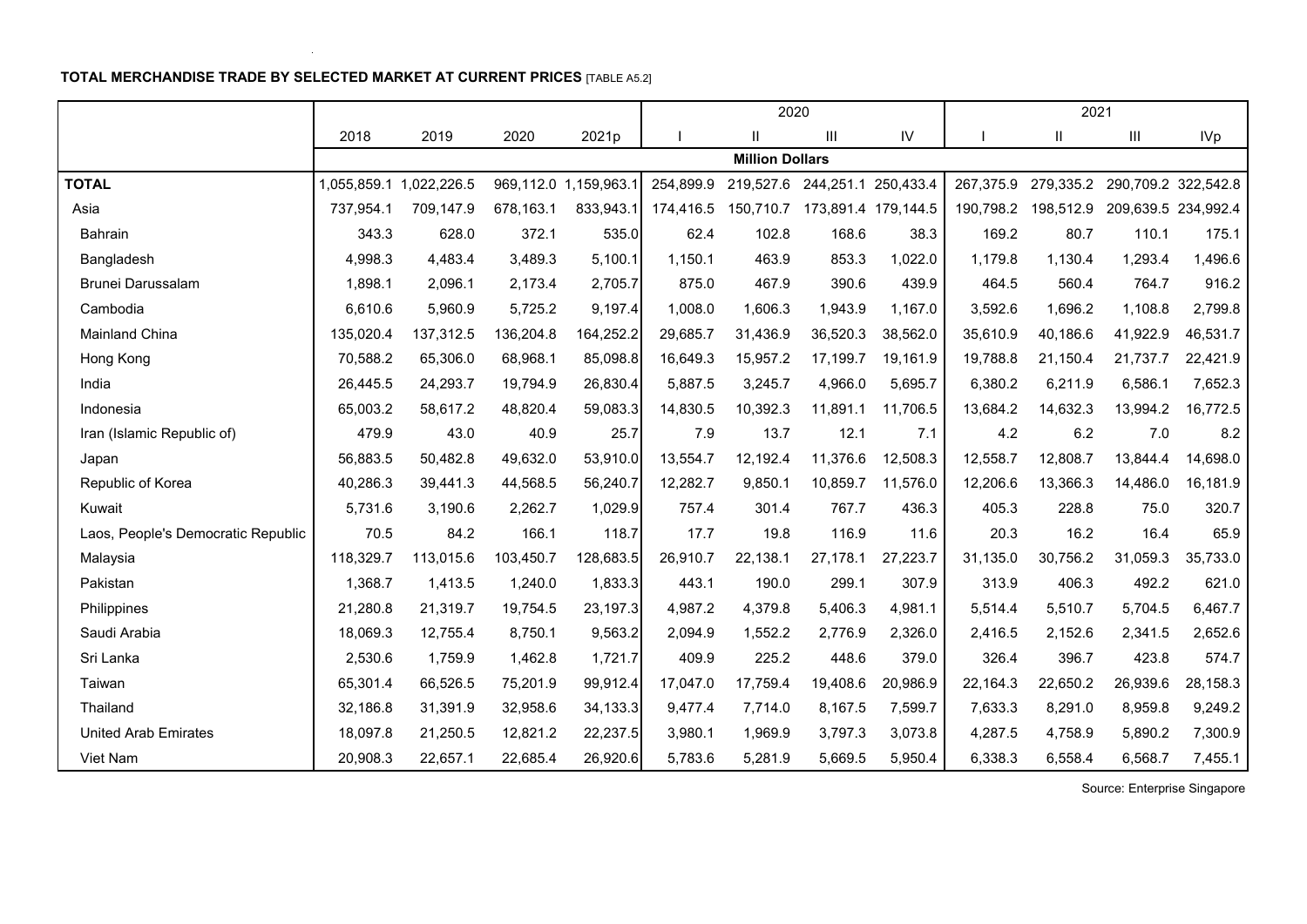**TOTAL MERCHANDISE TRADE BY SELECTED MARKET AT CURRENT PRICES** [TABLE A5.2]

| | 2018 | 2019 | 2020 | 2021p | 2020 | | | | 2021 | | | |
|---|---|---|---|---|---|---|---|---|---|---|---|---|
| | | | | | I | II | III | IV | I | II | III | IVp |
| | Million Dollars | | | | | | | | | | | |
| **TOTAL** | 1,055,859.1 | 1,022,226.5 | 969,112.0 | 1,159,963.1 | 254,899.9 | 219,527.6 | 244,251.1 | 250,433.4 | 267,375.9 | 279,335.2 | 290,709.2 | 322,542.8 |
| Asia | 737,954.1 | 709,147.9 | 678,163.1 | 833,943.1 | 174,416.5 | 150,710.7 | 173,891.4 | 179,144.5 | 190,798.2 | 198,512.9 | 209,639.5 | 234,992.4 |
| Bahrain | 343.3 | 628.0 | 372.1 | 535.0 | 62.4 | 102.8 | 168.6 | 38.3 | 169.2 | 80.7 | 110.1 | 175.1 |
| Bangladesh | 4,998.3 | 4,483.4 | 3,489.3 | 5,100.1 | 1,150.1 | 463.9 | 853.3 | 1,022.0 | 1,179.8 | 1,130.4 | 1,293.4 | 1,496.6 |
| Brunei Darussalam | 1,898.1 | 2,096.1 | 2,173.4 | 2,705.7 | 875.0 | 467.9 | 390.6 | 439.9 | 464.5 | 560.4 | 764.7 | 916.2 |
| Cambodia | 6,610.6 | 5,960.9 | 5,725.2 | 9,197.4 | 1,008.0 | 1,606.3 | 1,943.9 | 1,167.0 | 3,592.6 | 1,696.2 | 1,108.8 | 2,799.8 |
| Mainland China | 135,020.4 | 137,312.5 | 136,204.8 | 164,252.2 | 29,685.7 | 31,436.9 | 36,520.3 | 38,562.0 | 35,610.9 | 40,186.6 | 41,922.9 | 46,531.7 |
| Hong Kong | 70,588.2 | 65,306.0 | 68,968.1 | 85,098.8 | 16,649.3 | 15,957.2 | 17,199.7 | 19,161.9 | 19,788.8 | 21,150.4 | 21,737.7 | 22,421.9 |
| India | 26,445.5 | 24,293.7 | 19,794.9 | 26,830.4 | 5,887.5 | 3,245.7 | 4,966.0 | 5,695.7 | 6,380.2 | 6,211.9 | 6,586.1 | 7,652.3 |
| Indonesia | 65,003.2 | 58,617.2 | 48,820.4 | 59,083.3 | 14,830.5 | 10,392.3 | 11,891.1 | 11,706.5 | 13,684.2 | 14,632.3 | 13,994.2 | 16,772.5 |
| Iran (Islamic Republic of) | 479.9 | 43.0 | 40.9 | 25.7 | 7.9 | 13.7 | 12.1 | 7.1 | 4.2 | 6.2 | 7.0 | 8.2 |
| Japan | 56,883.5 | 50,482.8 | 49,632.0 | 53,910.0 | 13,554.7 | 12,192.4 | 11,376.6 | 12,508.3 | 12,558.7 | 12,808.7 | 13,844.4 | 14,698.0 |
| Republic of Korea | 40,286.3 | 39,441.3 | 44,568.5 | 56,240.7 | 12,282.7 | 9,850.1 | 10,859.7 | 11,576.0 | 12,206.6 | 13,366.3 | 14,486.0 | 16,181.9 |
| Kuwait | 5,731.6 | 3,190.6 | 2,262.7 | 1,029.9 | 757.4 | 301.4 | 767.7 | 436.3 | 405.3 | 228.8 | 75.0 | 320.7 |
| Laos, People's Democratic Republic | 70.5 | 84.2 | 166.1 | 118.7 | 17.7 | 19.8 | 116.9 | 11.6 | 20.3 | 16.2 | 16.4 | 65.9 |
| Malaysia | 118,329.7 | 113,015.6 | 103,450.7 | 128,683.5 | 26,910.7 | 22,138.1 | 27,178.1 | 27,223.7 | 31,135.0 | 30,756.2 | 31,059.3 | 35,733.0 |
| Pakistan | 1,368.7 | 1,413.5 | 1,240.0 | 1,833.3 | 443.1 | 190.0 | 299.1 | 307.9 | 313.9 | 406.3 | 492.2 | 621.0 |
| Philippines | 21,280.8 | 21,319.7 | 19,754.5 | 23,197.3 | 4,987.2 | 4,379.8 | 5,406.3 | 4,981.1 | 5,514.4 | 5,510.7 | 5,704.5 | 6,467.7 |
| Saudi Arabia | 18,069.3 | 12,755.4 | 8,750.1 | 9,563.2 | 2,094.9 | 1,552.2 | 2,776.9 | 2,326.0 | 2,416.5 | 2,152.6 | 2,341.5 | 2,652.6 |
| Sri Lanka | 2,530.6 | 1,759.9 | 1,462.8 | 1,721.7 | 409.9 | 225.2 | 448.6 | 379.0 | 326.4 | 396.7 | 423.8 | 574.7 |
| Taiwan | 65,301.4 | 66,526.5 | 75,201.9 | 99,912.4 | 17,047.0 | 17,759.4 | 19,408.6 | 20,986.9 | 22,164.3 | 22,650.2 | 26,939.6 | 28,158.3 |
| Thailand | 32,186.8 | 31,391.9 | 32,958.6 | 34,133.3 | 9,477.4 | 7,714.0 | 8,167.5 | 7,599.7 | 7,633.3 | 8,291.0 | 8,959.8 | 9,249.2 |
| United Arab Emirates | 18,097.8 | 21,250.5 | 12,821.2 | 22,237.5 | 3,980.1 | 1,969.9 | 3,797.3 | 3,073.8 | 4,287.5 | 4,758.9 | 5,890.2 | 7,300.9 |
| Viet Nam | 20,908.3 | 22,657.1 | 22,685.4 | 26,920.6 | 5,783.6 | 5,281.9 | 5,669.5 | 5,950.4 | 6,338.3 | 6,558.4 | 6,568.7 | 7,455.1 |

Source: Enterprise Singapore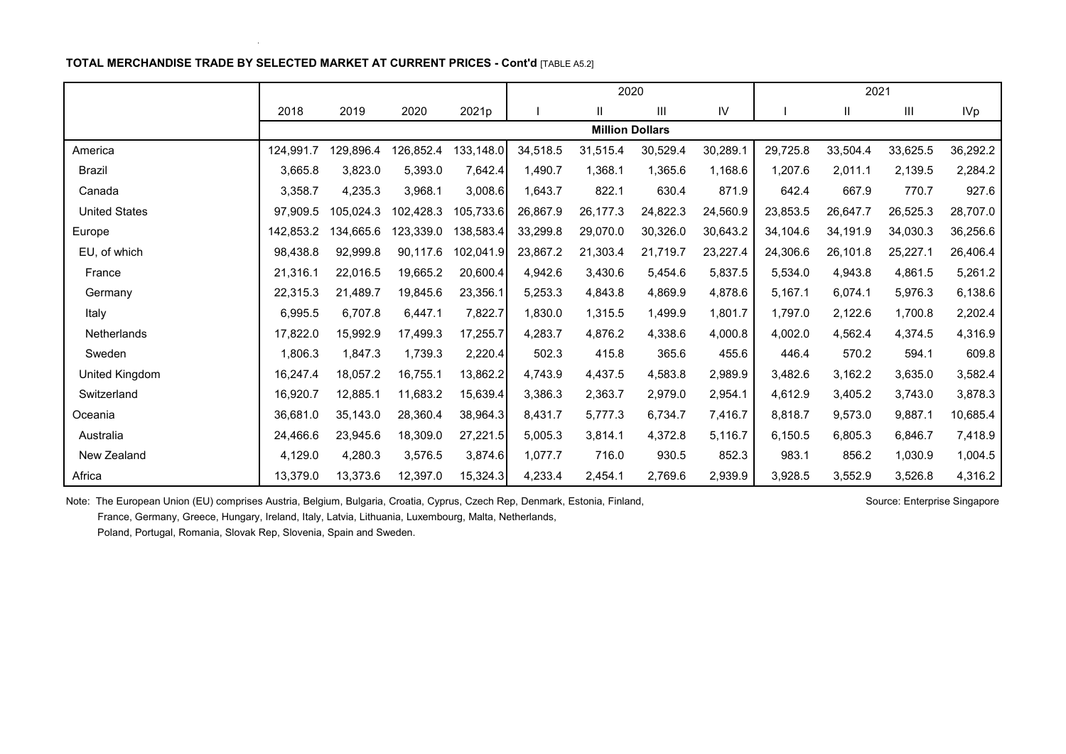**TOTAL MERCHANDISE TRADE BY SELECTED MARKET AT CURRENT PRICES - Cont'd** [TABLE A5.2]

| | 2018 | 2019 | 2020 | 2021p | 2020 I | 2020 II | 2020 III | 2020 IV | 2021 I | 2021 II | 2021 III | 2021 IVp |
|---|---|---|---|---|---|---|---|---|---|---|---|---|
| | **Million Dollars** | | | | | | | | | | | |
| America | 124,991.7 | 129,896.4 | 126,852.4 | 133,148.0 | 34,518.5 | 31,515.4 | 30,529.4 | 30,289.1 | 29,725.8 | 33,504.4 | 33,625.5 | 36,292.2 |
| Brazil | 3,665.8 | 3,823.0 | 5,393.0 | 7,642.4 | 1,490.7 | 1,368.1 | 1,365.6 | 1,168.6 | 1,207.6 | 2,011.1 | 2,139.5 | 2,284.2 |
| Canada | 3,358.7 | 4,235.3 | 3,968.1 | 3,008.6 | 1,643.7 | 822.1 | 630.4 | 871.9 | 642.4 | 667.9 | 770.7 | 927.6 |
| United States | 97,909.5 | 105,024.3 | 102,428.3 | 105,733.6 | 26,867.9 | 26,177.3 | 24,822.3 | 24,560.9 | 23,853.5 | 26,647.7 | 26,525.3 | 28,707.0 |
| Europe | 142,853.2 | 134,665.6 | 123,339.0 | 138,583.4 | 33,299.8 | 29,070.0 | 30,326.0 | 30,643.2 | 34,104.6 | 34,191.9 | 34,030.3 | 36,256.6 |
| EU, of which | 98,438.8 | 92,999.8 | 90,117.6 | 102,041.9 | 23,867.2 | 21,303.4 | 21,719.7 | 23,227.4 | 24,306.6 | 26,101.8 | 25,227.1 | 26,406.4 |
| France | 21,316.1 | 22,016.5 | 19,665.2 | 20,600.4 | 4,942.6 | 3,430.6 | 5,454.6 | 5,837.5 | 5,534.0 | 4,943.8 | 4,861.5 | 5,261.2 |
| Germany | 22,315.3 | 21,489.7 | 19,845.6 | 23,356.1 | 5,253.3 | 4,843.8 | 4,869.9 | 4,878.6 | 5,167.1 | 6,074.1 | 5,976.3 | 6,138.6 |
| Italy | 6,995.5 | 6,707.8 | 6,447.1 | 7,822.7 | 1,830.0 | 1,315.5 | 1,499.9 | 1,801.7 | 1,797.0 | 2,122.6 | 1,700.8 | 2,202.4 |
| Netherlands | 17,822.0 | 15,992.9 | 17,499.3 | 17,255.7 | 4,283.7 | 4,876.2 | 4,338.6 | 4,000.8 | 4,002.0 | 4,562.4 | 4,374.5 | 4,316.9 |
| Sweden | 1,806.3 | 1,847.3 | 1,739.3 | 2,220.4 | 502.3 | 415.8 | 365.6 | 455.6 | 446.4 | 570.2 | 594.1 | 609.8 |
| United Kingdom | 16,247.4 | 18,057.2 | 16,755.1 | 13,862.2 | 4,743.9 | 4,437.5 | 4,583.8 | 2,989.9 | 3,482.6 | 3,162.2 | 3,635.0 | 3,582.4 |
| Switzerland | 16,920.7 | 12,885.1 | 11,683.2 | 15,639.4 | 3,386.3 | 2,363.7 | 2,979.0 | 2,954.1 | 4,612.9 | 3,405.2 | 3,743.0 | 3,878.3 |
| Oceania | 36,681.0 | 35,143.0 | 28,360.4 | 38,964.3 | 8,431.7 | 5,777.3 | 6,734.7 | 7,416.7 | 8,818.7 | 9,573.0 | 9,887.1 | 10,685.4 |
| Australia | 24,466.6 | 23,945.6 | 18,309.0 | 27,221.5 | 5,005.3 | 3,814.1 | 4,372.8 | 5,116.7 | 6,150.5 | 6,805.3 | 6,846.7 | 7,418.9 |
| New Zealand | 4,129.0 | 4,280.3 | 3,576.5 | 3,874.6 | 1,077.7 | 716.0 | 930.5 | 852.3 | 983.1 | 856.2 | 1,030.9 | 1,004.5 |
| Africa | 13,379.0 | 13,373.6 | 12,397.0 | 15,324.3 | 4,233.4 | 2,454.1 | 2,769.6 | 2,939.9 | 3,928.5 | 3,552.9 | 3,526.8 | 4,316.2 |

Note: The European Union (EU) comprises Austria, Belgium, Bulgaria, Croatia, Cyprus, Czech Rep, Denmark, Estonia, Finland, France, Germany, Greece, Hungary, Ireland, Italy, Latvia, Lithuania, Luxembourg, Malta, Netherlands, Poland, Portugal, Romania, Slovak Rep, Slovenia, Spain and Sweden.

Source: Enterprise Singapore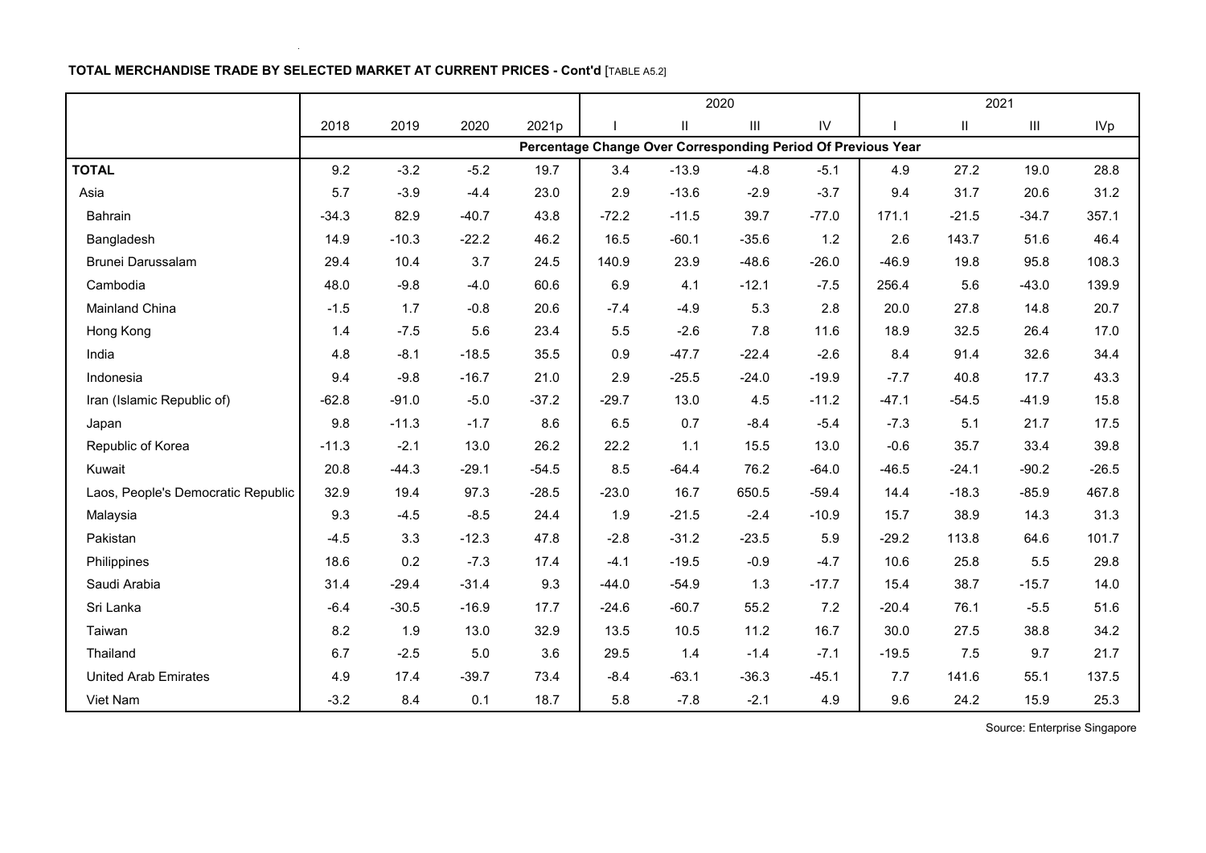**TOTAL MERCHANDISE TRADE BY SELECTED MARKET AT CURRENT PRICES - Cont'd** [TABLE A5.2]

| | 2018 | 2019 | 2020 | 2021p | 2020 | | | | 2021 | | | |
|---|---|---|---|---|---|---|---|---|---|---|---|---|
| | | | | | I | II | III | IV | I | II | III | IVp |
| | Percentage Change Over Corresponding Period Of Previous Year | | | | | | | | | | | |
| **TOTAL** | 9.2 | -3.2 | -5.2 | 19.7 | 3.4 | -13.9 | -4.8 | -5.1 | 4.9 | 27.2 | 19.0 | 28.8 |
| Asia | 5.7 | -3.9 | -4.4 | 23.0 | 2.9 | -13.6 | -2.9 | -3.7 | 9.4 | 31.7 | 20.6 | 31.2 |
| Bahrain | -34.3 | 82.9 | -40.7 | 43.8 | -72.2 | -11.5 | 39.7 | -77.0 | 171.1 | -21.5 | -34.7 | 357.1 |
| Bangladesh | 14.9 | -10.3 | -22.2 | 46.2 | 16.5 | -60.1 | -35.6 | 1.2 | 2.6 | 143.7 | 51.6 | 46.4 |
| Brunei Darussalam | 29.4 | 10.4 | 3.7 | 24.5 | 140.9 | 23.9 | -48.6 | -26.0 | -46.9 | 19.8 | 95.8 | 108.3 |
| Cambodia | 48.0 | -9.8 | -4.0 | 60.6 | 6.9 | 4.1 | -12.1 | -7.5 | 256.4 | 5.6 | -43.0 | 139.9 |
| Mainland China | -1.5 | 1.7 | -0.8 | 20.6 | -7.4 | -4.9 | 5.3 | 2.8 | 20.0 | 27.8 | 14.8 | 20.7 |
| Hong Kong | 1.4 | -7.5 | 5.6 | 23.4 | 5.5 | -2.6 | 7.8 | 11.6 | 18.9 | 32.5 | 26.4 | 17.0 |
| India | 4.8 | -8.1 | -18.5 | 35.5 | 0.9 | -47.7 | -22.4 | -2.6 | 8.4 | 91.4 | 32.6 | 34.4 |
| Indonesia | 9.4 | -9.8 | -16.7 | 21.0 | 2.9 | -25.5 | -24.0 | -19.9 | -7.7 | 40.8 | 17.7 | 43.3 |
| Iran (Islamic Republic of) | -62.8 | -91.0 | -5.0 | -37.2 | -29.7 | 13.0 | 4.5 | -11.2 | -47.1 | -54.5 | -41.9 | 15.8 |
| Japan | 9.8 | -11.3 | -1.7 | 8.6 | 6.5 | 0.7 | -8.4 | -5.4 | -7.3 | 5.1 | 21.7 | 17.5 |
| Republic of Korea | -11.3 | -2.1 | 13.0 | 26.2 | 22.2 | 1.1 | 15.5 | 13.0 | -0.6 | 35.7 | 33.4 | 39.8 |
| Kuwait | 20.8 | -44.3 | -29.1 | -54.5 | 8.5 | -64.4 | 76.2 | -64.0 | -46.5 | -24.1 | -90.2 | -26.5 |
| Laos, People's Democratic Republic | 32.9 | 19.4 | 97.3 | -28.5 | -23.0 | 16.7 | 650.5 | -59.4 | 14.4 | -18.3 | -85.9 | 467.8 |
| Malaysia | 9.3 | -4.5 | -8.5 | 24.4 | 1.9 | -21.5 | -2.4 | -10.9 | 15.7 | 38.9 | 14.3 | 31.3 |
| Pakistan | -4.5 | 3.3 | -12.3 | 47.8 | -2.8 | -31.2 | -23.5 | 5.9 | -29.2 | 113.8 | 64.6 | 101.7 |
| Philippines | 18.6 | 0.2 | -7.3 | 17.4 | -4.1 | -19.5 | -0.9 | -4.7 | 10.6 | 25.8 | 5.5 | 29.8 |
| Saudi Arabia | 31.4 | -29.4 | -31.4 | 9.3 | -44.0 | -54.9 | 1.3 | -17.7 | 15.4 | 38.7 | -15.7 | 14.0 |
| Sri Lanka | -6.4 | -30.5 | -16.9 | 17.7 | -24.6 | -60.7 | 55.2 | 7.2 | -20.4 | 76.1 | -5.5 | 51.6 |
| Taiwan | 8.2 | 1.9 | 13.0 | 32.9 | 13.5 | 10.5 | 11.2 | 16.7 | 30.0 | 27.5 | 38.8 | 34.2 |
| Thailand | 6.7 | -2.5 | 5.0 | 3.6 | 29.5 | 1.4 | -1.4 | -7.1 | -19.5 | 7.5 | 9.7 | 21.7 |
| United Arab Emirates | 4.9 | 17.4 | -39.7 | 73.4 | -8.4 | -63.1 | -36.3 | -45.1 | 7.7 | 141.6 | 55.1 | 137.5 |
| Viet Nam | -3.2 | 8.4 | 0.1 | 18.7 | 5.8 | -7.8 | -2.1 | 4.9 | 9.6 | 24.2 | 15.9 | 25.3 |

Source: Enterprise Singapore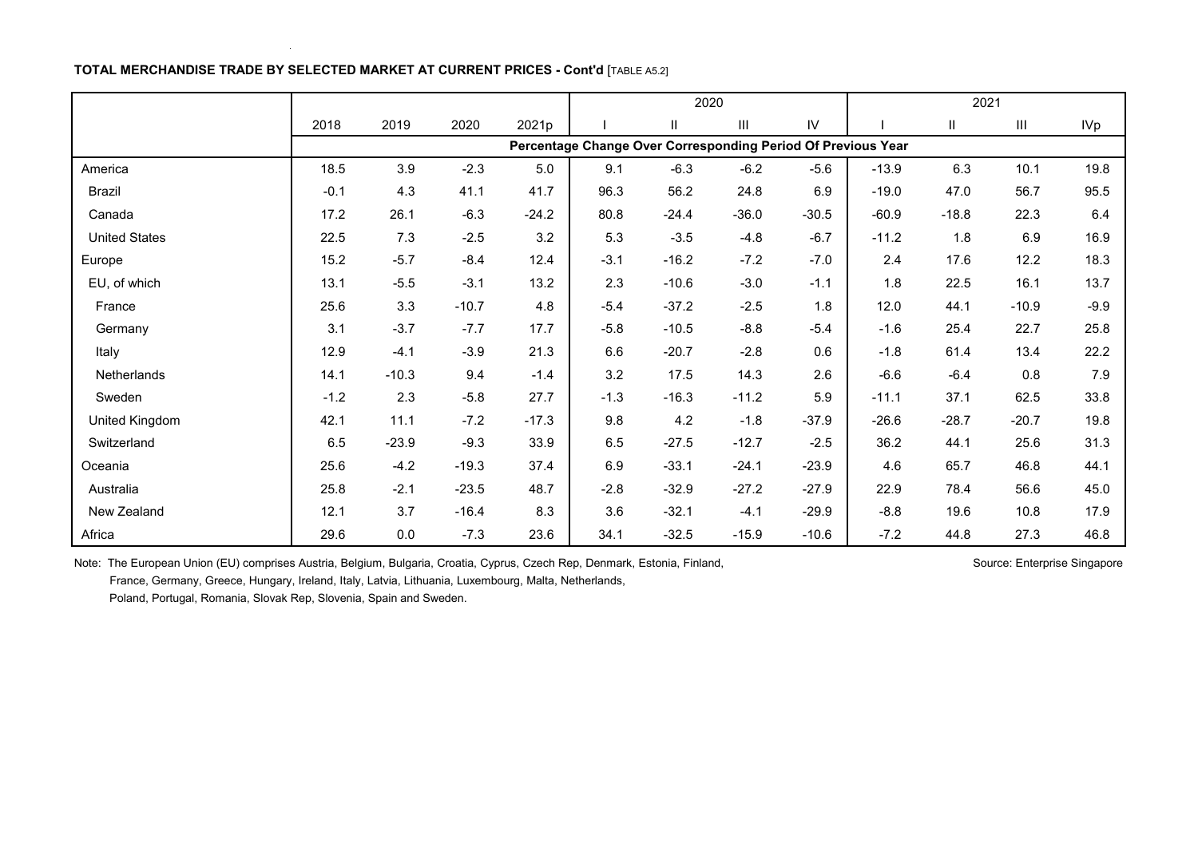**TOTAL MERCHANDISE TRADE BY SELECTED MARKET AT CURRENT PRICES - Cont'd** [TABLE A5.2]

| | 2018 | 2019 | 2020 | 2021p | 2020 | | | | 2021 | | | |
|---|---|---|---|---|---|---|---|---|---|---|---|---|
| | | | | | I | II | III | IV | I | II | III | IVp |
| | Percentage Change Over Corresponding Period Of Previous Year | | | | | | | | | | | |
| America | 18.5 | 3.9 | -2.3 | 5.0 | 9.1 | -6.3 | -6.2 | -5.6 | -13.9 | 6.3 | 10.1 | 19.8 |
| Brazil | -0.1 | 4.3 | 41.1 | 41.7 | 96.3 | 56.2 | 24.8 | 6.9 | -19.0 | 47.0 | 56.7 | 95.5 |
| Canada | 17.2 | 26.1 | -6.3 | -24.2 | 80.8 | -24.4 | -36.0 | -30.5 | -60.9 | -18.8 | 22.3 | 6.4 |
| United States | 22.5 | 7.3 | -2.5 | 3.2 | 5.3 | -3.5 | -4.8 | -6.7 | -11.2 | 1.8 | 6.9 | 16.9 |
| Europe | 15.2 | -5.7 | -8.4 | 12.4 | -3.1 | -16.2 | -7.2 | -7.0 | 2.4 | 17.6 | 12.2 | 18.3 |
| EU, of which | 13.1 | -5.5 | -3.1 | 13.2 | 2.3 | -10.6 | -3.0 | -1.1 | 1.8 | 22.5 | 16.1 | 13.7 |
| France | 25.6 | 3.3 | -10.7 | 4.8 | -5.4 | -37.2 | -2.5 | 1.8 | 12.0 | 44.1 | -10.9 | -9.9 |
| Germany | 3.1 | -3.7 | -7.7 | 17.7 | -5.8 | -10.5 | -8.8 | -5.4 | -1.6 | 25.4 | 22.7 | 25.8 |
| Italy | 12.9 | -4.1 | -3.9 | 21.3 | 6.6 | -20.7 | -2.8 | 0.6 | -1.8 | 61.4 | 13.4 | 22.2 |
| Netherlands | 14.1 | -10.3 | 9.4 | -1.4 | 3.2 | 17.5 | 14.3 | 2.6 | -6.6 | -6.4 | 0.8 | 7.9 |
| Sweden | -1.2 | 2.3 | -5.8 | 27.7 | -1.3 | -16.3 | -11.2 | 5.9 | -11.1 | 37.1 | 62.5 | 33.8 |
| United Kingdom | 42.1 | 11.1 | -7.2 | -17.3 | 9.8 | 4.2 | -1.8 | -37.9 | -26.6 | -28.7 | -20.7 | 19.8 |
| Switzerland | 6.5 | -23.9 | -9.3 | 33.9 | 6.5 | -27.5 | -12.7 | -2.5 | 36.2 | 44.1 | 25.6 | 31.3 |
| Oceania | 25.6 | -4.2 | -19.3 | 37.4 | 6.9 | -33.1 | -24.1 | -23.9 | 4.6 | 65.7 | 46.8 | 44.1 |
| Australia | 25.8 | -2.1 | -23.5 | 48.7 | -2.8 | -32.9 | -27.2 | -27.9 | 22.9 | 78.4 | 56.6 | 45.0 |
| New Zealand | 12.1 | 3.7 | -16.4 | 8.3 | 3.6 | -32.1 | -4.1 | -29.9 | -8.8 | 19.6 | 10.8 | 17.9 |
| Africa | 29.6 | 0.0 | -7.3 | 23.6 | 34.1 | -32.5 | -15.9 | -10.6 | -7.2 | 44.8 | 27.3 | 46.8 |

Note: The European Union (EU) comprises Austria, Belgium, Bulgaria, Croatia, Cyprus, Czech Rep, Denmark, Estonia, Finland, France, Germany, Greece, Hungary, Ireland, Italy, Latvia, Lithuania, Luxembourg, Malta, Netherlands, Poland, Portugal, Romania, Slovak Rep, Slovenia, Spain and Sweden.

Source: Enterprise Singapore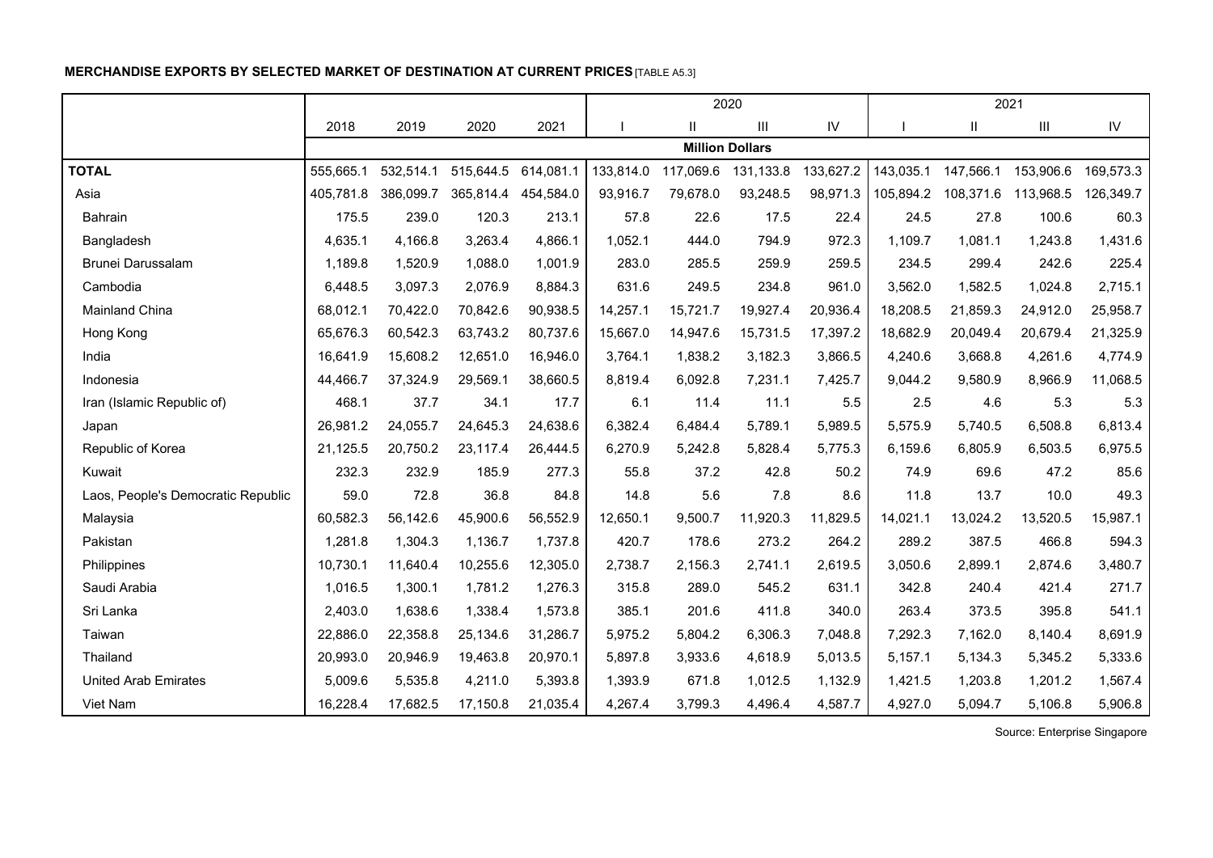**MERCHANDISE EXPORTS BY SELECTED MARKET OF DESTINATION AT CURRENT PRICES** [TABLE A5.3]

| | 2018 | 2019 | 2020 | 2021 | 2020 | | | | 2021 | | | |
|---|---|---|---|---|---|---|---|---|---|---|---|---|
| | | | | | I | II | III | IV | I | II | III | IV |
| | Million Dollars | | | | | | | | | | | |
| **TOTAL** | 555,665.1 | 532,514.1 | 515,644.5 | 614,081.1 | 133,814.0 | 117,069.6 | 131,133.8 | 133,627.2 | 143,035.1 | 147,566.1 | 153,906.6 | 169,573.3 |
| Asia | 405,781.8 | 386,099.7 | 365,814.4 | 454,584.0 | 93,916.7 | 79,678.0 | 93,248.5 | 98,971.3 | 105,894.2 | 108,371.6 | 113,968.5 | 126,349.7 |
| Bahrain | 175.5 | 239.0 | 120.3 | 213.1 | 57.8 | 22.6 | 17.5 | 22.4 | 24.5 | 27.8 | 100.6 | 60.3 |
| Bangladesh | 4,635.1 | 4,166.8 | 3,263.4 | 4,866.1 | 1,052.1 | 444.0 | 794.9 | 972.3 | 1,109.7 | 1,081.1 | 1,243.8 | 1,431.6 |
| Brunei Darussalam | 1,189.8 | 1,520.9 | 1,088.0 | 1,001.9 | 283.0 | 285.5 | 259.9 | 259.5 | 234.5 | 299.4 | 242.6 | 225.4 |
| Cambodia | 6,448.5 | 3,097.3 | 2,076.9 | 8,884.3 | 631.6 | 249.5 | 234.8 | 961.0 | 3,562.0 | 1,582.5 | 1,024.8 | 2,715.1 |
| Mainland China | 68,012.1 | 70,422.0 | 70,842.6 | 90,938.5 | 14,257.1 | 15,721.7 | 19,927.4 | 20,936.4 | 18,208.5 | 21,859.3 | 24,912.0 | 25,958.7 |
| Hong Kong | 65,676.3 | 60,542.3 | 63,743.2 | 80,737.6 | 15,667.0 | 14,947.6 | 15,731.5 | 17,397.2 | 18,682.9 | 20,049.4 | 20,679.4 | 21,325.9 |
| India | 16,641.9 | 15,608.2 | 12,651.0 | 16,946.0 | 3,764.1 | 1,838.2 | 3,182.3 | 3,866.5 | 4,240.6 | 3,668.8 | 4,261.6 | 4,774.9 |
| Indonesia | 44,466.7 | 37,324.9 | 29,569.1 | 38,660.5 | 8,819.4 | 6,092.8 | 7,231.1 | 7,425.7 | 9,044.2 | 9,580.9 | 8,966.9 | 11,068.5 |
| Iran (Islamic Republic of) | 468.1 | 37.7 | 34.1 | 17.7 | 6.1 | 11.4 | 11.1 | 5.5 | 2.5 | 4.6 | 5.3 | 5.3 |
| Japan | 26,981.2 | 24,055.7 | 24,645.3 | 24,638.6 | 6,382.4 | 6,484.4 | 5,789.1 | 5,989.5 | 5,575.9 | 5,740.5 | 6,508.8 | 6,813.4 |
| Republic of Korea | 21,125.5 | 20,750.2 | 23,117.4 | 26,444.5 | 6,270.9 | 5,242.8 | 5,828.4 | 5,775.3 | 6,159.6 | 6,805.9 | 6,503.5 | 6,975.5 |
| Kuwait | 232.3 | 232.9 | 185.9 | 277.3 | 55.8 | 37.2 | 42.8 | 50.2 | 74.9 | 69.6 | 47.2 | 85.6 |
| Laos, People's Democratic Republic | 59.0 | 72.8 | 36.8 | 84.8 | 14.8 | 5.6 | 7.8 | 8.6 | 11.8 | 13.7 | 10.0 | 49.3 |
| Malaysia | 60,582.3 | 56,142.6 | 45,900.6 | 56,552.9 | 12,650.1 | 9,500.7 | 11,920.3 | 11,829.5 | 14,021.1 | 13,024.2 | 13,520.5 | 15,987.1 |
| Pakistan | 1,281.8 | 1,304.3 | 1,136.7 | 1,737.8 | 420.7 | 178.6 | 273.2 | 264.2 | 289.2 | 387.5 | 466.8 | 594.3 |
| Philippines | 10,730.1 | 11,640.4 | 10,255.6 | 12,305.0 | 2,738.7 | 2,156.3 | 2,741.1 | 2,619.5 | 3,050.6 | 2,899.1 | 2,874.6 | 3,480.7 |
| Saudi Arabia | 1,016.5 | 1,300.1 | 1,781.2 | 1,276.3 | 315.8 | 289.0 | 545.2 | 631.1 | 342.8 | 240.4 | 421.4 | 271.7 |
| Sri Lanka | 2,403.0 | 1,638.6 | 1,338.4 | 1,573.8 | 385.1 | 201.6 | 411.8 | 340.0 | 263.4 | 373.5 | 395.8 | 541.1 |
| Taiwan | 22,886.0 | 22,358.8 | 25,134.6 | 31,286.7 | 5,975.2 | 5,804.2 | 6,306.3 | 7,048.8 | 7,292.3 | 7,162.0 | 8,140.4 | 8,691.9 |
| Thailand | 20,993.0 | 20,946.9 | 19,463.8 | 20,970.1 | 5,897.8 | 3,933.6 | 4,618.9 | 5,013.5 | 5,157.1 | 5,134.3 | 5,345.2 | 5,333.6 |
| United Arab Emirates | 5,009.6 | 5,535.8 | 4,211.0 | 5,393.8 | 1,393.9 | 671.8 | 1,012.5 | 1,132.9 | 1,421.5 | 1,203.8 | 1,201.2 | 1,567.4 |
| Viet Nam | 16,228.4 | 17,682.5 | 17,150.8 | 21,035.4 | 4,267.4 | 3,799.3 | 4,496.4 | 4,587.7 | 4,927.0 | 5,094.7 | 5,106.8 | 5,906.8 |

Source: Enterprise Singapore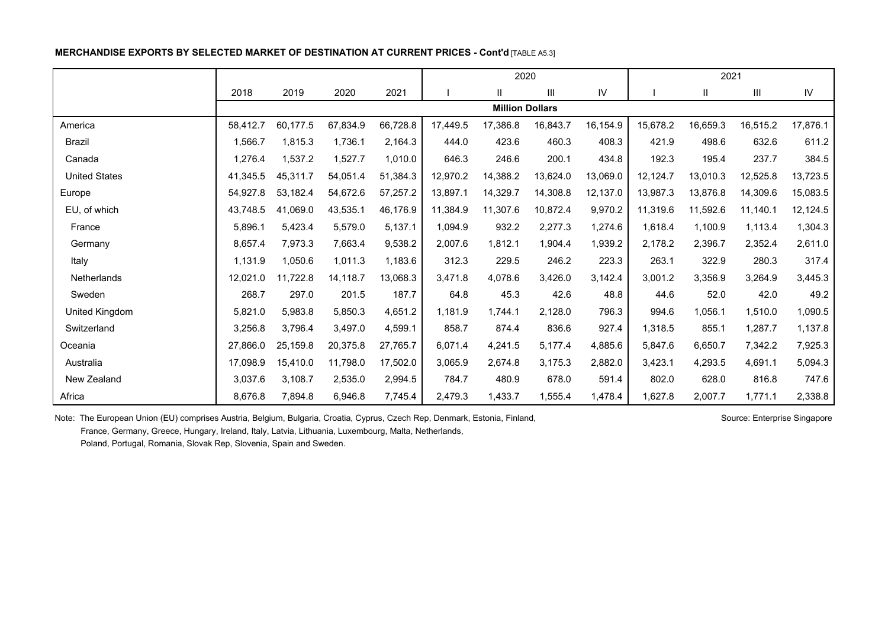**MERCHANDISE EXPORTS BY SELECTED MARKET OF DESTINATION AT CURRENT PRICES - Cont'd** [TABLE A5.3]

| | 2018 | 2019 | 2020 | 2021 | 2020 | | | | 2021 | | | |
|---|---|---|---|---|---|---|---|---|---|---|---|---|
| | | | | | I | II | III | IV | I | II | III | IV |
| | Million Dollars | | | | | | | | | | | |
| America | 58,412.7 | 60,177.5 | 67,834.9 | 66,728.8 | 17,449.5 | 17,386.8 | 16,843.7 | 16,154.9 | 15,678.2 | 16,659.3 | 16,515.2 | 17,876.1 |
| Brazil | 1,566.7 | 1,815.3 | 1,736.1 | 2,164.3 | 444.0 | 423.6 | 460.3 | 408.3 | 421.9 | 498.6 | 632.6 | 611.2 |
| Canada | 1,276.4 | 1,537.2 | 1,527.7 | 1,010.0 | 646.3 | 246.6 | 200.1 | 434.8 | 192.3 | 195.4 | 237.7 | 384.5 |
| United States | 41,345.5 | 45,311.7 | 54,051.4 | 51,384.3 | 12,970.2 | 14,388.2 | 13,624.0 | 13,069.0 | 12,124.7 | 13,010.3 | 12,525.8 | 13,723.5 |
| Europe | 54,927.8 | 53,182.4 | 54,672.6 | 57,257.2 | 13,897.1 | 14,329.7 | 14,308.8 | 12,137.0 | 13,987.3 | 13,876.8 | 14,309.6 | 15,083.5 |
| EU, of which | 43,748.5 | 41,069.0 | 43,535.1 | 46,176.9 | 11,384.9 | 11,307.6 | 10,872.4 | 9,970.2 | 11,319.6 | 11,592.6 | 11,140.1 | 12,124.5 |
| France | 5,896.1 | 5,423.4 | 5,579.0 | 5,137.1 | 1,094.9 | 932.2 | 2,277.3 | 1,274.6 | 1,618.4 | 1,100.9 | 1,113.4 | 1,304.3 |
| Germany | 8,657.4 | 7,973.3 | 7,663.4 | 9,538.2 | 2,007.6 | 1,812.1 | 1,904.4 | 1,939.2 | 2,178.2 | 2,396.7 | 2,352.4 | 2,611.0 |
| Italy | 1,131.9 | 1,050.6 | 1,011.3 | 1,183.6 | 312.3 | 229.5 | 246.2 | 223.3 | 263.1 | 322.9 | 280.3 | 317.4 |
| Netherlands | 12,021.0 | 11,722.8 | 14,118.7 | 13,068.3 | 3,471.8 | 4,078.6 | 3,426.0 | 3,142.4 | 3,001.2 | 3,356.9 | 3,264.9 | 3,445.3 |
| Sweden | 268.7 | 297.0 | 201.5 | 187.7 | 64.8 | 45.3 | 42.6 | 48.8 | 44.6 | 52.0 | 42.0 | 49.2 |
| United Kingdom | 5,821.0 | 5,983.8 | 5,850.3 | 4,651.2 | 1,181.9 | 1,744.1 | 2,128.0 | 796.3 | 994.6 | 1,056.1 | 1,510.0 | 1,090.5 |
| Switzerland | 3,256.8 | 3,796.4 | 3,497.0 | 4,599.1 | 858.7 | 874.4 | 836.6 | 927.4 | 1,318.5 | 855.1 | 1,287.7 | 1,137.8 |
| Oceania | 27,866.0 | 25,159.8 | 20,375.8 | 27,765.7 | 6,071.4 | 4,241.5 | 5,177.4 | 4,885.6 | 5,847.6 | 6,650.7 | 7,342.2 | 7,925.3 |
| Australia | 17,098.9 | 15,410.0 | 11,798.0 | 17,502.0 | 3,065.9 | 2,674.8 | 3,175.3 | 2,882.0 | 3,423.1 | 4,293.5 | 4,691.1 | 5,094.3 |
| New Zealand | 3,037.6 | 3,108.7 | 2,535.0 | 2,994.5 | 784.7 | 480.9 | 678.0 | 591.4 | 802.0 | 628.0 | 816.8 | 747.6 |
| Africa | 8,676.8 | 7,894.8 | 6,946.8 | 7,745.4 | 2,479.3 | 1,433.7 | 1,555.4 | 1,478.4 | 1,627.8 | 2,007.7 | 1,771.1 | 2,338.8 |

Note: The European Union (EU) comprises Austria, Belgium, Bulgaria, Croatia, Cyprus, Czech Rep, Denmark, Estonia, Finland, France, Germany, Greece, Hungary, Ireland, Italy, Latvia, Lithuania, Luxembourg, Malta, Netherlands, Poland, Portugal, Romania, Slovak Rep, Slovenia, Spain and Sweden.

Source: Enterprise Singapore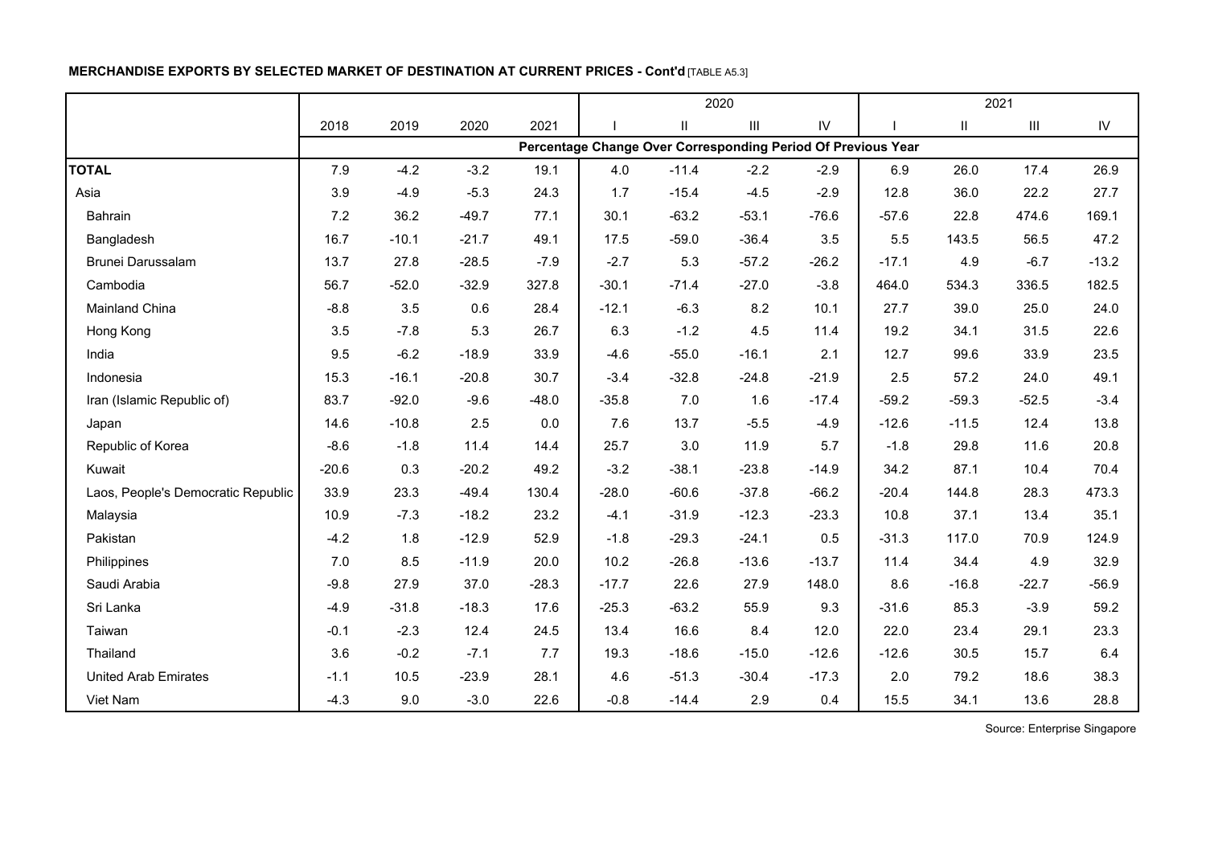**MERCHANDISE EXPORTS BY SELECTED MARKET OF DESTINATION AT CURRENT PRICES - Cont'd** [TABLE A5.3]

| | 2018 | 2019 | 2020 | 2021 | 2020 | | | | 2021 | | | |
|---|---|---|---|---|---|---|---|---|---|---|---|---|
| | | | | | I | II | III | IV | I | II | III | IV |
| | Percentage Change Over Corresponding Period Of Previous Year | | | | | | | | | | | |
| **TOTAL** | 7.9 | -4.2 | -3.2 | 19.1 | 4.0 | -11.4 | -2.2 | -2.9 | 6.9 | 26.0 | 17.4 | 26.9 |
| Asia | 3.9 | -4.9 | -5.3 | 24.3 | 1.7 | -15.4 | -4.5 | -2.9 | 12.8 | 36.0 | 22.2 | 27.7 |
| Bahrain | 7.2 | 36.2 | -49.7 | 77.1 | 30.1 | -63.2 | -53.1 | -76.6 | -57.6 | 22.8 | 474.6 | 169.1 |
| Bangladesh | 16.7 | -10.1 | -21.7 | 49.1 | 17.5 | -59.0 | -36.4 | 3.5 | 5.5 | 143.5 | 56.5 | 47.2 |
| Brunei Darussalam | 13.7 | 27.8 | -28.5 | -7.9 | -2.7 | 5.3 | -57.2 | -26.2 | -17.1 | 4.9 | -6.7 | -13.2 |
| Cambodia | 56.7 | -52.0 | -32.9 | 327.8 | -30.1 | -71.4 | -27.0 | -3.8 | 464.0 | 534.3 | 336.5 | 182.5 |
| Mainland China | -8.8 | 3.5 | 0.6 | 28.4 | -12.1 | -6.3 | 8.2 | 10.1 | 27.7 | 39.0 | 25.0 | 24.0 |
| Hong Kong | 3.5 | -7.8 | 5.3 | 26.7 | 6.3 | -1.2 | 4.5 | 11.4 | 19.2 | 34.1 | 31.5 | 22.6 |
| India | 9.5 | -6.2 | -18.9 | 33.9 | -4.6 | -55.0 | -16.1 | 2.1 | 12.7 | 99.6 | 33.9 | 23.5 |
| Indonesia | 15.3 | -16.1 | -20.8 | 30.7 | -3.4 | -32.8 | -24.8 | -21.9 | 2.5 | 57.2 | 24.0 | 49.1 |
| Iran (Islamic Republic of) | 83.7 | -92.0 | -9.6 | -48.0 | -35.8 | 7.0 | 1.6 | -17.4 | -59.2 | -59.3 | -52.5 | -3.4 |
| Japan | 14.6 | -10.8 | 2.5 | 0.0 | 7.6 | 13.7 | -5.5 | -4.9 | -12.6 | -11.5 | 12.4 | 13.8 |
| Republic of Korea | -8.6 | -1.8 | 11.4 | 14.4 | 25.7 | 3.0 | 11.9 | 5.7 | -1.8 | 29.8 | 11.6 | 20.8 |
| Kuwait | -20.6 | 0.3 | -20.2 | 49.2 | -3.2 | -38.1 | -23.8 | -14.9 | 34.2 | 87.1 | 10.4 | 70.4 |
| Laos, People's Democratic Republic | 33.9 | 23.3 | -49.4 | 130.4 | -28.0 | -60.6 | -37.8 | -66.2 | -20.4 | 144.8 | 28.3 | 473.3 |
| Malaysia | 10.9 | -7.3 | -18.2 | 23.2 | -4.1 | -31.9 | -12.3 | -23.3 | 10.8 | 37.1 | 13.4 | 35.1 |
| Pakistan | -4.2 | 1.8 | -12.9 | 52.9 | -1.8 | -29.3 | -24.1 | 0.5 | -31.3 | 117.0 | 70.9 | 124.9 |
| Philippines | 7.0 | 8.5 | -11.9 | 20.0 | 10.2 | -26.8 | -13.6 | -13.7 | 11.4 | 34.4 | 4.9 | 32.9 |
| Saudi Arabia | -9.8 | 27.9 | 37.0 | -28.3 | -17.7 | 22.6 | 27.9 | 148.0 | 8.6 | -16.8 | -22.7 | -56.9 |
| Sri Lanka | -4.9 | -31.8 | -18.3 | 17.6 | -25.3 | -63.2 | 55.9 | 9.3 | -31.6 | 85.3 | -3.9 | 59.2 |
| Taiwan | -0.1 | -2.3 | 12.4 | 24.5 | 13.4 | 16.6 | 8.4 | 12.0 | 22.0 | 23.4 | 29.1 | 23.3 |
| Thailand | 3.6 | -0.2 | -7.1 | 7.7 | 19.3 | -18.6 | -15.0 | -12.6 | -12.6 | 30.5 | 15.7 | 6.4 |
| United Arab Emirates | -1.1 | 10.5 | -23.9 | 28.1 | 4.6 | -51.3 | -30.4 | -17.3 | 2.0 | 79.2 | 18.6 | 38.3 |
| Viet Nam | -4.3 | 9.0 | -3.0 | 22.6 | -0.8 | -14.4 | 2.9 | 0.4 | 15.5 | 34.1 | 13.6 | 28.8 |

Source: Enterprise Singapore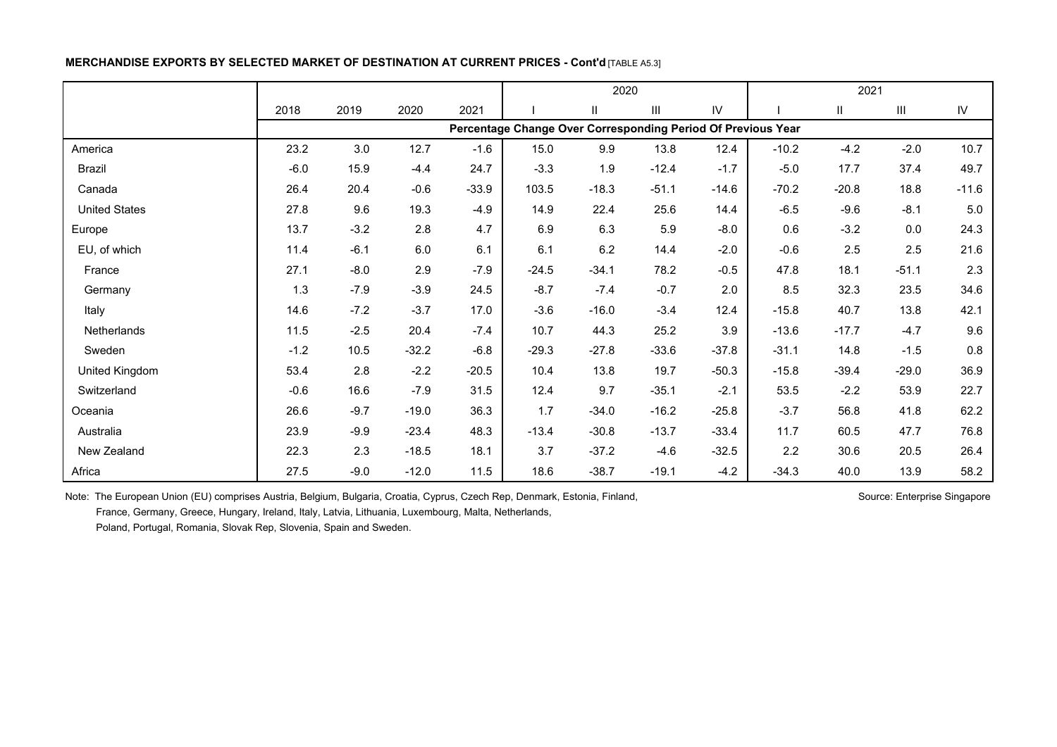**MERCHANDISE EXPORTS BY SELECTED MARKET OF DESTINATION AT CURRENT PRICES - Cont'd** [TABLE A5.3]

| | 2018 | 2019 | 2020 | 2021 | 2020 | | | | 2021 | | | |
|---|---|---|---|---|---|---|---|---|---|---|---|---|
| | | | | | I | II | III | IV | I | II | III | IV |
| | Percentage Change Over Corresponding Period Of Previous Year | | | | | | | | | | | |
| America | 23.2 | 3.0 | 12.7 | -1.6 | 15.0 | 9.9 | 13.8 | 12.4 | -10.2 | -4.2 | -2.0 | 10.7 |
| Brazil | -6.0 | 15.9 | -4.4 | 24.7 | -3.3 | 1.9 | -12.4 | -1.7 | -5.0 | 17.7 | 37.4 | 49.7 |
| Canada | 26.4 | 20.4 | -0.6 | -33.9 | 103.5 | -18.3 | -51.1 | -14.6 | -70.2 | -20.8 | 18.8 | -11.6 |
| United States | 27.8 | 9.6 | 19.3 | -4.9 | 14.9 | 22.4 | 25.6 | 14.4 | -6.5 | -9.6 | -8.1 | 5.0 |
| Europe | 13.7 | -3.2 | 2.8 | 4.7 | 6.9 | 6.3 | 5.9 | -8.0 | 0.6 | -3.2 | 0.0 | 24.3 |
| EU, of which | 11.4 | -6.1 | 6.0 | 6.1 | 6.1 | 6.2 | 14.4 | -2.0 | -0.6 | 2.5 | 2.5 | 21.6 |
| France | 27.1 | -8.0 | 2.9 | -7.9 | -24.5 | -34.1 | 78.2 | -0.5 | 47.8 | 18.1 | -51.1 | 2.3 |
| Germany | 1.3 | -7.9 | -3.9 | 24.5 | -8.7 | -7.4 | -0.7 | 2.0 | 8.5 | 32.3 | 23.5 | 34.6 |
| Italy | 14.6 | -7.2 | -3.7 | 17.0 | -3.6 | -16.0 | -3.4 | 12.4 | -15.8 | 40.7 | 13.8 | 42.1 |
| Netherlands | 11.5 | -2.5 | 20.4 | -7.4 | 10.7 | 44.3 | 25.2 | 3.9 | -13.6 | -17.7 | -4.7 | 9.6 |
| Sweden | -1.2 | 10.5 | -32.2 | -6.8 | -29.3 | -27.8 | -33.6 | -37.8 | -31.1 | 14.8 | -1.5 | 0.8 |
| United Kingdom | 53.4 | 2.8 | -2.2 | -20.5 | 10.4 | 13.8 | 19.7 | -50.3 | -15.8 | -39.4 | -29.0 | 36.9 |
| Switzerland | -0.6 | 16.6 | -7.9 | 31.5 | 12.4 | 9.7 | -35.1 | -2.1 | 53.5 | -2.2 | 53.9 | 22.7 |
| Oceania | 26.6 | -9.7 | -19.0 | 36.3 | 1.7 | -34.0 | -16.2 | -25.8 | -3.7 | 56.8 | 41.8 | 62.2 |
| Australia | 23.9 | -9.9 | -23.4 | 48.3 | -13.4 | -30.8 | -13.7 | -33.4 | 11.7 | 60.5 | 47.7 | 76.8 |
| New Zealand | 22.3 | 2.3 | -18.5 | 18.1 | 3.7 | -37.2 | -4.6 | -32.5 | 2.2 | 30.6 | 20.5 | 26.4 |
| Africa | 27.5 | -9.0 | -12.0 | 11.5 | 18.6 | -38.7 | -19.1 | -4.2 | -34.3 | 40.0 | 13.9 | 58.2 |

Note: The European Union (EU) comprises Austria, Belgium, Bulgaria, Croatia, Cyprus, Czech Rep, Denmark, Estonia, Finland, France, Germany, Greece, Hungary, Ireland, Italy, Latvia, Lithuania, Luxembourg, Malta, Netherlands, Poland, Portugal, Romania, Slovak Rep, Slovenia, Spain and Sweden.

Source: Enterprise Singapore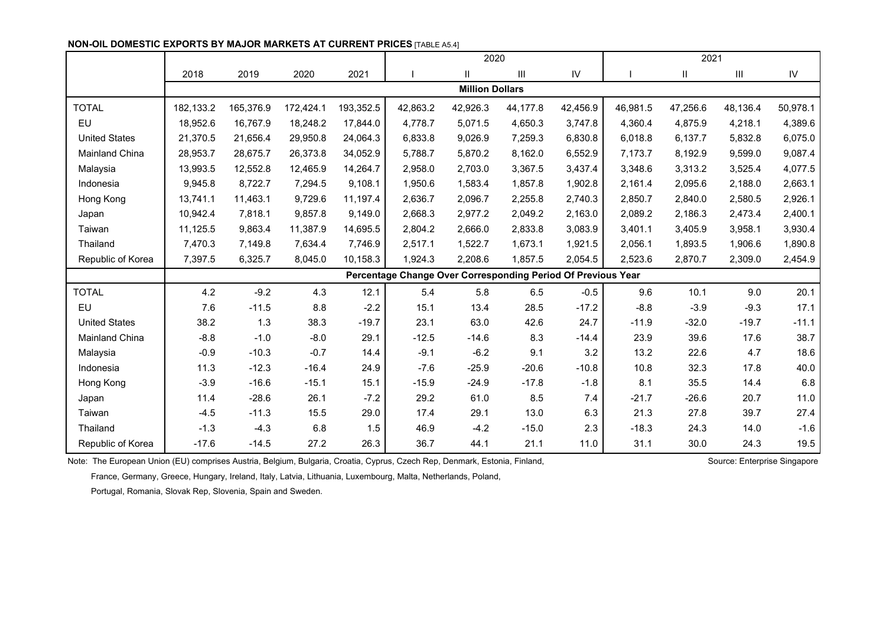**NON-OIL DOMESTIC EXPORTS BY MAJOR MARKETS AT CURRENT PRICES** [TABLE A5.4]

| | 2018 | 2019 | 2020 | 2021 | 2020 I | 2020 II | 2020 III | 2020 IV | 2021 I | 2021 II | 2021 III | 2021 IV |
|---|---|---|---|---|---|---|---|---|---|---|---|---|
| | **Million Dollars** | | | | | | | | | | | |
| TOTAL | 182,133.2 | 165,376.9 | 172,424.1 | 193,352.5 | 42,863.2 | 42,926.3 | 44,177.8 | 42,456.9 | 46,981.5 | 47,256.6 | 48,136.4 | 50,978.1 |
| EU | 18,952.6 | 16,767.9 | 18,248.2 | 17,844.0 | 4,778.7 | 5,071.5 | 4,650.3 | 3,747.8 | 4,360.4 | 4,875.9 | 4,218.1 | 4,389.6 |
| United States | 21,370.5 | 21,656.4 | 29,950.8 | 24,064.3 | 6,833.8 | 9,026.9 | 7,259.3 | 6,830.8 | 6,018.8 | 6,137.7 | 5,832.8 | 6,075.0 |
| Mainland China | 28,953.7 | 28,675.7 | 26,373.8 | 34,052.9 | 5,788.7 | 5,870.2 | 8,162.0 | 6,552.9 | 7,173.7 | 8,192.9 | 9,599.0 | 9,087.4 |
| Malaysia | 13,993.5 | 12,552.8 | 12,465.9 | 14,264.7 | 2,958.0 | 2,703.0 | 3,367.5 | 3,437.4 | 3,348.6 | 3,313.2 | 3,525.4 | 4,077.5 |
| Indonesia | 9,945.8 | 8,722.7 | 7,294.5 | 9,108.1 | 1,950.6 | 1,583.4 | 1,857.8 | 1,902.8 | 2,161.4 | 2,095.6 | 2,188.0 | 2,663.1 |
| Hong Kong | 13,741.1 | 11,463.1 | 9,729.6 | 11,197.4 | 2,636.7 | 2,096.7 | 2,255.8 | 2,740.3 | 2,850.7 | 2,840.0 | 2,580.5 | 2,926.1 |
| Japan | 10,942.4 | 7,818.1 | 9,857.8 | 9,149.0 | 2,668.3 | 2,977.2 | 2,049.2 | 2,163.0 | 2,089.2 | 2,186.3 | 2,473.4 | 2,400.1 |
| Taiwan | 11,125.5 | 9,863.4 | 11,387.9 | 14,695.5 | 2,804.2 | 2,666.0 | 2,833.8 | 3,083.9 | 3,401.1 | 3,405.9 | 3,958.1 | 3,930.4 |
| Thailand | 7,470.3 | 7,149.8 | 7,634.4 | 7,746.9 | 2,517.1 | 1,522.7 | 1,673.1 | 1,921.5 | 2,056.1 | 1,893.5 | 1,906.6 | 1,890.8 |
| Republic of Korea | 7,397.5 | 6,325.7 | 8,045.0 | 10,158.3 | 1,924.3 | 2,208.6 | 1,857.5 | 2,054.5 | 2,523.6 | 2,870.7 | 2,309.0 | 2,454.9 |
| | **Percentage Change Over Corresponding Period Of Previous Year** | | | | | | | | | | | |
| TOTAL | 4.2 | -9.2 | 4.3 | 12.1 | 5.4 | 5.8 | 6.5 | -0.5 | 9.6 | 10.1 | 9.0 | 20.1 |
| EU | 7.6 | -11.5 | 8.8 | -2.2 | 15.1 | 13.4 | 28.5 | -17.2 | -8.8 | -3.9 | -9.3 | 17.1 |
| United States | 38.2 | 1.3 | 38.3 | -19.7 | 23.1 | 63.0 | 42.6 | 24.7 | -11.9 | -32.0 | -19.7 | -11.1 |
| Mainland China | -8.8 | -1.0 | -8.0 | 29.1 | -12.5 | -14.6 | 8.3 | -14.4 | 23.9 | 39.6 | 17.6 | 38.7 |
| Malaysia | -0.9 | -10.3 | -0.7 | 14.4 | -9.1 | -6.2 | 9.1 | 3.2 | 13.2 | 22.6 | 4.7 | 18.6 |
| Indonesia | 11.3 | -12.3 | -16.4 | 24.9 | -7.6 | -25.9 | -20.6 | -10.8 | 10.8 | 32.3 | 17.8 | 40.0 |
| Hong Kong | -3.9 | -16.6 | -15.1 | 15.1 | -15.9 | -24.9 | -17.8 | -1.8 | 8.1 | 35.5 | 14.4 | 6.8 |
| Japan | 11.4 | -28.6 | 26.1 | -7.2 | 29.2 | 61.0 | 8.5 | 7.4 | -21.7 | -26.6 | 20.7 | 11.0 |
| Taiwan | -4.5 | -11.3 | 15.5 | 29.0 | 17.4 | 29.1 | 13.0 | 6.3 | 21.3 | 27.8 | 39.7 | 27.4 |
| Thailand | -1.3 | -4.3 | 6.8 | 1.5 | 46.9 | -4.2 | -15.0 | 2.3 | -18.3 | 24.3 | 14.0 | -1.6 |
| Republic of Korea | -17.6 | -14.5 | 27.2 | 26.3 | 36.7 | 44.1 | 21.1 | 11.0 | 31.1 | 30.0 | 24.3 | 19.5 |

Note: The European Union (EU) comprises Austria, Belgium, Bulgaria, Croatia, Cyprus, Czech Rep, Denmark, Estonia, Finland, France, Germany, Greece, Hungary, Ireland, Italy, Latvia, Lithuania, Luxembourg, Malta, Netherlands, Poland, Portugal, Romania, Slovak Rep, Slovenia, Spain and Sweden.

Source: Enterprise Singapore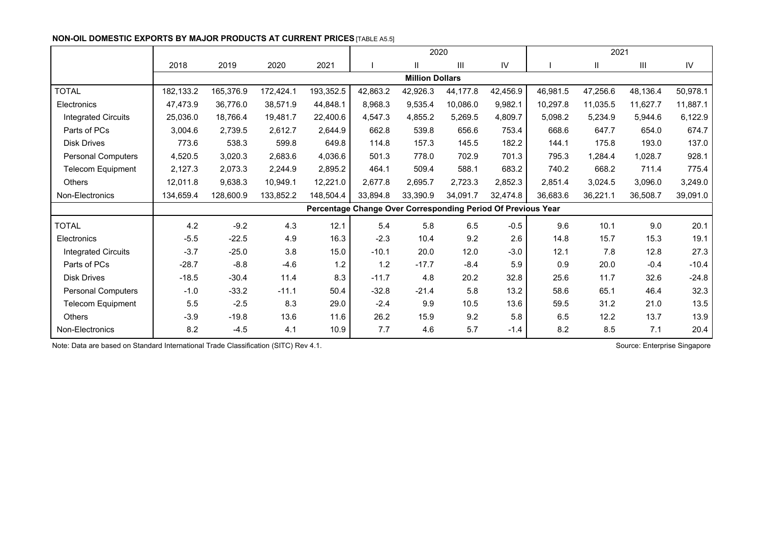**NON-OIL DOMESTIC EXPORTS BY MAJOR PRODUCTS AT CURRENT PRICES** [TABLE A5.5]

| | 2018 | 2019 | 2020 | 2021 | 2020 | | | | 2021 | | | |
|---|---|---|---|---|---|---|---|---|---|---|---|---|
| | | | | | I | II | III | IV | I | II | III | IV |
| | **Million Dollars** | | | | | | | | | | | |
| TOTAL | 182,133.2 | 165,376.9 | 172,424.1 | 193,352.5 | 42,863.2 | 42,926.3 | 44,177.8 | 42,456.9 | 46,981.5 | 47,256.6 | 48,136.4 | 50,978.1 |
| Electronics | 47,473.9 | 36,776.0 | 38,571.9 | 44,848.1 | 8,968.3 | 9,535.4 | 10,086.0 | 9,982.1 | 10,297.8 | 11,035.5 | 11,627.7 | 11,887.1 |
| Integrated Circuits | 25,036.0 | 18,766.4 | 19,481.7 | 22,400.6 | 4,547.3 | 4,855.2 | 5,269.5 | 4,809.7 | 5,098.2 | 5,234.9 | 5,944.6 | 6,122.9 |
| Parts of PCs | 3,004.6 | 2,739.5 | 2,612.7 | 2,644.9 | 662.8 | 539.8 | 656.6 | 753.4 | 668.6 | 647.7 | 654.0 | 674.7 |
| Disk Drives | 773.6 | 538.3 | 599.8 | 649.8 | 114.8 | 157.3 | 145.5 | 182.2 | 144.1 | 175.8 | 193.0 | 137.0 |
| Personal Computers | 4,520.5 | 3,020.3 | 2,683.6 | 4,036.6 | 501.3 | 778.0 | 702.9 | 701.3 | 795.3 | 1,284.4 | 1,028.7 | 928.1 |
| Telecom Equipment | 2,127.3 | 2,073.3 | 2,244.9 | 2,895.2 | 464.1 | 509.4 | 588.1 | 683.2 | 740.2 | 668.2 | 711.4 | 775.4 |
| Others | 12,011.8 | 9,638.3 | 10,949.1 | 12,221.0 | 2,677.8 | 2,695.7 | 2,723.3 | 2,852.3 | 2,851.4 | 3,024.5 | 3,096.0 | 3,249.0 |
| Non-Electronics | 134,659.4 | 128,600.9 | 133,852.2 | 148,504.4 | 33,894.8 | 33,390.9 | 34,091.7 | 32,474.8 | 36,683.6 | 36,221.1 | 36,508.7 | 39,091.0 |
| | **Percentage Change Over Corresponding Period Of Previous Year** | | | | | | | | | | | |
| TOTAL | 4.2 | -9.2 | 4.3 | 12.1 | 5.4 | 5.8 | 6.5 | -0.5 | 9.6 | 10.1 | 9.0 | 20.1 |
| Electronics | -5.5 | -22.5 | 4.9 | 16.3 | -2.3 | 10.4 | 9.2 | 2.6 | 14.8 | 15.7 | 15.3 | 19.1 |
| Integrated Circuits | -3.7 | -25.0 | 3.8 | 15.0 | -10.1 | 20.0 | 12.0 | -3.0 | 12.1 | 7.8 | 12.8 | 27.3 |
| Parts of PCs | -28.7 | -8.8 | -4.6 | 1.2 | 1.2 | -17.7 | -8.4 | 5.9 | 0.9 | 20.0 | -0.4 | -10.4 |
| Disk Drives | -18.5 | -30.4 | 11.4 | 8.3 | -11.7 | 4.8 | 20.2 | 32.8 | 25.6 | 11.7 | 32.6 | -24.8 |
| Personal Computers | -1.0 | -33.2 | -11.1 | 50.4 | -32.8 | -21.4 | 5.8 | 13.2 | 58.6 | 65.1 | 46.4 | 32.3 |
| Telecom Equipment | 5.5 | -2.5 | 8.3 | 29.0 | -2.4 | 9.9 | 10.5 | 13.6 | 59.5 | 31.2 | 21.0 | 13.5 |
| Others | -3.9 | -19.8 | 13.6 | 11.6 | 26.2 | 15.9 | 9.2 | 5.8 | 6.5 | 12.2 | 13.7 | 13.9 |
| Non-Electronics | 8.2 | -4.5 | 4.1 | 10.9 | 7.7 | 4.6 | 5.7 | -1.4 | 8.2 | 8.5 | 7.1 | 20.4 |

Note: Data are based on Standard International Trade Classification (SITC) Rev 4.1.

Source: Enterprise Singapore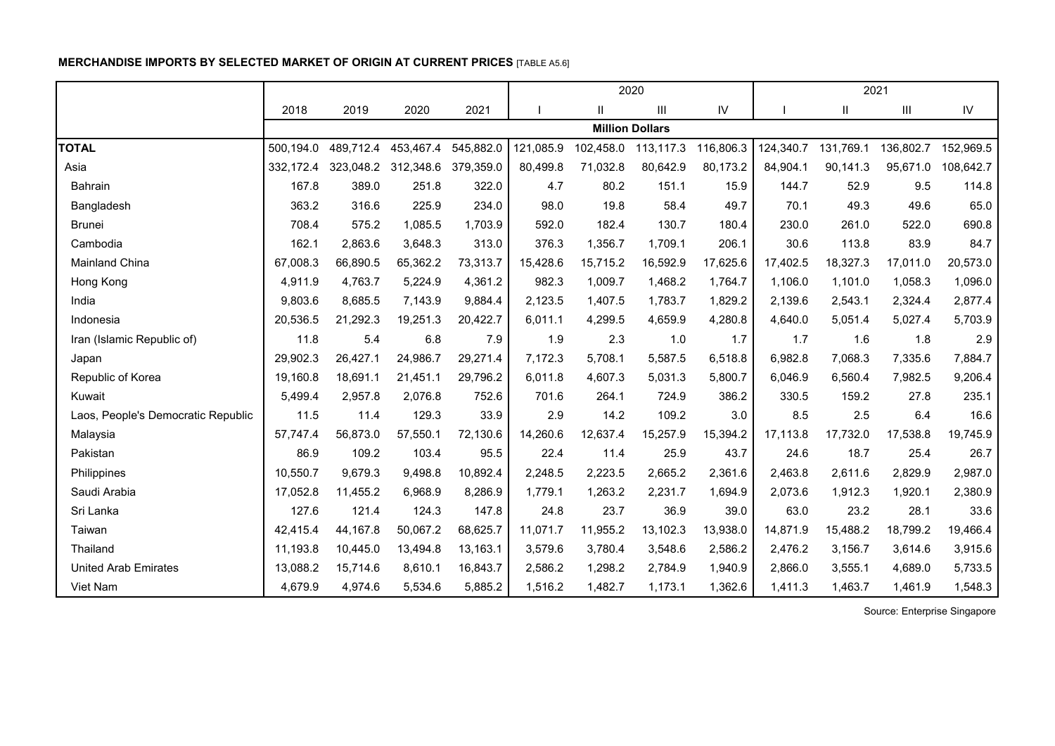**MERCHANDISE IMPORTS BY SELECTED MARKET OF ORIGIN AT CURRENT PRICES** [TABLE A5.6]

| | 2018 | 2019 | 2020 | 2021 | 2020 | | | | 2021 | | | |
|---|---|---|---|---|---|---|---|---|---|---|---|---|
| | | | | | I | II | III | IV | I | II | III | IV |
| | Million Dollars | | | | | | | | | | | |
| **TOTAL** | 500,194.0 | 489,712.4 | 453,467.4 | 545,882.0 | 121,085.9 | 102,458.0 | 113,117.3 | 116,806.3 | 124,340.7 | 131,769.1 | 136,802.7 | 152,969.5 |
| Asia | 332,172.4 | 323,048.2 | 312,348.6 | 379,359.0 | 80,499.8 | 71,032.8 | 80,642.9 | 80,173.2 | 84,904.1 | 90,141.3 | 95,671.0 | 108,642.7 |
| Bahrain | 167.8 | 389.0 | 251.8 | 322.0 | 4.7 | 80.2 | 151.1 | 15.9 | 144.7 | 52.9 | 9.5 | 114.8 |
| Bangladesh | 363.2 | 316.6 | 225.9 | 234.0 | 98.0 | 19.8 | 58.4 | 49.7 | 70.1 | 49.3 | 49.6 | 65.0 |
| Brunei | 708.4 | 575.2 | 1,085.5 | 1,703.9 | 592.0 | 182.4 | 130.7 | 180.4 | 230.0 | 261.0 | 522.0 | 690.8 |
| Cambodia | 162.1 | 2,863.6 | 3,648.3 | 313.0 | 376.3 | 1,356.7 | 1,709.1 | 206.1 | 30.6 | 113.8 | 83.9 | 84.7 |
| Mainland China | 67,008.3 | 66,890.5 | 65,362.2 | 73,313.7 | 15,428.6 | 15,715.2 | 16,592.9 | 17,625.6 | 17,402.5 | 18,327.3 | 17,011.0 | 20,573.0 |
| Hong Kong | 4,911.9 | 4,763.7 | 5,224.9 | 4,361.2 | 982.3 | 1,009.7 | 1,468.2 | 1,764.7 | 1,106.0 | 1,101.0 | 1,058.3 | 1,096.0 |
| India | 9,803.6 | 8,685.5 | 7,143.9 | 9,884.4 | 2,123.5 | 1,407.5 | 1,783.7 | 1,829.2 | 2,139.6 | 2,543.1 | 2,324.4 | 2,877.4 |
| Indonesia | 20,536.5 | 21,292.3 | 19,251.3 | 20,422.7 | 6,011.1 | 4,299.5 | 4,659.9 | 4,280.8 | 4,640.0 | 5,051.4 | 5,027.4 | 5,703.9 |
| Iran (Islamic Republic of) | 11.8 | 5.4 | 6.8 | 7.9 | 1.9 | 2.3 | 1.0 | 1.7 | 1.7 | 1.6 | 1.8 | 2.9 |
| Japan | 29,902.3 | 26,427.1 | 24,986.7 | 29,271.4 | 7,172.3 | 5,708.1 | 5,587.5 | 6,518.8 | 6,982.8 | 7,068.3 | 7,335.6 | 7,884.7 |
| Republic of Korea | 19,160.8 | 18,691.1 | 21,451.1 | 29,796.2 | 6,011.8 | 4,607.3 | 5,031.3 | 5,800.7 | 6,046.9 | 6,560.4 | 7,982.5 | 9,206.4 |
| Kuwait | 5,499.4 | 2,957.8 | 2,076.8 | 752.6 | 701.6 | 264.1 | 724.9 | 386.2 | 330.5 | 159.2 | 27.8 | 235.1 |
| Laos, People's Democratic Republic | 11.5 | 11.4 | 129.3 | 33.9 | 2.9 | 14.2 | 109.2 | 3.0 | 8.5 | 2.5 | 6.4 | 16.6 |
| Malaysia | 57,747.4 | 56,873.0 | 57,550.1 | 72,130.6 | 14,260.6 | 12,637.4 | 15,257.9 | 15,394.2 | 17,113.8 | 17,732.0 | 17,538.8 | 19,745.9 |
| Pakistan | 86.9 | 109.2 | 103.4 | 95.5 | 22.4 | 11.4 | 25.9 | 43.7 | 24.6 | 18.7 | 25.4 | 26.7 |
| Philippines | 10,550.7 | 9,679.3 | 9,498.8 | 10,892.4 | 2,248.5 | 2,223.5 | 2,665.2 | 2,361.6 | 2,463.8 | 2,611.6 | 2,829.9 | 2,987.0 |
| Saudi Arabia | 17,052.8 | 11,455.2 | 6,968.9 | 8,286.9 | 1,779.1 | 1,263.2 | 2,231.7 | 1,694.9 | 2,073.6 | 1,912.3 | 1,920.1 | 2,380.9 |
| Sri Lanka | 127.6 | 121.4 | 124.3 | 147.8 | 24.8 | 23.7 | 36.9 | 39.0 | 63.0 | 23.2 | 28.1 | 33.6 |
| Taiwan | 42,415.4 | 44,167.8 | 50,067.2 | 68,625.7 | 11,071.7 | 11,955.2 | 13,102.3 | 13,938.0 | 14,871.9 | 15,488.2 | 18,799.2 | 19,466.4 |
| Thailand | 11,193.8 | 10,445.0 | 13,494.8 | 13,163.1 | 3,579.6 | 3,780.4 | 3,548.6 | 2,586.2 | 2,476.2 | 3,156.7 | 3,614.6 | 3,915.6 |
| United Arab Emirates | 13,088.2 | 15,714.6 | 8,610.1 | 16,843.7 | 2,586.2 | 1,298.2 | 2,784.9 | 1,940.9 | 2,866.0 | 3,555.1 | 4,689.0 | 5,733.5 |
| Viet Nam | 4,679.9 | 4,974.6 | 5,534.6 | 5,885.2 | 1,516.2 | 1,482.7 | 1,173.1 | 1,362.6 | 1,411.3 | 1,463.7 | 1,461.9 | 1,548.3 |

Source: Enterprise Singapore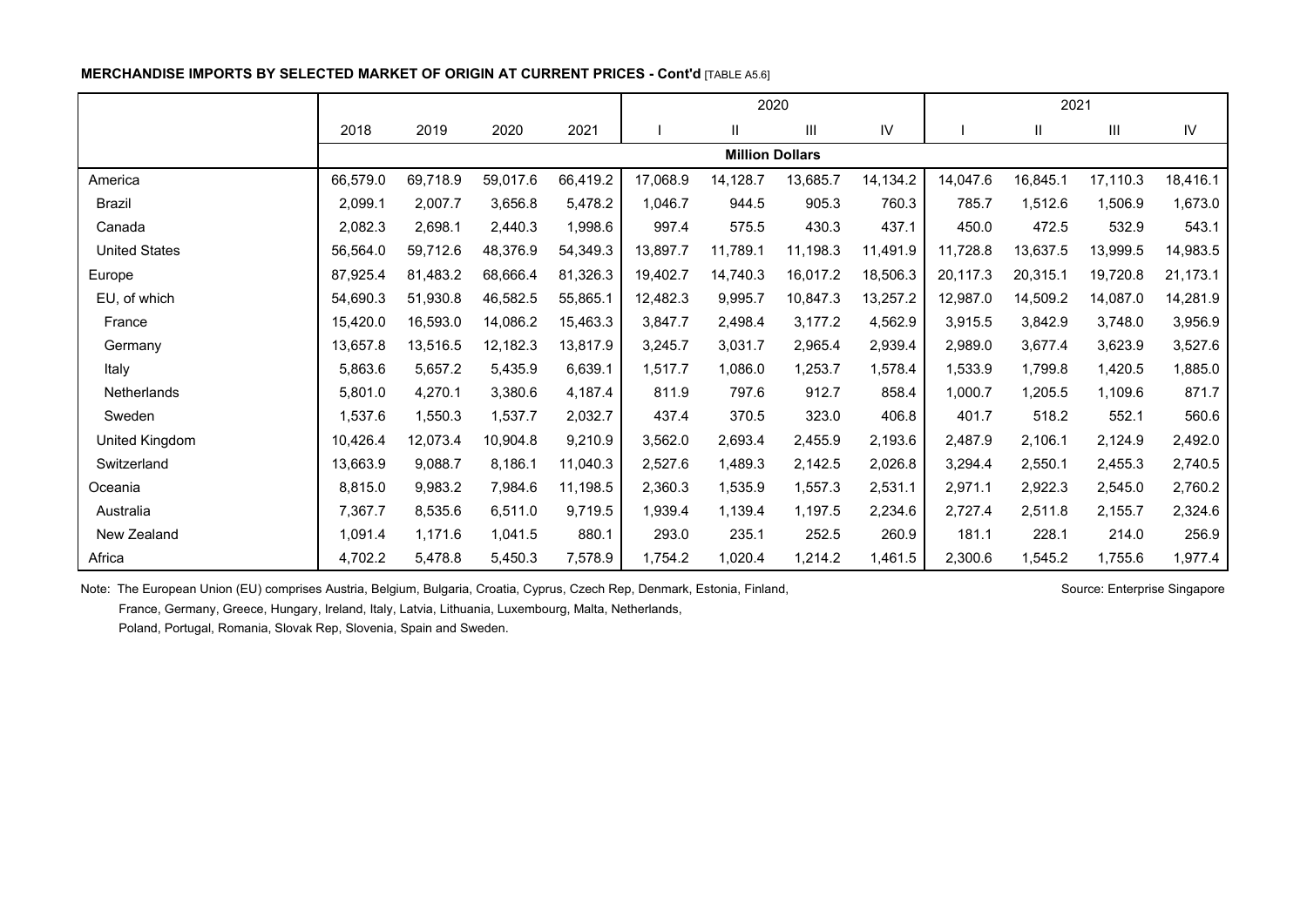**MERCHANDISE IMPORTS BY SELECTED MARKET OF ORIGIN AT CURRENT PRICES - Cont'd** [TABLE A5.6]

| | 2018 | 2019 | 2020 | 2021 | 2020 | | | | 2021 | | | |
|---|---|---|---|---|---|---|---|---|---|---|---|---|
| | | | | | I | II | III | IV | I | II | III | IV |
| | Million Dollars | | | | | | | | | | | |
| America | 66,579.0 | 69,718.9 | 59,017.6 | 66,419.2 | 17,068.9 | 14,128.7 | 13,685.7 | 14,134.2 | 14,047.6 | 16,845.1 | 17,110.3 | 18,416.1 |
| Brazil | 2,099.1 | 2,007.7 | 3,656.8 | 5,478.2 | 1,046.7 | 944.5 | 905.3 | 760.3 | 785.7 | 1,512.6 | 1,506.9 | 1,673.0 |
| Canada | 2,082.3 | 2,698.1 | 2,440.3 | 1,998.6 | 997.4 | 575.5 | 430.3 | 437.1 | 450.0 | 472.5 | 532.9 | 543.1 |
| United States | 56,564.0 | 59,712.6 | 48,376.9 | 54,349.3 | 13,897.7 | 11,789.1 | 11,198.3 | 11,491.9 | 11,728.8 | 13,637.5 | 13,999.5 | 14,983.5 |
| Europe | 87,925.4 | 81,483.2 | 68,666.4 | 81,326.3 | 19,402.7 | 14,740.3 | 16,017.2 | 18,506.3 | 20,117.3 | 20,315.1 | 19,720.8 | 21,173.1 |
| EU, of which | 54,690.3 | 51,930.8 | 46,582.5 | 55,865.1 | 12,482.3 | 9,995.7 | 10,847.3 | 13,257.2 | 12,987.0 | 14,509.2 | 14,087.0 | 14,281.9 |
| France | 15,420.0 | 16,593.0 | 14,086.2 | 15,463.3 | 3,847.7 | 2,498.4 | 3,177.2 | 4,562.9 | 3,915.5 | 3,842.9 | 3,748.0 | 3,956.9 |
| Germany | 13,657.8 | 13,516.5 | 12,182.3 | 13,817.9 | 3,245.7 | 3,031.7 | 2,965.4 | 2,939.4 | 2,989.0 | 3,677.4 | 3,623.9 | 3,527.6 |
| Italy | 5,863.6 | 5,657.2 | 5,435.9 | 6,639.1 | 1,517.7 | 1,086.0 | 1,253.7 | 1,578.4 | 1,533.9 | 1,799.8 | 1,420.5 | 1,885.0 |
| Netherlands | 5,801.0 | 4,270.1 | 3,380.6 | 4,187.4 | 811.9 | 797.6 | 912.7 | 858.4 | 1,000.7 | 1,205.5 | 1,109.6 | 871.7 |
| Sweden | 1,537.6 | 1,550.3 | 1,537.7 | 2,032.7 | 437.4 | 370.5 | 323.0 | 406.8 | 401.7 | 518.2 | 552.1 | 560.6 |
| United Kingdom | 10,426.4 | 12,073.4 | 10,904.8 | 9,210.9 | 3,562.0 | 2,693.4 | 2,455.9 | 2,193.6 | 2,487.9 | 2,106.1 | 2,124.9 | 2,492.0 |
| Switzerland | 13,663.9 | 9,088.7 | 8,186.1 | 11,040.3 | 2,527.6 | 1,489.3 | 2,142.5 | 2,026.8 | 3,294.4 | 2,550.1 | 2,455.3 | 2,740.5 |
| Oceania | 8,815.0 | 9,983.2 | 7,984.6 | 11,198.5 | 2,360.3 | 1,535.9 | 1,557.3 | 2,531.1 | 2,971.1 | 2,922.3 | 2,545.0 | 2,760.2 |
| Australia | 7,367.7 | 8,535.6 | 6,511.0 | 9,719.5 | 1,939.4 | 1,139.4 | 1,197.5 | 2,234.6 | 2,727.4 | 2,511.8 | 2,155.7 | 2,324.6 |
| New Zealand | 1,091.4 | 1,171.6 | 1,041.5 | 880.1 | 293.0 | 235.1 | 252.5 | 260.9 | 181.1 | 228.1 | 214.0 | 256.9 |
| Africa | 4,702.2 | 5,478.8 | 5,450.3 | 7,578.9 | 1,754.2 | 1,020.4 | 1,214.2 | 1,461.5 | 2,300.6 | 1,545.2 | 1,755.6 | 1,977.4 |

Note: The European Union (EU) comprises Austria, Belgium, Bulgaria, Croatia, Cyprus, Czech Rep, Denmark, Estonia, Finland, France, Germany, Greece, Hungary, Ireland, Italy, Latvia, Lithuania, Luxembourg, Malta, Netherlands, Poland, Portugal, Romania, Slovak Rep, Slovenia, Spain and Sweden.

Source: Enterprise Singapore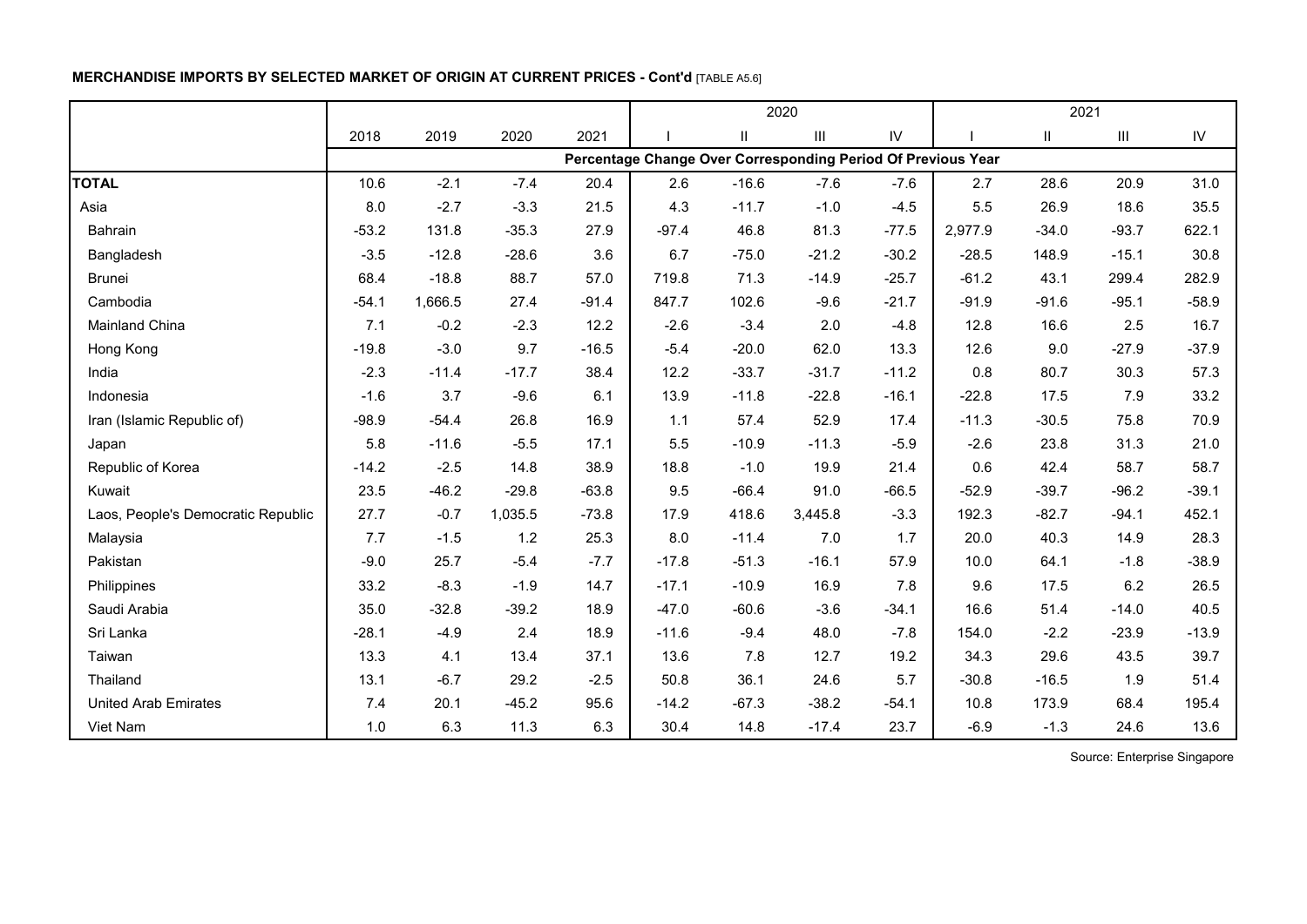**MERCHANDISE IMPORTS BY SELECTED MARKET OF ORIGIN AT CURRENT PRICES - Cont'd** [TABLE A5.6]

| | 2018 | 2019 | 2020 | 2021 | 2020 | | | | 2021 | | | |
|---|---|---|---|---|---|---|---|---|---|---|---|---|
| | | | | | I | II | III | IV | I | II | III | IV |
| | Percentage Change Over Corresponding Period Of Previous Year | | | | | | | | | | | |
| **TOTAL** | 10.6 | -2.1 | -7.4 | 20.4 | 2.6 | -16.6 | -7.6 | -7.6 | 2.7 | 28.6 | 20.9 | 31.0 |
| Asia | 8.0 | -2.7 | -3.3 | 21.5 | 4.3 | -11.7 | -1.0 | -4.5 | 5.5 | 26.9 | 18.6 | 35.5 |
| Bahrain | -53.2 | 131.8 | -35.3 | 27.9 | -97.4 | 46.8 | 81.3 | -77.5 | 2,977.9 | -34.0 | -93.7 | 622.1 |
| Bangladesh | -3.5 | -12.8 | -28.6 | 3.6 | 6.7 | -75.0 | -21.2 | -30.2 | -28.5 | 148.9 | -15.1 | 30.8 |
| Brunei | 68.4 | -18.8 | 88.7 | 57.0 | 719.8 | 71.3 | -14.9 | -25.7 | -61.2 | 43.1 | 299.4 | 282.9 |
| Cambodia | -54.1 | 1,666.5 | 27.4 | -91.4 | 847.7 | 102.6 | -9.6 | -21.7 | -91.9 | -91.6 | -95.1 | -58.9 |
| Mainland China | 7.1 | -0.2 | -2.3 | 12.2 | -2.6 | -3.4 | 2.0 | -4.8 | 12.8 | 16.6 | 2.5 | 16.7 |
| Hong Kong | -19.8 | -3.0 | 9.7 | -16.5 | -5.4 | -20.0 | 62.0 | 13.3 | 12.6 | 9.0 | -27.9 | -37.9 |
| India | -2.3 | -11.4 | -17.7 | 38.4 | 12.2 | -33.7 | -31.7 | -11.2 | 0.8 | 80.7 | 30.3 | 57.3 |
| Indonesia | -1.6 | 3.7 | -9.6 | 6.1 | 13.9 | -11.8 | -22.8 | -16.1 | -22.8 | 17.5 | 7.9 | 33.2 |
| Iran (Islamic Republic of) | -98.9 | -54.4 | 26.8 | 16.9 | 1.1 | 57.4 | 52.9 | 17.4 | -11.3 | -30.5 | 75.8 | 70.9 |
| Japan | 5.8 | -11.6 | -5.5 | 17.1 | 5.5 | -10.9 | -11.3 | -5.9 | -2.6 | 23.8 | 31.3 | 21.0 |
| Republic of Korea | -14.2 | -2.5 | 14.8 | 38.9 | 18.8 | -1.0 | 19.9 | 21.4 | 0.6 | 42.4 | 58.7 | 58.7 |
| Kuwait | 23.5 | -46.2 | -29.8 | -63.8 | 9.5 | -66.4 | 91.0 | -66.5 | -52.9 | -39.7 | -96.2 | -39.1 |
| Laos, People's Democratic Republic | 27.7 | -0.7 | 1,035.5 | -73.8 | 17.9 | 418.6 | 3,445.8 | -3.3 | 192.3 | -82.7 | -94.1 | 452.1 |
| Malaysia | 7.7 | -1.5 | 1.2 | 25.3 | 8.0 | -11.4 | 7.0 | 1.7 | 20.0 | 40.3 | 14.9 | 28.3 |
| Pakistan | -9.0 | 25.7 | -5.4 | -7.7 | -17.8 | -51.3 | -16.1 | 57.9 | 10.0 | 64.1 | -1.8 | -38.9 |
| Philippines | 33.2 | -8.3 | -1.9 | 14.7 | -17.1 | -10.9 | 16.9 | 7.8 | 9.6 | 17.5 | 6.2 | 26.5 |
| Saudi Arabia | 35.0 | -32.8 | -39.2 | 18.9 | -47.0 | -60.6 | -3.6 | -34.1 | 16.6 | 51.4 | -14.0 | 40.5 |
| Sri Lanka | -28.1 | -4.9 | 2.4 | 18.9 | -11.6 | -9.4 | 48.0 | -7.8 | 154.0 | -2.2 | -23.9 | -13.9 |
| Taiwan | 13.3 | 4.1 | 13.4 | 37.1 | 13.6 | 7.8 | 12.7 | 19.2 | 34.3 | 29.6 | 43.5 | 39.7 |
| Thailand | 13.1 | -6.7 | 29.2 | -2.5 | 50.8 | 36.1 | 24.6 | 5.7 | -30.8 | -16.5 | 1.9 | 51.4 |
| United Arab Emirates | 7.4 | 20.1 | -45.2 | 95.6 | -14.2 | -67.3 | -38.2 | -54.1 | 10.8 | 173.9 | 68.4 | 195.4 |
| Viet Nam | 1.0 | 6.3 | 11.3 | 6.3 | 30.4 | 14.8 | -17.4 | 23.7 | -6.9 | -1.3 | 24.6 | 13.6 |

Source: Enterprise Singapore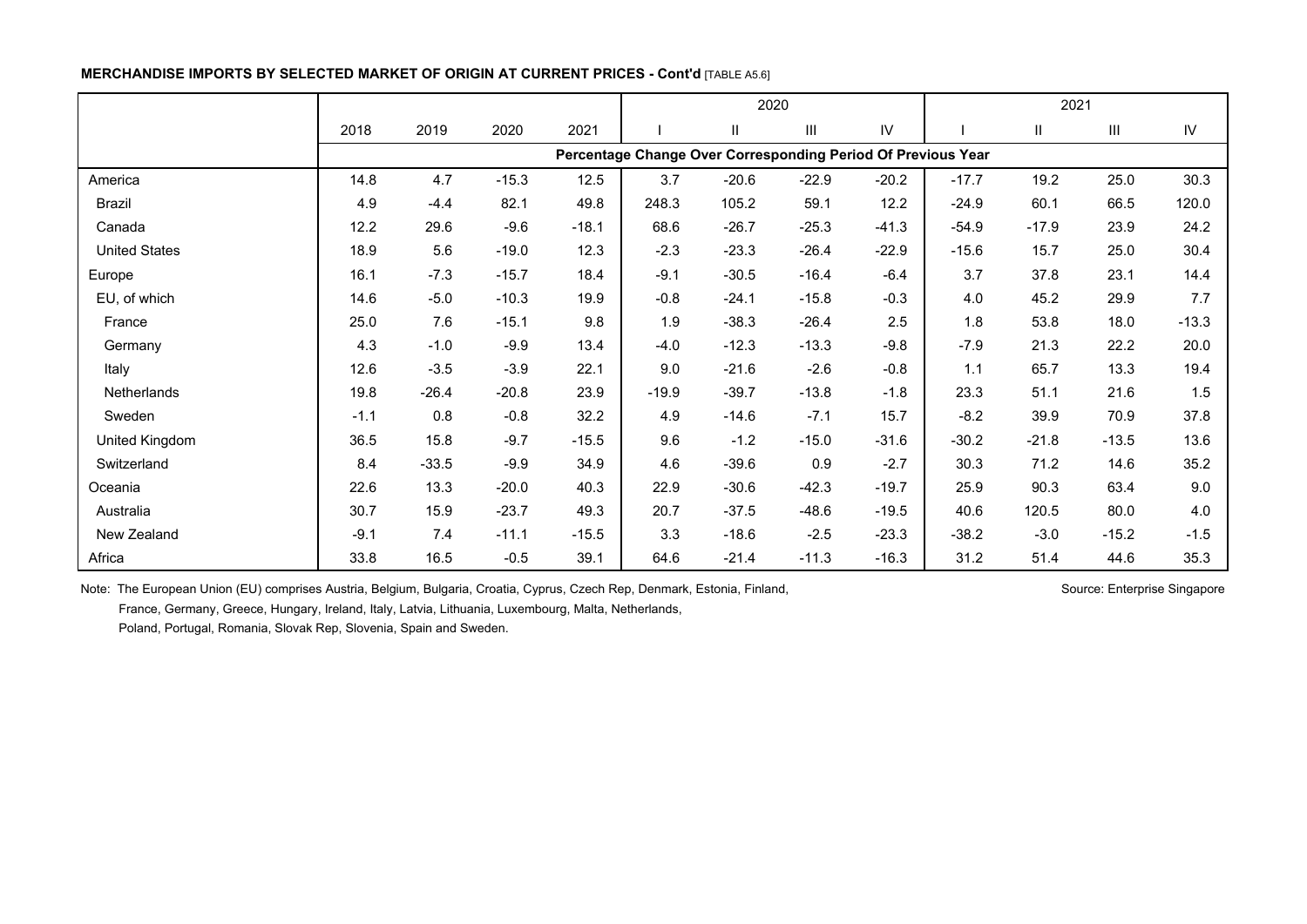**MERCHANDISE IMPORTS BY SELECTED MARKET OF ORIGIN AT CURRENT PRICES - Cont'd** [TABLE A5.6]

| | 2018 | 2019 | 2020 | 2021 | 2020 | | | | 2021 | | | |
|---|---|---|---|---|---|---|---|---|---|---|---|---|
| | | | | | I | II | III | IV | I | II | III | IV |
| | Percentage Change Over Corresponding Period Of Previous Year | | | | | | | | | | | |
| America | 14.8 | 4.7 | -15.3 | 12.5 | 3.7 | -20.6 | -22.9 | -20.2 | -17.7 | 19.2 | 25.0 | 30.3 |
| Brazil | 4.9 | -4.4 | 82.1 | 49.8 | 248.3 | 105.2 | 59.1 | 12.2 | -24.9 | 60.1 | 66.5 | 120.0 |
| Canada | 12.2 | 29.6 | -9.6 | -18.1 | 68.6 | -26.7 | -25.3 | -41.3 | -54.9 | -17.9 | 23.9 | 24.2 |
| United States | 18.9 | 5.6 | -19.0 | 12.3 | -2.3 | -23.3 | -26.4 | -22.9 | -15.6 | 15.7 | 25.0 | 30.4 |
| Europe | 16.1 | -7.3 | -15.7 | 18.4 | -9.1 | -30.5 | -16.4 | -6.4 | 3.7 | 37.8 | 23.1 | 14.4 |
| EU, of which | 14.6 | -5.0 | -10.3 | 19.9 | -0.8 | -24.1 | -15.8 | -0.3 | 4.0 | 45.2 | 29.9 | 7.7 |
| France | 25.0 | 7.6 | -15.1 | 9.8 | 1.9 | -38.3 | -26.4 | 2.5 | 1.8 | 53.8 | 18.0 | -13.3 |
| Germany | 4.3 | -1.0 | -9.9 | 13.4 | -4.0 | -12.3 | -13.3 | -9.8 | -7.9 | 21.3 | 22.2 | 20.0 |
| Italy | 12.6 | -3.5 | -3.9 | 22.1 | 9.0 | -21.6 | -2.6 | -0.8 | 1.1 | 65.7 | 13.3 | 19.4 |
| Netherlands | 19.8 | -26.4 | -20.8 | 23.9 | -19.9 | -39.7 | -13.8 | -1.8 | 23.3 | 51.1 | 21.6 | 1.5 |
| Sweden | -1.1 | 0.8 | -0.8 | 32.2 | 4.9 | -14.6 | -7.1 | 15.7 | -8.2 | 39.9 | 70.9 | 37.8 |
| United Kingdom | 36.5 | 15.8 | -9.7 | -15.5 | 9.6 | -1.2 | -15.0 | -31.6 | -30.2 | -21.8 | -13.5 | 13.6 |
| Switzerland | 8.4 | -33.5 | -9.9 | 34.9 | 4.6 | -39.6 | 0.9 | -2.7 | 30.3 | 71.2 | 14.6 | 35.2 |
| Oceania | 22.6 | 13.3 | -20.0 | 40.3 | 22.9 | -30.6 | -42.3 | -19.7 | 25.9 | 90.3 | 63.4 | 9.0 |
| Australia | 30.7 | 15.9 | -23.7 | 49.3 | 20.7 | -37.5 | -48.6 | -19.5 | 40.6 | 120.5 | 80.0 | 4.0 |
| New Zealand | -9.1 | 7.4 | -11.1 | -15.5 | 3.3 | -18.6 | -2.5 | -23.3 | -38.2 | -3.0 | -15.2 | -1.5 |
| Africa | 33.8 | 16.5 | -0.5 | 39.1 | 64.6 | -21.4 | -11.3 | -16.3 | 31.2 | 51.4 | 44.6 | 35.3 |

Note: The European Union (EU) comprises Austria, Belgium, Bulgaria, Croatia, Cyprus, Czech Rep, Denmark, Estonia, Finland, France, Germany, Greece, Hungary, Ireland, Italy, Latvia, Lithuania, Luxembourg, Malta, Netherlands, Poland, Portugal, Romania, Slovak Rep, Slovenia, Spain and Sweden.

Source: Enterprise Singapore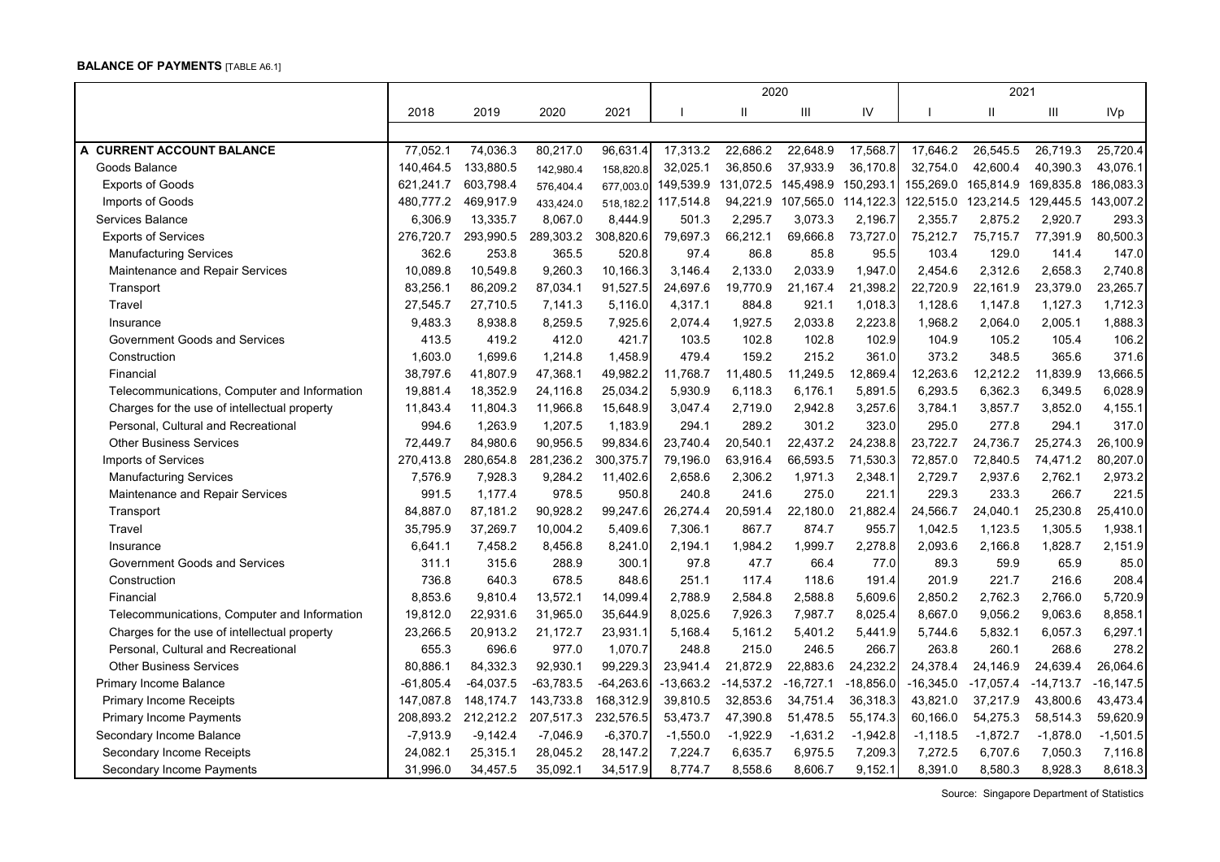**BALANCE OF PAYMENTS** [TABLE A6.1]

| | 2018 | 2019 | 2020 | 2021 | 2020 | | | | 2021 | | | |
|---|---|---|---|---|---|---|---|---|---|---|---|---|
| | | | | | I | II | III | IV | I | II | III | IVp |
| **A CURRENT ACCOUNT BALANCE** | 77,052.1 | 74,036.3 | 80,217.0 | 96,631.4 | 17,313.2 | 22,686.2 | 22,648.9 | 17,568.7 | 17,646.2 | 26,545.5 | 26,719.3 | 25,720.4 |
| Goods Balance | 140,464.5 | 133,880.5 | 142,980.4 | 158,820.8 | 32,025.1 | 36,850.6 | 37,933.9 | 36,170.8 | 32,754.0 | 42,600.4 | 40,390.3 | 43,076.1 |
| Exports of Goods | 621,241.7 | 603,798.4 | 576,404.4 | 677,003.0 | 149,539.9 | 131,072.5 | 145,498.9 | 150,293.1 | 155,269.0 | 165,814.9 | 169,835.8 | 186,083.3 |
| Imports of Goods | 480,777.2 | 469,917.9 | 433,424.0 | 518,182.2 | 117,514.8 | 94,221.9 | 107,565.0 | 114,122.3 | 122,515.0 | 123,214.5 | 129,445.5 | 143,007.2 |
| Services Balance | 6,306.9 | 13,335.7 | 8,067.0 | 8,444.9 | 501.3 | 2,295.7 | 3,073.3 | 2,196.7 | 2,355.7 | 2,875.2 | 2,920.7 | 293.3 |
| Exports of Services | 276,720.7 | 293,990.5 | 289,303.2 | 308,820.6 | 79,697.3 | 66,212.1 | 69,666.8 | 73,727.0 | 75,212.7 | 75,715.7 | 77,391.9 | 80,500.3 |
| Manufacturing Services | 362.6 | 253.8 | 365.5 | 520.8 | 97.4 | 86.8 | 85.8 | 95.5 | 103.4 | 129.0 | 141.4 | 147.0 |
| Maintenance and Repair Services | 10,089.8 | 10,549.8 | 9,260.3 | 10,166.3 | 3,146.4 | 2,133.0 | 2,033.9 | 1,947.0 | 2,454.6 | 2,312.6 | 2,658.3 | 2,740.8 |
| Transport | 83,256.1 | 86,209.2 | 87,034.1 | 91,527.5 | 24,697.6 | 19,770.9 | 21,167.4 | 21,398.2 | 22,720.9 | 22,161.9 | 23,379.0 | 23,265.7 |
| Travel | 27,545.7 | 27,710.5 | 7,141.3 | 5,116.0 | 4,317.1 | 884.8 | 921.1 | 1,018.3 | 1,128.6 | 1,147.8 | 1,127.3 | 1,712.3 |
| Insurance | 9,483.3 | 8,938.8 | 8,259.5 | 7,925.6 | 2,074.4 | 1,927.5 | 2,033.8 | 2,223.8 | 1,968.2 | 2,064.0 | 2,005.1 | 1,888.3 |
| Government Goods and Services | 413.5 | 419.2 | 412.0 | 421.7 | 103.5 | 102.8 | 102.8 | 102.9 | 104.9 | 105.2 | 105.4 | 106.2 |
| Construction | 1,603.0 | 1,699.6 | 1,214.8 | 1,458.9 | 479.4 | 159.2 | 215.2 | 361.0 | 373.2 | 348.5 | 365.6 | 371.6 |
| Financial | 38,797.6 | 41,807.9 | 47,368.1 | 49,982.2 | 11,768.7 | 11,480.5 | 11,249.5 | 12,869.4 | 12,263.6 | 12,212.2 | 11,839.9 | 13,666.5 |
| Telecommunications, Computer and Information | 19,881.4 | 18,352.9 | 24,116.8 | 25,034.2 | 5,930.9 | 6,118.3 | 6,176.1 | 5,891.5 | 6,293.5 | 6,362.3 | 6,349.5 | 6,028.9 |
| Charges for the use of intellectual property | 11,843.4 | 11,804.3 | 11,966.8 | 15,648.9 | 3,047.4 | 2,719.0 | 2,942.8 | 3,257.6 | 3,784.1 | 3,857.7 | 3,852.0 | 4,155.1 |
| Personal, Cultural and Recreational | 994.6 | 1,263.9 | 1,207.5 | 1,183.9 | 294.1 | 289.2 | 301.2 | 323.0 | 295.0 | 277.8 | 294.1 | 317.0 |
| Other Business Services | 72,449.7 | 84,980.6 | 90,956.5 | 99,834.6 | 23,740.4 | 20,540.1 | 22,437.2 | 24,238.8 | 23,722.7 | 24,736.7 | 25,274.3 | 26,100.9 |
| Imports of Services | 270,413.8 | 280,654.8 | 281,236.2 | 300,375.7 | 79,196.0 | 63,916.4 | 66,593.5 | 71,530.3 | 72,857.0 | 72,840.5 | 74,471.2 | 80,207.0 |
| Manufacturing Services | 7,576.9 | 7,928.3 | 9,284.2 | 11,402.6 | 2,658.6 | 2,306.2 | 1,971.3 | 2,348.1 | 2,729.7 | 2,937.6 | 2,762.1 | 2,973.2 |
| Maintenance and Repair Services | 991.5 | 1,177.4 | 978.5 | 950.8 | 240.8 | 241.6 | 275.0 | 221.1 | 229.3 | 233.3 | 266.7 | 221.5 |
| Transport | 84,887.0 | 87,181.2 | 90,928.2 | 99,247.6 | 26,274.4 | 20,591.4 | 22,180.0 | 21,882.4 | 24,566.7 | 24,040.1 | 25,230.8 | 25,410.0 |
| Travel | 35,795.9 | 37,269.7 | 10,004.2 | 5,409.6 | 7,306.1 | 867.7 | 874.7 | 955.7 | 1,042.5 | 1,123.5 | 1,305.5 | 1,938.1 |
| Insurance | 6,641.1 | 7,458.2 | 8,456.8 | 8,241.0 | 2,194.1 | 1,984.2 | 1,999.7 | 2,278.8 | 2,093.6 | 2,166.8 | 1,828.7 | 2,151.9 |
| Government Goods and Services | 311.1 | 315.6 | 288.9 | 300.1 | 97.8 | 47.7 | 66.4 | 77.0 | 89.3 | 59.9 | 65.9 | 85.0 |
| Construction | 736.8 | 640.3 | 678.5 | 848.6 | 251.1 | 117.4 | 118.6 | 191.4 | 201.9 | 221.7 | 216.6 | 208.4 |
| Financial | 8,853.6 | 9,810.4 | 13,572.1 | 14,099.4 | 2,788.9 | 2,584.8 | 2,588.8 | 5,609.6 | 2,850.2 | 2,762.3 | 2,766.0 | 5,720.9 |
| Telecommunications, Computer and Information | 19,812.0 | 22,931.6 | 31,965.0 | 35,644.9 | 8,025.6 | 7,926.3 | 7,987.7 | 8,025.4 | 8,667.0 | 9,056.2 | 9,063.6 | 8,858.1 |
| Charges for the use of intellectual property | 23,266.5 | 20,913.2 | 21,172.7 | 23,931.1 | 5,168.4 | 5,161.2 | 5,401.2 | 5,441.9 | 5,744.6 | 5,832.1 | 6,057.3 | 6,297.1 |
| Personal, Cultural and Recreational | 655.3 | 696.6 | 977.0 | 1,070.7 | 248.8 | 215.0 | 246.5 | 266.7 | 263.8 | 260.1 | 268.6 | 278.2 |
| Other Business Services | 80,886.1 | 84,332.3 | 92,930.1 | 99,229.3 | 23,941.4 | 21,872.9 | 22,883.6 | 24,232.2 | 24,378.4 | 24,146.9 | 24,639.4 | 26,064.6 |
| Primary Income Balance | -61,805.4 | -64,037.5 | -63,783.5 | -64,263.6 | -13,663.2 | -14,537.2 | -16,727.1 | -18,856.0 | -16,345.0 | -17,057.4 | -14,713.7 | -16,147.5 |
| Primary Income Receipts | 147,087.8 | 148,174.7 | 143,733.8 | 168,312.9 | 39,810.5 | 32,853.6 | 34,751.4 | 36,318.3 | 43,821.0 | 37,217.9 | 43,800.6 | 43,473.4 |
| Primary Income Payments | 208,893.2 | 212,212.2 | 207,517.3 | 232,576.5 | 53,473.7 | 47,390.8 | 51,478.5 | 55,174.3 | 60,166.0 | 54,275.3 | 58,514.3 | 59,620.9 |
| Secondary Income Balance | -7,913.9 | -9,142.4 | -7,046.9 | -6,370.7 | -1,550.0 | -1,922.9 | -1,631.2 | -1,942.8 | -1,118.5 | -1,872.7 | -1,878.0 | -1,501.5 |
| Secondary Income Receipts | 24,082.1 | 25,315.1 | 28,045.2 | 28,147.2 | 7,224.7 | 6,635.7 | 6,975.5 | 7,209.3 | 7,272.5 | 6,707.6 | 7,050.3 | 7,116.8 |
| Secondary Income Payments | 31,996.0 | 34,457.5 | 35,092.1 | 34,517.9 | 8,774.7 | 8,558.6 | 8,606.7 | 9,152.1 | 8,391.0 | 8,580.3 | 8,928.3 | 8,618.3 |

Source: Singapore Department of Statistics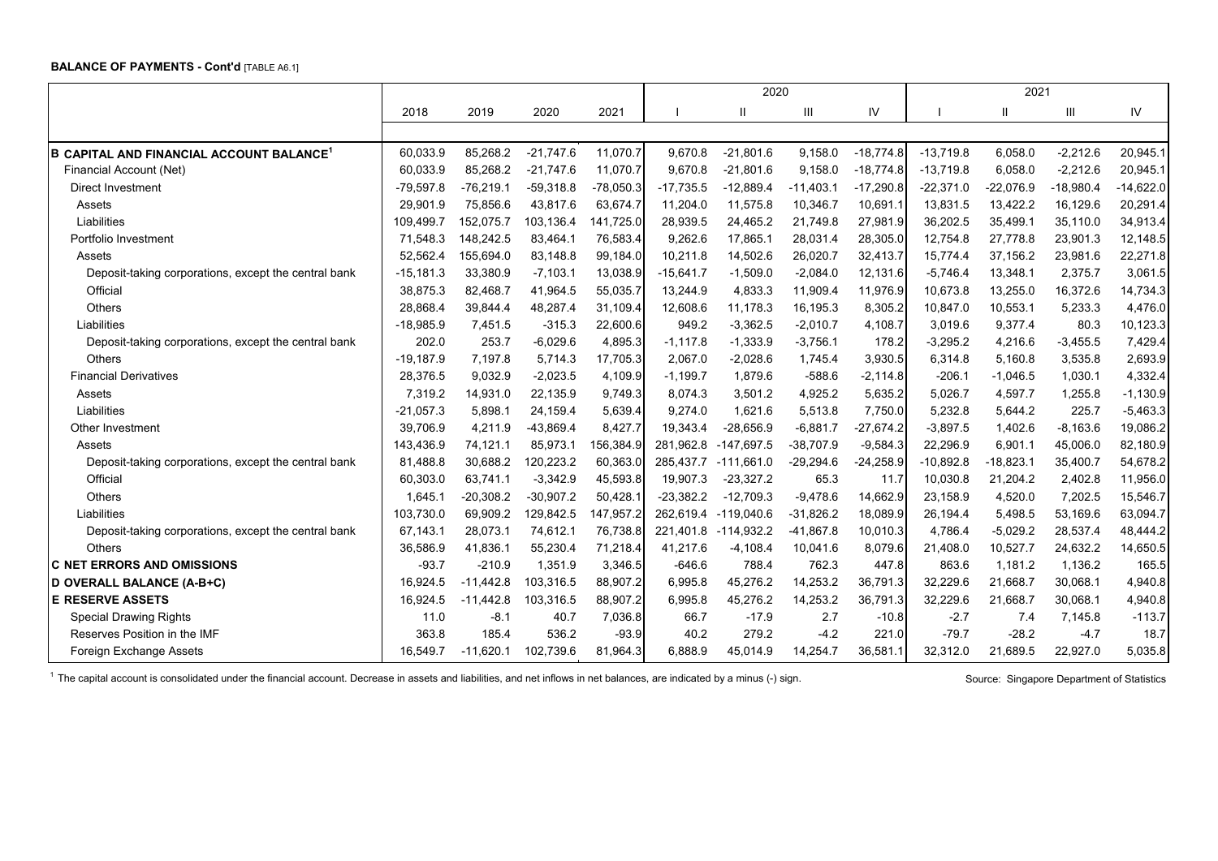**BALANCE OF PAYMENTS - Cont'd** [TABLE A6.1]

| | 2018 | 2019 | 2020 | 2021 | 2020 | | | | 2021 | | | |
|---|---|---|---|---|---|---|---|---|---|---|---|---|
| | | | | | I | II | III | IV | I | II | III | IV |
| **B CAPITAL AND FINANCIAL ACCOUNT BALANCE[1]** | 60,033.9 | 85,268.2 | -21,747.6 | 11,070.7 | 9,670.8 | -21,801.6 | 9,158.0 | -18,774.8 | -13,719.8 | 6,058.0 | -2,212.6 | 20,945.1 |
| Financial Account (Net) | 60,033.9 | 85,268.2 | -21,747.6 | 11,070.7 | 9,670.8 | -21,801.6 | 9,158.0 | -18,774.8 | -13,719.8 | 6,058.0 | -2,212.6 | 20,945.1 |
| Direct Investment | -79,597.8 | -76,219.1 | -59,318.8 | -78,050.3 | -17,735.5 | -12,889.4 | -11,403.1 | -17,290.8 | -22,371.0 | -22,076.9 | -18,980.4 | -14,622.0 |
| Assets | 29,901.9 | 75,856.6 | 43,817.6 | 63,674.7 | 11,204.0 | 11,575.8 | 10,346.7 | 10,691.1 | 13,831.5 | 13,422.2 | 16,129.6 | 20,291.4 |
| Liabilities | 109,499.7 | 152,075.7 | 103,136.4 | 141,725.0 | 28,939.5 | 24,465.2 | 21,749.8 | 27,981.9 | 36,202.5 | 35,499.1 | 35,110.0 | 34,913.4 |
| Portfolio Investment | 71,548.3 | 148,242.5 | 83,464.1 | 76,583.4 | 9,262.6 | 17,865.1 | 28,031.4 | 28,305.0 | 12,754.8 | 27,778.8 | 23,901.3 | 12,148.5 |
| Assets | 52,562.4 | 155,694.0 | 83,148.8 | 99,184.0 | 10,211.8 | 14,502.6 | 26,020.7 | 32,413.7 | 15,774.4 | 37,156.2 | 23,981.6 | 22,271.8 |
| Deposit-taking corporations, except the central bank | -15,181.3 | 33,380.9 | -7,103.1 | 13,038.9 | -15,641.7 | -1,509.0 | -2,084.0 | 12,131.6 | -5,746.4 | 13,348.1 | 2,375.7 | 3,061.5 |
| Official | 38,875.3 | 82,468.7 | 41,964.5 | 55,035.7 | 13,244.9 | 4,833.3 | 11,909.4 | 11,976.9 | 10,673.8 | 13,255.0 | 16,372.6 | 14,734.3 |
| Others | 28,868.4 | 39,844.4 | 48,287.4 | 31,109.4 | 12,608.6 | 11,178.3 | 16,195.3 | 8,305.2 | 10,847.0 | 10,553.1 | 5,233.3 | 4,476.0 |
| Liabilities | -18,985.9 | 7,451.5 | -315.3 | 22,600.6 | 949.2 | -3,362.5 | -2,010.7 | 4,108.7 | 3,019.6 | 9,377.4 | 80.3 | 10,123.3 |
| Deposit-taking corporations, except the central bank | 202.0 | 253.7 | -6,029.6 | 4,895.3 | -1,117.8 | -1,333.9 | -3,756.1 | 178.2 | -3,295.2 | 4,216.6 | -3,455.5 | 7,429.4 |
| Others | -19,187.9 | 7,197.8 | 5,714.3 | 17,705.3 | 2,067.0 | -2,028.6 | 1,745.4 | 3,930.5 | 6,314.8 | 5,160.8 | 3,535.8 | 2,693.9 |
| Financial Derivatives | 28,376.5 | 9,032.9 | -2,023.5 | 4,109.9 | -1,199.7 | 1,879.6 | -588.6 | -2,114.8 | -206.1 | -1,046.5 | 1,030.1 | 4,332.4 |
| Assets | 7,319.2 | 14,931.0 | 22,135.9 | 9,749.3 | 8,074.3 | 3,501.2 | 4,925.2 | 5,635.2 | 5,026.7 | 4,597.7 | 1,255.8 | -1,130.9 |
| Liabilities | -21,057.3 | 5,898.1 | 24,159.4 | 5,639.4 | 9,274.0 | 1,621.6 | 5,513.8 | 7,750.0 | 5,232.8 | 5,644.2 | 225.7 | -5,463.3 |
| Other Investment | 39,706.9 | 4,211.9 | -43,869.4 | 8,427.7 | 19,343.4 | -28,656.9 | -6,881.7 | -27,674.2 | -3,897.5 | 1,402.6 | -8,163.6 | 19,086.2 |
| Assets | 143,436.9 | 74,121.1 | 85,973.1 | 156,384.9 | 281,962.8 | -147,697.5 | -38,707.9 | -9,584.3 | 22,296.9 | 6,901.1 | 45,006.0 | 82,180.9 |
| Deposit-taking corporations, except the central bank | 81,488.8 | 30,688.2 | 120,223.2 | 60,363.0 | 285,437.7 | -111,661.0 | -29,294.6 | -24,258.9 | -10,892.8 | -18,823.1 | 35,400.7 | 54,678.2 |
| Official | 60,303.0 | 63,741.1 | -3,342.9 | 45,593.8 | 19,907.3 | -23,327.2 | 65.3 | 11.7 | 10,030.8 | 21,204.2 | 2,402.8 | 11,956.0 |
| Others | 1,645.1 | -20,308.2 | -30,907.2 | 50,428.1 | -23,382.2 | -12,709.3 | -9,478.6 | 14,662.9 | 23,158.9 | 4,520.0 | 7,202.5 | 15,546.7 |
| Liabilities | 103,730.0 | 69,909.2 | 129,842.5 | 147,957.2 | 262,619.4 | -119,040.6 | -31,826.2 | 18,089.9 | 26,194.4 | 5,498.5 | 53,169.6 | 63,094.7 |
| Deposit-taking corporations, except the central bank | 67,143.1 | 28,073.1 | 74,612.1 | 76,738.8 | 221,401.8 | -114,932.2 | -41,867.8 | 10,010.3 | 4,786.4 | -5,029.2 | 28,537.4 | 48,444.2 |
| Others | 36,586.9 | 41,836.1 | 55,230.4 | 71,218.4 | 41,217.6 | -4,108.4 | 10,041.6 | 8,079.6 | 21,408.0 | 10,527.7 | 24,632.2 | 14,650.5 |
| **C NET ERRORS AND OMISSIONS** | -93.7 | -210.9 | 1,351.9 | 3,346.5 | -646.6 | 788.4 | 762.3 | 447.8 | 863.6 | 1,181.2 | 1,136.2 | 165.5 |
| **D OVERALL BALANCE (A-B+C)** | 16,924.5 | -11,442.8 | 103,316.5 | 88,907.2 | 6,995.8 | 45,276.2 | 14,253.2 | 36,791.3 | 32,229.6 | 21,668.7 | 30,068.1 | 4,940.8 |
| **E RESERVE ASSETS** | 16,924.5 | -11,442.8 | 103,316.5 | 88,907.2 | 6,995.8 | 45,276.2 | 14,253.2 | 36,791.3 | 32,229.6 | 21,668.7 | 30,068.1 | 4,940.8 |
| Special Drawing Rights | 11.0 | -8.1 | 40.7 | 7,036.8 | 66.7 | -17.9 | 2.7 | -10.8 | -2.7 | 7.4 | 7,145.8 | -113.7 |
| Reserves Position in the IMF | 363.8 | 185.4 | 536.2 | -93.9 | 40.2 | 279.2 | -4.2 | 221.0 | -79.7 | -28.2 | -4.7 | 18.7 |
| Foreign Exchange Assets | 16,549.7 | -11,620.1 | 102,739.6 | 81,964.3 | 6,888.9 | 45,014.9 | 14,254.7 | 36,581.1 | 32,312.0 | 21,689.5 | 22,927.0 | 5,035.8 |

[1] The capital account is consolidated under the financial account. Decrease in assets and liabilities, and net inflows in net balances, are indicated by a minus (-) sign.

Source: Singapore Department of Statistics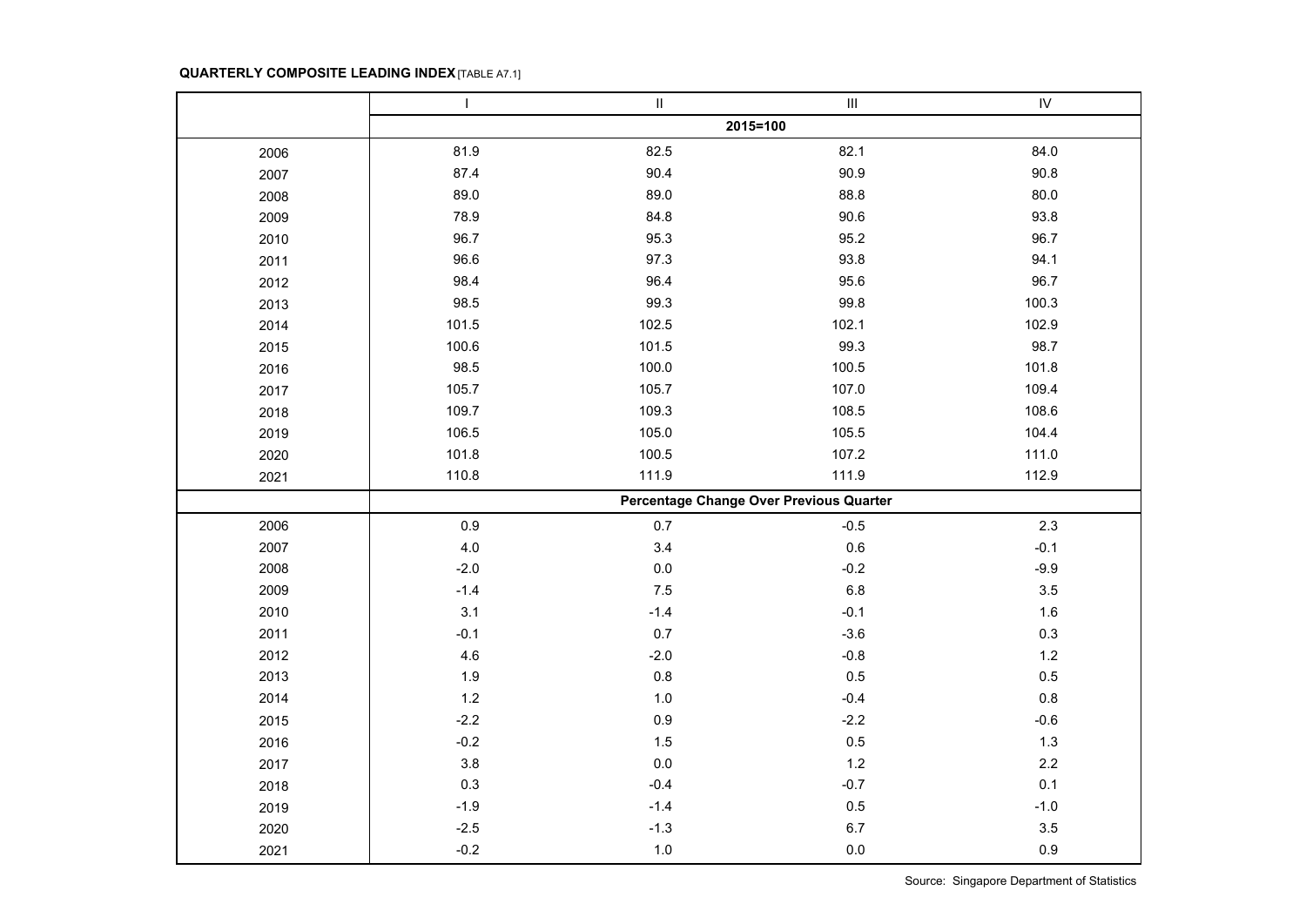**QUARTERLY COMPOSITE LEADING INDEX** [TABLE A7.1]

| | I | II | III | IV |
|---|---|---|---|---|
| | 2015=100 | | | |
| 2006 | 81.9 | 82.5 | 82.1 | 84.0 |
| 2007 | 87.4 | 90.4 | 90.9 | 90.8 |
| 2008 | 89.0 | 89.0 | 88.8 | 80.0 |
| 2009 | 78.9 | 84.8 | 90.6 | 93.8 |
| 2010 | 96.7 | 95.3 | 95.2 | 96.7 |
| 2011 | 96.6 | 97.3 | 93.8 | 94.1 |
| 2012 | 98.4 | 96.4 | 95.6 | 96.7 |
| 2013 | 98.5 | 99.3 | 99.8 | 100.3 |
| 2014 | 101.5 | 102.5 | 102.1 | 102.9 |
| 2015 | 100.6 | 101.5 | 99.3 | 98.7 |
| 2016 | 98.5 | 100.0 | 100.5 | 101.8 |
| 2017 | 105.7 | 105.7 | 107.0 | 109.4 |
| 2018 | 109.7 | 109.3 | 108.5 | 108.6 |
| 2019 | 106.5 | 105.0 | 105.5 | 104.4 |
| 2020 | 101.8 | 100.5 | 107.2 | 111.0 |
| 2021 | 110.8 | 111.9 | 111.9 | 112.9 |
| | Percentage Change Over Previous Quarter | | | |
| 2006 | 0.9 | 0.7 | -0.5 | 2.3 |
| 2007 | 4.0 | 3.4 | 0.6 | -0.1 |
| 2008 | -2.0 | 0.0 | -0.2 | -9.9 |
| 2009 | -1.4 | 7.5 | 6.8 | 3.5 |
| 2010 | 3.1 | -1.4 | -0.1 | 1.6 |
| 2011 | -0.1 | 0.7 | -3.6 | 0.3 |
| 2012 | 4.6 | -2.0 | -0.8 | 1.2 |
| 2013 | 1.9 | 0.8 | 0.5 | 0.5 |
| 2014 | 1.2 | 1.0 | -0.4 | 0.8 |
| 2015 | -2.2 | 0.9 | -2.2 | -0.6 |
| 2016 | -0.2 | 1.5 | 0.5 | 1.3 |
| 2017 | 3.8 | 0.0 | 1.2 | 2.2 |
| 2018 | 0.3 | -0.4 | -0.7 | 0.1 |
| 2019 | -1.9 | -1.4 | 0.5 | -1.0 |
| 2020 | -2.5 | -1.3 | 6.7 | 3.5 |
| 2021 | -0.2 | 1.0 | 0.0 | 0.9 |

Source: Singapore Department of Statistics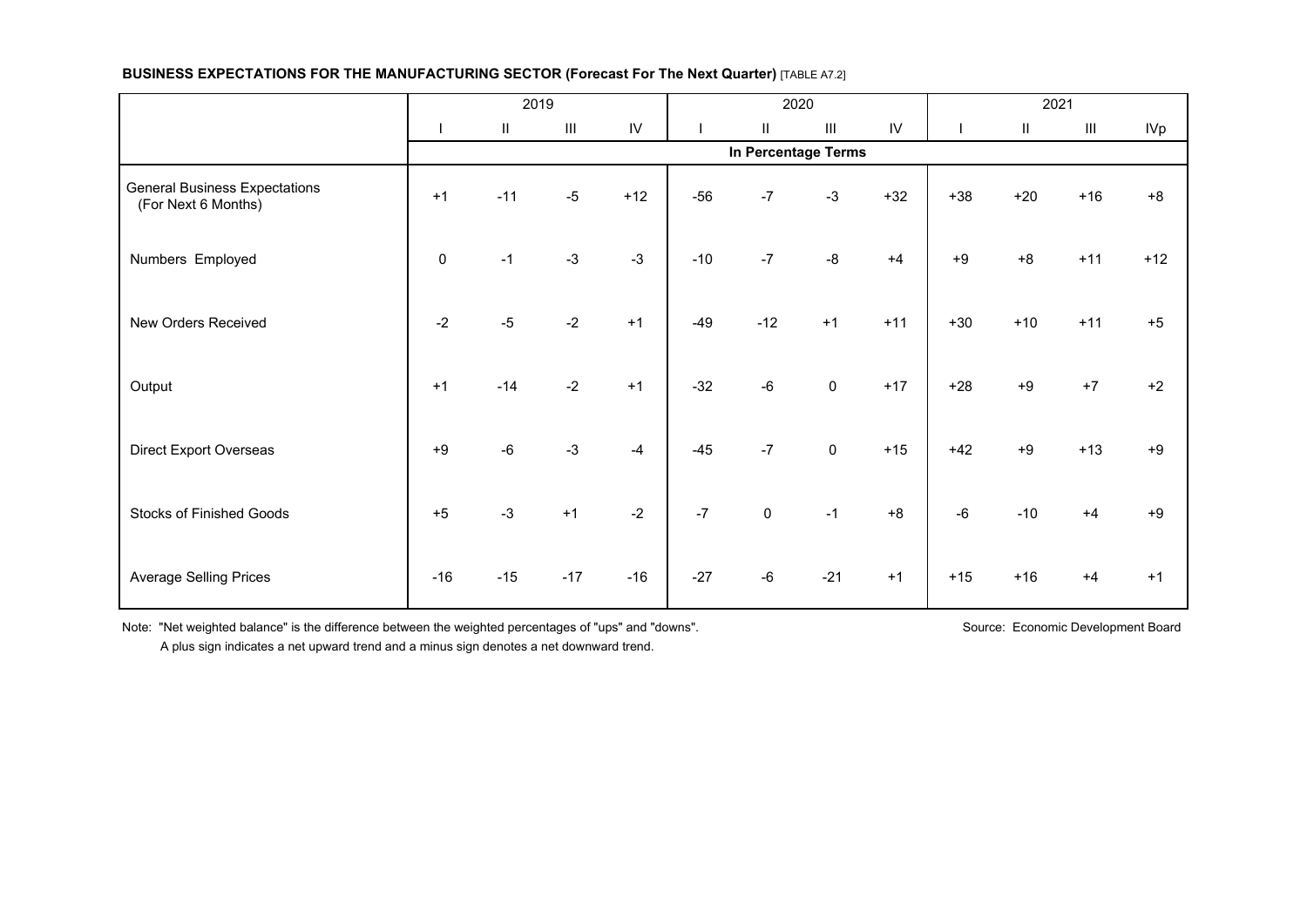**BUSINESS EXPECTATIONS FOR THE MANUFACTURING SECTOR (Forecast For The Next Quarter)** [TABLE A7.2]

| | 2019 | | | | 2020 | | | | 2021 | | | |
|---|---|---|---|---|---|---|---|---|---|---|---|---|
| | I | II | III | IV | I | II | III | IV | I | II | III | IVp |
| | In Percentage Terms | | | | | | | | | | | |
| General Business Expectations (For Next 6 Months) | +1 | -11 | -5 | +12 | -56 | -7 | -3 | +32 | +38 | +20 | +16 | +8 |
| Numbers Employed | 0 | -1 | -3 | -3 | -10 | -7 | -8 | +4 | +9 | +8 | +11 | +12 |
| New Orders Received | -2 | -5 | -2 | +1 | -49 | -12 | +1 | +11 | +30 | +10 | +11 | +5 |
| Output | +1 | -14 | -2 | +1 | -32 | -6 | 0 | +17 | +28 | +9 | +7 | +2 |
| Direct Export Overseas | +9 | -6 | -3 | -4 | -45 | -7 | 0 | +15 | +42 | +9 | +13 | +9 |
| Stocks of Finished Goods | +5 | -3 | +1 | -2 | -7 | 0 | -1 | +8 | -6 | -10 | +4 | +9 |
| Average Selling Prices | -16 | -15 | -17 | -16 | -27 | -6 | -21 | +1 | +15 | +16 | +4 | +1 |

Note: "Net weighted balance" is the difference between the weighted percentages of "ups" and "downs".
A plus sign indicates a net upward trend and a minus sign denotes a net downward trend.

Source: Economic Development Board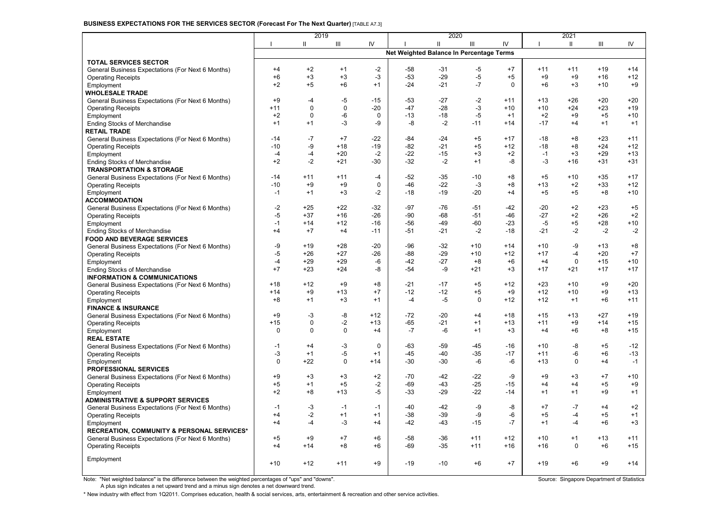**BUSINESS EXPECTATIONS FOR THE SERVICES SECTOR (Forecast For The Next Quarter)** [TABLE A7.3]

| | 2019 | | | | 2020 | | | | 2021 | | | |
|---|---|---|---|---|---|---|---|---|---|---|---|---|
| | I | II | III | IV | I | II | III | IV | I | II | III | IV |
| | Net Weighted Balance In Percentage Terms | | | | | | | | | | | |
| **TOTAL SERVICES SECTOR** | | | | | | | | | | | | |
| General Business Expectations (For Next 6 Months) | +4 | +2 | +1 | -2 | -58 | -31 | -5 | +7 | +11 | +11 | +19 | +14 |
| Operating Receipts | +6 | +3 | +3 | -3 | -53 | -29 | -5 | +5 | +9 | +9 | +16 | +12 |
| Employment | +2 | +5 | +6 | +1 | -24 | -21 | -7 | 0 | +6 | +3 | +10 | +9 |
| **WHOLESALE TRADE** | | | | | | | | | | | | |
| General Business Expectations (For Next 6 Months) | +9 | -4 | -5 | -15 | -53 | -27 | -2 | +11 | +13 | +26 | +20 | +20 |
| Operating Receipts | +11 | 0 | 0 | -20 | -47 | -28 | -3 | +10 | +10 | +24 | +23 | +19 |
| Employment | +2 | 0 | -6 | 0 | -13 | -18 | -5 | +1 | +2 | +9 | +5 | +10 |
| Ending Stocks of Merchandise | +1 | +1 | -3 | -9 | -8 | -2 | -11 | +14 | -17 | +4 | +1 | +1 |
| **RETAIL TRADE** | | | | | | | | | | | | |
| General Business Expectations (For Next 6 Months) | -14 | -7 | +7 | -22 | -84 | -24 | +5 | +17 | -18 | +8 | +23 | +11 |
| Operating Receipts | -10 | -9 | +18 | -19 | -82 | -21 | +5 | +12 | -18 | +8 | +24 | +12 |
| Employment | -4 | -4 | +20 | -2 | -22 | -15 | +3 | +2 | -1 | +3 | +29 | +13 |
| Ending Stocks of Merchandise | +2 | -2 | +21 | -30 | -32 | -2 | +1 | -8 | -3 | +16 | +31 | +31 |
| **TRANSPORTATION & STORAGE** | | | | | | | | | | | | |
| General Business Expectations (For Next 6 Months) | -14 | +11 | +11 | -4 | -52 | -35 | -10 | +8 | +5 | +10 | +35 | +17 |
| Operating Receipts | -10 | +9 | +9 | 0 | -46 | -22 | -3 | +8 | +13 | +2 | +33 | +12 |
| Employment | -1 | +1 | +3 | -2 | -18 | -19 | -20 | +4 | +5 | +5 | +8 | +10 |
| **ACCOMMODATION** | | | | | | | | | | | | |
| General Business Expectations (For Next 6 Months) | -2 | +25 | +22 | -32 | -97 | -76 | -51 | -42 | -20 | +2 | +23 | +5 |
| Operating Receipts | -5 | +37 | +16 | -26 | -90 | -68 | -51 | -46 | -27 | +2 | +26 | +2 |
| Employment | -1 | +14 | +12 | -16 | -56 | -49 | -60 | -23 | -5 | +5 | +28 | +10 |
| Ending Stocks of Merchandise | +4 | +7 | +4 | -11 | -51 | -21 | -2 | -18 | -21 | -2 | -2 | -2 |
| **FOOD AND BEVERAGE SERVICES** | | | | | | | | | | | | |
| General Business Expectations (For Next 6 Months) | -9 | +19 | +28 | -20 | -96 | -32 | +10 | +14 | +10 | -9 | +13 | +8 |
| Operating Receipts | -5 | +26 | +27 | -26 | -88 | -29 | +10 | +12 | +17 | -4 | +20 | +7 |
| Employment | -4 | +29 | +29 | -6 | -42 | -27 | +8 | +6 | +4 | 0 | +15 | +10 |
| Ending Stocks of Merchandise | +7 | +23 | +24 | -8 | -54 | -9 | +21 | +3 | +17 | +21 | +17 | +17 |
| **INFORMATION & COMMUNICATIONS** | | | | | | | | | | | | |
| General Business Expectations (For Next 6 Months) | +18 | +12 | +9 | +8 | -21 | -17 | +5 | +12 | +23 | +10 | +9 | +20 |
| Operating Receipts | +14 | +9 | +13 | +7 | -12 | -12 | +5 | +9 | +12 | +10 | +9 | +13 |
| Employment | +8 | +1 | +3 | +1 | -4 | -5 | 0 | +12 | +12 | +1 | +6 | +11 |
| **FINANCE & INSURANCE** | | | | | | | | | | | | |
| General Business Expectations (For Next 6 Months) | +9 | -3 | -8 | +12 | -72 | -20 | +4 | +18 | +15 | +13 | +27 | +19 |
| Operating Receipts | +15 | 0 | -2 | +13 | -65 | -21 | +1 | +13 | +11 | +9 | +14 | +15 |
| Employment | 0 | 0 | 0 | +4 | -7 | -6 | +1 | +3 | +4 | +6 | +8 | +15 |
| **REAL ESTATE** | | | | | | | | | | | | |
| General Business Expectations (For Next 6 Months) | -1 | +4 | -3 | 0 | -63 | -59 | -45 | -16 | +10 | -8 | +5 | -12 |
| Operating Receipts | -3 | +1 | -5 | +1 | -45 | -40 | -35 | -17 | +11 | -6 | +6 | -13 |
| Employment | 0 | +22 | 0 | +14 | -30 | -30 | -6 | -6 | +13 | 0 | +4 | -1 |
| **PROFESSIONAL SERVICES** | | | | | | | | | | | | |
| General Business Expectations (For Next 6 Months) | +9 | +3 | +3 | +2 | -70 | -42 | -22 | -9 | +9 | +3 | +7 | +10 |
| Operating Receipts | +5 | +1 | +5 | -2 | -69 | -43 | -25 | -15 | +4 | +4 | +5 | +9 |
| Employment | +2 | +8 | +13 | -5 | -33 | -29 | -22 | -14 | +1 | +1 | +9 | +1 |
| **ADMINISTRATIVE & SUPPORT SERVICES** | | | | | | | | | | | | |
| General Business Expectations (For Next 6 Months) | -1 | -3 | -1 | -1 | -40 | -42 | -9 | -8 | +7 | -7 | +4 | +2 |
| Operating Receipts | +4 | -2 | +1 | +1 | -38 | -39 | -9 | -6 | +5 | -4 | +5 | +1 |
| Employment | +4 | -4 | -3 | +4 | -42 | -43 | -15 | -7 | +1 | -4 | +6 | +3 |
| **RECREATION, COMMUNITY & PERSONAL SERVICES*** | | | | | | | | | | | | |
| General Business Expectations (For Next 6 Months) | +5 | +9 | +7 | +6 | -58 | -36 | +11 | +12 | +10 | +1 | +13 | +11 |
| Operating Receipts | +4 | +14 | +8 | +6 | -69 | -35 | +11 | +16 | +16 | 0 | +6 | +15 |
| Employment | +10 | +12 | +11 | +9 | -19 | -10 | +6 | +7 | +19 | +6 | +9 | +14 |

Note: "Net weighted balance" is the difference between the weighted percentages of "ups" and "downs".
A plus sign indicates a net upward trend and a minus sign denotes a net downward trend.

Source: Singapore Department of Statistics

* New industry with effect from 1Q2011. Comprises education, health & social services, arts, entertainment & recreation and other service activities.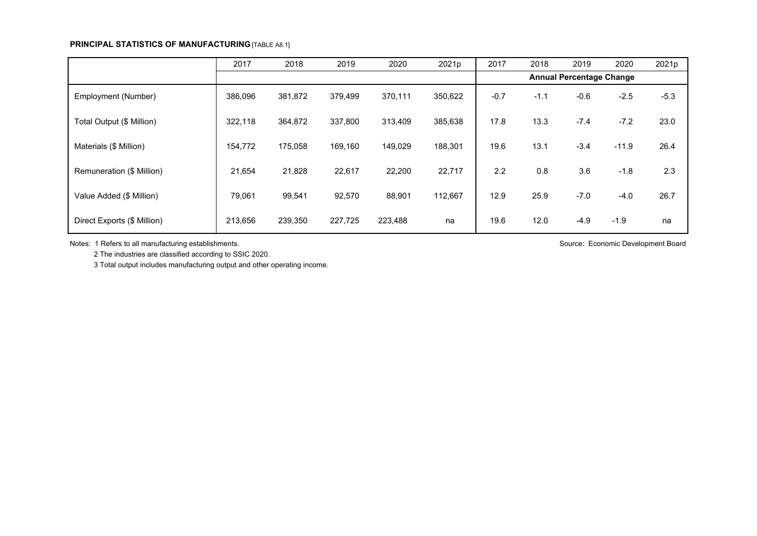**PRINCIPAL STATISTICS OF MANUFACTURING** [TABLE A8.1]

| | 2017 | 2018 | 2019 | 2020 | 2021p | 2017 | 2018 | 2019 | 2020 | 2021p |
|---|---|---|---|---|---|---|---|---|---|---|
| | | | | | | **Annual Percentage Change** | | | | |
| Employment (Number) | 386,096 | 381,872 | 379,499 | 370,111 | 350,622 | -0.7 | -1.1 | -0.6 | -2.5 | -5.3 |
| Total Output ($ Million) | 322,118 | 364,872 | 337,800 | 313,409 | 385,638 | 17.8 | 13.3 | -7.4 | -7.2 | 23.0 |
| Materials ($ Million) | 154,772 | 175,058 | 169,160 | 149,029 | 188,301 | 19.6 | 13.1 | -3.4 | -11.9 | 26.4 |
| Remuneration ($ Million) | 21,654 | 21,828 | 22,617 | 22,200 | 22,717 | 2.2 | 0.8 | 3.6 | -1.8 | 2.3 |
| Value Added ($ Million) | 79,061 | 99,541 | 92,570 | 88,901 | 112,667 | 12.9 | 25.9 | -7.0 | -4.0 | 26.7 |
| Direct Exports ($ Million) | 213,656 | 239,350 | 227,725 | 223,488 | na | 19.6 | 12.0 | -4.9 | -1.9 | na |

Notes: 1 Refers to all manufacturing establishments.

2 The industries are classified according to SSIC 2020.

3 Total output includes manufacturing output and other operating income.

Source: Economic Development Board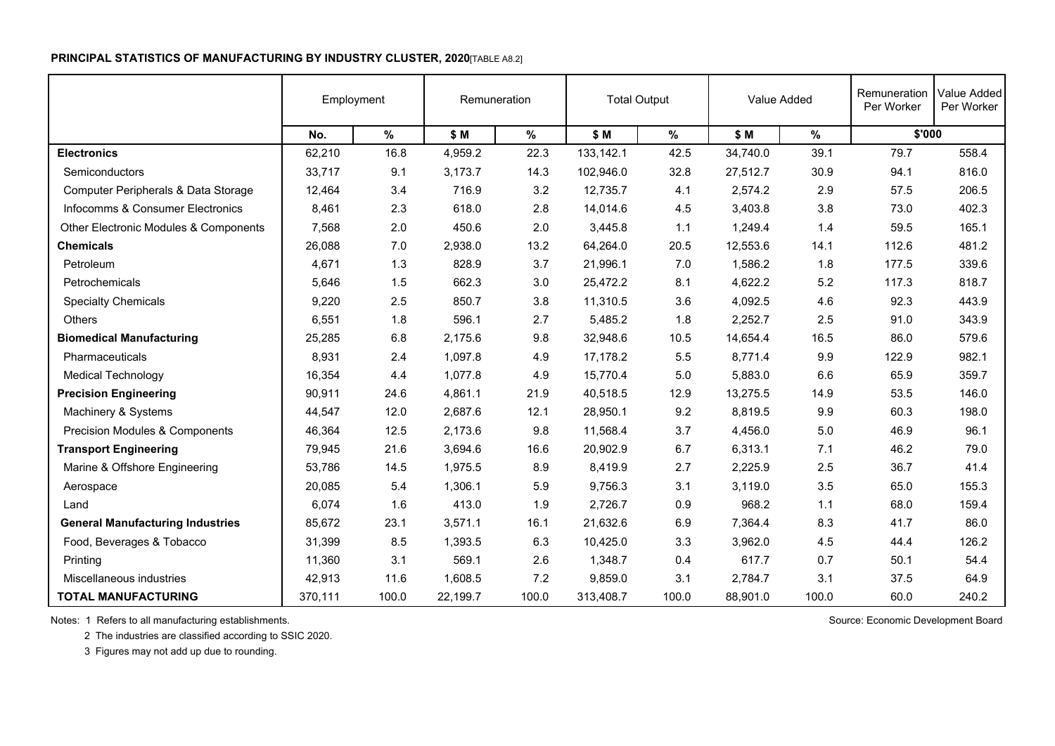**PRINCIPAL STATISTICS OF MANUFACTURING BY INDUSTRY CLUSTER, 2020**[TABLE A8.2]

| | Employment | | Remuneration | | Total Output | | Value Added | | Remuneration Per Worker | Value Added Per Worker |
|---|---|---|---|---|---|---|---|---|---|---|
| | No. | % | $ M | % | $ M | % | $ M | % | $'000 | |
| **Electronics** | 62,210 | 16.8 | 4,959.2 | 22.3 | 133,142.1 | 42.5 | 34,740.0 | 39.1 | 79.7 | 558.4 |
| Semiconductors | 33,717 | 9.1 | 3,173.7 | 14.3 | 102,946.0 | 32.8 | 27,512.7 | 30.9 | 94.1 | 816.0 |
| Computer Peripherals & Data Storage | 12,464 | 3.4 | 716.9 | 3.2 | 12,735.7 | 4.1 | 2,574.2 | 2.9 | 57.5 | 206.5 |
| Infocomms & Consumer Electronics | 8,461 | 2.3 | 618.0 | 2.8 | 14,014.6 | 4.5 | 3,403.8 | 3.8 | 73.0 | 402.3 |
| Other Electronic Modules & Components | 7,568 | 2.0 | 450.6 | 2.0 | 3,445.8 | 1.1 | 1,249.4 | 1.4 | 59.5 | 165.1 |
| **Chemicals** | 26,088 | 7.0 | 2,938.0 | 13.2 | 64,264.0 | 20.5 | 12,553.6 | 14.1 | 112.6 | 481.2 |
| Petroleum | 4,671 | 1.3 | 828.9 | 3.7 | 21,996.1 | 7.0 | 1,586.2 | 1.8 | 177.5 | 339.6 |
| Petrochemicals | 5,646 | 1.5 | 662.3 | 3.0 | 25,472.2 | 8.1 | 4,622.2 | 5.2 | 117.3 | 818.7 |
| Specialty Chemicals | 9,220 | 2.5 | 850.7 | 3.8 | 11,310.5 | 3.6 | 4,092.5 | 4.6 | 92.3 | 443.9 |
| Others | 6,551 | 1.8 | 596.1 | 2.7 | 5,485.2 | 1.8 | 2,252.7 | 2.5 | 91.0 | 343.9 |
| **Biomedical Manufacturing** | 25,285 | 6.8 | 2,175.6 | 9.8 | 32,948.6 | 10.5 | 14,654.4 | 16.5 | 86.0 | 579.6 |
| Pharmaceuticals | 8,931 | 2.4 | 1,097.8 | 4.9 | 17,178.2 | 5.5 | 8,771.4 | 9.9 | 122.9 | 982.1 |
| Medical Technology | 16,354 | 4.4 | 1,077.8 | 4.9 | 15,770.4 | 5.0 | 5,883.0 | 6.6 | 65.9 | 359.7 |
| **Precision Engineering** | 90,911 | 24.6 | 4,861.1 | 21.9 | 40,518.5 | 12.9 | 13,275.5 | 14.9 | 53.5 | 146.0 |
| Machinery & Systems | 44,547 | 12.0 | 2,687.6 | 12.1 | 28,950.1 | 9.2 | 8,819.5 | 9.9 | 60.3 | 198.0 |
| Precision Modules & Components | 46,364 | 12.5 | 2,173.6 | 9.8 | 11,568.4 | 3.7 | 4,456.0 | 5.0 | 46.9 | 96.1 |
| **Transport Engineering** | 79,945 | 21.6 | 3,694.6 | 16.6 | 20,902.9 | 6.7 | 6,313.1 | 7.1 | 46.2 | 79.0 |
| Marine & Offshore Engineering | 53,786 | 14.5 | 1,975.5 | 8.9 | 8,419.9 | 2.7 | 2,225.9 | 2.5 | 36.7 | 41.4 |
| Aerospace | 20,085 | 5.4 | 1,306.1 | 5.9 | 9,756.3 | 3.1 | 3,119.0 | 3.5 | 65.0 | 155.3 |
| Land | 6,074 | 1.6 | 413.0 | 1.9 | 2,726.7 | 0.9 | 968.2 | 1.1 | 68.0 | 159.4 |
| **General Manufacturing Industries** | 85,672 | 23.1 | 3,571.1 | 16.1 | 21,632.6 | 6.9 | 7,364.4 | 8.3 | 41.7 | 86.0 |
| Food, Beverages & Tobacco | 31,399 | 8.5 | 1,393.5 | 6.3 | 10,425.0 | 3.3 | 3,962.0 | 4.5 | 44.4 | 126.2 |
| Printing | 11,360 | 3.1 | 569.1 | 2.6 | 1,348.7 | 0.4 | 617.7 | 0.7 | 50.1 | 54.4 |
| Miscellaneous industries | 42,913 | 11.6 | 1,608.5 | 7.2 | 9,859.0 | 3.1 | 2,784.7 | 3.1 | 37.5 | 64.9 |
| **TOTAL MANUFACTURING** | 370,111 | 100.0 | 22,199.7 | 100.0 | 313,408.7 | 100.0 | 88,901.0 | 100.0 | 60.0 | 240.2 |

Notes: 1 Refers to all manufacturing establishments.

2 The industries are classified according to SSIC 2020.

3 Figures may not add up due to rounding.

Source: Economic Development Board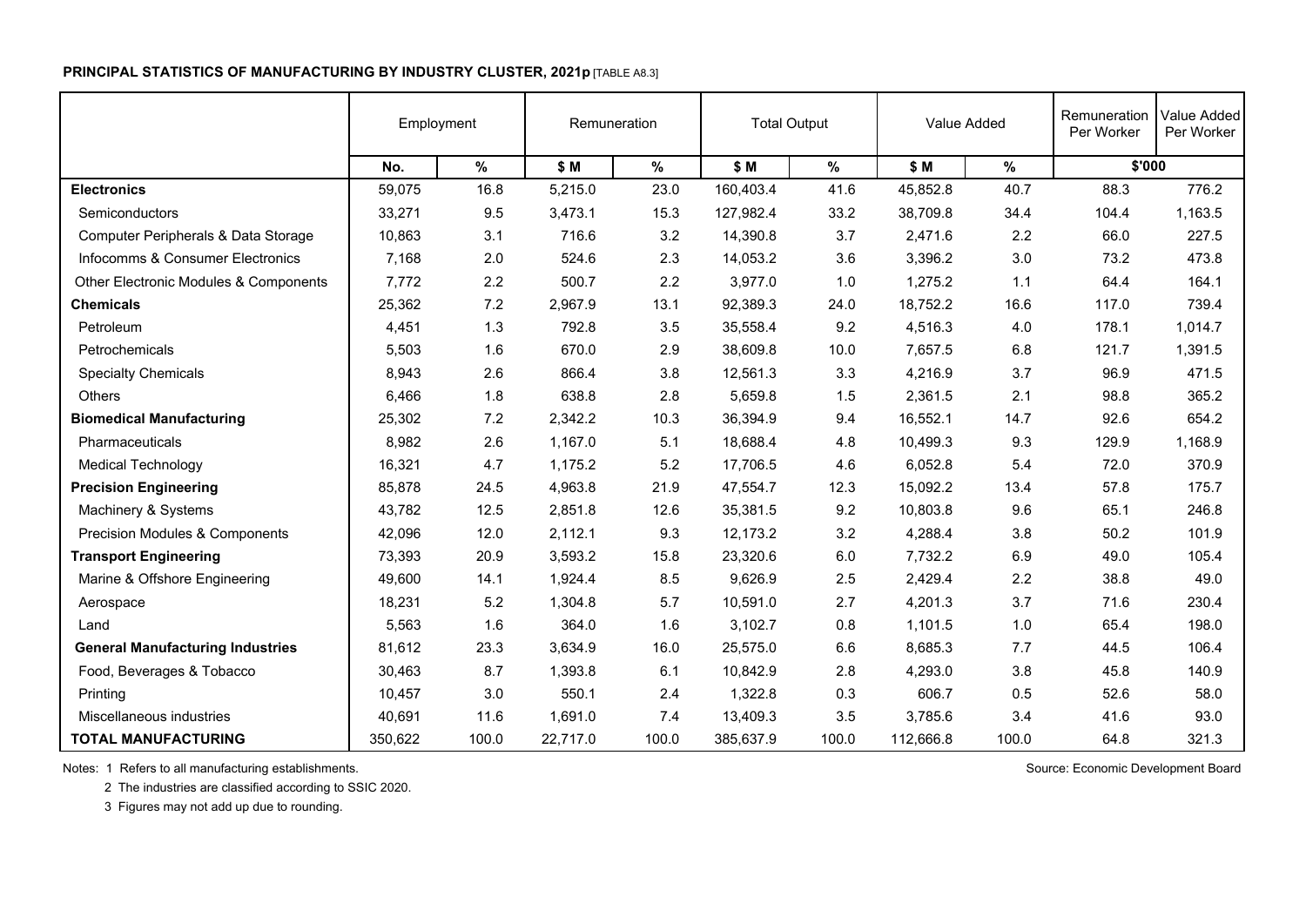**PRINCIPAL STATISTICS OF MANUFACTURING BY INDUSTRY CLUSTER, 2021p** [TABLE A8.3]

| | Employment | | Remuneration | | Total Output | | Value Added | | Remuneration Per Worker | Value Added Per Worker |
|---|---|---|---|---|---|---|---|---|---|---|
| | No. | % | $ M | % | $ M | % | $ M | % | $'000 | |
| **Electronics** | 59,075 | 16.8 | 5,215.0 | 23.0 | 160,403.4 | 41.6 | 45,852.8 | 40.7 | 88.3 | 776.2 |
| Semiconductors | 33,271 | 9.5 | 3,473.1 | 15.3 | 127,982.4 | 33.2 | 38,709.8 | 34.4 | 104.4 | 1,163.5 |
| Computer Peripherals & Data Storage | 10,863 | 3.1 | 716.6 | 3.2 | 14,390.8 | 3.7 | 2,471.6 | 2.2 | 66.0 | 227.5 |
| Infocomms & Consumer Electronics | 7,168 | 2.0 | 524.6 | 2.3 | 14,053.2 | 3.6 | 3,396.2 | 3.0 | 73.2 | 473.8 |
| Other Electronic Modules & Components | 7,772 | 2.2 | 500.7 | 2.2 | 3,977.0 | 1.0 | 1,275.2 | 1.1 | 64.4 | 164.1 |
| **Chemicals** | 25,362 | 7.2 | 2,967.9 | 13.1 | 92,389.3 | 24.0 | 18,752.2 | 16.6 | 117.0 | 739.4 |
| Petroleum | 4,451 | 1.3 | 792.8 | 3.5 | 35,558.4 | 9.2 | 4,516.3 | 4.0 | 178.1 | 1,014.7 |
| Petrochemicals | 5,503 | 1.6 | 670.0 | 2.9 | 38,609.8 | 10.0 | 7,657.5 | 6.8 | 121.7 | 1,391.5 |
| Specialty Chemicals | 8,943 | 2.6 | 866.4 | 3.8 | 12,561.3 | 3.3 | 4,216.9 | 3.7 | 96.9 | 471.5 |
| Others | 6,466 | 1.8 | 638.8 | 2.8 | 5,659.8 | 1.5 | 2,361.5 | 2.1 | 98.8 | 365.2 |
| **Biomedical Manufacturing** | 25,302 | 7.2 | 2,342.2 | 10.3 | 36,394.9 | 9.4 | 16,552.1 | 14.7 | 92.6 | 654.2 |
| Pharmaceuticals | 8,982 | 2.6 | 1,167.0 | 5.1 | 18,688.4 | 4.8 | 10,499.3 | 9.3 | 129.9 | 1,168.9 |
| Medical Technology | 16,321 | 4.7 | 1,175.2 | 5.2 | 17,706.5 | 4.6 | 6,052.8 | 5.4 | 72.0 | 370.9 |
| **Precision Engineering** | 85,878 | 24.5 | 4,963.8 | 21.9 | 47,554.7 | 12.3 | 15,092.2 | 13.4 | 57.8 | 175.7 |
| Machinery & Systems | 43,782 | 12.5 | 2,851.8 | 12.6 | 35,381.5 | 9.2 | 10,803.8 | 9.6 | 65.1 | 246.8 |
| Precision Modules & Components | 42,096 | 12.0 | 2,112.1 | 9.3 | 12,173.2 | 3.2 | 4,288.4 | 3.8 | 50.2 | 101.9 |
| **Transport Engineering** | 73,393 | 20.9 | 3,593.2 | 15.8 | 23,320.6 | 6.0 | 7,732.2 | 6.9 | 49.0 | 105.4 |
| Marine & Offshore Engineering | 49,600 | 14.1 | 1,924.4 | 8.5 | 9,626.9 | 2.5 | 2,429.4 | 2.2 | 38.8 | 49.0 |
| Aerospace | 18,231 | 5.2 | 1,304.8 | 5.7 | 10,591.0 | 2.7 | 4,201.3 | 3.7 | 71.6 | 230.4 |
| Land | 5,563 | 1.6 | 364.0 | 1.6 | 3,102.7 | 0.8 | 1,101.5 | 1.0 | 65.4 | 198.0 |
| **General Manufacturing Industries** | 81,612 | 23.3 | 3,634.9 | 16.0 | 25,575.0 | 6.6 | 8,685.3 | 7.7 | 44.5 | 106.4 |
| Food, Beverages & Tobacco | 30,463 | 8.7 | 1,393.8 | 6.1 | 10,842.9 | 2.8 | 4,293.0 | 3.8 | 45.8 | 140.9 |
| Printing | 10,457 | 3.0 | 550.1 | 2.4 | 1,322.8 | 0.3 | 606.7 | 0.5 | 52.6 | 58.0 |
| Miscellaneous industries | 40,691 | 11.6 | 1,691.0 | 7.4 | 13,409.3 | 3.5 | 3,785.6 | 3.4 | 41.6 | 93.0 |
| **TOTAL MANUFACTURING** | 350,622 | 100.0 | 22,717.0 | 100.0 | 385,637.9 | 100.0 | 112,666.8 | 100.0 | 64.8 | 321.3 |

Notes: 1 Refers to all manufacturing establishments.

2 The industries are classified according to SSIC 2020.

3 Figures may not add up due to rounding.

Source: Economic Development Board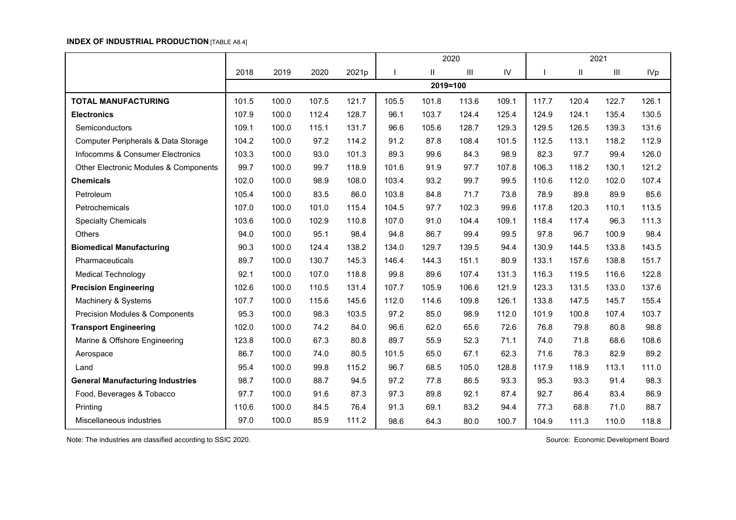**INDEX OF INDUSTRIAL PRODUCTION** [TABLE A8.4]

| | 2018 | 2019 | 2020 | 2021p | 2020 | | | | 2021 | | | |
|---|---|---|---|---|---|---|---|---|---|---|---|---|
| | | | | | I | II | III | IV | I | II | III | IVp |
| | 2019=100 | | | | | | | | | | | |
| **TOTAL MANUFACTURING** | 101.5 | 100.0 | 107.5 | 121.7 | 105.5 | 101.8 | 113.6 | 109.1 | 117.7 | 120.4 | 122.7 | 126.1 |
| **Electronics** | 107.9 | 100.0 | 112.4 | 128.7 | 96.1 | 103.7 | 124.4 | 125.4 | 124.9 | 124.1 | 135.4 | 130.5 |
| Semiconductors | 109.1 | 100.0 | 115.1 | 131.7 | 96.6 | 105.6 | 128.7 | 129.3 | 129.5 | 126.5 | 139.3 | 131.6 |
| Computer Peripherals & Data Storage | 104.2 | 100.0 | 97.2 | 114.2 | 91.2 | 87.8 | 108.4 | 101.5 | 112.5 | 113.1 | 118.2 | 112.9 |
| Infocomms & Consumer Electronics | 103.3 | 100.0 | 93.0 | 101.3 | 89.3 | 99.6 | 84.3 | 98.9 | 82.3 | 97.7 | 99.4 | 126.0 |
| Other Electronic Modules & Components | 99.7 | 100.0 | 99.7 | 118.9 | 101.6 | 91.9 | 97.7 | 107.8 | 106.3 | 118.2 | 130.1 | 121.2 |
| **Chemicals** | 102.0 | 100.0 | 98.9 | 108.0 | 103.4 | 93.2 | 99.7 | 99.5 | 110.6 | 112.0 | 102.0 | 107.4 |
| Petroleum | 105.4 | 100.0 | 83.5 | 86.0 | 103.8 | 84.8 | 71.7 | 73.8 | 78.9 | 89.8 | 89.9 | 85.6 |
| Petrochemicals | 107.0 | 100.0 | 101.0 | 115.4 | 104.5 | 97.7 | 102.3 | 99.6 | 117.8 | 120.3 | 110.1 | 113.5 |
| Specialty Chemicals | 103.6 | 100.0 | 102.9 | 110.8 | 107.0 | 91.0 | 104.4 | 109.1 | 118.4 | 117.4 | 96.3 | 111.3 |
| Others | 94.0 | 100.0 | 95.1 | 98.4 | 94.8 | 86.7 | 99.4 | 99.5 | 97.8 | 96.7 | 100.9 | 98.4 |
| **Biomedical Manufacturing** | 90.3 | 100.0 | 124.4 | 138.2 | 134.0 | 129.7 | 139.5 | 94.4 | 130.9 | 144.5 | 133.8 | 143.5 |
| Pharmaceuticals | 89.7 | 100.0 | 130.7 | 145.3 | 146.4 | 144.3 | 151.1 | 80.9 | 133.1 | 157.6 | 138.8 | 151.7 |
| Medical Technology | 92.1 | 100.0 | 107.0 | 118.8 | 99.8 | 89.6 | 107.4 | 131.3 | 116.3 | 119.5 | 116.6 | 122.8 |
| **Precision Engineering** | 102.6 | 100.0 | 110.5 | 131.4 | 107.7 | 105.9 | 106.6 | 121.9 | 123.3 | 131.5 | 133.0 | 137.6 |
| Machinery & Systems | 107.7 | 100.0 | 115.6 | 145.6 | 112.0 | 114.6 | 109.8 | 126.1 | 133.8 | 147.5 | 145.7 | 155.4 |
| Precision Modules & Components | 95.3 | 100.0 | 98.3 | 103.5 | 97.2 | 85.0 | 98.9 | 112.0 | 101.9 | 100.8 | 107.4 | 103.7 |
| **Transport Engineering** | 102.0 | 100.0 | 74.2 | 84.0 | 96.6 | 62.0 | 65.6 | 72.6 | 76.8 | 79.8 | 80.8 | 98.8 |
| Marine & Offshore Engineering | 123.8 | 100.0 | 67.3 | 80.8 | 89.7 | 55.9 | 52.3 | 71.1 | 74.0 | 71.8 | 68.6 | 108.6 |
| Aerospace | 86.7 | 100.0 | 74.0 | 80.5 | 101.5 | 65.0 | 67.1 | 62.3 | 71.6 | 78.3 | 82.9 | 89.2 |
| Land | 95.4 | 100.0 | 99.8 | 115.2 | 96.7 | 68.5 | 105.0 | 128.8 | 117.9 | 118.9 | 113.1 | 111.0 |
| **General Manufacturing Industries** | 98.7 | 100.0 | 88.7 | 94.5 | 97.2 | 77.8 | 86.5 | 93.3 | 95.3 | 93.3 | 91.4 | 98.3 |
| Food, Beverages & Tobacco | 97.7 | 100.0 | 91.6 | 87.3 | 97.3 | 89.8 | 92.1 | 87.4 | 92.7 | 86.4 | 83.4 | 86.9 |
| Printing | 110.6 | 100.0 | 84.5 | 76.4 | 91.3 | 69.1 | 83.2 | 94.4 | 77.3 | 68.8 | 71.0 | 88.7 |
| Miscellaneous industries | 97.0 | 100.0 | 85.9 | 111.2 | 98.6 | 64.3 | 80.0 | 100.7 | 104.9 | 111.3 | 110.0 | 118.8 |

Note: The industries are classified according to SSIC 2020.

Source: Economic Development Board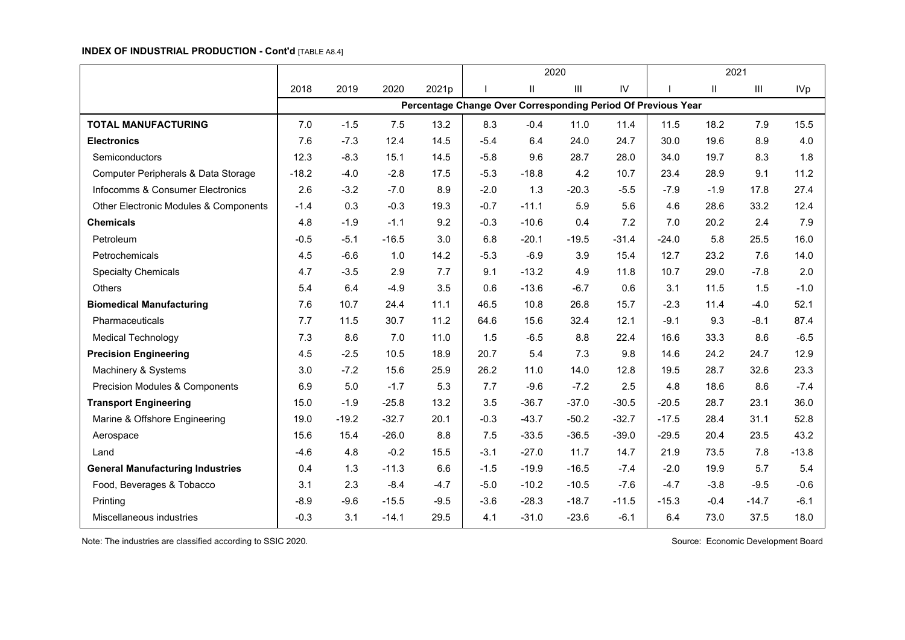**INDEX OF INDUSTRIAL PRODUCTION - Cont'd** [TABLE A8.4]

| | 2018 | 2019 | 2020 | 2021p | 2020 | | | | 2021 | | | |
|---|---|---|---|---|---|---|---|---|---|---|---|---|
| | | | | | I | II | III | IV | I | II | III | IVp |
| | Percentage Change Over Corresponding Period Of Previous Year | | | | | | | | | | | |
| **TOTAL MANUFACTURING** | 7.0 | -1.5 | 7.5 | 13.2 | 8.3 | -0.4 | 11.0 | 11.4 | 11.5 | 18.2 | 7.9 | 15.5 |
| **Electronics** | 7.6 | -7.3 | 12.4 | 14.5 | -5.4 | 6.4 | 24.0 | 24.7 | 30.0 | 19.6 | 8.9 | 4.0 |
| Semiconductors | 12.3 | -8.3 | 15.1 | 14.5 | -5.8 | 9.6 | 28.7 | 28.0 | 34.0 | 19.7 | 8.3 | 1.8 |
| Computer Peripherals & Data Storage | -18.2 | -4.0 | -2.8 | 17.5 | -5.3 | -18.8 | 4.2 | 10.7 | 23.4 | 28.9 | 9.1 | 11.2 |
| Infocomms & Consumer Electronics | 2.6 | -3.2 | -7.0 | 8.9 | -2.0 | 1.3 | -20.3 | -5.5 | -7.9 | -1.9 | 17.8 | 27.4 |
| Other Electronic Modules & Components | -1.4 | 0.3 | -0.3 | 19.3 | -0.7 | -11.1 | 5.9 | 5.6 | 4.6 | 28.6 | 33.2 | 12.4 |
| **Chemicals** | 4.8 | -1.9 | -1.1 | 9.2 | -0.3 | -10.6 | 0.4 | 7.2 | 7.0 | 20.2 | 2.4 | 7.9 |
| Petroleum | -0.5 | -5.1 | -16.5 | 3.0 | 6.8 | -20.1 | -19.5 | -31.4 | -24.0 | 5.8 | 25.5 | 16.0 |
| Petrochemicals | 4.5 | -6.6 | 1.0 | 14.2 | -5.3 | -6.9 | 3.9 | 15.4 | 12.7 | 23.2 | 7.6 | 14.0 |
| Specialty Chemicals | 4.7 | -3.5 | 2.9 | 7.7 | 9.1 | -13.2 | 4.9 | 11.8 | 10.7 | 29.0 | -7.8 | 2.0 |
| Others | 5.4 | 6.4 | -4.9 | 3.5 | 0.6 | -13.6 | -6.7 | 0.6 | 3.1 | 11.5 | 1.5 | -1.0 |
| **Biomedical Manufacturing** | 7.6 | 10.7 | 24.4 | 11.1 | 46.5 | 10.8 | 26.8 | 15.7 | -2.3 | 11.4 | -4.0 | 52.1 |
| Pharmaceuticals | 7.7 | 11.5 | 30.7 | 11.2 | 64.6 | 15.6 | 32.4 | 12.1 | -9.1 | 9.3 | -8.1 | 87.4 |
| Medical Technology | 7.3 | 8.6 | 7.0 | 11.0 | 1.5 | -6.5 | 8.8 | 22.4 | 16.6 | 33.3 | 8.6 | -6.5 |
| **Precision Engineering** | 4.5 | -2.5 | 10.5 | 18.9 | 20.7 | 5.4 | 7.3 | 9.8 | 14.6 | 24.2 | 24.7 | 12.9 |
| Machinery & Systems | 3.0 | -7.2 | 15.6 | 25.9 | 26.2 | 11.0 | 14.0 | 12.8 | 19.5 | 28.7 | 32.6 | 23.3 |
| Precision Modules & Components | 6.9 | 5.0 | -1.7 | 5.3 | 7.7 | -9.6 | -7.2 | 2.5 | 4.8 | 18.6 | 8.6 | -7.4 |
| **Transport Engineering** | 15.0 | -1.9 | -25.8 | 13.2 | 3.5 | -36.7 | -37.0 | -30.5 | -20.5 | 28.7 | 23.1 | 36.0 |
| Marine & Offshore Engineering | 19.0 | -19.2 | -32.7 | 20.1 | -0.3 | -43.7 | -50.2 | -32.7 | -17.5 | 28.4 | 31.1 | 52.8 |
| Aerospace | 15.6 | 15.4 | -26.0 | 8.8 | 7.5 | -33.5 | -36.5 | -39.0 | -29.5 | 20.4 | 23.5 | 43.2 |
| Land | -4.6 | 4.8 | -0.2 | 15.5 | -3.1 | -27.0 | 11.7 | 14.7 | 21.9 | 73.5 | 7.8 | -13.8 |
| **General Manufacturing Industries** | 0.4 | 1.3 | -11.3 | 6.6 | -1.5 | -19.9 | -16.5 | -7.4 | -2.0 | 19.9 | 5.7 | 5.4 |
| Food, Beverages & Tobacco | 3.1 | 2.3 | -8.4 | -4.7 | -5.0 | -10.2 | -10.5 | -7.6 | -4.7 | -3.8 | -9.5 | -0.6 |
| Printing | -8.9 | -9.6 | -15.5 | -9.5 | -3.6 | -28.3 | -18.7 | -11.5 | -15.3 | -0.4 | -14.7 | -6.1 |
| Miscellaneous industries | -0.3 | 3.1 | -14.1 | 29.5 | 4.1 | -31.0 | -23.6 | -6.1 | 6.4 | 73.0 | 37.5 | 18.0 |

Note: The industries are classified according to SSIC 2020.

Source: Economic Development Board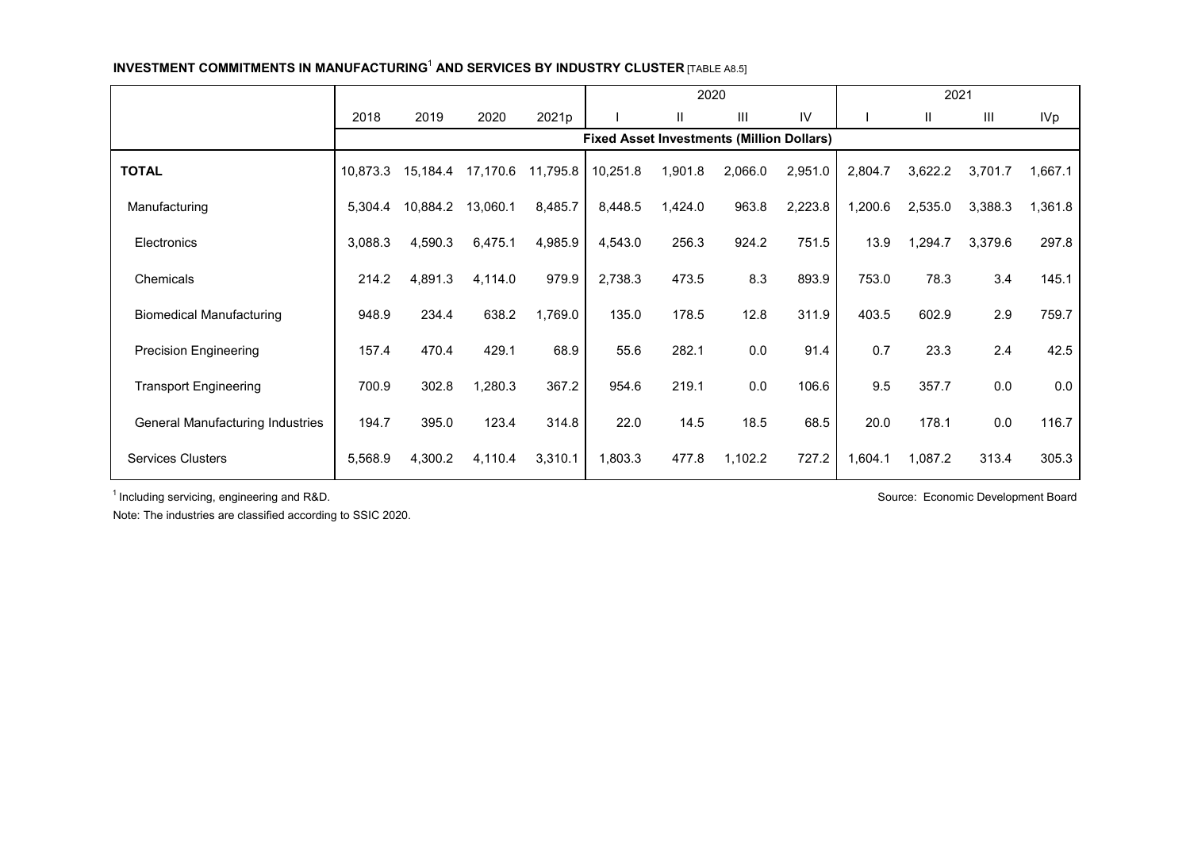**INVESTMENT COMMITMENTS IN MANUFACTURING[1] AND SERVICES BY INDUSTRY CLUSTER** [TABLE A8.5]

| | 2018 | 2019 | 2020 | 2021p | 2020 I | 2020 II | 2020 III | 2020 IV | 2021 I | 2021 II | 2021 III | 2021 IVp |
|---|---|---|---|---|---|---|---|---|---|---|---|---|
| | **Fixed Asset Investments (Million Dollars)** | | | | | | | | | | | |
| **TOTAL** | 10,873.3 | 15,184.4 | 17,170.6 | 11,795.8 | 10,251.8 | 1,901.8 | 2,066.0 | 2,951.0 | 2,804.7 | 3,622.2 | 3,701.7 | 1,667.1 |
| Manufacturing | 5,304.4 | 10,884.2 | 13,060.1 | 8,485.7 | 8,448.5 | 1,424.0 | 963.8 | 2,223.8 | 1,200.6 | 2,535.0 | 3,388.3 | 1,361.8 |
| Electronics | 3,088.3 | 4,590.3 | 6,475.1 | 4,985.9 | 4,543.0 | 256.3 | 924.2 | 751.5 | 13.9 | 1,294.7 | 3,379.6 | 297.8 |
| Chemicals | 214.2 | 4,891.3 | 4,114.0 | 979.9 | 2,738.3 | 473.5 | 8.3 | 893.9 | 753.0 | 78.3 | 3.4 | 145.1 |
| Biomedical Manufacturing | 948.9 | 234.4 | 638.2 | 1,769.0 | 135.0 | 178.5 | 12.8 | 311.9 | 403.5 | 602.9 | 2.9 | 759.7 |
| Precision Engineering | 157.4 | 470.4 | 429.1 | 68.9 | 55.6 | 282.1 | 0.0 | 91.4 | 0.7 | 23.3 | 2.4 | 42.5 |
| Transport Engineering | 700.9 | 302.8 | 1,280.3 | 367.2 | 954.6 | 219.1 | 0.0 | 106.6 | 9.5 | 357.7 | 0.0 | 0.0 |
| General Manufacturing Industries | 194.7 | 395.0 | 123.4 | 314.8 | 22.0 | 14.5 | 18.5 | 68.5 | 20.0 | 178.1 | 0.0 | 116.7 |
| Services Clusters | 5,568.9 | 4,300.2 | 4,110.4 | 3,310.1 | 1,803.3 | 477.8 | 1,102.2 | 727.2 | 1,604.1 | 1,087.2 | 313.4 | 305.3 |

[1] Including servicing, engineering and R&D.

Source: Economic Development Board

Note: The industries are classified according to SSIC 2020.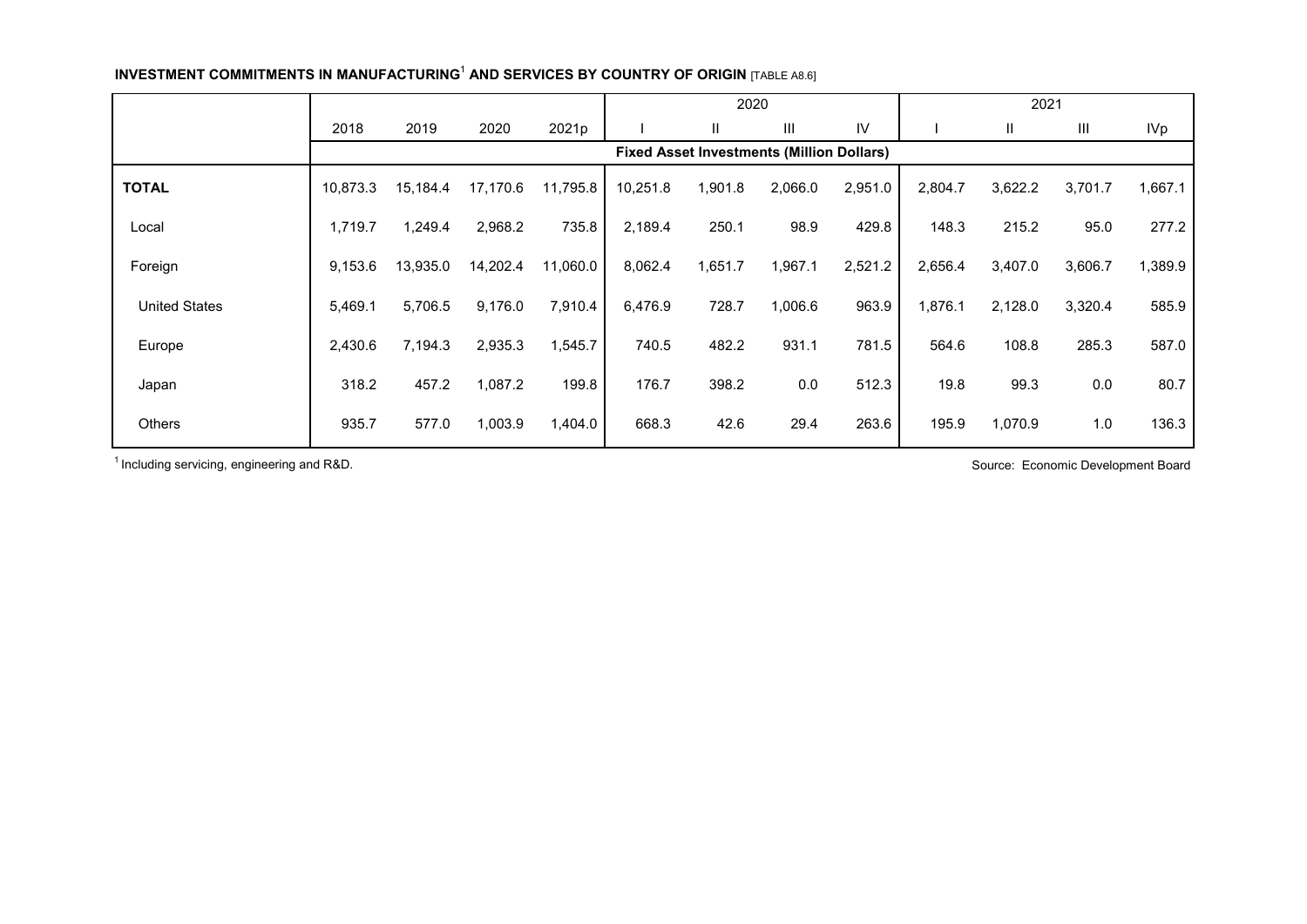**INVESTMENT COMMITMENTS IN MANUFACTURING[1] AND SERVICES BY COUNTRY OF ORIGIN** [TABLE A8.6]

| | | | | | 2020 | | | | 2021 | | | |
|---|---|---|---|---|---|---|---|---|---|---|---|---|
| | 2018 | 2019 | 2020 | 2021p | I | II | III | IV | I | II | III | IVp |
| | **Fixed Asset Investments (Million Dollars)** | | | | | | | | | | | |
| **TOTAL** | 10,873.3 | 15,184.4 | 17,170.6 | 11,795.8 | 10,251.8 | 1,901.8 | 2,066.0 | 2,951.0 | 2,804.7 | 3,622.2 | 3,701.7 | 1,667.1 |
| Local | 1,719.7 | 1,249.4 | 2,968.2 | 735.8 | 2,189.4 | 250.1 | 98.9 | 429.8 | 148.3 | 215.2 | 95.0 | 277.2 |
| Foreign | 9,153.6 | 13,935.0 | 14,202.4 | 11,060.0 | 8,062.4 | 1,651.7 | 1,967.1 | 2,521.2 | 2,656.4 | 3,407.0 | 3,606.7 | 1,389.9 |
| United States | 5,469.1 | 5,706.5 | 9,176.0 | 7,910.4 | 6,476.9 | 728.7 | 1,006.6 | 963.9 | 1,876.1 | 2,128.0 | 3,320.4 | 585.9 |
| Europe | 2,430.6 | 7,194.3 | 2,935.3 | 1,545.7 | 740.5 | 482.2 | 931.1 | 781.5 | 564.6 | 108.8 | 285.3 | 587.0 |
| Japan | 318.2 | 457.2 | 1,087.2 | 199.8 | 176.7 | 398.2 | 0.0 | 512.3 | 19.8 | 99.3 | 0.0 | 80.7 |
| Others | 935.7 | 577.0 | 1,003.9 | 1,404.0 | 668.3 | 42.6 | 29.4 | 263.6 | 195.9 | 1,070.9 | 1.0 | 136.3 |

[1] Including servicing, engineering and R&D.

Source: Economic Development Board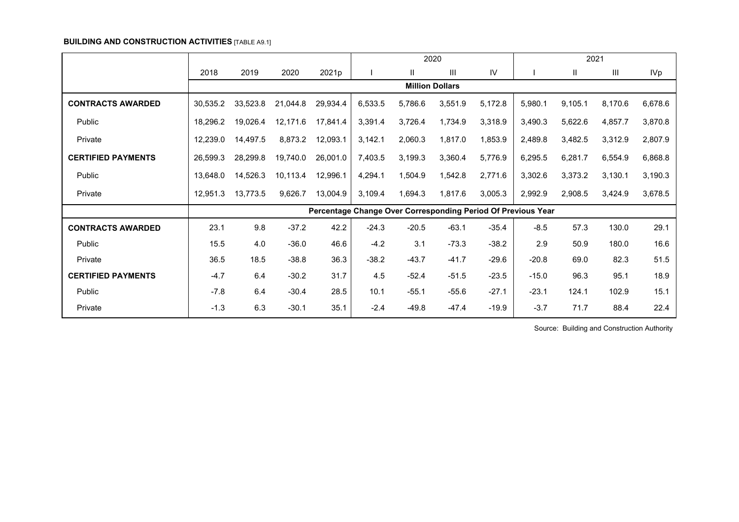**BUILDING AND CONSTRUCTION ACTIVITIES** [TABLE A9.1]

| | 2018 | 2019 | 2020 | 2021p | 2020 | | | | 2021 | | | |
|---|---|---|---|---|---|---|---|---|---|---|---|---|
| | | | | | I | II | III | IV | I | II | III | IVp |
| | **Million Dollars** | | | | | | | | | | | |
| **CONTRACTS AWARDED** | 30,535.2 | 33,523.8 | 21,044.8 | 29,934.4 | 6,533.5 | 5,786.6 | 3,551.9 | 5,172.8 | 5,980.1 | 9,105.1 | 8,170.6 | 6,678.6 |
| Public | 18,296.2 | 19,026.4 | 12,171.6 | 17,841.4 | 3,391.4 | 3,726.4 | 1,734.9 | 3,318.9 | 3,490.3 | 5,622.6 | 4,857.7 | 3,870.8 |
| Private | 12,239.0 | 14,497.5 | 8,873.2 | 12,093.1 | 3,142.1 | 2,060.3 | 1,817.0 | 1,853.9 | 2,489.8 | 3,482.5 | 3,312.9 | 2,807.9 |
| **CERTIFIED PAYMENTS** | 26,599.3 | 28,299.8 | 19,740.0 | 26,001.0 | 7,403.5 | 3,199.3 | 3,360.4 | 5,776.9 | 6,295.5 | 6,281.7 | 6,554.9 | 6,868.8 |
| Public | 13,648.0 | 14,526.3 | 10,113.4 | 12,996.1 | 4,294.1 | 1,504.9 | 1,542.8 | 2,771.6 | 3,302.6 | 3,373.2 | 3,130.1 | 3,190.3 |
| Private | 12,951.3 | 13,773.5 | 9,626.7 | 13,004.9 | 3,109.4 | 1,694.3 | 1,817.6 | 3,005.3 | 2,992.9 | 2,908.5 | 3,424.9 | 3,678.5 |
| | **Percentage Change Over Corresponding Period Of Previous Year** | | | | | | | | | | | |
| **CONTRACTS AWARDED** | 23.1 | 9.8 | -37.2 | 42.2 | -24.3 | -20.5 | -63.1 | -35.4 | -8.5 | 57.3 | 130.0 | 29.1 |
| Public | 15.5 | 4.0 | -36.0 | 46.6 | -4.2 | 3.1 | -73.3 | -38.2 | 2.9 | 50.9 | 180.0 | 16.6 |
| Private | 36.5 | 18.5 | -38.8 | 36.3 | -38.2 | -43.7 | -41.7 | -29.6 | -20.8 | 69.0 | 82.3 | 51.5 |
| **CERTIFIED PAYMENTS** | -4.7 | 6.4 | -30.2 | 31.7 | 4.5 | -52.4 | -51.5 | -23.5 | -15.0 | 96.3 | 95.1 | 18.9 |
| Public | -7.8 | 6.4 | -30.4 | 28.5 | 10.1 | -55.1 | -55.6 | -27.1 | -23.1 | 124.1 | 102.9 | 15.1 |
| Private | -1.3 | 6.3 | -30.1 | 35.1 | -2.4 | -49.8 | -47.4 | -19.9 | -3.7 | 71.7 | 88.4 | 22.4 |

Source: Building and Construction Authority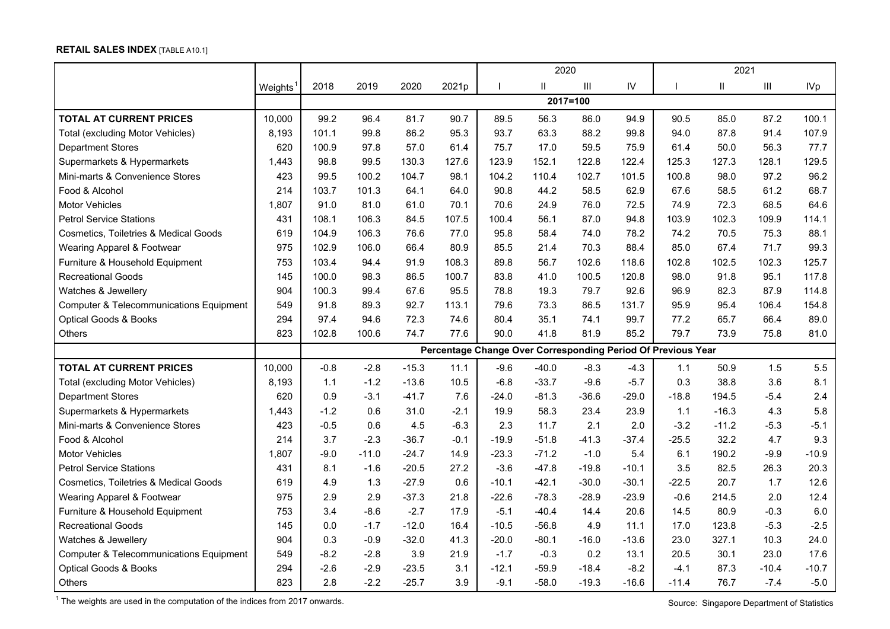**RETAIL SALES INDEX** [TABLE A10.1]

| | Weights[1] | 2018 | 2019 | 2020 | 2021p | 2020 I | 2020 II | 2020 III | 2020 IV | 2021 I | 2021 II | 2021 III | 2021 IVp |
|---|---|---|---|---|---|---|---|---|---|---|---|---|---|
| | | 2017=100 | | | | | | | | | | | |
| **TOTAL AT CURRENT PRICES** | 10,000 | 99.2 | 96.4 | 81.7 | 90.7 | 89.5 | 56.3 | 86.0 | 94.9 | 90.5 | 85.0 | 87.2 | 100.1 |
| Total (excluding Motor Vehicles) | 8,193 | 101.1 | 99.8 | 86.2 | 95.3 | 93.7 | 63.3 | 88.2 | 99.8 | 94.0 | 87.8 | 91.4 | 107.9 |
| Department Stores | 620 | 100.9 | 97.8 | 57.0 | 61.4 | 75.7 | 17.0 | 59.5 | 75.9 | 61.4 | 50.0 | 56.3 | 77.7 |
| Supermarkets & Hypermarkets | 1,443 | 98.8 | 99.5 | 130.3 | 127.6 | 123.9 | 152.1 | 122.8 | 122.4 | 125.3 | 127.3 | 128.1 | 129.5 |
| Mini-marts & Convenience Stores | 423 | 99.5 | 100.2 | 104.7 | 98.1 | 104.2 | 110.4 | 102.7 | 101.5 | 100.8 | 98.0 | 97.2 | 96.2 |
| Food & Alcohol | 214 | 103.7 | 101.3 | 64.1 | 64.0 | 90.8 | 44.2 | 58.5 | 62.9 | 67.6 | 58.5 | 61.2 | 68.7 |
| Motor Vehicles | 1,807 | 91.0 | 81.0 | 61.0 | 70.1 | 70.6 | 24.9 | 76.0 | 72.5 | 74.9 | 72.3 | 68.5 | 64.6 |
| Petrol Service Stations | 431 | 108.1 | 106.3 | 84.5 | 107.5 | 100.4 | 56.1 | 87.0 | 94.8 | 103.9 | 102.3 | 109.9 | 114.1 |
| Cosmetics, Toiletries & Medical Goods | 619 | 104.9 | 106.3 | 76.6 | 77.0 | 95.8 | 58.4 | 74.0 | 78.2 | 74.2 | 70.5 | 75.3 | 88.1 |
| Wearing Apparel & Footwear | 975 | 102.9 | 106.0 | 66.4 | 80.9 | 85.5 | 21.4 | 70.3 | 88.4 | 85.0 | 67.4 | 71.7 | 99.3 |
| Furniture & Household Equipment | 753 | 103.4 | 94.4 | 91.9 | 108.3 | 89.8 | 56.7 | 102.6 | 118.6 | 102.8 | 102.5 | 102.3 | 125.7 |
| Recreational Goods | 145 | 100.0 | 98.3 | 86.5 | 100.7 | 83.8 | 41.0 | 100.5 | 120.8 | 98.0 | 91.8 | 95.1 | 117.8 |
| Watches & Jewellery | 904 | 100.3 | 99.4 | 67.6 | 95.5 | 78.8 | 19.3 | 79.7 | 92.6 | 96.9 | 82.3 | 87.9 | 114.8 |
| Computer & Telecommunications Equipment | 549 | 91.8 | 89.3 | 92.7 | 113.1 | 79.6 | 73.3 | 86.5 | 131.7 | 95.9 | 95.4 | 106.4 | 154.8 |
| Optical Goods & Books | 294 | 97.4 | 94.6 | 72.3 | 74.6 | 80.4 | 35.1 | 74.1 | 99.7 | 77.2 | 65.7 | 66.4 | 89.0 |
| Others | 823 | 102.8 | 100.6 | 74.7 | 77.6 | 90.0 | 41.8 | 81.9 | 85.2 | 79.7 | 73.9 | 75.8 | 81.0 |
| | | Percentage Change Over Corresponding Period Of Previous Year | | | | | | | | | | | |
| **TOTAL AT CURRENT PRICES** | 10,000 | -0.8 | -2.8 | -15.3 | 11.1 | -9.6 | -40.0 | -8.3 | -4.3 | 1.1 | 50.9 | 1.5 | 5.5 |
| Total (excluding Motor Vehicles) | 8,193 | 1.1 | -1.2 | -13.6 | 10.5 | -6.8 | -33.7 | -9.6 | -5.7 | 0.3 | 38.8 | 3.6 | 8.1 |
| Department Stores | 620 | 0.9 | -3.1 | -41.7 | 7.6 | -24.0 | -81.3 | -36.6 | -29.0 | -18.8 | 194.5 | -5.4 | 2.4 |
| Supermarkets & Hypermarkets | 1,443 | -1.2 | 0.6 | 31.0 | -2.1 | 19.9 | 58.3 | 23.4 | 23.9 | 1.1 | -16.3 | 4.3 | 5.8 |
| Mini-marts & Convenience Stores | 423 | -0.5 | 0.6 | 4.5 | -6.3 | 2.3 | 11.7 | 2.1 | 2.0 | -3.2 | -11.2 | -5.3 | -5.1 |
| Food & Alcohol | 214 | 3.7 | -2.3 | -36.7 | -0.1 | -19.9 | -51.8 | -41.3 | -37.4 | -25.5 | 32.2 | 4.7 | 9.3 |
| Motor Vehicles | 1,807 | -9.0 | -11.0 | -24.7 | 14.9 | -23.3 | -71.2 | -1.0 | 5.4 | 6.1 | 190.2 | -9.9 | -10.9 |
| Petrol Service Stations | 431 | 8.1 | -1.6 | -20.5 | 27.2 | -3.6 | -47.8 | -19.8 | -10.1 | 3.5 | 82.5 | 26.3 | 20.3 |
| Cosmetics, Toiletries & Medical Goods | 619 | 4.9 | 1.3 | -27.9 | 0.6 | -10.1 | -42.1 | -30.0 | -30.1 | -22.5 | 20.7 | 1.7 | 12.6 |
| Wearing Apparel & Footwear | 975 | 2.9 | 2.9 | -37.3 | 21.8 | -22.6 | -78.3 | -28.9 | -23.9 | -0.6 | 214.5 | 2.0 | 12.4 |
| Furniture & Household Equipment | 753 | 3.4 | -8.6 | -2.7 | 17.9 | -5.1 | -40.4 | 14.4 | 20.6 | 14.5 | 80.9 | -0.3 | 6.0 |
| Recreational Goods | 145 | 0.0 | -1.7 | -12.0 | 16.4 | -10.5 | -56.8 | 4.9 | 11.1 | 17.0 | 123.8 | -5.3 | -2.5 |
| Watches & Jewellery | 904 | 0.3 | -0.9 | -32.0 | 41.3 | -20.0 | -80.1 | -16.0 | -13.6 | 23.0 | 327.1 | 10.3 | 24.0 |
| Computer & Telecommunications Equipment | 549 | -8.2 | -2.8 | 3.9 | 21.9 | -1.7 | -0.3 | 0.2 | 13.1 | 20.5 | 30.1 | 23.0 | 17.6 |
| Optical Goods & Books | 294 | -2.6 | -2.9 | -23.5 | 3.1 | -12.1 | -59.9 | -18.4 | -8.2 | -4.1 | 87.3 | -10.4 | -10.7 |
| Others | 823 | 2.8 | -2.2 | -25.7 | 3.9 | -9.1 | -58.0 | -19.3 | -16.6 | -11.4 | 76.7 | -7.4 | -5.0 |

[1] The weights are used in the computation of the indices from 2017 onwards.

Source: Singapore Department of Statistics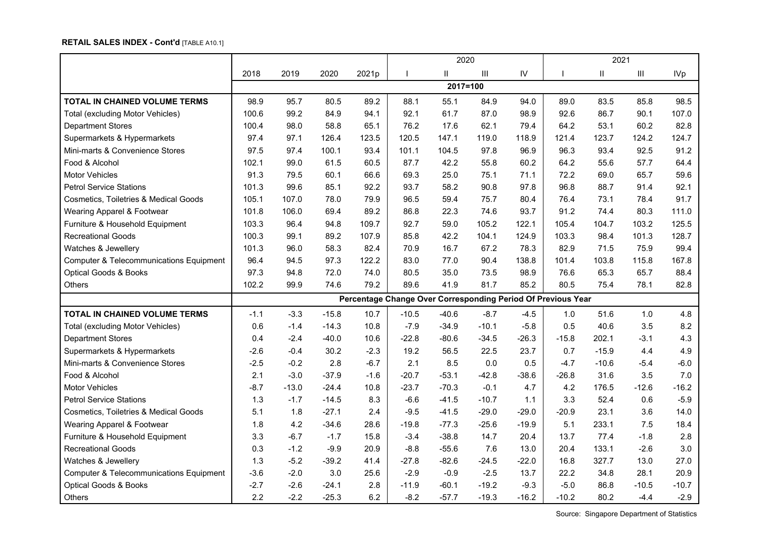**RETAIL SALES INDEX - Cont'd** [TABLE A10.1]

| | 2018 | 2019 | 2020 | 2021p | 2020 | | | | 2021 | | | |
|---|---|---|---|---|---|---|---|---|---|---|---|---|
| | | | | | I | II | III | IV | I | II | III | IVp |
| | 2017=100 | | | | | | | | | | | |
| **TOTAL IN CHAINED VOLUME TERMS** | 98.9 | 95.7 | 80.5 | 89.2 | 88.1 | 55.1 | 84.9 | 94.0 | 89.0 | 83.5 | 85.8 | 98.5 |
| Total (excluding Motor Vehicles) | 100.6 | 99.2 | 84.9 | 94.1 | 92.1 | 61.7 | 87.0 | 98.9 | 92.6 | 86.7 | 90.1 | 107.0 |
| Department Stores | 100.4 | 98.0 | 58.8 | 65.1 | 76.2 | 17.6 | 62.1 | 79.4 | 64.2 | 53.1 | 60.2 | 82.8 |
| Supermarkets & Hypermarkets | 97.4 | 97.1 | 126.4 | 123.5 | 120.5 | 147.1 | 119.0 | 118.9 | 121.4 | 123.7 | 124.2 | 124.7 |
| Mini-marts & Convenience Stores | 97.5 | 97.4 | 100.1 | 93.4 | 101.1 | 104.5 | 97.8 | 96.9 | 96.3 | 93.4 | 92.5 | 91.2 |
| Food & Alcohol | 102.1 | 99.0 | 61.5 | 60.5 | 87.7 | 42.2 | 55.8 | 60.2 | 64.2 | 55.6 | 57.7 | 64.4 |
| Motor Vehicles | 91.3 | 79.5 | 60.1 | 66.6 | 69.3 | 25.0 | 75.1 | 71.1 | 72.2 | 69.0 | 65.7 | 59.6 |
| Petrol Service Stations | 101.3 | 99.6 | 85.1 | 92.2 | 93.7 | 58.2 | 90.8 | 97.8 | 96.8 | 88.7 | 91.4 | 92.1 |
| Cosmetics, Toiletries & Medical Goods | 105.1 | 107.0 | 78.0 | 79.9 | 96.5 | 59.4 | 75.7 | 80.4 | 76.4 | 73.1 | 78.4 | 91.7 |
| Wearing Apparel & Footwear | 101.8 | 106.0 | 69.4 | 89.2 | 86.8 | 22.3 | 74.6 | 93.7 | 91.2 | 74.4 | 80.3 | 111.0 |
| Furniture & Household Equipment | 103.3 | 96.4 | 94.8 | 109.7 | 92.7 | 59.0 | 105.2 | 122.1 | 105.4 | 104.7 | 103.2 | 125.5 |
| Recreational Goods | 100.3 | 99.1 | 89.2 | 107.9 | 85.8 | 42.2 | 104.1 | 124.9 | 103.3 | 98.4 | 101.3 | 128.7 |
| Watches & Jewellery | 101.3 | 96.0 | 58.3 | 82.4 | 70.9 | 16.7 | 67.2 | 78.3 | 82.9 | 71.5 | 75.9 | 99.4 |
| Computer & Telecommunications Equipment | 96.4 | 94.5 | 97.3 | 122.2 | 83.0 | 77.0 | 90.4 | 138.8 | 101.4 | 103.8 | 115.8 | 167.8 |
| Optical Goods & Books | 97.3 | 94.8 | 72.0 | 74.0 | 80.5 | 35.0 | 73.5 | 98.9 | 76.6 | 65.3 | 65.7 | 88.4 |
| Others | 102.2 | 99.9 | 74.6 | 79.2 | 89.6 | 41.9 | 81.7 | 85.2 | 80.5 | 75.4 | 78.1 | 82.8 |
| | Percentage Change Over Corresponding Period Of Previous Year | | | | | | | | | | | |
| **TOTAL IN CHAINED VOLUME TERMS** | -1.1 | -3.3 | -15.8 | 10.7 | -10.5 | -40.6 | -8.7 | -4.5 | 1.0 | 51.6 | 1.0 | 4.8 |
| Total (excluding Motor Vehicles) | 0.6 | -1.4 | -14.3 | 10.8 | -7.9 | -34.9 | -10.1 | -5.8 | 0.5 | 40.6 | 3.5 | 8.2 |
| Department Stores | 0.4 | -2.4 | -40.0 | 10.6 | -22.8 | -80.6 | -34.5 | -26.3 | -15.8 | 202.1 | -3.1 | 4.3 |
| Supermarkets & Hypermarkets | -2.6 | -0.4 | 30.2 | -2.3 | 19.2 | 56.5 | 22.5 | 23.7 | 0.7 | -15.9 | 4.4 | 4.9 |
| Mini-marts & Convenience Stores | -2.5 | -0.2 | 2.8 | -6.7 | 2.1 | 8.5 | 0.0 | 0.5 | -4.7 | -10.6 | -5.4 | -6.0 |
| Food & Alcohol | 2.1 | -3.0 | -37.9 | -1.6 | -20.7 | -53.1 | -42.8 | -38.6 | -26.8 | 31.6 | 3.5 | 7.0 |
| Motor Vehicles | -8.7 | -13.0 | -24.4 | 10.8 | -23.7 | -70.3 | -0.1 | 4.7 | 4.2 | 176.5 | -12.6 | -16.2 |
| Petrol Service Stations | 1.3 | -1.7 | -14.5 | 8.3 | -6.6 | -41.5 | -10.7 | 1.1 | 3.3 | 52.4 | 0.6 | -5.9 |
| Cosmetics, Toiletries & Medical Goods | 5.1 | 1.8 | -27.1 | 2.4 | -9.5 | -41.5 | -29.0 | -29.0 | -20.9 | 23.1 | 3.6 | 14.0 |
| Wearing Apparel & Footwear | 1.8 | 4.2 | -34.6 | 28.6 | -19.8 | -77.3 | -25.6 | -19.9 | 5.1 | 233.1 | 7.5 | 18.4 |
| Furniture & Household Equipment | 3.3 | -6.7 | -1.7 | 15.8 | -3.4 | -38.8 | 14.7 | 20.4 | 13.7 | 77.4 | -1.8 | 2.8 |
| Recreational Goods | 0.3 | -1.2 | -9.9 | 20.9 | -8.8 | -55.6 | 7.6 | 13.0 | 20.4 | 133.1 | -2.6 | 3.0 |
| Watches & Jewellery | 1.3 | -5.2 | -39.2 | 41.4 | -27.8 | -82.6 | -24.5 | -22.0 | 16.8 | 327.7 | 13.0 | 27.0 |
| Computer & Telecommunications Equipment | -3.6 | -2.0 | 3.0 | 25.6 | -2.9 | -0.9 | -2.5 | 13.7 | 22.2 | 34.8 | 28.1 | 20.9 |
| Optical Goods & Books | -2.7 | -2.6 | -24.1 | 2.8 | -11.9 | -60.1 | -19.2 | -9.3 | -5.0 | 86.8 | -10.5 | -10.7 |
| Others | 2.2 | -2.2 | -25.3 | 6.2 | -8.2 | -57.7 | -19.3 | -16.2 | -10.2 | 80.2 | -4.4 | -2.9 |

Source: Singapore Department of Statistics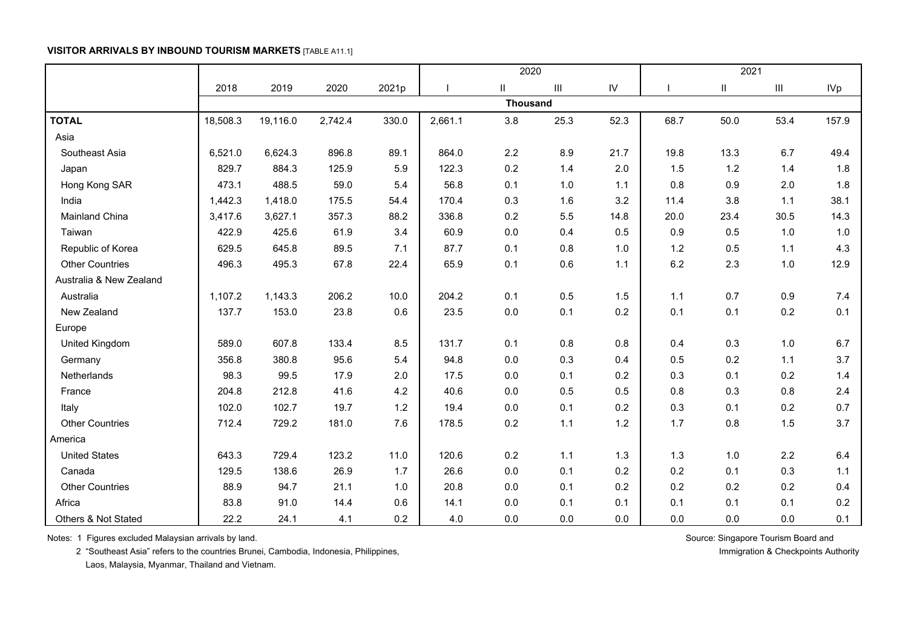**VISITOR ARRIVALS BY INBOUND TOURISM MARKETS** [TABLE A11.1]

| | 2018 | 2019 | 2020 | 2021p | 2020 | | | | 2021 | | | |
|---|---|---|---|---|---|---|---|---|---|---|---|---|
| | | | | | I | II | III | IV | I | II | III | IVp |
| | Thousand | | | | | | | | | | | |
| **TOTAL** | 18,508.3 | 19,116.0 | 2,742.4 | 330.0 | 2,661.1 | 3.8 | 25.3 | 52.3 | 68.7 | 50.0 | 53.4 | 157.9 |
| Asia | | | | | | | | | | | | |
| Southeast Asia | 6,521.0 | 6,624.3 | 896.8 | 89.1 | 864.0 | 2.2 | 8.9 | 21.7 | 19.8 | 13.3 | 6.7 | 49.4 |
| Japan | 829.7 | 884.3 | 125.9 | 5.9 | 122.3 | 0.2 | 1.4 | 2.0 | 1.5 | 1.2 | 1.4 | 1.8 |
| Hong Kong SAR | 473.1 | 488.5 | 59.0 | 5.4 | 56.8 | 0.1 | 1.0 | 1.1 | 0.8 | 0.9 | 2.0 | 1.8 |
| India | 1,442.3 | 1,418.0 | 175.5 | 54.4 | 170.4 | 0.3 | 1.6 | 3.2 | 11.4 | 3.8 | 1.1 | 38.1 |
| Mainland China | 3,417.6 | 3,627.1 | 357.3 | 88.2 | 336.8 | 0.2 | 5.5 | 14.8 | 20.0 | 23.4 | 30.5 | 14.3 |
| Taiwan | 422.9 | 425.6 | 61.9 | 3.4 | 60.9 | 0.0 | 0.4 | 0.5 | 0.9 | 0.5 | 1.0 | 1.0 |
| Republic of Korea | 629.5 | 645.8 | 89.5 | 7.1 | 87.7 | 0.1 | 0.8 | 1.0 | 1.2 | 0.5 | 1.1 | 4.3 |
| Other Countries | 496.3 | 495.3 | 67.8 | 22.4 | 65.9 | 0.1 | 0.6 | 1.1 | 6.2 | 2.3 | 1.0 | 12.9 |
| Australia & New Zealand | | | | | | | | | | | | |
| Australia | 1,107.2 | 1,143.3 | 206.2 | 10.0 | 204.2 | 0.1 | 0.5 | 1.5 | 1.1 | 0.7 | 0.9 | 7.4 |
| New Zealand | 137.7 | 153.0 | 23.8 | 0.6 | 23.5 | 0.0 | 0.1 | 0.2 | 0.1 | 0.1 | 0.2 | 0.1 |
| Europe | | | | | | | | | | | | |
| United Kingdom | 589.0 | 607.8 | 133.4 | 8.5 | 131.7 | 0.1 | 0.8 | 0.8 | 0.4 | 0.3 | 1.0 | 6.7 |
| Germany | 356.8 | 380.8 | 95.6 | 5.4 | 94.8 | 0.0 | 0.3 | 0.4 | 0.5 | 0.2 | 1.1 | 3.7 |
| Netherlands | 98.3 | 99.5 | 17.9 | 2.0 | 17.5 | 0.0 | 0.1 | 0.2 | 0.3 | 0.1 | 0.2 | 1.4 |
| France | 204.8 | 212.8 | 41.6 | 4.2 | 40.6 | 0.0 | 0.5 | 0.5 | 0.8 | 0.3 | 0.8 | 2.4 |
| Italy | 102.0 | 102.7 | 19.7 | 1.2 | 19.4 | 0.0 | 0.1 | 0.2 | 0.3 | 0.1 | 0.2 | 0.7 |
| Other Countries | 712.4 | 729.2 | 181.0 | 7.6 | 178.5 | 0.2 | 1.1 | 1.2 | 1.7 | 0.8 | 1.5 | 3.7 |
| America | | | | | | | | | | | | |
| United States | 643.3 | 729.4 | 123.2 | 11.0 | 120.6 | 0.2 | 1.1 | 1.3 | 1.3 | 1.0 | 2.2 | 6.4 |
| Canada | 129.5 | 138.6 | 26.9 | 1.7 | 26.6 | 0.0 | 0.1 | 0.2 | 0.2 | 0.1 | 0.3 | 1.1 |
| Other Countries | 88.9 | 94.7 | 21.1 | 1.0 | 20.8 | 0.0 | 0.1 | 0.2 | 0.2 | 0.2 | 0.2 | 0.4 |
| Africa | 83.8 | 91.0 | 14.4 | 0.6 | 14.1 | 0.0 | 0.1 | 0.1 | 0.1 | 0.1 | 0.1 | 0.2 |
| Others & Not Stated | 22.2 | 24.1 | 4.1 | 0.2 | 4.0 | 0.0 | 0.0 | 0.0 | 0.0 | 0.0 | 0.0 | 0.1 |

Notes: 1 Figures excluded Malaysian arrivals by land.

2 "Southeast Asia" refers to the countries Brunei, Cambodia, Indonesia, Philippines, Laos, Malaysia, Myanmar, Thailand and Vietnam.

Source: Singapore Tourism Board and Immigration & Checkpoints Authority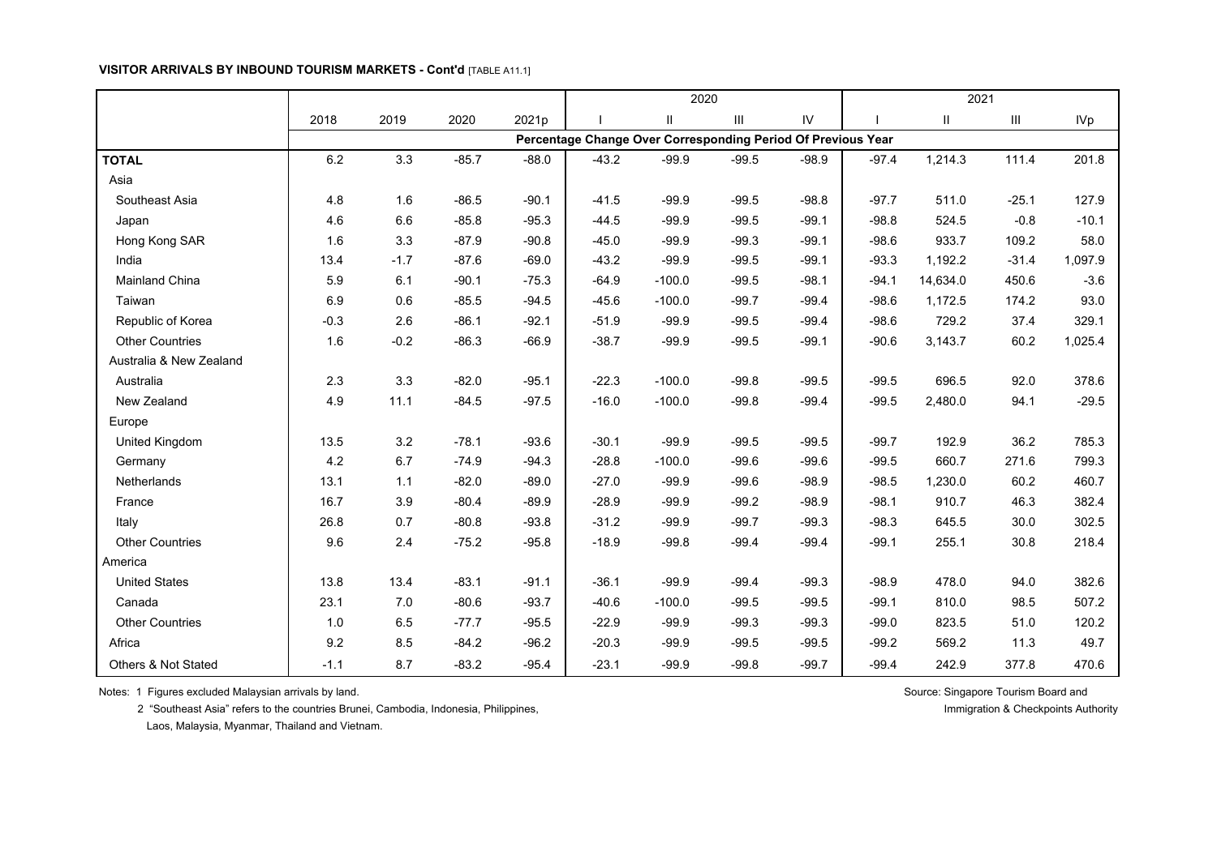**VISITOR ARRIVALS BY INBOUND TOURISM MARKETS - Cont'd** [TABLE A11.1]

| | 2018 | 2019 | 2020 | 2021p | 2020 | | | | 2021 | | | |
|---|---|---|---|---|---|---|---|---|---|---|---|---|
| | | | | | I | II | III | IV | I | II | III | IVp |
| | Percentage Change Over Corresponding Period Of Previous Year | | | | | | | | | | | |
| **TOTAL** | 6.2 | 3.3 | -85.7 | -88.0 | -43.2 | -99.9 | -99.5 | -98.9 | -97.4 | 1,214.3 | 111.4 | 201.8 |
| Asia | | | | | | | | | | | | |
| Southeast Asia | 4.8 | 1.6 | -86.5 | -90.1 | -41.5 | -99.9 | -99.5 | -98.8 | -97.7 | 511.0 | -25.1 | 127.9 |
| Japan | 4.6 | 6.6 | -85.8 | -95.3 | -44.5 | -99.9 | -99.5 | -99.1 | -98.8 | 524.5 | -0.8 | -10.1 |
| Hong Kong SAR | 1.6 | 3.3 | -87.9 | -90.8 | -45.0 | -99.9 | -99.3 | -99.1 | -98.6 | 933.7 | 109.2 | 58.0 |
| India | 13.4 | -1.7 | -87.6 | -69.0 | -43.2 | -99.9 | -99.5 | -99.1 | -93.3 | 1,192.2 | -31.4 | 1,097.9 |
| Mainland China | 5.9 | 6.1 | -90.1 | -75.3 | -64.9 | -100.0 | -99.5 | -98.1 | -94.1 | 14,634.0 | 450.6 | -3.6 |
| Taiwan | 6.9 | 0.6 | -85.5 | -94.5 | -45.6 | -100.0 | -99.7 | -99.4 | -98.6 | 1,172.5 | 174.2 | 93.0 |
| Republic of Korea | -0.3 | 2.6 | -86.1 | -92.1 | -51.9 | -99.9 | -99.5 | -99.4 | -98.6 | 729.2 | 37.4 | 329.1 |
| Other Countries | 1.6 | -0.2 | -86.3 | -66.9 | -38.7 | -99.9 | -99.5 | -99.1 | -90.6 | 3,143.7 | 60.2 | 1,025.4 |
| Australia & New Zealand | | | | | | | | | | | | |
| Australia | 2.3 | 3.3 | -82.0 | -95.1 | -22.3 | -100.0 | -99.8 | -99.5 | -99.5 | 696.5 | 92.0 | 378.6 |
| New Zealand | 4.9 | 11.1 | -84.5 | -97.5 | -16.0 | -100.0 | -99.8 | -99.4 | -99.5 | 2,480.0 | 94.1 | -29.5 |
| Europe | | | | | | | | | | | | |
| United Kingdom | 13.5 | 3.2 | -78.1 | -93.6 | -30.1 | -99.9 | -99.5 | -99.5 | -99.7 | 192.9 | 36.2 | 785.3 |
| Germany | 4.2 | 6.7 | -74.9 | -94.3 | -28.8 | -100.0 | -99.6 | -99.6 | -99.5 | 660.7 | 271.6 | 799.3 |
| Netherlands | 13.1 | 1.1 | -82.0 | -89.0 | -27.0 | -99.9 | -99.6 | -98.9 | -98.5 | 1,230.0 | 60.2 | 460.7 |
| France | 16.7 | 3.9 | -80.4 | -89.9 | -28.9 | -99.9 | -99.2 | -98.9 | -98.1 | 910.7 | 46.3 | 382.4 |
| Italy | 26.8 | 0.7 | -80.8 | -93.8 | -31.2 | -99.9 | -99.7 | -99.3 | -98.3 | 645.5 | 30.0 | 302.5 |
| Other Countries | 9.6 | 2.4 | -75.2 | -95.8 | -18.9 | -99.8 | -99.4 | -99.4 | -99.1 | 255.1 | 30.8 | 218.4 |
| America | | | | | | | | | | | | |
| United States | 13.8 | 13.4 | -83.1 | -91.1 | -36.1 | -99.9 | -99.4 | -99.3 | -98.9 | 478.0 | 94.0 | 382.6 |
| Canada | 23.1 | 7.0 | -80.6 | -93.7 | -40.6 | -100.0 | -99.5 | -99.5 | -99.1 | 810.0 | 98.5 | 507.2 |
| Other Countries | 1.0 | 6.5 | -77.7 | -95.5 | -22.9 | -99.9 | -99.3 | -99.3 | -99.0 | 823.5 | 51.0 | 120.2 |
| Africa | 9.2 | 8.5 | -84.2 | -96.2 | -20.3 | -99.9 | -99.5 | -99.5 | -99.2 | 569.2 | 11.3 | 49.7 |
| Others & Not Stated | -1.1 | 8.7 | -83.2 | -95.4 | -23.1 | -99.9 | -99.8 | -99.7 | -99.4 | 242.9 | 377.8 | 470.6 |

Notes: 1 Figures excluded Malaysian arrivals by land.

2 "Southeast Asia" refers to the countries Brunei, Cambodia, Indonesia, Philippines, Laos, Malaysia, Myanmar, Thailand and Vietnam.

Source: Singapore Tourism Board and Immigration & Checkpoints Authority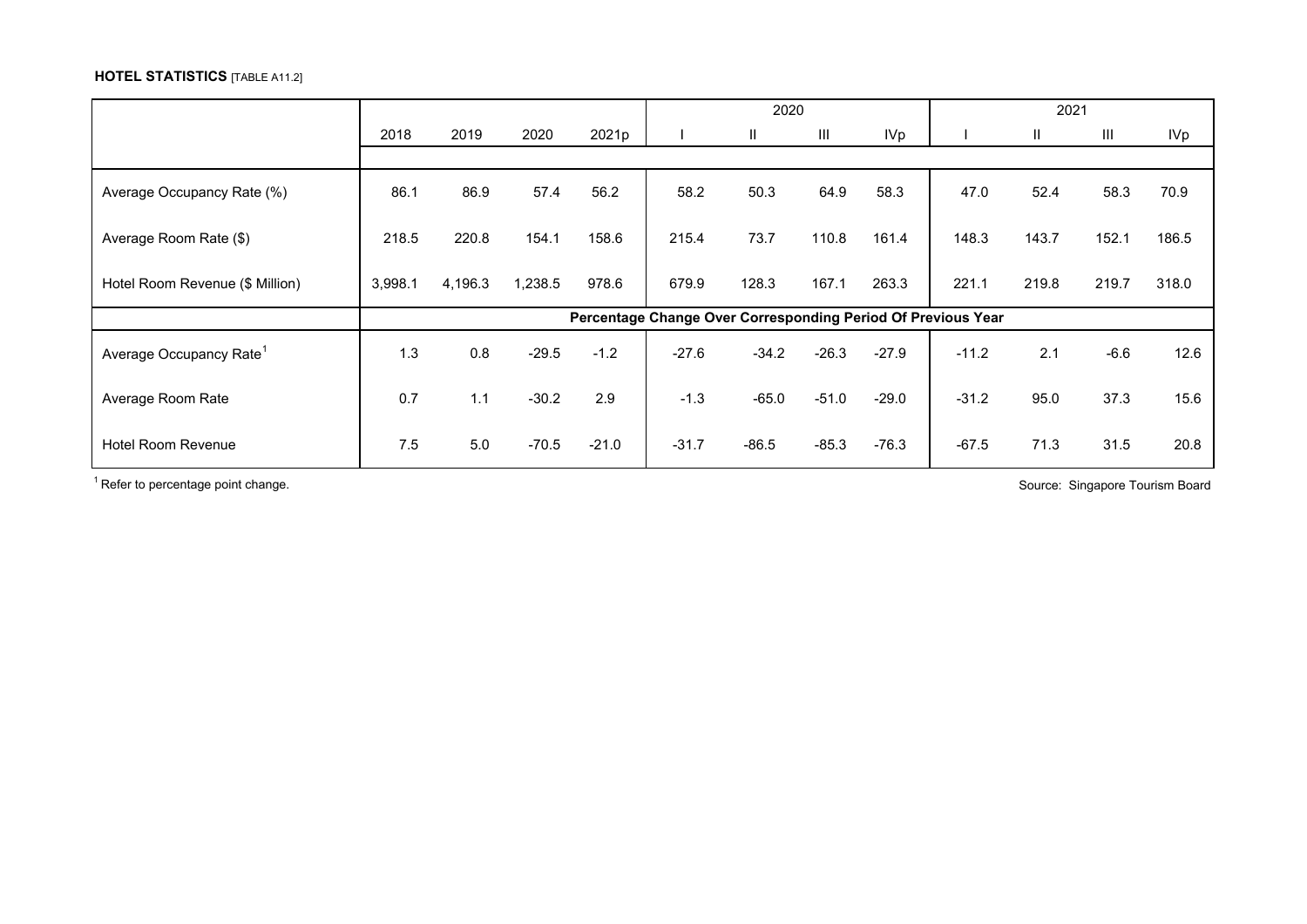**HOTEL STATISTICS** [TABLE A11.2]

| | 2018 | 2019 | 2020 | 2021p | 2020 | | | | 2021 | | | |
|---|---|---|---|---|---|---|---|---|---|---|---|---|
| | | | | | I | II | III | IVp | I | II | III | IVp |
| Average Occupancy Rate (%) | 86.1 | 86.9 | 57.4 | 56.2 | 58.2 | 50.3 | 64.9 | 58.3 | 47.0 | 52.4 | 58.3 | 70.9 |
| Average Room Rate ($) | 218.5 | 220.8 | 154.1 | 158.6 | 215.4 | 73.7 | 110.8 | 161.4 | 148.3 | 143.7 | 152.1 | 186.5 |
| Hotel Room Revenue ($ Million) | 3,998.1 | 4,196.3 | 1,238.5 | 978.6 | 679.9 | 128.3 | 167.1 | 263.3 | 221.1 | 219.8 | 219.7 | 318.0 |
| | **Percentage Change Over Corresponding Period Of Previous Year** | | | | | | | | | | | |
| Average Occupancy Rate[1] | 1.3 | 0.8 | -29.5 | -1.2 | -27.6 | -34.2 | -26.3 | -27.9 | -11.2 | 2.1 | -6.6 | 12.6 |
| Average Room Rate | 0.7 | 1.1 | -30.2 | 2.9 | -1.3 | -65.0 | -51.0 | -29.0 | -31.2 | 95.0 | 37.3 | 15.6 |
| Hotel Room Revenue | 7.5 | 5.0 | -70.5 | -21.0 | -31.7 | -86.5 | -85.3 | -76.3 | -67.5 | 71.3 | 31.5 | 20.8 |

[1] Refer to percentage point change.

Source: Singapore Tourism Board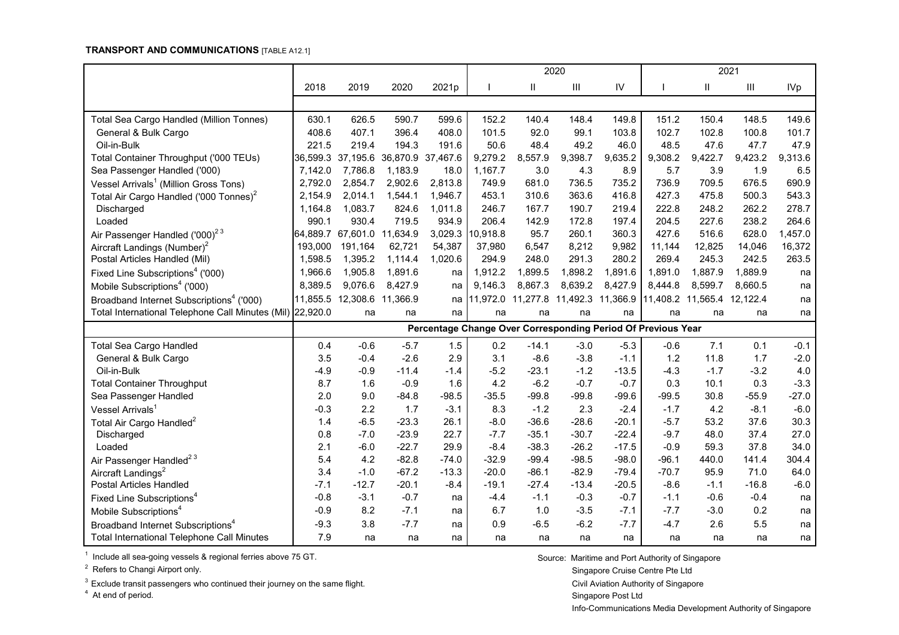**TRANSPORT AND COMMUNICATIONS** [TABLE A12.1]

| | 2018 | 2019 | 2020 | 2021p | 2020 | | | | 2021 | | | |
|---|---|---|---|---|---|---|---|---|---|---|---|---|
| | | | | | I | II | III | IV | I | II | III | IVp |
| Total Sea Cargo Handled (Million Tonnes) | 630.1 | 626.5 | 590.7 | 599.6 | 152.2 | 140.4 | 148.4 | 149.8 | 151.2 | 150.4 | 148.5 | 149.6 |
| General & Bulk Cargo | 408.6 | 407.1 | 396.4 | 408.0 | 101.5 | 92.0 | 99.1 | 103.8 | 102.7 | 102.8 | 100.8 | 101.7 |
| Oil-in-Bulk | 221.5 | 219.4 | 194.3 | 191.6 | 50.6 | 48.4 | 49.2 | 46.0 | 48.5 | 47.6 | 47.7 | 47.9 |
| Total Container Throughput ('000 TEUs) | 36,599.3 | 37,195.6 | 36,870.9 | 37,467.6 | 9,279.2 | 8,557.9 | 9,398.7 | 9,635.2 | 9,308.2 | 9,422.7 | 9,423.2 | 9,313.6 |
| Sea Passenger Handled ('000) | 7,142.0 | 7,786.8 | 1,183.9 | 18.0 | 1,167.7 | 3.0 | 4.3 | 8.9 | 5.7 | 3.9 | 1.9 | 6.5 |
| Vessel Arrivals[1] (Million Gross Tons) | 2,792.0 | 2,854.7 | 2,902.6 | 2,813.8 | 749.9 | 681.0 | 736.5 | 735.2 | 736.9 | 709.5 | 676.5 | 690.9 |
| Total Air Cargo Handled ('000 Tonnes)[2] | 2,154.9 | 2,014.1 | 1,544.1 | 1,946.7 | 453.1 | 310.6 | 363.6 | 416.8 | 427.3 | 475.8 | 500.3 | 543.3 |
| Discharged | 1,164.8 | 1,083.7 | 824.6 | 1,011.8 | 246.7 | 167.7 | 190.7 | 219.4 | 222.8 | 248.2 | 262.2 | 278.7 |
| Loaded | 990.1 | 930.4 | 719.5 | 934.9 | 206.4 | 142.9 | 172.8 | 197.4 | 204.5 | 227.6 | 238.2 | 264.6 |
| Air Passenger Handled ('000)[2 3] | 64,889.7 | 67,601.0 | 11,634.9 | 3,029.3 | 10,918.8 | 95.7 | 260.1 | 360.3 | 427.6 | 516.6 | 628.0 | 1,457.0 |
| Aircraft Landings (Number)[2] | 193,000 | 191,164 | 62,721 | 54,387 | 37,980 | 6,547 | 8,212 | 9,982 | 11,144 | 12,825 | 14,046 | 16,372 |
| Postal Articles Handled (Mil) | 1,598.5 | 1,395.2 | 1,114.4 | 1,020.6 | 294.9 | 248.0 | 291.3 | 280.2 | 269.4 | 245.3 | 242.5 | 263.5 |
| Fixed Line Subscriptions[4] ('000) | 1,966.6 | 1,905.8 | 1,891.6 | na | 1,912.2 | 1,899.5 | 1,898.2 | 1,891.6 | 1,891.0 | 1,887.9 | 1,889.9 | na |
| Mobile Subscriptions[4] ('000) | 8,389.5 | 9,076.6 | 8,427.9 | na | 9,146.3 | 8,867.3 | 8,639.2 | 8,427.9 | 8,444.8 | 8,599.7 | 8,660.5 | na |
| Broadband Internet Subscriptions[4] ('000) | 11,855.5 | 12,308.6 | 11,366.9 | na | 11,972.0 | 11,277.8 | 11,492.3 | 11,366.9 | 11,408.2 | 11,565.4 | 12,122.4 | na |
| Total International Telephone Call Minutes (Mil) | 22,920.0 | na | na | na | na | na | na | na | na | na | na | na |
| | **Percentage Change Over Corresponding Period Of Previous Year** | | | | | | | | | | | |
| Total Sea Cargo Handled | 0.4 | -0.6 | -5.7 | 1.5 | 0.2 | -14.1 | -3.0 | -5.3 | -0.6 | 7.1 | 0.1 | -0.1 |
| General & Bulk Cargo | 3.5 | -0.4 | -2.6 | 2.9 | 3.1 | -8.6 | -3.8 | -1.1 | 1.2 | 11.8 | 1.7 | -2.0 |
| Oil-in-Bulk | -4.9 | -0.9 | -11.4 | -1.4 | -5.2 | -23.1 | -1.2 | -13.5 | -4.3 | -1.7 | -3.2 | 4.0 |
| Total Container Throughput | 8.7 | 1.6 | -0.9 | 1.6 | 4.2 | -6.2 | -0.7 | -0.7 | 0.3 | 10.1 | 0.3 | -3.3 |
| Sea Passenger Handled | 2.0 | 9.0 | -84.8 | -98.5 | -35.5 | -99.8 | -99.8 | -99.6 | -99.5 | 30.8 | -55.9 | -27.0 |
| Vessel Arrivals[1] | -0.3 | 2.2 | 1.7 | -3.1 | 8.3 | -1.2 | 2.3 | -2.4 | -1.7 | 4.2 | -8.1 | -6.0 |
| Total Air Cargo Handled[2] | 1.4 | -6.5 | -23.3 | 26.1 | -8.0 | -36.6 | -28.6 | -20.1 | -5.7 | 53.2 | 37.6 | 30.3 |
| Discharged | 0.8 | -7.0 | -23.9 | 22.7 | -7.7 | -35.1 | -30.7 | -22.4 | -9.7 | 48.0 | 37.4 | 27.0 |
| Loaded | 2.1 | -6.0 | -22.7 | 29.9 | -8.4 | -38.3 | -26.2 | -17.5 | -0.9 | 59.3 | 37.8 | 34.0 |
| Air Passenger Handled[2 3] | 5.4 | 4.2 | -82.8 | -74.0 | -32.9 | -99.4 | -98.5 | -98.0 | -96.1 | 440.0 | 141.4 | 304.4 |
| Aircraft Landings[2] | 3.4 | -1.0 | -67.2 | -13.3 | -20.0 | -86.1 | -82.9 | -79.4 | -70.7 | 95.9 | 71.0 | 64.0 |
| Postal Articles Handled | -7.1 | -12.7 | -20.1 | -8.4 | -19.1 | -27.4 | -13.4 | -20.5 | -8.6 | -1.1 | -16.8 | -6.0 |
| Fixed Line Subscriptions[4] | -0.8 | -3.1 | -0.7 | na | -4.4 | -1.1 | -0.3 | -0.7 | -1.1 | -0.6 | -0.4 | na |
| Mobile Subscriptions[4] | -0.9 | 8.2 | -7.1 | na | 6.7 | 1.0 | -3.5 | -7.1 | -7.7 | -3.0 | 0.2 | na |
| Broadband Internet Subscriptions[4] | -9.3 | 3.8 | -7.7 | na | 0.9 | -6.5 | -6.2 | -7.7 | -4.7 | 2.6 | 5.5 | na |
| Total International Telephone Call Minutes | 7.9 | na | na | na | na | na | na | na | na | na | na | na |

[1] Include all sea-going vessels & regional ferries above 75 GT.

[2] Refers to Changi Airport only.

[3] Exclude transit passengers who continued their journey on the same flight.

[4] At end of period.

Source: Maritime and Port Authority of Singapore
Singapore Cruise Centre Pte Ltd
Civil Aviation Authority of Singapore
Singapore Post Ltd
Info-Communications Media Development Authority of Singapore